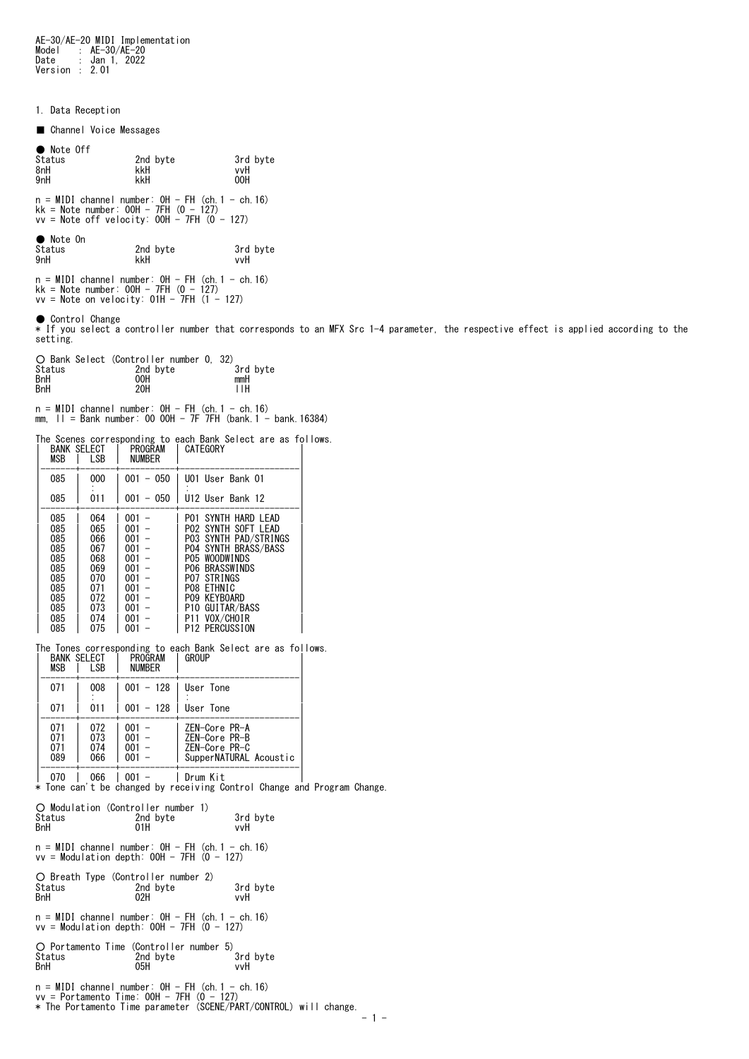AE-30/AE-20 MIDI Implementation
Model : AE-30/AE-20
Date : Jan 1, 2022
Version : 2.01

# 1. Data Reception

## ■ Channel Voice Messages

### ● Note Off

| Status | 2nd byte | 3rd byte |
|---|---|---|
| 8nH | kkH | vvH |
| 9nH | kkH | 00H |

n = MIDI channel number: 0H - FH (ch.1 - ch.16)
kk = Note number: 00H - 7FH (0 - 127)
vv = Note off velocity: 00H - 7FH (0 - 127)

### ● Note On

| Status | 2nd byte | 3rd byte |
|---|---|---|
| 9nH | kkH | vvH |

n = MIDI channel number: 0H - FH (ch.1 - ch.16)
kk = Note number: 00H - 7FH (0 - 127)
vv = Note on velocity: 01H - 7FH (1 - 127)

### ● Control Change

* If you select a controller number that corresponds to an MFX Src 1-4 parameter, the respective effect is applied according to the setting.

#### ○ Bank Select (Controller number 0, 32)

| Status | 2nd byte | 3rd byte |
|---|---|---|
| BnH | 00H | mmH |
| BnH | 20H | llH |

n = MIDI channel number: 0H - FH (ch.1 - ch.16)
mm, ll = Bank number: 00 00H - 7F 7FH (bank.1 - bank.16384)

The Scenes corresponding to each Bank Select are as follows.

| BANK SELECT MSB | BANK SELECT LSB | PROGRAM NUMBER | CATEGORY |
|---|---|---|---|
| 085 | 000 | 001 - 050 | U01 User Bank 01 |
| | : | | : |
| 085 | 011 | 001 - 050 | U12 User Bank 12 |
| 085 | 064 | 001 - | P01 SYNTH HARD LEAD |
| 085 | 065 | 001 - | P02 SYNTH SOFT LEAD |
| 085 | 066 | 001 - | P03 SYNTH PAD/STRINGS |
| 085 | 067 | 001 - | P04 SYNTH BRASS/BASS |
| 085 | 068 | 001 - | P05 WOODWINDS |
| 085 | 069 | 001 - | P06 BRASSWINDS |
| 085 | 070 | 001 - | P07 STRINGS |
| 085 | 071 | 001 - | P08 ETHNIC |
| 085 | 072 | 001 - | P09 KEYBOARD |
| 085 | 073 | 001 - | P10 GUITAR/BASS |
| 085 | 074 | 001 - | P11 VOX/CHOIR |
| 085 | 075 | 001 - | P12 PERCUSSION |

The Tones corresponding to each Bank Select are as follows.

| BANK SELECT MSB | BANK SELECT LSB | PROGRAM NUMBER | GROUP |
|---|---|---|---|
| 071 | 008 | 001 - 128 | User Tone |
| | : | | : |
| 071 | 011 | 001 - 128 | User Tone |
| 071 | 072 | 001 - | ZEN-Core PR-A |
| 071 | 073 | 001 - | ZEN-Core PR-B |
| 071 | 074 | 001 - | ZEN-Core PR-C |
| 089 | 066 | 001 - | SupperNATURAL Acoustic |
| 070 | 066 | 001 - | Drum Kit |

* Tone can't be changed by receiving Control Change and Program Change.

#### ○ Modulation (Controller number 1)

| Status | 2nd byte | 3rd byte |
|---|---|---|
| BnH | 01H | vvH |

n = MIDI channel number: 0H - FH (ch.1 - ch.16)
vv = Modulation depth: 00H - 7FH (0 - 127)

#### ○ Breath Type (Controller number 2)

| Status | 2nd byte | 3rd byte |
|---|---|---|
| BnH | 02H | vvH |

n = MIDI channel number: 0H - FH (ch.1 - ch.16)
vv = Modulation depth: 00H - 7FH (0 - 127)

#### ○ Portamento Time (Controller number 5)

| Status | 2nd byte | 3rd byte |
|---|---|---|
| BnH | 05H | vvH |

n = MIDI channel number: 0H - FH (ch.1 - ch.16)
vv = Portamento Time: 00H - 7FH (0 - 127)
* The Portamento Time parameter (SCENE/PART/CONTROL) will change.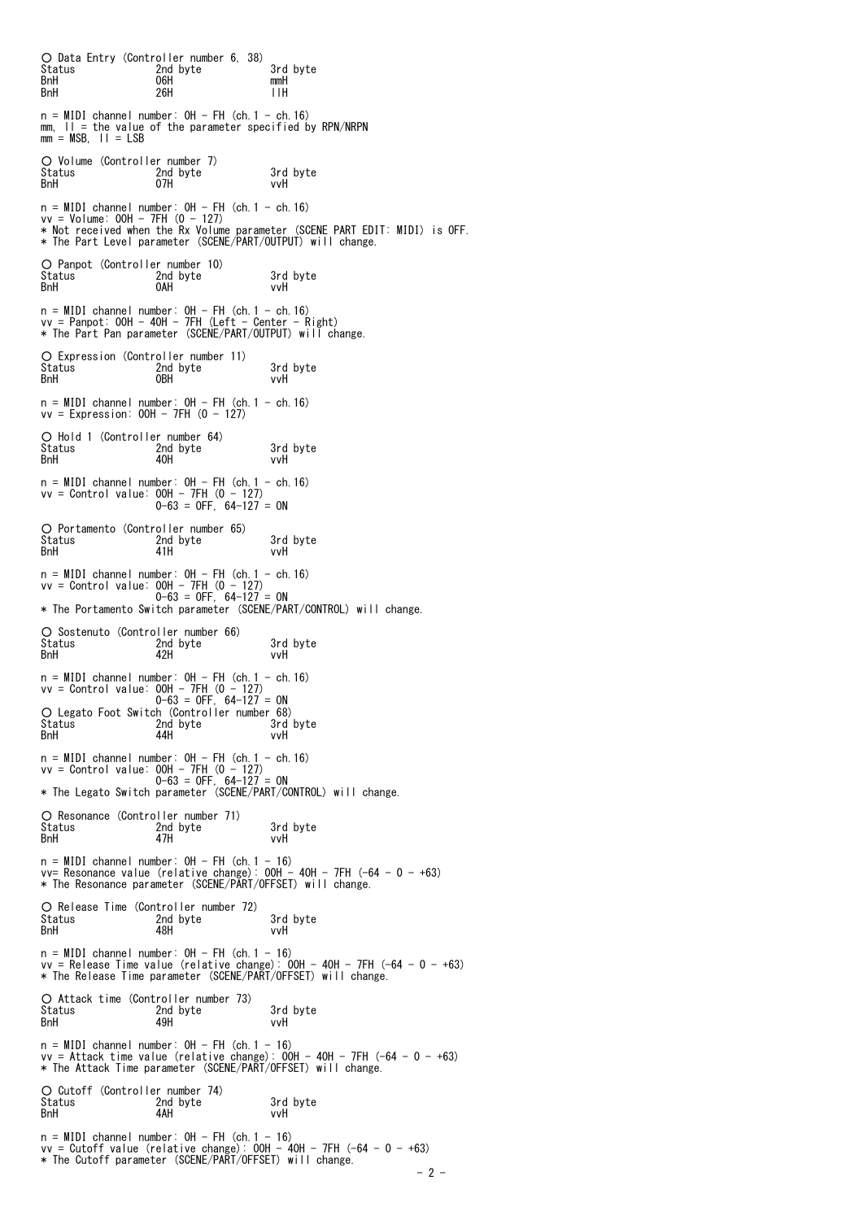○ Data Entry (Controller number 6, 38)

| Status | 2nd byte | 3rd byte |
|---|---|---|
| BnH | 06H | mmH |
| BnH | 26H | llH |

n = MIDI channel number: 0H - FH (ch.1 - ch.16)
mm, ll = the value of the parameter specified by RPN/NRPN
mm = MSB, ll = LSB

○ Volume (Controller number 7)

| Status | 2nd byte | 3rd byte |
|---|---|---|
| BnH | 07H | vvH |

n = MIDI channel number: 0H - FH (ch.1 - ch.16)
vv = Volume: 00H - 7FH (0 - 127)
* Not received when the Rx Volume parameter (SCENE PART EDIT: MIDI) is OFF.
* The Part Level parameter (SCENE/PART/OUTPUT) will change.

○ Panpot (Controller number 10)

| Status | 2nd byte | 3rd byte |
|---|---|---|
| BnH | 0AH | vvH |

n = MIDI channel number: 0H - FH (ch.1 - ch.16)
vv = Panpot: 00H - 40H - 7FH (Left - Center - Right)
* The Part Pan parameter (SCENE/PART/OUTPUT) will change.

○ Expression (Controller number 11)

| Status | 2nd byte | 3rd byte |
|---|---|---|
| BnH | 0BH | vvH |

n = MIDI channel number: 0H - FH (ch.1 - ch.16)
vv = Expression: 00H - 7FH (0 - 127)

○ Hold 1 (Controller number 64)

| Status | 2nd byte | 3rd byte |
|---|---|---|
| BnH | 40H | vvH |

n = MIDI channel number: 0H - FH (ch.1 - ch.16)
vv = Control value: 00H - 7FH (0 - 127)
0-63 = OFF, 64-127 = ON

○ Portamento (Controller number 65)

| Status | 2nd byte | 3rd byte |
|---|---|---|
| BnH | 41H | vvH |

n = MIDI channel number: 0H - FH (ch.1 - ch.16)
vv = Control value: 00H - 7FH (0 - 127)
0-63 = OFF, 64-127 = ON
* The Portamento Switch parameter (SCENE/PART/CONTROL) will change.

○ Sostenuto (Controller number 66)

| Status | 2nd byte | 3rd byte |
|---|---|---|
| BnH | 42H | vvH |

n = MIDI channel number: 0H - FH (ch.1 - ch.16)
vv = Control value: 00H - 7FH (0 - 127)
0-63 = OFF, 64-127 = ON

○ Legato Foot Switch (Controller number 68)

| Status | 2nd byte | 3rd byte |
|---|---|---|
| BnH | 44H | vvH |

n = MIDI channel number: 0H - FH (ch.1 - ch.16)
vv = Control value: 00H - 7FH (0 - 127)
0-63 = OFF, 64-127 = ON
* The Legato Switch parameter (SCENE/PART/CONTROL) will change.

○ Resonance (Controller number 71)

| Status | 2nd byte | 3rd byte |
|---|---|---|
| BnH | 47H | vvH |

n = MIDI channel number: 0H - FH (ch.1 - 16)
vv= Resonance value (relative change): 00H - 40H - 7FH (-64 - 0 - +63)
* The Resonance parameter (SCENE/PART/OFFSET) will change.

○ Release Time (Controller number 72)

| Status | 2nd byte | 3rd byte |
|---|---|---|
| BnH | 48H | vvH |

n = MIDI channel number: 0H - FH (ch.1 - 16)
vv = Release Time value (relative change): 00H - 40H - 7FH (-64 - 0 - +63)
* The Release Time parameter (SCENE/PART/OFFSET) will change.

○ Attack time (Controller number 73)

| Status | 2nd byte | 3rd byte |
|---|---|---|
| BnH | 49H | vvH |

n = MIDI channel number: 0H - FH (ch.1 - 16)
vv = Attack time value (relative change): 00H - 40H - 7FH (-64 - 0 - +63)
* The Attack Time parameter (SCENE/PART/OFFSET) will change.

○ Cutoff (Controller number 74)

| Status | 2nd byte | 3rd byte |
|---|---|---|
| BnH | 4AH | vvH |

n = MIDI channel number: 0H - FH (ch.1 - 16)
vv = Cutoff value (relative change): 00H - 40H - 7FH (-64 - 0 - +63)
* The Cutoff parameter (SCENE/PART/OFFSET) will change.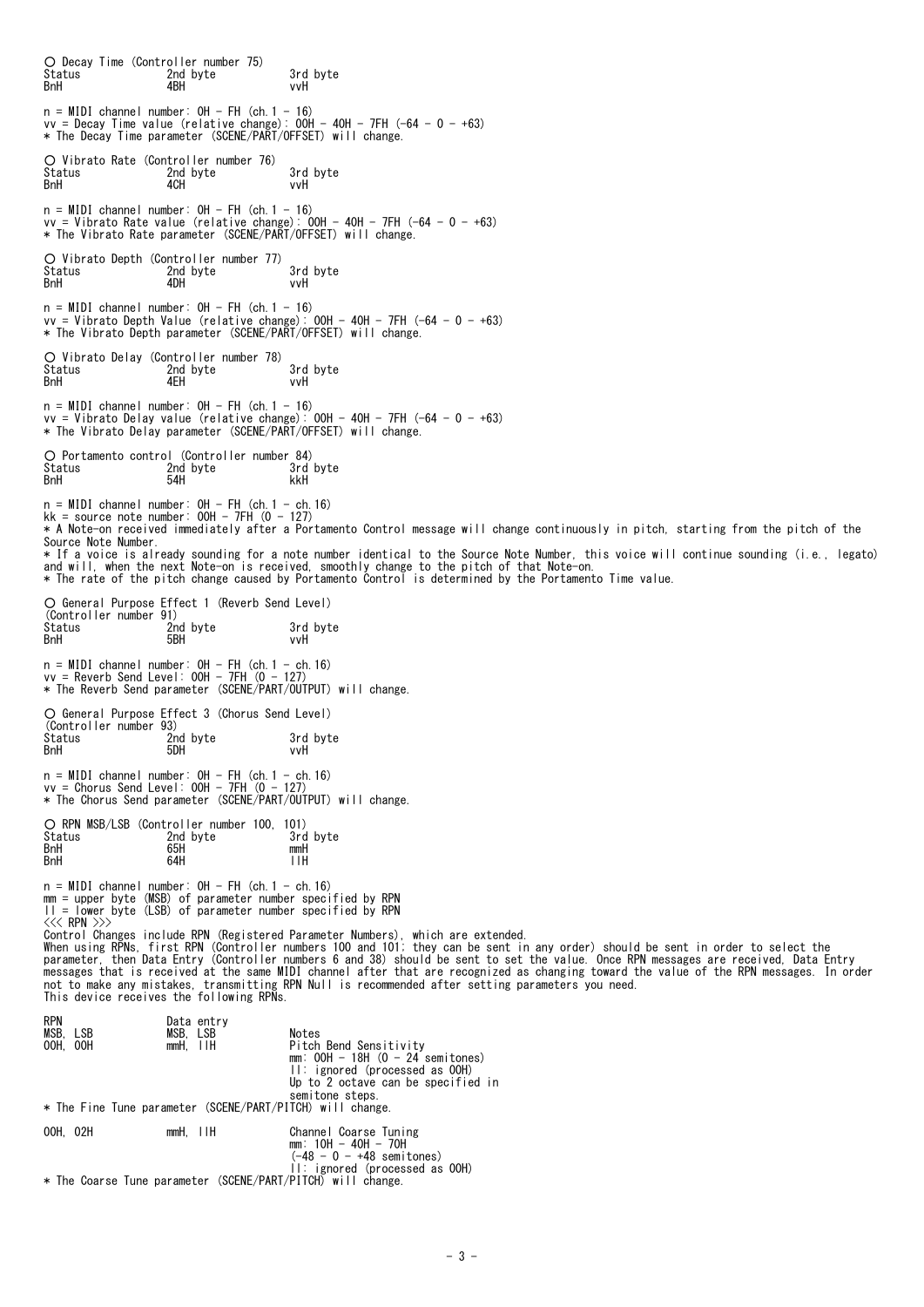○ Decay Time (Controller number 75)

| Status | 2nd byte | 3rd byte |
|---|---|---|
| BnH | 4BH | vvH |

n = MIDI channel number: 0H - FH (ch.1 - 16)
vv = Decay Time value (relative change): 00H - 40H - 7FH (-64 - 0 - +63)
* The Decay Time parameter (SCENE/PART/OFFSET) will change.

○ Vibrato Rate (Controller number 76)

| Status | 2nd byte | 3rd byte |
|---|---|---|
| BnH | 4CH | vvH |

n = MIDI channel number: 0H - FH (ch.1 - 16)
vv = Vibrato Rate value (relative change): 00H - 40H - 7FH (-64 - 0 - +63)
* The Vibrato Rate parameter (SCENE/PART/OFFSET) will change.

○ Vibrato Depth (Controller number 77)

| Status | 2nd byte | 3rd byte |
|---|---|---|
| BnH | 4DH | vvH |

n = MIDI channel number: 0H - FH (ch.1 - 16)
vv = Vibrato Depth Value (relative change): 00H - 40H - 7FH (-64 - 0 - +63)
* The Vibrato Depth parameter (SCENE/PART/OFFSET) will change.

○ Vibrato Delay (Controller number 78)

| Status | 2nd byte | 3rd byte |
|---|---|---|
| BnH | 4EH | vvH |

n = MIDI channel number: 0H - FH (ch.1 - 16)
vv = Vibrato Delay value (relative change): 00H - 40H - 7FH (-64 - 0 - +63)
* The Vibrato Delay parameter (SCENE/PART/OFFSET) will change.

○ Portamento control (Controller number 84)

| Status | 2nd byte | 3rd byte |
|---|---|---|
| BnH | 54H | kkH |

n = MIDI channel number: 0H - FH (ch.1 - ch.16)
kk = source note number: 00H - 7FH (0 - 127)
* A Note-on received immediately after a Portamento Control message will change continuously in pitch, starting from the pitch of the Source Note Number.
* If a voice is already sounding for a note number identical to the Source Note Number, this voice will continue sounding (i.e., legato) and will, when the next Note-on is received, smoothly change to the pitch of that Note-on.
* The rate of the pitch change caused by Portamento Control is determined by the Portamento Time value.

○ General Purpose Effect 1 (Reverb Send Level)
(Controller number 91)

| Status | 2nd byte | 3rd byte |
|---|---|---|
| BnH | 5BH | vvH |

n = MIDI channel number: 0H - FH (ch.1 - ch.16)
vv = Reverb Send Level: 00H - 7FH (0 - 127)
* The Reverb Send parameter (SCENE/PART/OUTPUT) will change.

○ General Purpose Effect 3 (Chorus Send Level)
(Controller number 93)

| Status | 2nd byte | 3rd byte |
|---|---|---|
| BnH | 5DH | vvH |

n = MIDI channel number: 0H - FH (ch.1 - ch.16)
vv = Chorus Send Level: 00H - 7FH (0 - 127)
* The Chorus Send parameter (SCENE/PART/OUTPUT) will change.

○ RPN MSB/LSB (Controller number 100, 101)

| Status | 2nd byte | 3rd byte |
|---|---|---|
| BnH | 65H | mmH |
| BnH | 64H | llH |

n = MIDI channel number: 0H - FH (ch.1 - ch.16)
mm = upper byte (MSB) of parameter number specified by RPN
ll = lower byte (LSB) of parameter number specified by RPN
<<< RPN >>>
Control Changes include RPN (Registered Parameter Numbers), which are extended.
When using RPNs, first RPN (Controller numbers 100 and 101; they can be sent in any order) should be sent in order to select the parameter, then Data Entry (Controller numbers 6 and 38) should be sent to set the value. Once RPN messages are received, Data Entry messages that is received at the same MIDI channel after that are recognized as changing toward the value of the RPN messages. In order not to make any mistakes, transmitting RPN Null is recommended after setting parameters you need.
This device receives the following RPNs.

| RPN MSB, LSB | Data entry MSB, LSB | Notes |
|---|---|---|
| 00H, 00H | mmH, llH | Pitch Bend Sensitivity<br>mm: 00H - 18H (0 - 24 semitones)<br>ll: ignored (processed as 00H)<br>Up to 2 octave can be specified in semitone steps. |

* The Fine Tune parameter (SCENE/PART/PITCH) will change.

| RPN MSB, LSB | Data entry MSB, LSB | Notes |
|---|---|---|
| 00H, 02H | mmH, llH | Channel Coarse Tuning<br>mm: 10H - 40H - 70H<br>(-48 - 0 - +48 semitones)<br>ll: ignored (processed as 00H) |

* The Coarse Tune parameter (SCENE/PART/PITCH) will change.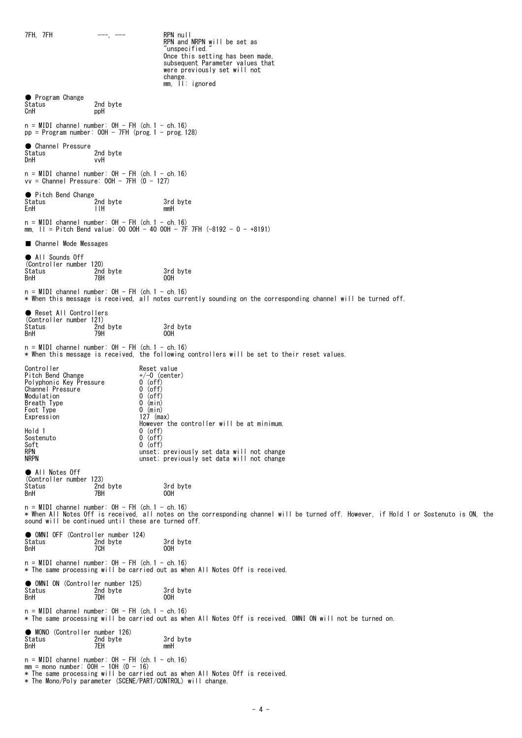| | | |
|---|---|---|
| 7FH, 7FH | ---, --- | RPN null<br>RPN and NRPN will be set as "unspecified."<br>Once this setting has been made, subsequent Parameter values that were previously set will not change.<br>mm, ll: ignored |

● Program Change

| Status | 2nd byte |
|---|---|
| CnH | ppH |

n = MIDI channel number: 0H - FH (ch.1 - ch.16)
pp = Program number: 00H - 7FH (prog.1 - prog.128)

● Channel Pressure

| Status | 2nd byte |
|---|---|
| DnH | vvH |

n = MIDI channel number: 0H - FH (ch.1 - ch.16)
vv = Channel Pressure: 00H - 7FH (0 - 127)

● Pitch Bend Change

| Status | 2nd byte | 3rd byte |
|---|---|---|
| EnH | llH | mmH |

n = MIDI channel number: 0H - FH (ch.1 - ch.16)
mm, ll = Pitch Bend value: 00 00H - 40 00H - 7F 7FH (-8192 - 0 - +8191)

## ■ Channel Mode Messages

● All Sounds Off
(Controller number 120)

| Status | 2nd byte | 3rd byte |
|---|---|---|
| BnH | 78H | 00H |

n = MIDI channel number: 0H - FH (ch.1 - ch.16)
* When this message is received, all notes currently sounding on the corresponding channel will be turned off.

● Reset All Controllers
(Controller number 121)

| Status | 2nd byte | 3rd byte |
|---|---|---|
| BnH | 79H | 00H |

n = MIDI channel number: 0H - FH (ch.1 - ch.16)
* When this message is received, the following controllers will be set to their reset values.

| Controller | Reset value |
|---|---|
| Pitch Bend Change | +/-0 (center) |
| Polyphonic Key Pressure | 0 (off) |
| Channel Pressure | 0 (off) |
| Modulation | 0 (off) |
| Breath Type | 0 (min) |
| Foot Type | 0 (min) |
| Expression | 127 (max)<br>However the controller will be at minimum. |
| Hold 1 | 0 (off) |
| Sostenuto | 0 (off) |
| Soft | 0 (off) |
| RPN | unset; previously set data will not change |
| NRPN | unset; previously set data will not change |

● All Notes Off
(Controller number 123)

| Status | 2nd byte | 3rd byte |
|---|---|---|
| BnH | 7BH | 00H |

n = MIDI channel number: 0H - FH (ch.1 - ch.16)
* When All Notes Off is received, all notes on the corresponding channel will be turned off. However, if Hold 1 or Sostenuto is ON, the sound will be continued until these are turned off.

● OMNI OFF (Controller number 124)

| Status | 2nd byte | 3rd byte |
|---|---|---|
| BnH | 7CH | 00H |

n = MIDI channel number: 0H - FH (ch.1 - ch.16)
* The same processing will be carried out as when All Notes Off is received.

● OMNI ON (Controller number 125)

| Status | 2nd byte | 3rd byte |
|---|---|---|
| BnH | 7DH | 00H |

n = MIDI channel number: 0H - FH (ch.1 - ch.16)
* The same processing will be carried out as when All Notes Off is received. OMNI ON will not be turned on.

● MONO (Controller number 126)

| Status | 2nd byte | 3rd byte |
|---|---|---|
| BnH | 7EH | mmH |

n = MIDI channel number: 0H - FH (ch.1 - ch.16)
mm = mono number: 00H - 10H (0 - 16)
* The same processing will be carried out as when All Notes Off is received.
* The Mono/Poly parameter (SCENE/PART/CONTROL) will change.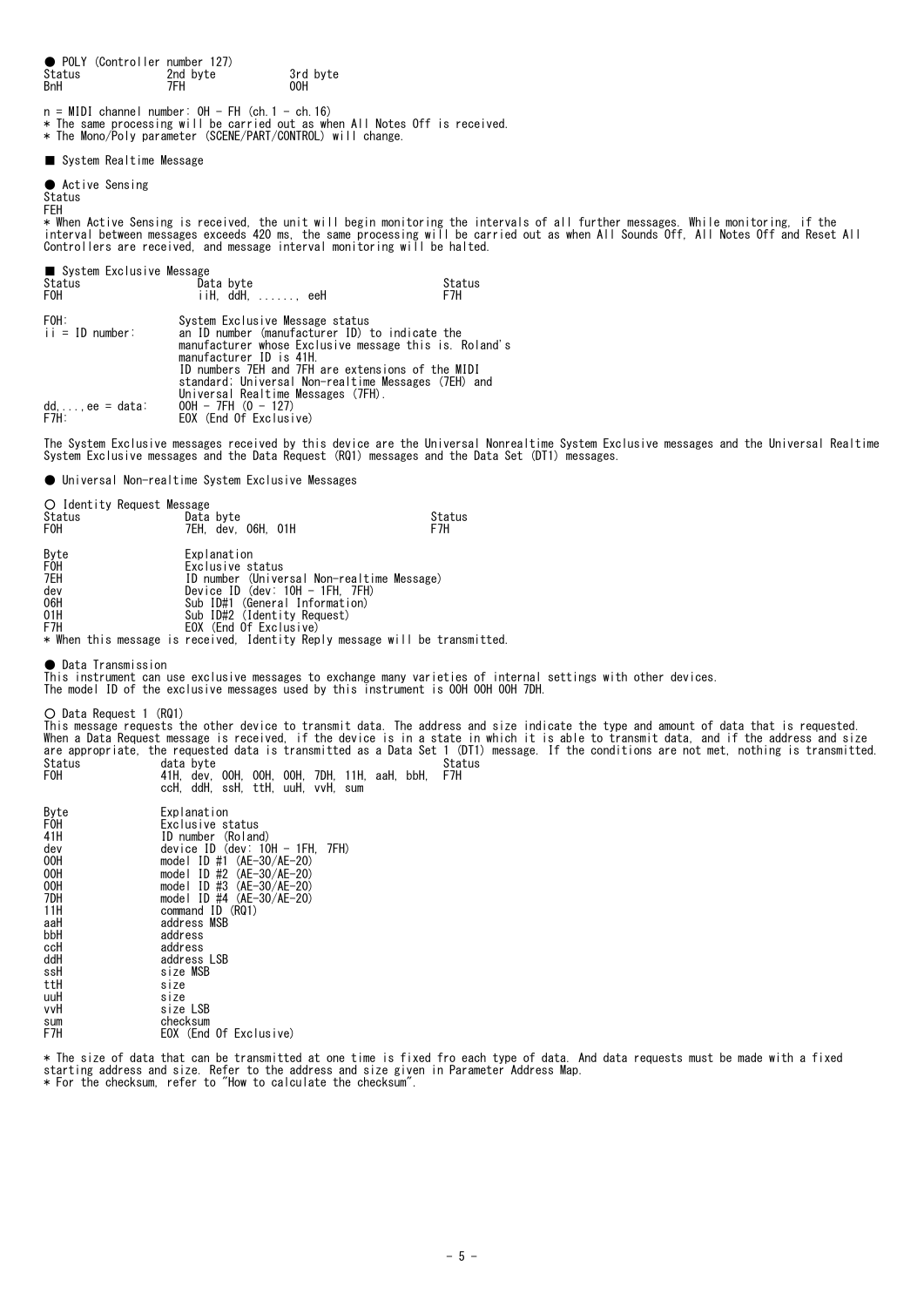● POLY (Controller number 127)

| Status | 2nd byte | 3rd byte |
|---|---|---|
| BnH | 7FH | 00H |

n = MIDI channel number: 0H - FH (ch.1 - ch.16)
* The same processing will be carried out as when All Notes Off is received.
* The Mono/Poly parameter (SCENE/PART/CONTROL) will change.

■ System Realtime Message

● Active Sensing

Status
FEH

* When Active Sensing is received, the unit will begin monitoring the intervals of all further messages. While monitoring, if the interval between messages exceeds 420 ms, the same processing will be carried out as when All Sounds Off, All Notes Off and Reset All Controllers are received, and message interval monitoring will be halted.

■ System Exclusive Message

| Status | Data byte | Status |
|---|---|---|
| F0H | iiH, ddH, ......, eeH | F7H |

| | |
|---|---|
| F0H: | System Exclusive Message status |
| ii = ID number: | an ID number (manufacturer ID) to indicate the manufacturer whose Exclusive message this is. Roland's manufacturer ID is 41H. ID numbers 7EH and 7FH are extensions of the MIDI standard; Universal Non-realtime Messages (7EH) and Universal Realtime Messages (7FH). |
| dd,...,ee = data: | 00H - 7FH (0 - 127) |
| F7H: | EOX (End Of Exclusive) |

The System Exclusive messages received by this device are the Universal Nonrealtime System Exclusive messages and the Universal Realtime System Exclusive messages and the Data Request (RQ1) messages and the Data Set (DT1) messages.

● Universal Non-realtime System Exclusive Messages

○ Identity Request Message

| Status | Data byte | Status |
|---|---|---|
| F0H | 7EH, dev, 06H, 01H | F7H |

| Byte | Explanation |
|---|---|
| F0H | Exclusive status |
| 7EH | ID number (Universal Non-realtime Message) |
| dev | Device ID (dev: 10H - 1FH, 7FH) |
| 06H | Sub ID#1 (General Information) |
| 01H | Sub ID#2 (Identity Request) |
| F7H | EOX (End Of Exclusive) |

* When this message is received, Identity Reply message will be transmitted.

● Data Transmission

This instrument can use exclusive messages to exchange many varieties of internal settings with other devices.
The model ID of the exclusive messages used by this instrument is 00H 00H 00H 7DH.

○ Data Request 1 (RQ1)

This message requests the other device to transmit data. The address and size indicate the type and amount of data that is requested.
When a Data Request message is received, if the device is in a state in which it is able to transmit data, and if the address and size are appropriate, the requested data is transmitted as a Data Set 1 (DT1) message. If the conditions are not met, nothing is transmitted.

| Status | data byte | Status |
|---|---|---|
| F0H | 41H, dev, 00H, 00H, 00H, 7DH, 11H, aaH, bbH, ccH, ddH, ssH, ttH, uuH, vvH, sum | F7H |

| Byte | Explanation |
|---|---|
| F0H | Exclusive status |
| 41H | ID number (Roland) |
| dev | device ID (dev: 10H - 1FH, 7FH) |
| 00H | model ID #1 (AE-30/AE-20) |
| 00H | model ID #2 (AE-30/AE-20) |
| 00H | model ID #3 (AE-30/AE-20) |
| 7DH | model ID #4 (AE-30/AE-20) |
| 11H | command ID (RQ1) |
| aaH | address MSB |
| bbH | address |
| ccH | address |
| ddH | address LSB |
| ssH | size MSB |
| ttH | size |
| uuH | size |
| vvH | size LSB |
| sum | checksum |
| F7H | EOX (End Of Exclusive) |

* The size of data that can be transmitted at one time is fixed fro each type of data. And data requests must be made with a fixed starting address and size. Refer to the address and size given in Parameter Address Map.
* For the checksum, refer to "How to calculate the checksum".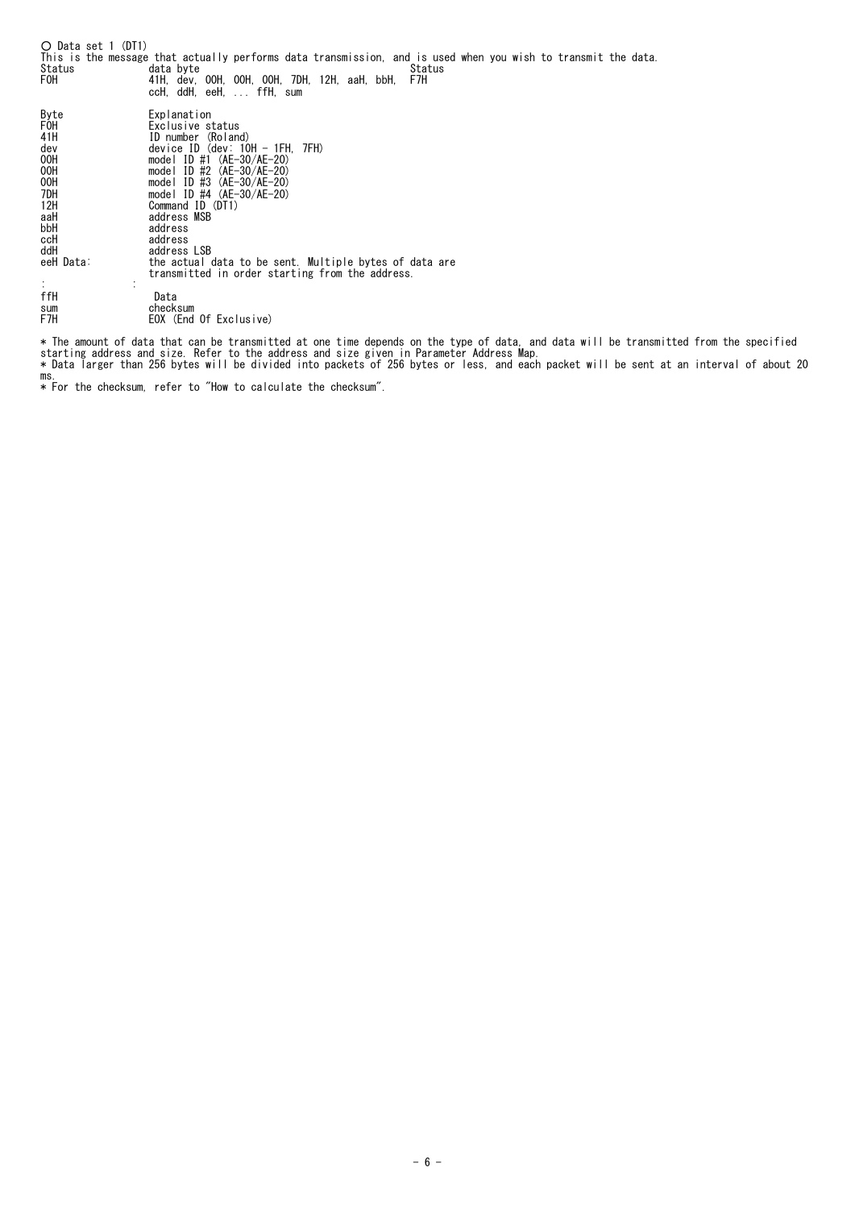○ Data set 1 (DT1)

This is the message that actually performs data transmission, and is used when you wish to transmit the data.

| Status | data byte | Status |
|---|---|---|
| F0H | 41H, dev, 00H, 00H, 00H, 7DH, 12H, aaH, bbH, ccH, ddH, eeH, ... ffH, sum | F7H |

| Byte | Explanation |
|---|---|
| F0H | Exclusive status |
| 41H | ID number (Roland) |
| dev | device ID (dev: 10H - 1FH, 7FH) |
| 00H | model ID #1 (AE-30/AE-20) |
| 00H | model ID #2 (AE-30/AE-20) |
| 00H | model ID #3 (AE-30/AE-20) |
| 7DH | model ID #4 (AE-30/AE-20) |
| 12H | Command ID (DT1) |
| aaH | address MSB |
| bbH | address |
| ccH | address |
| ddH | address LSB |
| eeH Data: | the actual data to be sent. Multiple bytes of data are transmitted in order starting from the address. |
| : | : |
| ffH | Data |
| sum | checksum |
| F7H | EOX (End Of Exclusive) |

* The amount of data that can be transmitted at one time depends on the type of data, and data will be transmitted from the specified starting address and size. Refer to the address and size given in Parameter Address Map.
* Data larger than 256 bytes will be divided into packets of 256 bytes or less, and each packet will be sent at an interval of about 20 ms.
* For the checksum, refer to "How to calculate the checksum".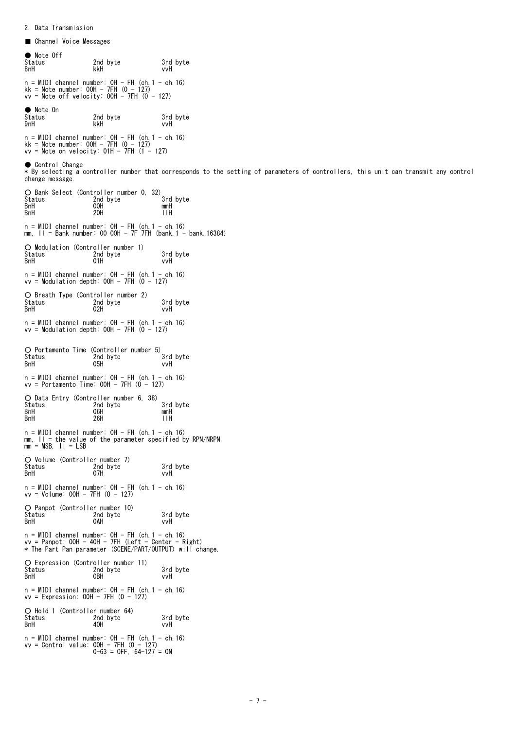## 2. Data Transmission

### ■ Channel Voice Messages

#### ● Note Off

| Status | 2nd byte | 3rd byte |
|---|---|---|
| 8nH | kkH | vvH |

n = MIDI channel number: 0H - FH (ch.1 - ch.16)
kk = Note number: 00H - 7FH (0 - 127)
vv = Note off velocity: 00H - 7FH (0 - 127)

#### ● Note On

| Status | 2nd byte | 3rd byte |
|---|---|---|
| 9nH | kkH | vvH |

n = MIDI channel number: 0H - FH (ch.1 - ch.16)
kk = Note number: 00H - 7FH (0 - 127)
vv = Note on velocity: 01H - 7FH (1 - 127)

#### ● Control Change

* By selecting a controller number that corresponds to the setting of parameters of controllers, this unit can transmit any control change message.

##### ○ Bank Select (Controller number 0, 32)

| Status | 2nd byte | 3rd byte |
|---|---|---|
| BnH | 00H | mmH |
| BnH | 20H | llH |

n = MIDI channel number: 0H - FH (ch.1 - ch.16)
mm, ll = Bank number: 00 00H - 7F 7FH (bank.1 - bank.16384)

##### ○ Modulation (Controller number 1)

| Status | 2nd byte | 3rd byte |
|---|---|---|
| BnH | 01H | vvH |

n = MIDI channel number: 0H - FH (ch.1 - ch.16)
vv = Modulation depth: 00H - 7FH (0 - 127)

##### ○ Breath Type (Controller number 2)

| Status | 2nd byte | 3rd byte |
|---|---|---|
| BnH | 02H | vvH |

n = MIDI channel number: 0H - FH (ch.1 - ch.16)
vv = Modulation depth: 00H - 7FH (0 - 127)

##### ○ Portamento Time (Controller number 5)

| Status | 2nd byte | 3rd byte |
|---|---|---|
| BnH | 05H | vvH |

n = MIDI channel number: 0H - FH (ch.1 - ch.16)
vv = Portamento Time: 00H - 7FH (0 - 127)

##### ○ Data Entry (Controller number 6, 38)

| Status | 2nd byte | 3rd byte |
|---|---|---|
| BnH | 06H | mmH |
| BnH | 26H | llH |

n = MIDI channel number: 0H - FH (ch.1 - ch.16)
mm, ll = the value of the parameter specified by RPN/NRPN
mm = MSB, ll = LSB

##### ○ Volume (Controller number 7)

| Status | 2nd byte | 3rd byte |
|---|---|---|
| BnH | 07H | vvH |

n = MIDI channel number: 0H - FH (ch.1 - ch.16)
vv = Volume: 00H - 7FH (0 - 127)

##### ○ Panpot (Controller number 10)

| Status | 2nd byte | 3rd byte |
|---|---|---|
| BnH | 0AH | vvH |

n = MIDI channel number: 0H - FH (ch.1 - ch.16)
vv = Panpot: 00H - 40H - 7FH (Left - Center - Right)
* The Part Pan parameter (SCENE/PART/OUTPUT) will change.

##### ○ Expression (Controller number 11)

| Status | 2nd byte | 3rd byte |
|---|---|---|
| BnH | 0BH | vvH |

n = MIDI channel number: 0H - FH (ch.1 - ch.16)
vv = Expression: 00H - 7FH (0 - 127)

##### ○ Hold 1 (Controller number 64)

| Status | 2nd byte | 3rd byte |
|---|---|---|
| BnH | 40H | vvH |

n = MIDI channel number: 0H - FH (ch.1 - ch.16)
vv = Control value: 00H - 7FH (0 - 127)
0-63 = OFF, 64-127 = ON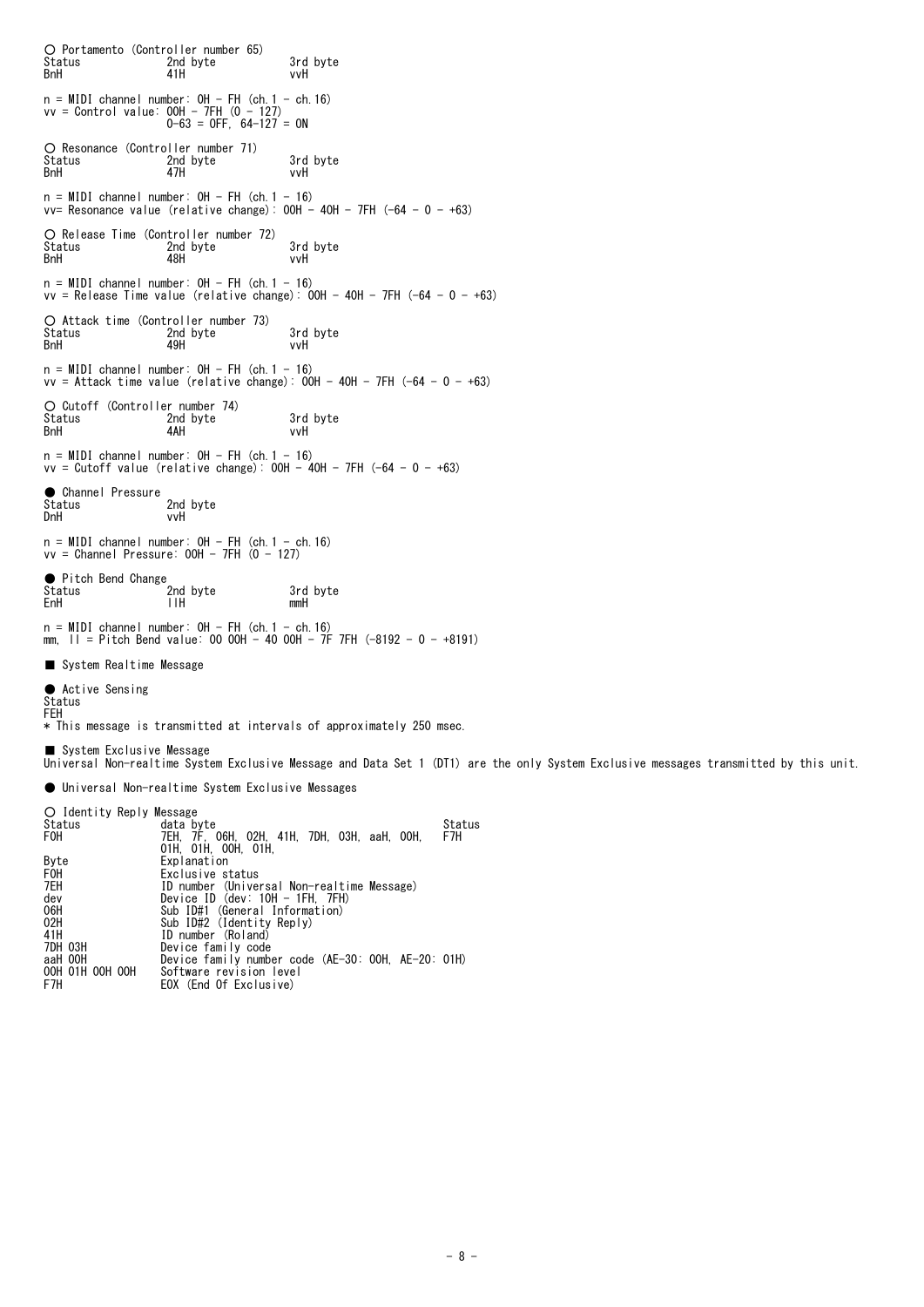○ Portamento (Controller number 65)

| Status | 2nd byte | 3rd byte |
|---|---|---|
| BnH | 41H | vvH |

n = MIDI channel number: 0H - FH (ch.1 - ch.16)
vv = Control value: 00H - 7FH (0 - 127)
0-63 = OFF, 64-127 = ON

○ Resonance (Controller number 71)

| Status | 2nd byte | 3rd byte |
|---|---|---|
| BnH | 47H | vvH |

n = MIDI channel number: 0H - FH (ch.1 - 16)
vv= Resonance value (relative change): 00H - 40H - 7FH (-64 - 0 - +63)

○ Release Time (Controller number 72)

| Status | 2nd byte | 3rd byte |
|---|---|---|
| BnH | 48H | vvH |

n = MIDI channel number: 0H - FH (ch.1 - 16)
vv = Release Time value (relative change): 00H - 40H - 7FH (-64 - 0 - +63)

○ Attack time (Controller number 73)

| Status | 2nd byte | 3rd byte |
|---|---|---|
| BnH | 49H | vvH |

n = MIDI channel number: 0H - FH (ch.1 - 16)
vv = Attack time value (relative change): 00H - 40H - 7FH (-64 - 0 - +63)

○ Cutoff (Controller number 74)

| Status | 2nd byte | 3rd byte |
|---|---|---|
| BnH | 4AH | vvH |

n = MIDI channel number: 0H - FH (ch.1 - 16)
vv = Cutoff value (relative change): 00H - 40H - 7FH (-64 - 0 - +63)

● Channel Pressure

| Status | 2nd byte |
|---|---|
| DnH | vvH |

n = MIDI channel number: 0H - FH (ch.1 - ch.16)
vv = Channel Pressure: 00H - 7FH (0 - 127)

● Pitch Bend Change

| Status | 2nd byte | 3rd byte |
|---|---|---|
| EnH | llH | mmH |

n = MIDI channel number: 0H - FH (ch.1 - ch.16)
mm, ll = Pitch Bend value: 00 00H - 40 00H - 7F 7FH (-8192 - 0 - +8191)

## ■ System Realtime Message

● Active Sensing

Status
FEH

* This message is transmitted at intervals of approximately 250 msec.

## ■ System Exclusive Message

Universal Non-realtime System Exclusive Message and Data Set 1 (DT1) are the only System Exclusive messages transmitted by this unit.

● Universal Non-realtime System Exclusive Messages

○ Identity Reply Message

| Status | data byte | Status |
|---|---|---|
| F0H | 7EH, 7F, 06H, 02H, 41H, 7DH, 03H, aaH, 00H, 01H, 01H, 00H, 01H, | F7H |

| Byte | Explanation |
|---|---|
| F0H | Exclusive status |
| 7EH | ID number (Universal Non-realtime Message) |
| dev | Device ID (dev: 10H - 1FH, 7FH) |
| 06H | Sub ID#1 (General Information) |
| 02H | Sub ID#2 (Identity Reply) |
| 41H | ID number (Roland) |
| 7DH 03H | Device family code |
| aaH 00H | Device family number code (AE-30: 00H, AE-20: 01H) |
| 00H 01H 00H 00H | Software revision level |
| F7H | EOX (End Of Exclusive) |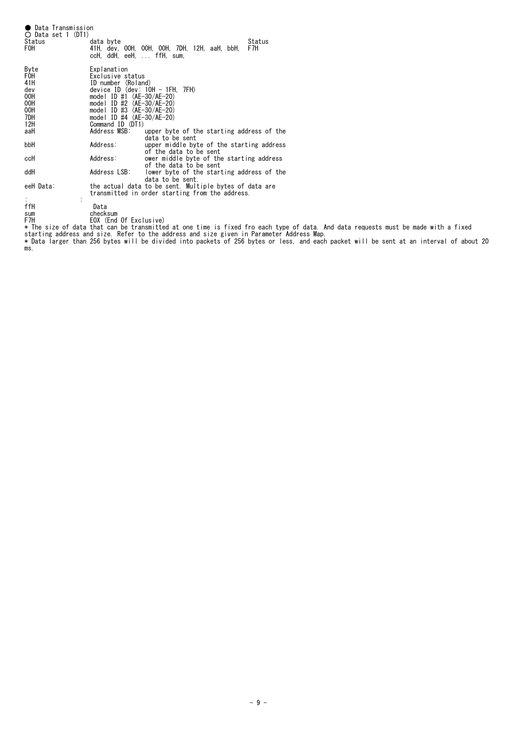● Data Transmission

○ Data set 1 (DT1)

| Status | data byte | Status |
|---|---|---|
| F0H | 41H, dev, 00H, 00H, 00H, 7DH, 12H, aaH, bbH, ccH, ddH, eeH, ... ffH, sum, | F7H |

| Byte | Explanation | |
|---|---|---|
| F0H | Exclusive status | |
| 41H | ID number (Roland) | |
| dev | device ID (dev: 10H - 1FH, 7FH) | |
| 00H | model ID #1 (AE-30/AE-20) | |
| 00H | model ID #2 (AE-30/AE-20) | |
| 00H | model ID #3 (AE-30/AE-20) | |
| 7DH | model ID #4 (AE-30/AE-20) | |
| 12H | Command ID (DT1) | |
| aaH | Address MSB: | upper byte of the starting address of the data to be sent |
| bbH | Address: | upper middle byte of the starting address of the data to be sent |
| ccH | Address: | ower middle byte of the starting address of the data to be sent |
| ddH | Address LSB: | lower byte of the starting address of the data to be sent. |
| eeH Data: | the actual data to be sent. Multiple bytes of data are transmitted in order starting from the address. | |
| : | : | |
| ffH | Data | |
| sum | checksum | |
| F7H | EOX (End Of Exclusive) | |

* The size of data that can be transmitted at one time is fixed fro each type of data. And data requests must be made with a fixed starting address and size. Refer to the address and size given in Parameter Address Map.

* Data larger than 256 bytes will be divided into packets of 256 bytes or less, and each packet will be sent at an interval of about 20 ms.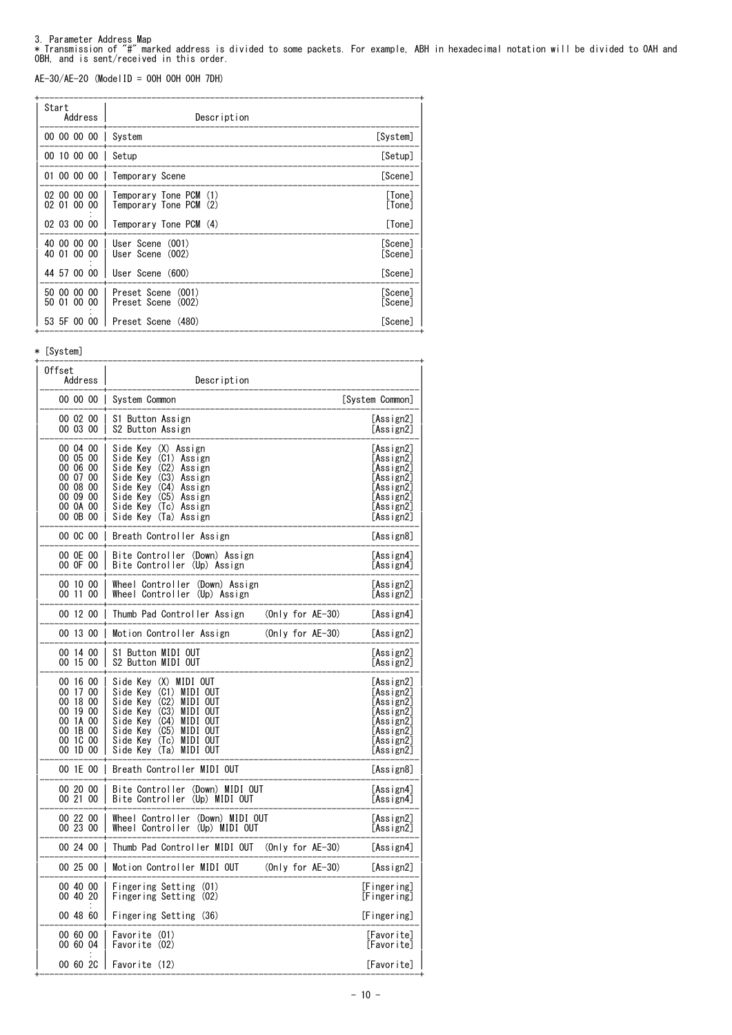3. Parameter Address Map

* Transmission of "#" marked address is divided to some packets. For example, ABH in hexadecimal notation will be divided to 0AH and 0BH, and is sent/received in this order.

AE-30/AE-20 (ModelID = 00H 00H 00H 7DH)

| Start Address | Description | |
|---|---|---|
| 00 00 00 00 | System | [System] |
| 00 10 00 00 | Setup | [Setup] |
| 01 00 00 00 | Temporary Scene | [Scene] |
| 02 00 00 00 | Temporary Tone PCM (1) | [Tone] |
| 02 01 00 00 | Temporary Tone PCM (2) | [Tone] |
| : | | |
| 02 03 00 00 | Temporary Tone PCM (4) | [Tone] |
| 40 00 00 00 | User Scene (001) | [Scene] |
| 40 01 00 00 | User Scene (002) | [Scene] |
| : | | |
| 44 57 00 00 | User Scene (600) | [Scene] |
| 50 00 00 00 | Preset Scene (001) | [Scene] |
| 50 01 00 00 | Preset Scene (002) | [Scene] |
| : | | |
| 53 5F 00 00 | Preset Scene (480) | [Scene] |

* [System]

| Offset Address | Description | |
|---|---|---|
| 00 00 00 | System Common | [System Common] |
| 00 02 00 | S1 Button Assign | [Assign2] |
| 00 03 00 | S2 Button Assign | [Assign2] |
| 00 04 00 | Side Key (X) Assign | [Assign2] |
| 00 05 00 | Side Key (C1) Assign | [Assign2] |
| 00 06 00 | Side Key (C2) Assign | [Assign2] |
| 00 07 00 | Side Key (C3) Assign | [Assign2] |
| 00 08 00 | Side Key (C4) Assign | [Assign2] |
| 00 09 00 | Side Key (C5) Assign | [Assign2] |
| 00 0A 00 | Side Key (Tc) Assign | [Assign2] |
| 00 0B 00 | Side Key (Ta) Assign | [Assign2] |
| 00 0C 00 | Breath Controller Assign | [Assign8] |
| 00 0E 00 | Bite Controller (Down) Assign | [Assign4] |
| 00 0F 00 | Bite Controller (Up) Assign | [Assign4] |
| 00 10 00 | Wheel Controller (Down) Assign | [Assign2] |
| 00 11 00 | Wheel Controller (Up) Assign | [Assign2] |
| 00 12 00 | Thumb Pad Controller Assign (Only for AE-30) | [Assign4] |
| 00 13 00 | Motion Controller Assign (Only for AE-30) | [Assign2] |
| 00 14 00 | S1 Button MIDI OUT | [Assign2] |
| 00 15 00 | S2 Button MIDI OUT | [Assign2] |
| 00 16 00 | Side Key (X) MIDI OUT | [Assign2] |
| 00 17 00 | Side Key (C1) MIDI OUT | [Assign2] |
| 00 18 00 | Side Key (C2) MIDI OUT | [Assign2] |
| 00 19 00 | Side Key (C3) MIDI OUT | [Assign2] |
| 00 1A 00 | Side Key (C4) MIDI OUT | [Assign2] |
| 00 1B 00 | Side Key (C5) MIDI OUT | [Assign2] |
| 00 1C 00 | Side Key (Tc) MIDI OUT | [Assign2] |
| 00 1D 00 | Side Key (Ta) MIDI OUT | [Assign2] |
| 00 1E 00 | Breath Controller MIDI OUT | [Assign8] |
| 00 20 00 | Bite Controller (Down) MIDI OUT | [Assign4] |
| 00 21 00 | Bite Controller (Up) MIDI OUT | [Assign4] |
| 00 22 00 | Wheel Controller (Down) MIDI OUT | [Assign2] |
| 00 23 00 | Wheel Controller (Up) MIDI OUT | [Assign2] |
| 00 24 00 | Thumb Pad Controller MIDI OUT (Only for AE-30) | [Assign4] |
| 00 25 00 | Motion Controller MIDI OUT (Only for AE-30) | [Assign2] |
| 00 40 00 | Fingering Setting (01) | [Fingering] |
| 00 40 20 | Fingering Setting (02) | [Fingering] |
| : | | |
| 00 48 60 | Fingering Setting (36) | [Fingering] |
| 00 60 00 | Favorite (01) | [Favorite] |
| 00 60 04 | Favorite (02) | [Favorite] |
| : | | |
| 00 60 2C | Favorite (12) | [Favorite] |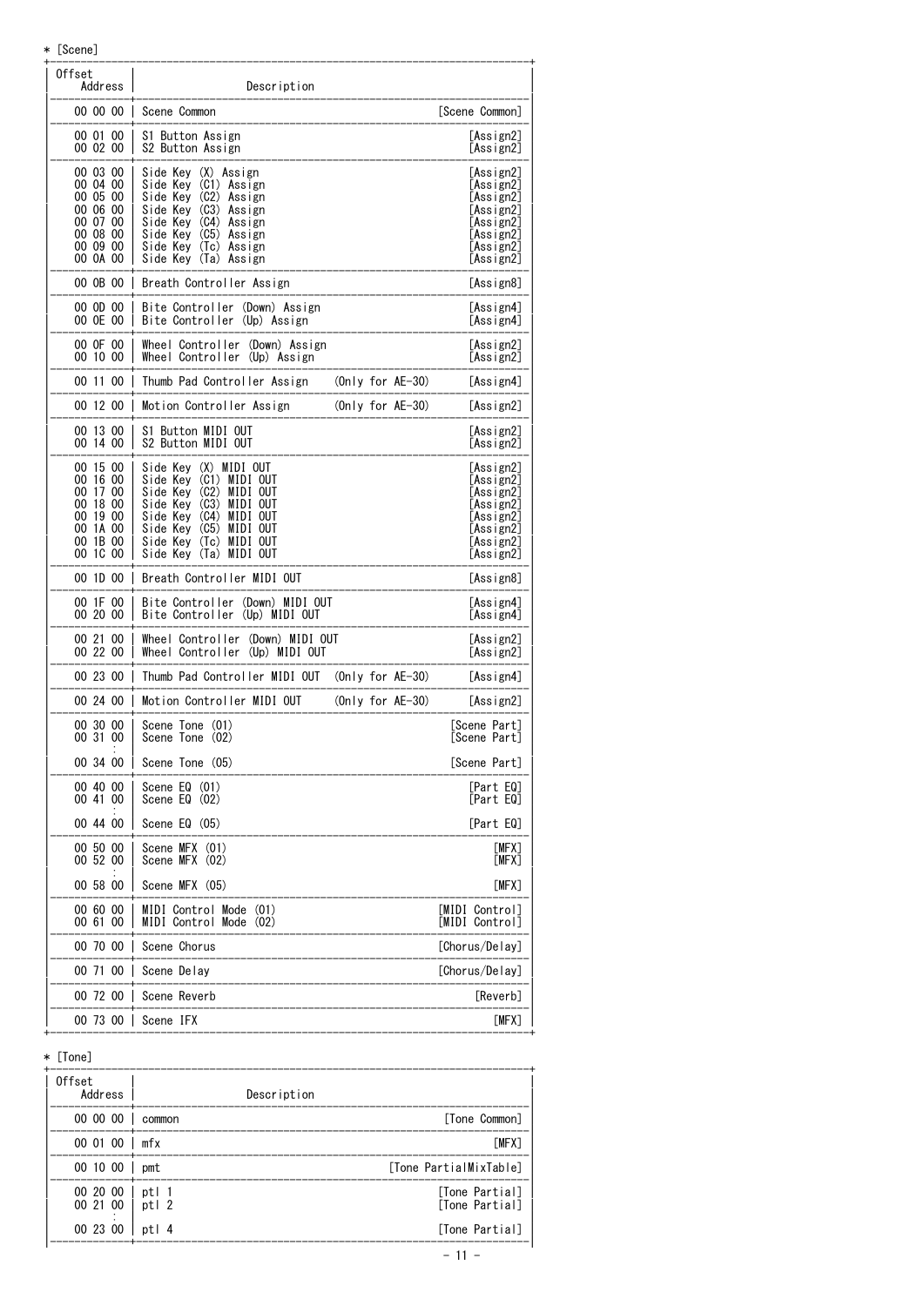* [Scene]

| Offset Address | Description | |
|---|---|---|
| 00 00 00 | Scene Common | [Scene Common] |
| 00 01 00 | S1 Button Assign | [Assign2] |
| 00 02 00 | S2 Button Assign | [Assign2] |
| 00 03 00 | Side Key (X) Assign | [Assign2] |
| 00 04 00 | Side Key (C1) Assign | [Assign2] |
| 00 05 00 | Side Key (C2) Assign | [Assign2] |
| 00 06 00 | Side Key (C3) Assign | [Assign2] |
| 00 07 00 | Side Key (C4) Assign | [Assign2] |
| 00 08 00 | Side Key (C5) Assign | [Assign2] |
| 00 09 00 | Side Key (Tc) Assign | [Assign2] |
| 00 0A 00 | Side Key (Ta) Assign | [Assign2] |
| 00 0B 00 | Breath Controller Assign | [Assign8] |
| 00 0D 00 | Bite Controller (Down) Assign | [Assign4] |
| 00 0E 00 | Bite Controller (Up) Assign | [Assign4] |
| 00 0F 00 | Wheel Controller (Down) Assign | [Assign2] |
| 00 10 00 | Wheel Controller (Up) Assign | [Assign2] |
| 00 11 00 | Thumb Pad Controller Assign (Only for AE-30) | [Assign4] |
| 00 12 00 | Motion Controller Assign (Only for AE-30) | [Assign2] |
| 00 13 00 | S1 Button MIDI OUT | [Assign2] |
| 00 14 00 | S2 Button MIDI OUT | [Assign2] |
| 00 15 00 | Side Key (X) MIDI OUT | [Assign2] |
| 00 16 00 | Side Key (C1) MIDI OUT | [Assign2] |
| 00 17 00 | Side Key (C2) MIDI OUT | [Assign2] |
| 00 18 00 | Side Key (C3) MIDI OUT | [Assign2] |
| 00 19 00 | Side Key (C4) MIDI OUT | [Assign2] |
| 00 1A 00 | Side Key (C5) MIDI OUT | [Assign2] |
| 00 1B 00 | Side Key (Tc) MIDI OUT | [Assign2] |
| 00 1C 00 | Side Key (Ta) MIDI OUT | [Assign2] |
| 00 1D 00 | Breath Controller MIDI OUT | [Assign8] |
| 00 1F 00 | Bite Controller (Down) MIDI OUT | [Assign4] |
| 00 20 00 | Bite Controller (Up) MIDI OUT | [Assign4] |
| 00 21 00 | Wheel Controller (Down) MIDI OUT | [Assign2] |
| 00 22 00 | Wheel Controller (Up) MIDI OUT | [Assign2] |
| 00 23 00 | Thumb Pad Controller MIDI OUT (Only for AE-30) | [Assign4] |
| 00 24 00 | Motion Controller MIDI OUT (Only for AE-30) | [Assign2] |
| 00 30 00 | Scene Tone (01) | [Scene Part] |
| 00 31 00 | Scene Tone (02) | [Scene Part] |
| : | | |
| 00 34 00 | Scene Tone (05) | [Scene Part] |
| 00 40 00 | Scene EQ (01) | [Part EQ] |
| 00 41 00 | Scene EQ (02) | [Part EQ] |
| : | | |
| 00 44 00 | Scene EQ (05) | [Part EQ] |
| 00 50 00 | Scene MFX (01) | [MFX] |
| 00 52 00 | Scene MFX (02) | [MFX] |
| : | | |
| 00 58 00 | Scene MFX (05) | [MFX] |
| 00 60 00 | MIDI Control Mode (01) | [MIDI Control] |
| 00 61 00 | MIDI Control Mode (02) | [MIDI Control] |
| 00 70 00 | Scene Chorus | [Chorus/Delay] |
| 00 71 00 | Scene Delay | [Chorus/Delay] |
| 00 72 00 | Scene Reverb | [Reverb] |
| 00 73 00 | Scene IFX | [MFX] |

* [Tone]

| Offset Address | Description | |
|---|---|---|
| 00 00 00 | common | [Tone Common] |
| 00 01 00 | mfx | [MFX] |
| 00 10 00 | pmt | [Tone PartialMixTable] |
| 00 20 00 | ptl 1 | [Tone Partial] |
| 00 21 00 | ptl 2 | [Tone Partial] |
| : | | |
| 00 23 00 | ptl 4 | [Tone Partial] |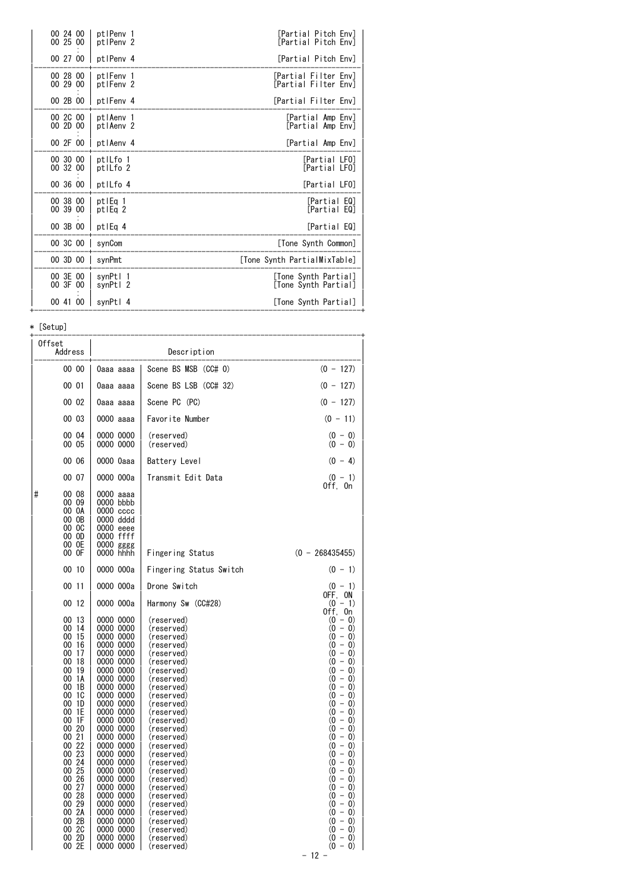| Offset Address | Description | |
|---|---|---|
| 00 24 00 | ptlPenv 1 | [Partial Pitch Env] |
| 00 25 00 | ptlPenv 2 | [Partial Pitch Env] |
| : | | |
| 00 27 00 | ptlPenv 4 | [Partial Pitch Env] |
| 00 28 00 | ptlFenv 1 | [Partial Filter Env] |
| 00 29 00 | ptlFenv 2 | [Partial Filter Env] |
| : | | |
| 00 2B 00 | ptlFenv 4 | [Partial Filter Env] |
| 00 2C 00 | ptlAenv 1 | [Partial Amp Env] |
| 00 2D 00 | ptlAenv 2 | [Partial Amp Env] |
| : | | |
| 00 2F 00 | ptlAenv 4 | [Partial Amp Env] |
| 00 30 00 | ptlLfo 1 | [Partial LFO] |
| 00 32 00 | ptlLfo 2 | [Partial LFO] |
| : | | |
| 00 36 00 | ptlLfo 4 | [Partial LFO] |
| 00 38 00 | ptlEq 1 | [Partial EQ] |
| 00 39 00 | ptlEq 2 | [Partial EQ] |
| : | | |
| 00 3B 00 | ptlEq 4 | [Partial EQ] |
| 00 3C 00 | synCom | [Tone Synth Common] |
| 00 3D 00 | synPmt | [Tone Synth PartialMixTable] |
| 00 3E 00 | synPtl 1 | [Tone Synth Partial] |
| 00 3F 00 | synPtl 2 | [Tone Synth Partial] |
| : | | |
| 00 41 00 | synPtl 4 | [Tone Synth Partial] |

* [Setup]

| Offset Address | | Description | |
|---|---|---|---|
| 00 00 | 0aaa aaaa | Scene BS MSB (CC# 0) | (0 - 127) |
| 00 01 | 0aaa aaaa | Scene BS LSB (CC# 32) | (0 - 127) |
| 00 02 | 0aaa aaaa | Scene PC (PC) | (0 - 127) |
| 00 03 | 0000 aaaa | Favorite Number | (0 - 11) |
| 00 04 | 0000 0000 | (reserved) | (0 - 0) |
| 00 05 | 0000 0000 | (reserved) | (0 - 0) |
| 00 06 | 0000 0aaa | Battery Level | (0 - 4) |
| 00 07 | 0000 000a | Transmit Edit Data | (0 - 1) Off, On |
| # 00 08 | 0000 aaaa | | |
| 00 09 | 0000 bbbb | | |
| 00 0A | 0000 cccc | | |
| 00 0B | 0000 dddd | | |
| 00 0C | 0000 eeee | | |
| 00 0D | 0000 ffff | | |
| 00 0E | 0000 gggg | | |
| 00 0F | 0000 hhhh | Fingering Status | (0 - 268435455) |
| 00 10 | 0000 000a | Fingering Status Switch | (0 - 1) |
| 00 11 | 0000 000a | Drone Switch | (0 - 1) OFF, ON |
| 00 12 | 0000 000a | Harmony Sw (CC#28) | (0 - 1) Off, On |
| 00 13 | 0000 0000 | (reserved) | (0 - 0) |
| 00 14 | 0000 0000 | (reserved) | (0 - 0) |
| 00 15 | 0000 0000 | (reserved) | (0 - 0) |
| 00 16 | 0000 0000 | (reserved) | (0 - 0) |
| 00 17 | 0000 0000 | (reserved) | (0 - 0) |
| 00 18 | 0000 0000 | (reserved) | (0 - 0) |
| 00 19 | 0000 0000 | (reserved) | (0 - 0) |
| 00 1A | 0000 0000 | (reserved) | (0 - 0) |
| 00 1B | 0000 0000 | (reserved) | (0 - 0) |
| 00 1C | 0000 0000 | (reserved) | (0 - 0) |
| 00 1D | 0000 0000 | (reserved) | (0 - 0) |
| 00 1E | 0000 0000 | (reserved) | (0 - 0) |
| 00 1F | 0000 0000 | (reserved) | (0 - 0) |
| 00 20 | 0000 0000 | (reserved) | (0 - 0) |
| 00 21 | 0000 0000 | (reserved) | (0 - 0) |
| 00 22 | 0000 0000 | (reserved) | (0 - 0) |
| 00 23 | 0000 0000 | (reserved) | (0 - 0) |
| 00 24 | 0000 0000 | (reserved) | (0 - 0) |
| 00 25 | 0000 0000 | (reserved) | (0 - 0) |
| 00 26 | 0000 0000 | (reserved) | (0 - 0) |
| 00 27 | 0000 0000 | (reserved) | (0 - 0) |
| 00 28 | 0000 0000 | (reserved) | (0 - 0) |
| 00 29 | 0000 0000 | (reserved) | (0 - 0) |
| 00 2A | 0000 0000 | (reserved) | (0 - 0) |
| 00 2B | 0000 0000 | (reserved) | (0 - 0) |
| 00 2C | 0000 0000 | (reserved) | (0 - 0) |
| 00 2D | 0000 0000 | (reserved) | (0 - 0) |
| 00 2E | 0000 0000 | (reserved) | (0 - 0) |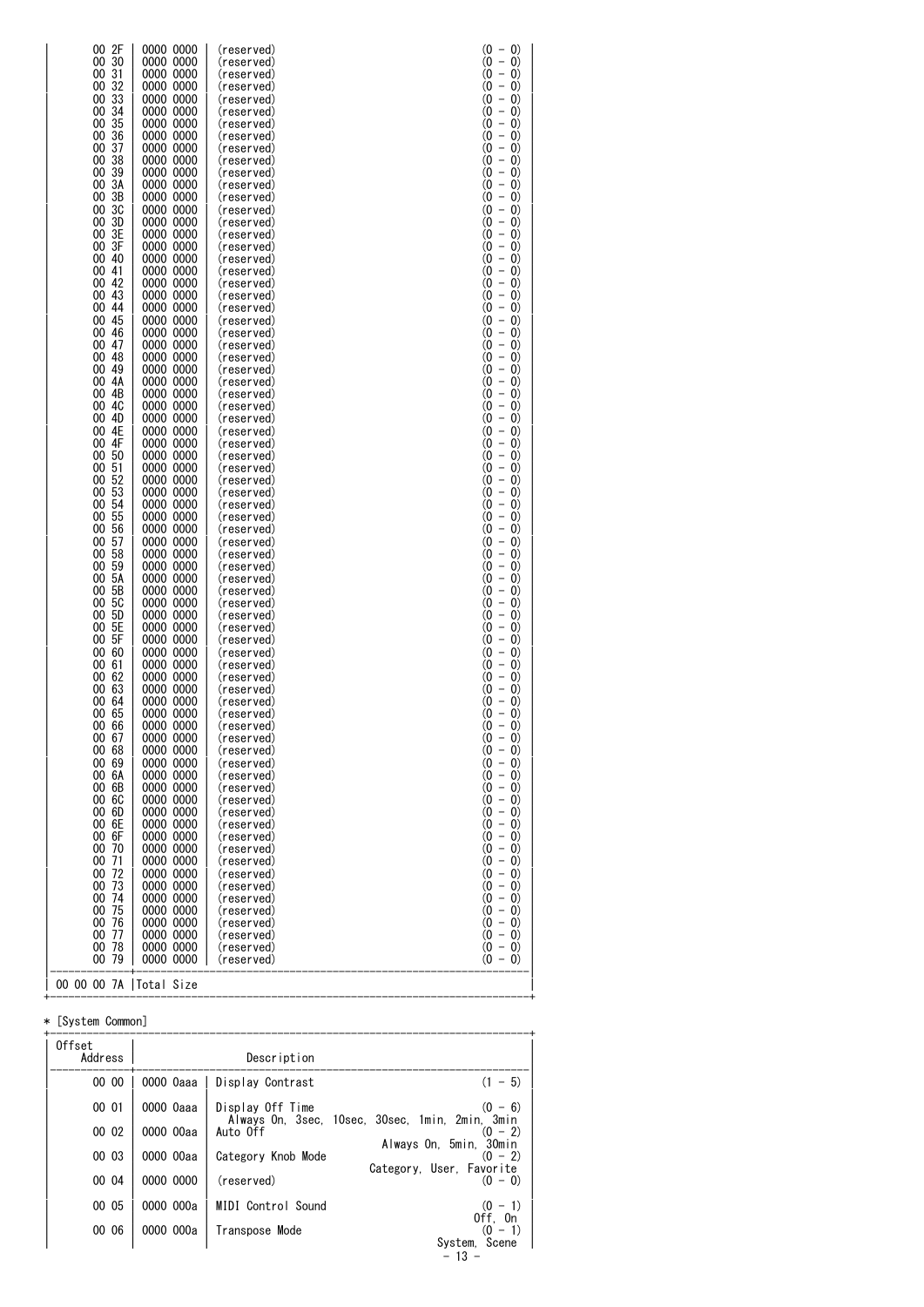| | | | |
|---|---|---|---|
| 00 2F | 0000 0000 | (reserved) | (0 - 0) |
| 00 30 | 0000 0000 | (reserved) | (0 - 0) |
| 00 31 | 0000 0000 | (reserved) | (0 - 0) |
| 00 32 | 0000 0000 | (reserved) | (0 - 0) |
| 00 33 | 0000 0000 | (reserved) | (0 - 0) |
| 00 34 | 0000 0000 | (reserved) | (0 - 0) |
| 00 35 | 0000 0000 | (reserved) | (0 - 0) |
| 00 36 | 0000 0000 | (reserved) | (0 - 0) |
| 00 37 | 0000 0000 | (reserved) | (0 - 0) |
| 00 38 | 0000 0000 | (reserved) | (0 - 0) |
| 00 39 | 0000 0000 | (reserved) | (0 - 0) |
| 00 3A | 0000 0000 | (reserved) | (0 - 0) |
| 00 3B | 0000 0000 | (reserved) | (0 - 0) |
| 00 3C | 0000 0000 | (reserved) | (0 - 0) |
| 00 3D | 0000 0000 | (reserved) | (0 - 0) |
| 00 3E | 0000 0000 | (reserved) | (0 - 0) |
| 00 3F | 0000 0000 | (reserved) | (0 - 0) |
| 00 40 | 0000 0000 | (reserved) | (0 - 0) |
| 00 41 | 0000 0000 | (reserved) | (0 - 0) |
| 00 42 | 0000 0000 | (reserved) | (0 - 0) |
| 00 43 | 0000 0000 | (reserved) | (0 - 0) |
| 00 44 | 0000 0000 | (reserved) | (0 - 0) |
| 00 45 | 0000 0000 | (reserved) | (0 - 0) |
| 00 46 | 0000 0000 | (reserved) | (0 - 0) |
| 00 47 | 0000 0000 | (reserved) | (0 - 0) |
| 00 48 | 0000 0000 | (reserved) | (0 - 0) |
| 00 49 | 0000 0000 | (reserved) | (0 - 0) |
| 00 4A | 0000 0000 | (reserved) | (0 - 0) |
| 00 4B | 0000 0000 | (reserved) | (0 - 0) |
| 00 4C | 0000 0000 | (reserved) | (0 - 0) |
| 00 4D | 0000 0000 | (reserved) | (0 - 0) |
| 00 4E | 0000 0000 | (reserved) | (0 - 0) |
| 00 4F | 0000 0000 | (reserved) | (0 - 0) |
| 00 50 | 0000 0000 | (reserved) | (0 - 0) |
| 00 51 | 0000 0000 | (reserved) | (0 - 0) |
| 00 52 | 0000 0000 | (reserved) | (0 - 0) |
| 00 53 | 0000 0000 | (reserved) | (0 - 0) |
| 00 54 | 0000 0000 | (reserved) | (0 - 0) |
| 00 55 | 0000 0000 | (reserved) | (0 - 0) |
| 00 56 | 0000 0000 | (reserved) | (0 - 0) |
| 00 57 | 0000 0000 | (reserved) | (0 - 0) |
| 00 58 | 0000 0000 | (reserved) | (0 - 0) |
| 00 59 | 0000 0000 | (reserved) | (0 - 0) |
| 00 5A | 0000 0000 | (reserved) | (0 - 0) |
| 00 5B | 0000 0000 | (reserved) | (0 - 0) |
| 00 5C | 0000 0000 | (reserved) | (0 - 0) |
| 00 5D | 0000 0000 | (reserved) | (0 - 0) |
| 00 5E | 0000 0000 | (reserved) | (0 - 0) |
| 00 5F | 0000 0000 | (reserved) | (0 - 0) |
| 00 60 | 0000 0000 | (reserved) | (0 - 0) |
| 00 61 | 0000 0000 | (reserved) | (0 - 0) |
| 00 62 | 0000 0000 | (reserved) | (0 - 0) |
| 00 63 | 0000 0000 | (reserved) | (0 - 0) |
| 00 64 | 0000 0000 | (reserved) | (0 - 0) |
| 00 65 | 0000 0000 | (reserved) | (0 - 0) |
| 00 66 | 0000 0000 | (reserved) | (0 - 0) |
| 00 67 | 0000 0000 | (reserved) | (0 - 0) |
| 00 68 | 0000 0000 | (reserved) | (0 - 0) |
| 00 69 | 0000 0000 | (reserved) | (0 - 0) |
| 00 6A | 0000 0000 | (reserved) | (0 - 0) |
| 00 6B | 0000 0000 | (reserved) | (0 - 0) |
| 00 6C | 0000 0000 | (reserved) | (0 - 0) |
| 00 6D | 0000 0000 | (reserved) | (0 - 0) |
| 00 6E | 0000 0000 | (reserved) | (0 - 0) |
| 00 6F | 0000 0000 | (reserved) | (0 - 0) |
| 00 70 | 0000 0000 | (reserved) | (0 - 0) |
| 00 71 | 0000 0000 | (reserved) | (0 - 0) |
| 00 72 | 0000 0000 | (reserved) | (0 - 0) |
| 00 73 | 0000 0000 | (reserved) | (0 - 0) |
| 00 74 | 0000 0000 | (reserved) | (0 - 0) |
| 00 75 | 0000 0000 | (reserved) | (0 - 0) |
| 00 76 | 0000 0000 | (reserved) | (0 - 0) |
| 00 77 | 0000 0000 | (reserved) | (0 - 0) |
| 00 78 | 0000 0000 | (reserved) | (0 - 0) |
| 00 79 | 0000 0000 | (reserved) | (0 - 0) |
| 00 00 00 7A | Total Size | | |

* [System Common]

| Offset Address | | Description | |
|---|---|---|---|
| 00 00 | 0000 0aaa | Display Contrast | (1 - 5) |
| 00 01 | 0000 0aaa | Display Off Time<br>Always On, 3sec, 10sec, 30sec, 1min, 2min, 3min | (0 - 6) |
| 00 02 | 0000 00aa | Auto Off<br>Always On, 5min, 30min | (0 - 2) |
| 00 03 | 0000 00aa | Category Knob Mode<br>Category, User, Favorite | (0 - 2) |
| 00 04 | 0000 0000 | (reserved) | (0 - 0) |
| 00 05 | 0000 000a | MIDI Control Sound<br>Off, On | (0 - 1) |
| 00 06 | 0000 000a | Transpose Mode<br>System, Scene | (0 - 1) |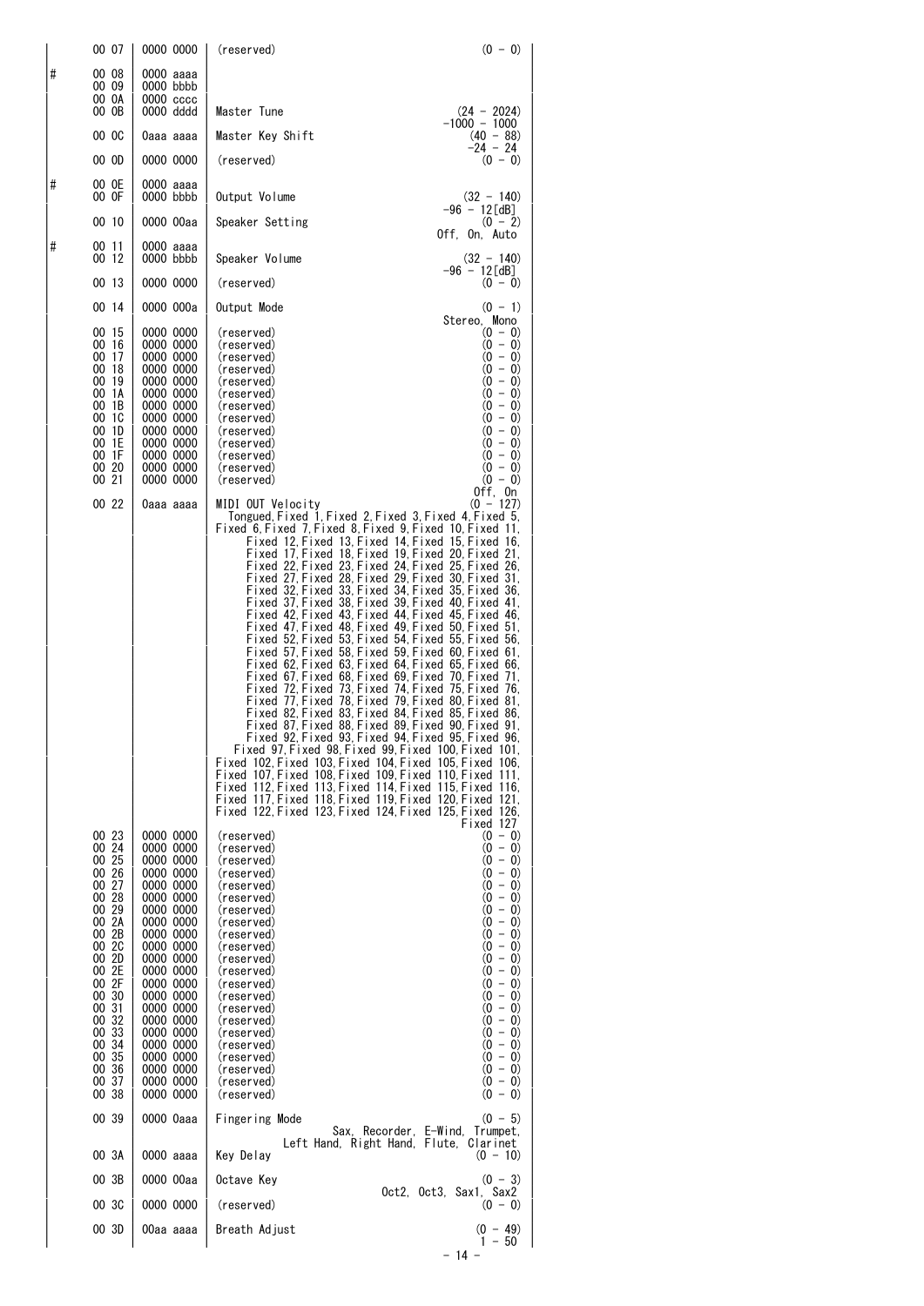| | | | | |
|---|---|---|---|---|
| | 00 07 | 0000 0000 | (reserved) | (0 - 0) |
| # | 00 08 | 0000 aaaa | | |
| | 00 09 | 0000 bbbb | | |
| | 00 0A | 0000 cccc | | |
| | 00 0B | 0000 dddd | Master Tune | (24 - 2024) -1000 - 1000 |
| | 00 0C | 0aaa aaaa | Master Key Shift | (40 - 88) -24 - 24 |
| | 00 0D | 0000 0000 | (reserved) | (0 - 0) |
| # | 00 0E | 0000 aaaa | | |
| | 00 0F | 0000 bbbb | Output Volume | (32 - 140) -96 - 12[dB] |
| | 00 10 | 0000 00aa | Speaker Setting | (0 - 2) Off, On, Auto |
| # | 00 11 | 0000 aaaa | | |
| | 00 12 | 0000 bbbb | Speaker Volume | (32 - 140) -96 - 12[dB] |
| | 00 13 | 0000 0000 | (reserved) | (0 - 0) |
| | 00 14 | 0000 000a | Output Mode | (0 - 1) Stereo, Mono |
| | 00 15 | 0000 0000 | (reserved) | (0 - 0) |
| | 00 16 | 0000 0000 | (reserved) | (0 - 0) |
| | 00 17 | 0000 0000 | (reserved) | (0 - 0) |
| | 00 18 | 0000 0000 | (reserved) | (0 - 0) |
| | 00 19 | 0000 0000 | (reserved) | (0 - 0) |
| | 00 1A | 0000 0000 | (reserved) | (0 - 0) |
| | 00 1B | 0000 0000 | (reserved) | (0 - 0) |
| | 00 1C | 0000 0000 | (reserved) | (0 - 0) |
| | 00 1D | 0000 0000 | (reserved) | (0 - 0) |
| | 00 1E | 0000 0000 | (reserved) | (0 - 0) |
| | 00 1F | 0000 0000 | (reserved) | (0 - 0) |
| | 00 20 | 0000 0000 | (reserved) | (0 - 0) |
| | 00 21 | 0000 0000 | (reserved) | (0 - 0) Off, On |
| | 00 22 | 0aaa aaaa | MIDI OUT Velocity | (0 - 127) Tongued, Fixed 1, Fixed 2, Fixed 3, Fixed 4, Fixed 5, Fixed 6, Fixed 7, Fixed 8, Fixed 9, Fixed 10, Fixed 11, Fixed 12, Fixed 13, Fixed 14, Fixed 15, Fixed 16, Fixed 17, Fixed 18, Fixed 19, Fixed 20, Fixed 21, Fixed 22, Fixed 23, Fixed 24, Fixed 25, Fixed 26, Fixed 27, Fixed 28, Fixed 29, Fixed 30, Fixed 31, Fixed 32, Fixed 33, Fixed 34, Fixed 35, Fixed 36, Fixed 37, Fixed 38, Fixed 39, Fixed 40, Fixed 41, Fixed 42, Fixed 43, Fixed 44, Fixed 45, Fixed 46, Fixed 47, Fixed 48, Fixed 49, Fixed 50, Fixed 51, Fixed 52, Fixed 53, Fixed 54, Fixed 55, Fixed 56, Fixed 57, Fixed 58, Fixed 59, Fixed 60, Fixed 61, Fixed 62, Fixed 63, Fixed 64, Fixed 65, Fixed 66, Fixed 67, Fixed 68, Fixed 69, Fixed 70, Fixed 71, Fixed 72, Fixed 73, Fixed 74, Fixed 75, Fixed 76, Fixed 77, Fixed 78, Fixed 79, Fixed 80, Fixed 81, Fixed 82, Fixed 83, Fixed 84, Fixed 85, Fixed 86, Fixed 87, Fixed 88, Fixed 89, Fixed 90, Fixed 91, Fixed 92, Fixed 93, Fixed 94, Fixed 95, Fixed 96, Fixed 97, Fixed 98, Fixed 99, Fixed 100, Fixed 101, Fixed 102, Fixed 103, Fixed 104, Fixed 105, Fixed 106, Fixed 107, Fixed 108, Fixed 109, Fixed 110, Fixed 111, Fixed 112, Fixed 113, Fixed 114, Fixed 115, Fixed 116, Fixed 117, Fixed 118, Fixed 119, Fixed 120, Fixed 121, Fixed 122, Fixed 123, Fixed 124, Fixed 125, Fixed 126, Fixed 127 |
| | 00 23 | 0000 0000 | (reserved) | (0 - 0) |
| | 00 24 | 0000 0000 | (reserved) | (0 - 0) |
| | 00 25 | 0000 0000 | (reserved) | (0 - 0) |
| | 00 26 | 0000 0000 | (reserved) | (0 - 0) |
| | 00 27 | 0000 0000 | (reserved) | (0 - 0) |
| | 00 28 | 0000 0000 | (reserved) | (0 - 0) |
| | 00 29 | 0000 0000 | (reserved) | (0 - 0) |
| | 00 2A | 0000 0000 | (reserved) | (0 - 0) |
| | 00 2B | 0000 0000 | (reserved) | (0 - 0) |
| | 00 2C | 0000 0000 | (reserved) | (0 - 0) |
| | 00 2D | 0000 0000 | (reserved) | (0 - 0) |
| | 00 2E | 0000 0000 | (reserved) | (0 - 0) |
| | 00 2F | 0000 0000 | (reserved) | (0 - 0) |
| | 00 30 | 0000 0000 | (reserved) | (0 - 0) |
| | 00 31 | 0000 0000 | (reserved) | (0 - 0) |
| | 00 32 | 0000 0000 | (reserved) | (0 - 0) |
| | 00 33 | 0000 0000 | (reserved) | (0 - 0) |
| | 00 34 | 0000 0000 | (reserved) | (0 - 0) |
| | 00 35 | 0000 0000 | (reserved) | (0 - 0) |
| | 00 36 | 0000 0000 | (reserved) | (0 - 0) |
| | 00 37 | 0000 0000 | (reserved) | (0 - 0) |
| | 00 38 | 0000 0000 | (reserved) | (0 - 0) |
| | 00 39 | 0000 0aaa | Fingering Mode | (0 - 5) Sax, Recorder, E-Wind, Trumpet, Left Hand, Right Hand, Flute, Clarinet |
| | 00 3A | 0000 aaaa | Key Delay | (0 - 10) |
| | 00 3B | 0000 00aa | Octave Key | (0 - 3) Oct2, Oct3, Sax1, Sax2 |
| | 00 3C | 0000 0000 | (reserved) | (0 - 0) |
| | 00 3D | 00aa aaaa | Breath Adjust | (0 - 49) 1 - 50 |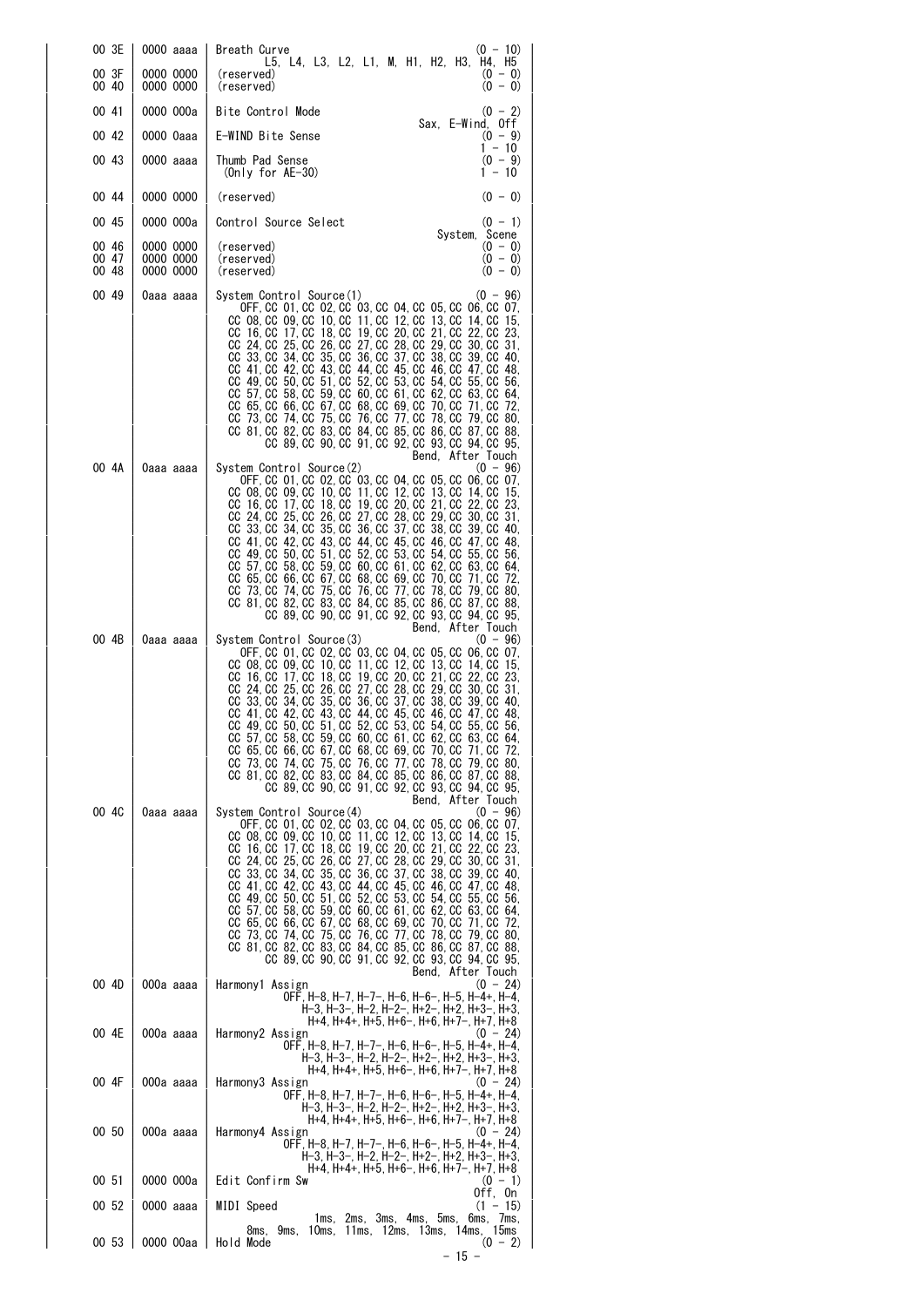| Offset | Data | Description | Range |
|---|---|---|---|
| 00 3E | 0000 aaaa | Breath Curve<br>L5, L4, L3, L2, L1, M, H1, H2, H3, H4, H5 | (0 - 10) |
| 00 3F | 0000 0000 | (reserved) | (0 - 0) |
| 00 40 | 0000 0000 | (reserved) | (0 - 0) |
| 00 41 | 0000 000a | Bite Control Mode<br>Sax, E-Wind, Off | (0 - 2) |
| 00 42 | 0000 0aaa | E-WIND Bite Sense<br>1 - 10 | (0 - 9) |
| 00 43 | 0000 aaaa | Thumb Pad Sense<br>(Only for AE-30)<br>1 - 10 | (0 - 9) |
| 00 44 | 0000 0000 | (reserved) | (0 - 0) |
| 00 45 | 0000 000a | Control Source Select<br>System, Scene | (0 - 1) |
| 00 46 | 0000 0000 | (reserved) | (0 - 0) |
| 00 47 | 0000 0000 | (reserved) | (0 - 0) |
| 00 48 | 0000 0000 | (reserved) | (0 - 0) |
| 00 49 | 0aaa aaaa | System Control Source(1)<br>OFF, CC 01, CC 02, CC 03, CC 04, CC 05, CC 06, CC 07, CC 08, CC 09, CC 10, CC 11, CC 12, CC 13, CC 14, CC 15, CC 16, CC 17, CC 18, CC 19, CC 20, CC 21, CC 22, CC 23, CC 24, CC 25, CC 26, CC 27, CC 28, CC 29, CC 30, CC 31, CC 33, CC 34, CC 35, CC 36, CC 37, CC 38, CC 39, CC 40, CC 41, CC 42, CC 43, CC 44, CC 45, CC 46, CC 47, CC 48, CC 49, CC 50, CC 51, CC 52, CC 53, CC 54, CC 55, CC 56, CC 57, CC 58, CC 59, CC 60, CC 61, CC 62, CC 63, CC 64, CC 65, CC 66, CC 67, CC 68, CC 69, CC 70, CC 71, CC 72, CC 73, CC 74, CC 75, CC 76, CC 77, CC 78, CC 79, CC 80, CC 81, CC 82, CC 83, CC 84, CC 85, CC 86, CC 87, CC 88, CC 89, CC 90, CC 91, CC 92, CC 93, CC 94, CC 95, Bend, After Touch | (0 - 96) |
| 00 4A | 0aaa aaaa | System Control Source(2)<br>OFF, CC 01, CC 02, CC 03, CC 04, CC 05, CC 06, CC 07, CC 08, CC 09, CC 10, CC 11, CC 12, CC 13, CC 14, CC 15, CC 16, CC 17, CC 18, CC 19, CC 20, CC 21, CC 22, CC 23, CC 24, CC 25, CC 26, CC 27, CC 28, CC 29, CC 30, CC 31, CC 33, CC 34, CC 35, CC 36, CC 37, CC 38, CC 39, CC 40, CC 41, CC 42, CC 43, CC 44, CC 45, CC 46, CC 47, CC 48, CC 49, CC 50, CC 51, CC 52, CC 53, CC 54, CC 55, CC 56, CC 57, CC 58, CC 59, CC 60, CC 61, CC 62, CC 63, CC 64, CC 65, CC 66, CC 67, CC 68, CC 69, CC 70, CC 71, CC 72, CC 73, CC 74, CC 75, CC 76, CC 77, CC 78, CC 79, CC 80, CC 81, CC 82, CC 83, CC 84, CC 85, CC 86, CC 87, CC 88, CC 89, CC 90, CC 91, CC 92, CC 93, CC 94, CC 95, Bend, After Touch | (0 - 96) |
| 00 4B | 0aaa aaaa | System Control Source(3)<br>OFF, CC 01, CC 02, CC 03, CC 04, CC 05, CC 06, CC 07, CC 08, CC 09, CC 10, CC 11, CC 12, CC 13, CC 14, CC 15, CC 16, CC 17, CC 18, CC 19, CC 20, CC 21, CC 22, CC 23, CC 24, CC 25, CC 26, CC 27, CC 28, CC 29, CC 30, CC 31, CC 33, CC 34, CC 35, CC 36, CC 37, CC 38, CC 39, CC 40, CC 41, CC 42, CC 43, CC 44, CC 45, CC 46, CC 47, CC 48, CC 49, CC 50, CC 51, CC 52, CC 53, CC 54, CC 55, CC 56, CC 57, CC 58, CC 59, CC 60, CC 61, CC 62, CC 63, CC 64, CC 65, CC 66, CC 67, CC 68, CC 69, CC 70, CC 71, CC 72, CC 73, CC 74, CC 75, CC 76, CC 77, CC 78, CC 79, CC 80, CC 81, CC 82, CC 83, CC 84, CC 85, CC 86, CC 87, CC 88, CC 89, CC 90, CC 91, CC 92, CC 93, CC 94, CC 95, Bend, After Touch | (0 - 96) |
| 00 4C | 0aaa aaaa | System Control Source(4)<br>OFF, CC 01, CC 02, CC 03, CC 04, CC 05, CC 06, CC 07, CC 08, CC 09, CC 10, CC 11, CC 12, CC 13, CC 14, CC 15, CC 16, CC 17, CC 18, CC 19, CC 20, CC 21, CC 22, CC 23, CC 24, CC 25, CC 26, CC 27, CC 28, CC 29, CC 30, CC 31, CC 33, CC 34, CC 35, CC 36, CC 37, CC 38, CC 39, CC 40, CC 41, CC 42, CC 43, CC 44, CC 45, CC 46, CC 47, CC 48, CC 49, CC 50, CC 51, CC 52, CC 53, CC 54, CC 55, CC 56, CC 57, CC 58, CC 59, CC 60, CC 61, CC 62, CC 63, CC 64, CC 65, CC 66, CC 67, CC 68, CC 69, CC 70, CC 71, CC 72, CC 73, CC 74, CC 75, CC 76, CC 77, CC 78, CC 79, CC 80, CC 81, CC 82, CC 83, CC 84, CC 85, CC 86, CC 87, CC 88, CC 89, CC 90, CC 91, CC 92, CC 93, CC 94, CC 95, Bend, After Touch | (0 - 96) |
| 00 4D | 000a aaaa | Harmony1 Assign<br>OFF, H-8, H-7, H-7-, H-6, H-6-, H-5, H-4+, H-4, H-3, H-3-, H-2, H-2-, H+2-, H+2, H+3-, H+3, H+4, H+4+, H+5, H+6-, H+6, H+7-, H+7, H+8 | (0 - 24) |
| 00 4E | 000a aaaa | Harmony2 Assign<br>OFF, H-8, H-7, H-7-, H-6, H-6-, H-5, H-4+, H-4, H-3, H-3-, H-2, H-2-, H+2-, H+2, H+3-, H+3, H+4, H+4+, H+5, H+6-, H+6, H+7-, H+7, H+8 | (0 - 24) |
| 00 4F | 000a aaaa | Harmony3 Assign<br>OFF, H-8, H-7, H-7-, H-6, H-6-, H-5, H-4+, H-4, H-3, H-3-, H-2, H-2-, H+2-, H+2, H+3-, H+3, H+4, H+4+, H+5, H+6-, H+6, H+7-, H+7, H+8 | (0 - 24) |
| 00 50 | 000a aaaa | Harmony4 Assign<br>OFF, H-8, H-7, H-7-, H-6, H-6-, H-5, H-4+, H-4, H-3, H-3-, H-2, H-2-, H+2-, H+2, H+3-, H+3, H+4, H+4+, H+5, H+6-, H+6, H+7-, H+7, H+8 | (0 - 24) |
| 00 51 | 0000 000a | Edit Confirm Sw<br>Off, On | (0 - 1) |
| 00 52 | 0000 aaaa | MIDI Speed<br>1ms, 2ms, 3ms, 4ms, 5ms, 6ms, 7ms, 8ms, 9ms, 10ms, 11ms, 12ms, 13ms, 14ms, 15ms | (1 - 15) |
| 00 53 | 0000 00aa | Hold Mode | (0 - 2) |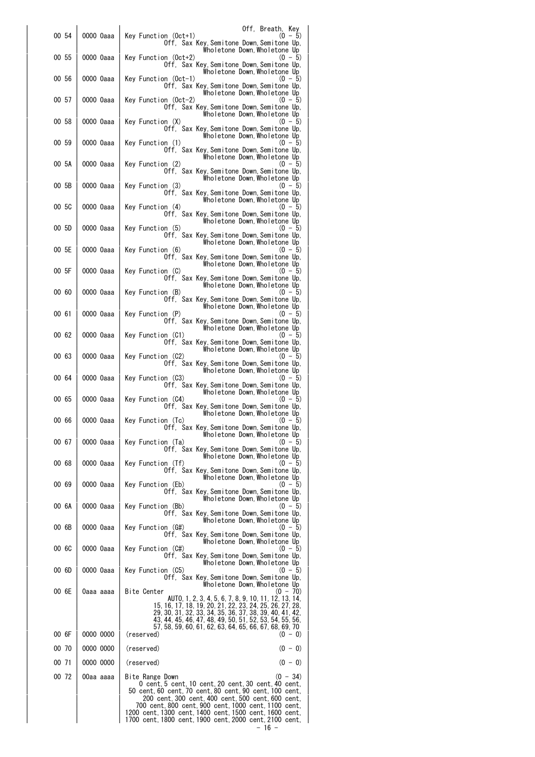| | | |
|---|---|---|
| | | Off, Breath, Key |
| 00 54 | 0000 0aaa | Key Function (Oct+1) (0 - 5)<br>Off, Sax Key, Semitone Down, Semitone Up, Wholetone Down, Wholetone Up |
| 00 55 | 0000 0aaa | Key Function (Oct+2) (0 - 5)<br>Off, Sax Key, Semitone Down, Semitone Up, Wholetone Down, Wholetone Up |
| 00 56 | 0000 0aaa | Key Function (Oct-1) (0 - 5)<br>Off, Sax Key, Semitone Down, Semitone Up, Wholetone Down, Wholetone Up |
| 00 57 | 0000 0aaa | Key Function (Oct-2) (0 - 5)<br>Off, Sax Key, Semitone Down, Semitone Up, Wholetone Down, Wholetone Up |
| 00 58 | 0000 0aaa | Key Function (X) (0 - 5)<br>Off, Sax Key, Semitone Down, Semitone Up, Wholetone Down, Wholetone Up |
| 00 59 | 0000 0aaa | Key Function (1) (0 - 5)<br>Off, Sax Key, Semitone Down, Semitone Up, Wholetone Down, Wholetone Up |
| 00 5A | 0000 0aaa | Key Function (2) (0 - 5)<br>Off, Sax Key, Semitone Down, Semitone Up, Wholetone Down, Wholetone Up |
| 00 5B | 0000 0aaa | Key Function (3) (0 - 5)<br>Off, Sax Key, Semitone Down, Semitone Up, Wholetone Down, Wholetone Up |
| 00 5C | 0000 0aaa | Key Function (4) (0 - 5)<br>Off, Sax Key, Semitone Down, Semitone Up, Wholetone Down, Wholetone Up |
| 00 5D | 0000 0aaa | Key Function (5) (0 - 5)<br>Off, Sax Key, Semitone Down, Semitone Up, Wholetone Down, Wholetone Up |
| 00 5E | 0000 0aaa | Key Function (6) (0 - 5)<br>Off, Sax Key, Semitone Down, Semitone Up, Wholetone Down, Wholetone Up |
| 00 5F | 0000 0aaa | Key Function (C) (0 - 5)<br>Off, Sax Key, Semitone Down, Semitone Up, Wholetone Down, Wholetone Up |
| 00 60 | 0000 0aaa | Key Function (B) (0 - 5)<br>Off, Sax Key, Semitone Down, Semitone Up, Wholetone Down, Wholetone Up |
| 00 61 | 0000 0aaa | Key Function (P) (0 - 5)<br>Off, Sax Key, Semitone Down, Semitone Up, Wholetone Down, Wholetone Up |
| 00 62 | 0000 0aaa | Key Function (C1) (0 - 5)<br>Off, Sax Key, Semitone Down, Semitone Up, Wholetone Down, Wholetone Up |
| 00 63 | 0000 0aaa | Key Function (C2) (0 - 5)<br>Off, Sax Key, Semitone Down, Semitone Up, Wholetone Down, Wholetone Up |
| 00 64 | 0000 0aaa | Key Function (C3) (0 - 5)<br>Off, Sax Key, Semitone Down, Semitone Up, Wholetone Down, Wholetone Up |
| 00 65 | 0000 0aaa | Key Function (C4) (0 - 5)<br>Off, Sax Key, Semitone Down, Semitone Up, Wholetone Down, Wholetone Up |
| 00 66 | 0000 0aaa | Key Function (Tc) (0 - 5)<br>Off, Sax Key, Semitone Down, Semitone Up, Wholetone Down, Wholetone Up |
| 00 67 | 0000 0aaa | Key Function (Ta) (0 - 5)<br>Off, Sax Key, Semitone Down, Semitone Up, Wholetone Down, Wholetone Up |
| 00 68 | 0000 0aaa | Key Function (Tf) (0 - 5)<br>Off, Sax Key, Semitone Down, Semitone Up, Wholetone Down, Wholetone Up |
| 00 69 | 0000 0aaa | Key Function (Eb) (0 - 5)<br>Off, Sax Key, Semitone Down, Semitone Up, Wholetone Down, Wholetone Up |
| 00 6A | 0000 0aaa | Key Function (Bb) (0 - 5)<br>Off, Sax Key, Semitone Down, Semitone Up, Wholetone Down, Wholetone Up |
| 00 6B | 0000 0aaa | Key Function (G#) (0 - 5)<br>Off, Sax Key, Semitone Down, Semitone Up, Wholetone Down, Wholetone Up |
| 00 6C | 0000 0aaa | Key Function (C#) (0 - 5)<br>Off, Sax Key, Semitone Down, Semitone Up, Wholetone Down, Wholetone Up |
| 00 6D | 0000 0aaa | Key Function (C5) (0 - 5)<br>Off, Sax Key, Semitone Down, Semitone Up, Wholetone Down, Wholetone Up |
| 00 6E | 0aaa aaaa | Bite Center (0 - 70)<br>AUTO, 1, 2, 3, 4, 5, 6, 7, 8, 9, 10, 11, 12, 13, 14, 15, 16, 17, 18, 19, 20, 21, 22, 23, 24, 25, 26, 27, 28, 29, 30, 31, 32, 33, 34, 35, 36, 37, 38, 39, 40, 41, 42, 43, 44, 45, 46, 47, 48, 49, 50, 51, 52, 53, 54, 55, 56, 57, 58, 59, 60, 61, 62, 63, 64, 65, 66, 67, 68, 69, 70 |
| 00 6F | 0000 0000 | (reserved) (0 - 0) |
| 00 70 | 0000 0000 | (reserved) (0 - 0) |
| 00 71 | 0000 0000 | (reserved) (0 - 0) |
| 00 72 | 00aa aaaa | Bite Range Down (0 - 34)<br>0 cent, 5 cent, 10 cent, 20 cent, 30 cent, 40 cent, 50 cent, 60 cent, 70 cent, 80 cent, 90 cent, 100 cent, 200 cent, 300 cent, 400 cent, 500 cent, 600 cent, 700 cent, 800 cent, 900 cent, 1000 cent, 1100 cent, 1200 cent, 1300 cent, 1400 cent, 1500 cent, 1600 cent, 1700 cent, 1800 cent, 1900 cent, 2000 cent, 2100 cent, |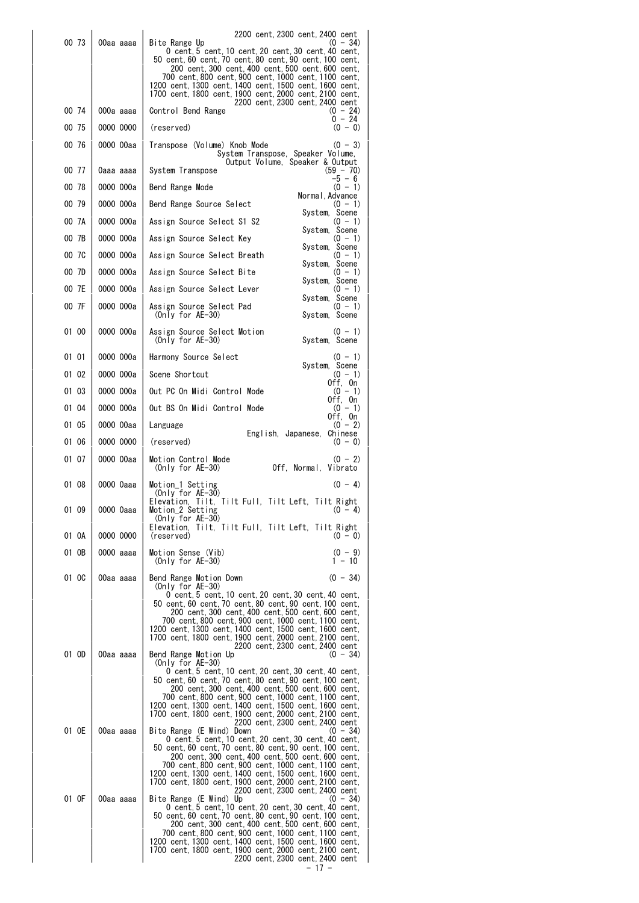| | | |
|---|---|---|
| | | 2200 cent, 2300 cent, 2400 cent |
| 00 73 | 00aa aaaa | Bite Range Up (0 - 34)<br>0 cent, 5 cent, 10 cent, 20 cent, 30 cent, 40 cent,<br>50 cent, 60 cent, 70 cent, 80 cent, 90 cent, 100 cent,<br>200 cent, 300 cent, 400 cent, 500 cent, 600 cent,<br>700 cent, 800 cent, 900 cent, 1000 cent, 1100 cent,<br>1200 cent, 1300 cent, 1400 cent, 1500 cent, 1600 cent,<br>1700 cent, 1800 cent, 1900 cent, 2000 cent, 2100 cent,<br>2200 cent, 2300 cent, 2400 cent |
| 00 74 | 000a aaaa | Control Bend Range (0 - 24)<br>0 - 24 |
| 00 75 | 0000 0000 | (reserved) (0 - 0) |
| 00 76 | 0000 00aa | Transpose (Volume) Knob Mode (0 - 3)<br>System Transpose, Speaker Volume,<br>Output Volume, Speaker & Output |
| 00 77 | 0aaa aaaa | System Transpose (59 - 70)<br>-5 - 6 |
| 00 78 | 0000 000a | Bend Range Mode (0 - 1)<br>Normal, Advance |
| 00 79 | 0000 000a | Bend Range Source Select (0 - 1)<br>System, Scene |
| 00 7A | 0000 000a | Assign Source Select S1 S2 (0 - 1)<br>System, Scene |
| 00 7B | 0000 000a | Assign Source Select Key (0 - 1)<br>System, Scene |
| 00 7C | 0000 000a | Assign Source Select Breath (0 - 1)<br>System, Scene |
| 00 7D | 0000 000a | Assign Source Select Bite (0 - 1)<br>System, Scene |
| 00 7E | 0000 000a | Assign Source Select Lever (0 - 1)<br>System, Scene |
| 00 7F | 0000 000a | Assign Source Select Pad (0 - 1)<br>(Only for AE-30) System, Scene |
| 01 00 | 0000 000a | Assign Source Select Motion (0 - 1)<br>(Only for AE-30) System, Scene |
| 01 01 | 0000 000a | Harmony Source Select (0 - 1)<br>System, Scene |
| 01 02 | 0000 000a | Scene Shortcut (0 - 1)<br>Off, On |
| 01 03 | 0000 000a | Out PC On Midi Control Mode (0 - 1)<br>Off, On |
| 01 04 | 0000 000a | Out BS On Midi Control Mode (0 - 1)<br>Off, On |
| 01 05 | 0000 00aa | Language (0 - 2)<br>English, Japanese, Chinese |
| 01 06 | 0000 0000 | (reserved) (0 - 0) |
| 01 07 | 0000 00aa | Motion Control Mode (0 - 2)<br>(Only for AE-30) Off, Normal, Vibrato |
| 01 08 | 0000 0aaa | Motion_1 Setting (0 - 4)<br>(Only for AE-30)<br>Elevation, Tilt, Tilt Full, Tilt Left, Tilt Right |
| 01 09 | 0000 0aaa | Motion_2 Setting (0 - 4)<br>(Only for AE-30)<br>Elevation, Tilt, Tilt Full, Tilt Left, Tilt Right |
| 01 0A | 0000 0000 | (reserved) (0 - 0) |
| 01 0B | 0000 aaaa | Motion Sense (Vib) (0 - 9)<br>(Only for AE-30) 1 - 10 |
| 01 0C | 00aa aaaa | Bend Range Motion Down (0 - 34)<br>(Only for AE-30)<br>0 cent, 5 cent, 10 cent, 20 cent, 30 cent, 40 cent,<br>50 cent, 60 cent, 70 cent, 80 cent, 90 cent, 100 cent,<br>200 cent, 300 cent, 400 cent, 500 cent, 600 cent,<br>700 cent, 800 cent, 900 cent, 1000 cent, 1100 cent,<br>1200 cent, 1300 cent, 1400 cent, 1500 cent, 1600 cent,<br>1700 cent, 1800 cent, 1900 cent, 2000 cent, 2100 cent,<br>2200 cent, 2300 cent, 2400 cent |
| 01 0D | 00aa aaaa | Bend Range Motion Up (0 - 34)<br>(Only for AE-30)<br>0 cent, 5 cent, 10 cent, 20 cent, 30 cent, 40 cent,<br>50 cent, 60 cent, 70 cent, 80 cent, 90 cent, 100 cent,<br>200 cent, 300 cent, 400 cent, 500 cent, 600 cent,<br>700 cent, 800 cent, 900 cent, 1000 cent, 1100 cent,<br>1200 cent, 1300 cent, 1400 cent, 1500 cent, 1600 cent,<br>1700 cent, 1800 cent, 1900 cent, 2000 cent, 2100 cent,<br>2200 cent, 2300 cent, 2400 cent |
| 01 0E | 00aa aaaa | Bite Range (E Wind) Down (0 - 34)<br>0 cent, 5 cent, 10 cent, 20 cent, 30 cent, 40 cent,<br>50 cent, 60 cent, 70 cent, 80 cent, 90 cent, 100 cent,<br>200 cent, 300 cent, 400 cent, 500 cent, 600 cent,<br>700 cent, 800 cent, 900 cent, 1000 cent, 1100 cent,<br>1200 cent, 1300 cent, 1400 cent, 1500 cent, 1600 cent,<br>1700 cent, 1800 cent, 1900 cent, 2000 cent, 2100 cent,<br>2200 cent, 2300 cent, 2400 cent |
| 01 0F | 00aa aaaa | Bite Range (E Wind) Up (0 - 34)<br>0 cent, 5 cent, 10 cent, 20 cent, 30 cent, 40 cent,<br>50 cent, 60 cent, 70 cent, 80 cent, 90 cent, 100 cent,<br>200 cent, 300 cent, 400 cent, 500 cent, 600 cent,<br>700 cent, 800 cent, 900 cent, 1000 cent, 1100 cent,<br>1200 cent, 1300 cent, 1400 cent, 1500 cent, 1600 cent,<br>1700 cent, 1800 cent, 1900 cent, 2000 cent, 2100 cent,<br>2200 cent, 2300 cent, 2400 cent |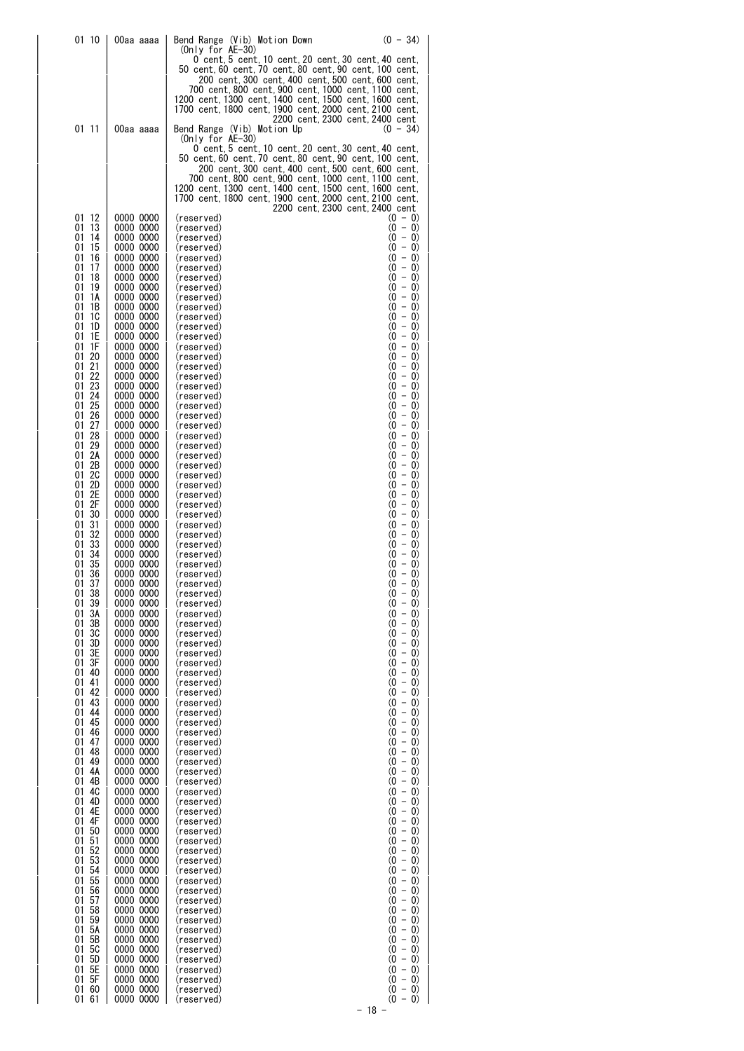| Offset Address | Value | Description | Range |
|---|---|---|---|
| 01 10 | 00aa aaaa | Bend Range (Vib) Motion Down<br>(Only for AE-30)<br>0 cent, 5 cent, 10 cent, 20 cent, 30 cent, 40 cent, 50 cent, 60 cent, 70 cent, 80 cent, 90 cent, 100 cent, 200 cent, 300 cent, 400 cent, 500 cent, 600 cent, 700 cent, 800 cent, 900 cent, 1000 cent, 1100 cent, 1200 cent, 1300 cent, 1400 cent, 1500 cent, 1600 cent, 1700 cent, 1800 cent, 1900 cent, 2000 cent, 2100 cent, 2200 cent, 2300 cent, 2400 cent | (0 - 34) |
| 01 11 | 00aa aaaa | Bend Range (Vib) Motion Up<br>(Only for AE-30)<br>0 cent, 5 cent, 10 cent, 20 cent, 30 cent, 40 cent, 50 cent, 60 cent, 70 cent, 80 cent, 90 cent, 100 cent, 200 cent, 300 cent, 400 cent, 500 cent, 600 cent, 700 cent, 800 cent, 900 cent, 1000 cent, 1100 cent, 1200 cent, 1300 cent, 1400 cent, 1500 cent, 1600 cent, 1700 cent, 1800 cent, 1900 cent, 2000 cent, 2100 cent, 2200 cent, 2300 cent, 2400 cent | (0 - 34) |
| 01 12 | 0000 0000 | (reserved) | (0 - 0) |
| 01 13 | 0000 0000 | (reserved) | (0 - 0) |
| 01 14 | 0000 0000 | (reserved) | (0 - 0) |
| 01 15 | 0000 0000 | (reserved) | (0 - 0) |
| 01 16 | 0000 0000 | (reserved) | (0 - 0) |
| 01 17 | 0000 0000 | (reserved) | (0 - 0) |
| 01 18 | 0000 0000 | (reserved) | (0 - 0) |
| 01 19 | 0000 0000 | (reserved) | (0 - 0) |
| 01 1A | 0000 0000 | (reserved) | (0 - 0) |
| 01 1B | 0000 0000 | (reserved) | (0 - 0) |
| 01 1C | 0000 0000 | (reserved) | (0 - 0) |
| 01 1D | 0000 0000 | (reserved) | (0 - 0) |
| 01 1E | 0000 0000 | (reserved) | (0 - 0) |
| 01 1F | 0000 0000 | (reserved) | (0 - 0) |
| 01 20 | 0000 0000 | (reserved) | (0 - 0) |
| 01 21 | 0000 0000 | (reserved) | (0 - 0) |
| 01 22 | 0000 0000 | (reserved) | (0 - 0) |
| 01 23 | 0000 0000 | (reserved) | (0 - 0) |
| 01 24 | 0000 0000 | (reserved) | (0 - 0) |
| 01 25 | 0000 0000 | (reserved) | (0 - 0) |
| 01 26 | 0000 0000 | (reserved) | (0 - 0) |
| 01 27 | 0000 0000 | (reserved) | (0 - 0) |
| 01 28 | 0000 0000 | (reserved) | (0 - 0) |
| 01 29 | 0000 0000 | (reserved) | (0 - 0) |
| 01 2A | 0000 0000 | (reserved) | (0 - 0) |
| 01 2B | 0000 0000 | (reserved) | (0 - 0) |
| 01 2C | 0000 0000 | (reserved) | (0 - 0) |
| 01 2D | 0000 0000 | (reserved) | (0 - 0) |
| 01 2E | 0000 0000 | (reserved) | (0 - 0) |
| 01 2F | 0000 0000 | (reserved) | (0 - 0) |
| 01 30 | 0000 0000 | (reserved) | (0 - 0) |
| 01 31 | 0000 0000 | (reserved) | (0 - 0) |
| 01 32 | 0000 0000 | (reserved) | (0 - 0) |
| 01 33 | 0000 0000 | (reserved) | (0 - 0) |
| 01 34 | 0000 0000 | (reserved) | (0 - 0) |
| 01 35 | 0000 0000 | (reserved) | (0 - 0) |
| 01 36 | 0000 0000 | (reserved) | (0 - 0) |
| 01 37 | 0000 0000 | (reserved) | (0 - 0) |
| 01 38 | 0000 0000 | (reserved) | (0 - 0) |
| 01 39 | 0000 0000 | (reserved) | (0 - 0) |
| 01 3A | 0000 0000 | (reserved) | (0 - 0) |
| 01 3B | 0000 0000 | (reserved) | (0 - 0) |
| 01 3C | 0000 0000 | (reserved) | (0 - 0) |
| 01 3D | 0000 0000 | (reserved) | (0 - 0) |
| 01 3E | 0000 0000 | (reserved) | (0 - 0) |
| 01 3F | 0000 0000 | (reserved) | (0 - 0) |
| 01 40 | 0000 0000 | (reserved) | (0 - 0) |
| 01 41 | 0000 0000 | (reserved) | (0 - 0) |
| 01 42 | 0000 0000 | (reserved) | (0 - 0) |
| 01 43 | 0000 0000 | (reserved) | (0 - 0) |
| 01 44 | 0000 0000 | (reserved) | (0 - 0) |
| 01 45 | 0000 0000 | (reserved) | (0 - 0) |
| 01 46 | 0000 0000 | (reserved) | (0 - 0) |
| 01 47 | 0000 0000 | (reserved) | (0 - 0) |
| 01 48 | 0000 0000 | (reserved) | (0 - 0) |
| 01 49 | 0000 0000 | (reserved) | (0 - 0) |
| 01 4A | 0000 0000 | (reserved) | (0 - 0) |
| 01 4B | 0000 0000 | (reserved) | (0 - 0) |
| 01 4C | 0000 0000 | (reserved) | (0 - 0) |
| 01 4D | 0000 0000 | (reserved) | (0 - 0) |
| 01 4E | 0000 0000 | (reserved) | (0 - 0) |
| 01 4F | 0000 0000 | (reserved) | (0 - 0) |
| 01 50 | 0000 0000 | (reserved) | (0 - 0) |
| 01 51 | 0000 0000 | (reserved) | (0 - 0) |
| 01 52 | 0000 0000 | (reserved) | (0 - 0) |
| 01 53 | 0000 0000 | (reserved) | (0 - 0) |
| 01 54 | 0000 0000 | (reserved) | (0 - 0) |
| 01 55 | 0000 0000 | (reserved) | (0 - 0) |
| 01 56 | 0000 0000 | (reserved) | (0 - 0) |
| 01 57 | 0000 0000 | (reserved) | (0 - 0) |
| 01 58 | 0000 0000 | (reserved) | (0 - 0) |
| 01 59 | 0000 0000 | (reserved) | (0 - 0) |
| 01 5A | 0000 0000 | (reserved) | (0 - 0) |
| 01 5B | 0000 0000 | (reserved) | (0 - 0) |
| 01 5C | 0000 0000 | (reserved) | (0 - 0) |
| 01 5D | 0000 0000 | (reserved) | (0 - 0) |
| 01 5E | 0000 0000 | (reserved) | (0 - 0) |
| 01 5F | 0000 0000 | (reserved) | (0 - 0) |
| 01 60 | 0000 0000 | (reserved) | (0 - 0) |
| 01 61 | 0000 0000 | (reserved) | (0 - 0) |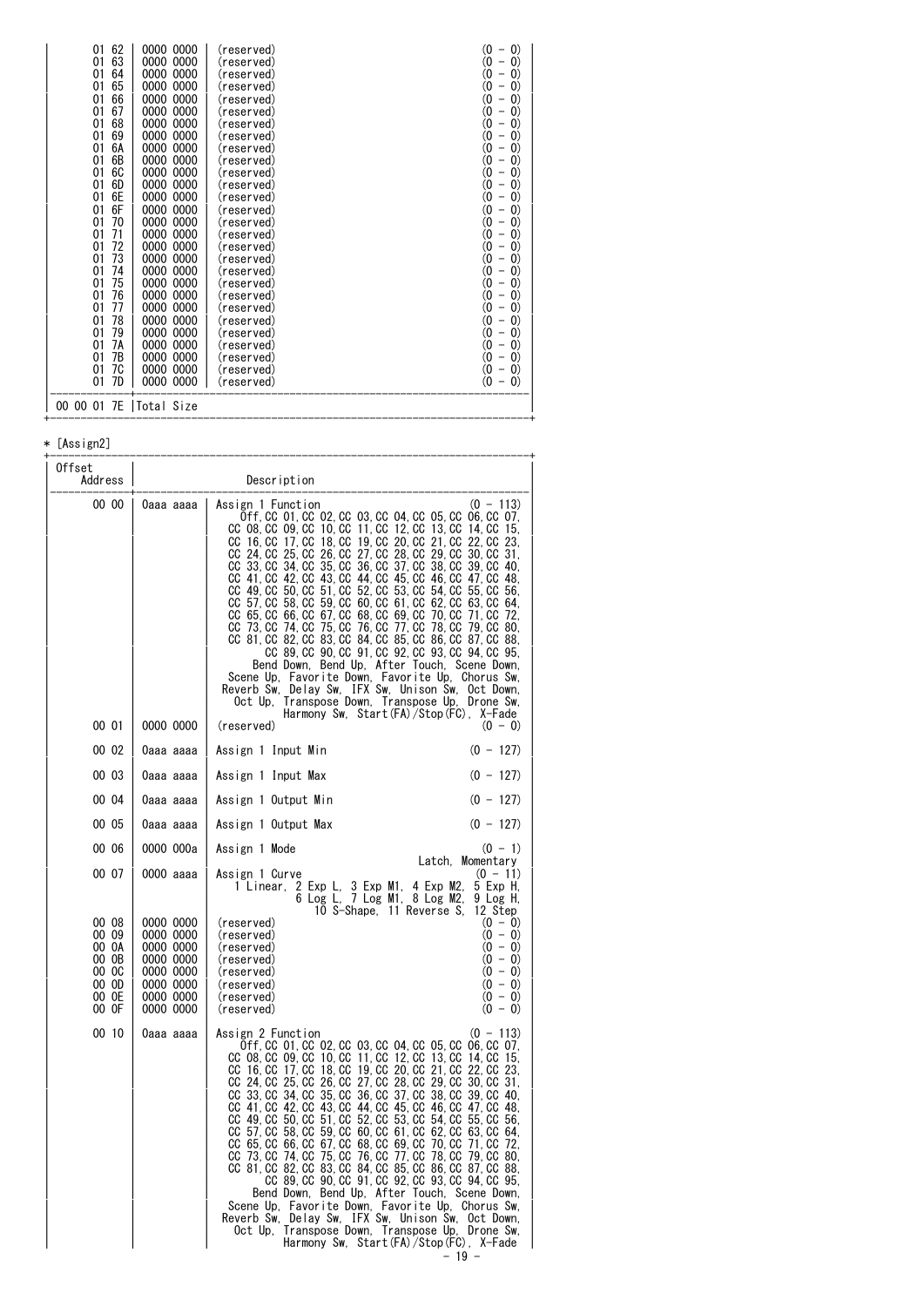| Offset Address | | Description | |
|---|---|---|---|
| 01 62 | 0000 0000 | (reserved) | (0 - 0) |
| 01 63 | 0000 0000 | (reserved) | (0 - 0) |
| 01 64 | 0000 0000 | (reserved) | (0 - 0) |
| 01 65 | 0000 0000 | (reserved) | (0 - 0) |
| 01 66 | 0000 0000 | (reserved) | (0 - 0) |
| 01 67 | 0000 0000 | (reserved) | (0 - 0) |
| 01 68 | 0000 0000 | (reserved) | (0 - 0) |
| 01 69 | 0000 0000 | (reserved) | (0 - 0) |
| 01 6A | 0000 0000 | (reserved) | (0 - 0) |
| 01 6B | 0000 0000 | (reserved) | (0 - 0) |
| 01 6C | 0000 0000 | (reserved) | (0 - 0) |
| 01 6D | 0000 0000 | (reserved) | (0 - 0) |
| 01 6E | 0000 0000 | (reserved) | (0 - 0) |
| 01 6F | 0000 0000 | (reserved) | (0 - 0) |
| 01 70 | 0000 0000 | (reserved) | (0 - 0) |
| 01 71 | 0000 0000 | (reserved) | (0 - 0) |
| 01 72 | 0000 0000 | (reserved) | (0 - 0) |
| 01 73 | 0000 0000 | (reserved) | (0 - 0) |
| 01 74 | 0000 0000 | (reserved) | (0 - 0) |
| 01 75 | 0000 0000 | (reserved) | (0 - 0) |
| 01 76 | 0000 0000 | (reserved) | (0 - 0) |
| 01 77 | 0000 0000 | (reserved) | (0 - 0) |
| 01 78 | 0000 0000 | (reserved) | (0 - 0) |
| 01 79 | 0000 0000 | (reserved) | (0 - 0) |
| 01 7A | 0000 0000 | (reserved) | (0 - 0) |
| 01 7B | 0000 0000 | (reserved) | (0 - 0) |
| 01 7C | 0000 0000 | (reserved) | (0 - 0) |
| 01 7D | 0000 0000 | (reserved) | (0 - 0) |
| 00 00 01 7E | Total Size | | |

* [Assign2]

| Offset Address | | Description | |
|---|---|---|---|
| 00 00 | 0aaa aaaa | Assign 1 Function<br>Off, CC 01, CC 02, CC 03, CC 04, CC 05, CC 06, CC 07, CC 08, CC 09, CC 10, CC 11, CC 12, CC 13, CC 14, CC 15, CC 16, CC 17, CC 18, CC 19, CC 20, CC 21, CC 22, CC 23, CC 24, CC 25, CC 26, CC 27, CC 28, CC 29, CC 30, CC 31, CC 33, CC 34, CC 35, CC 36, CC 37, CC 38, CC 39, CC 40, CC 41, CC 42, CC 43, CC 44, CC 45, CC 46, CC 47, CC 48, CC 49, CC 50, CC 51, CC 52, CC 53, CC 54, CC 55, CC 56, CC 57, CC 58, CC 59, CC 60, CC 61, CC 62, CC 63, CC 64, CC 65, CC 66, CC 67, CC 68, CC 69, CC 70, CC 71, CC 72, CC 73, CC 74, CC 75, CC 76, CC 77, CC 78, CC 79, CC 80, CC 81, CC 82, CC 83, CC 84, CC 85, CC 86, CC 87, CC 88, CC 89, CC 90, CC 91, CC 92, CC 93, CC 94, CC 95, Bend Down, Bend Up, After Touch, Scene Down, Scene Up, Favorite Down, Favorite Up, Chorus Sw, Reverb Sw, Delay Sw, IFX Sw, Unison Sw, Oct Down, Oct Up, Transpose Down, Transpose Up, Drone Sw, Harmony Sw, Start(FA)/Stop(FC), X-Fade | (0 - 113) |
| 00 01 | 0000 0000 | (reserved) | (0 - 0) |
| 00 02 | 0aaa aaaa | Assign 1 Input Min | (0 - 127) |
| 00 03 | 0aaa aaaa | Assign 1 Input Max | (0 - 127) |
| 00 04 | 0aaa aaaa | Assign 1 Output Min | (0 - 127) |
| 00 05 | 0aaa aaaa | Assign 1 Output Max | (0 - 127) |
| 00 06 | 0000 000a | Assign 1 Mode<br>Latch, Momentary | (0 - 1) |
| 00 07 | 0000 aaaa | Assign 1 Curve<br>1 Linear, 2 Exp L, 3 Exp M1, 4 Exp M2, 5 Exp H, 6 Log L, 7 Log M1, 8 Log M2, 9 Log H, 10 S-Shape, 11 Reverse S, 12 Step | (0 - 11) |
| 00 08 | 0000 0000 | (reserved) | (0 - 0) |
| 00 09 | 0000 0000 | (reserved) | (0 - 0) |
| 00 0A | 0000 0000 | (reserved) | (0 - 0) |
| 00 0B | 0000 0000 | (reserved) | (0 - 0) |
| 00 0C | 0000 0000 | (reserved) | (0 - 0) |
| 00 0D | 0000 0000 | (reserved) | (0 - 0) |
| 00 0E | 0000 0000 | (reserved) | (0 - 0) |
| 00 0F | 0000 0000 | (reserved) | (0 - 0) |
| 00 10 | 0aaa aaaa | Assign 2 Function<br>Off, CC 01, CC 02, CC 03, CC 04, CC 05, CC 06, CC 07, CC 08, CC 09, CC 10, CC 11, CC 12, CC 13, CC 14, CC 15, CC 16, CC 17, CC 18, CC 19, CC 20, CC 21, CC 22, CC 23, CC 24, CC 25, CC 26, CC 27, CC 28, CC 29, CC 30, CC 31, CC 33, CC 34, CC 35, CC 36, CC 37, CC 38, CC 39, CC 40, CC 41, CC 42, CC 43, CC 44, CC 45, CC 46, CC 47, CC 48, CC 49, CC 50, CC 51, CC 52, CC 53, CC 54, CC 55, CC 56, CC 57, CC 58, CC 59, CC 60, CC 61, CC 62, CC 63, CC 64, CC 65, CC 66, CC 67, CC 68, CC 69, CC 70, CC 71, CC 72, CC 73, CC 74, CC 75, CC 76, CC 77, CC 78, CC 79, CC 80, CC 81, CC 82, CC 83, CC 84, CC 85, CC 86, CC 87, CC 88, CC 89, CC 90, CC 91, CC 92, CC 93, CC 94, CC 95, Bend Down, Bend Up, After Touch, Scene Down, Scene Up, Favorite Down, Favorite Up, Chorus Sw, Reverb Sw, Delay Sw, IFX Sw, Unison Sw, Oct Down, Oct Up, Transpose Down, Transpose Up, Drone Sw, Harmony Sw, Start(FA)/Stop(FC), X-Fade | (0 - 113) |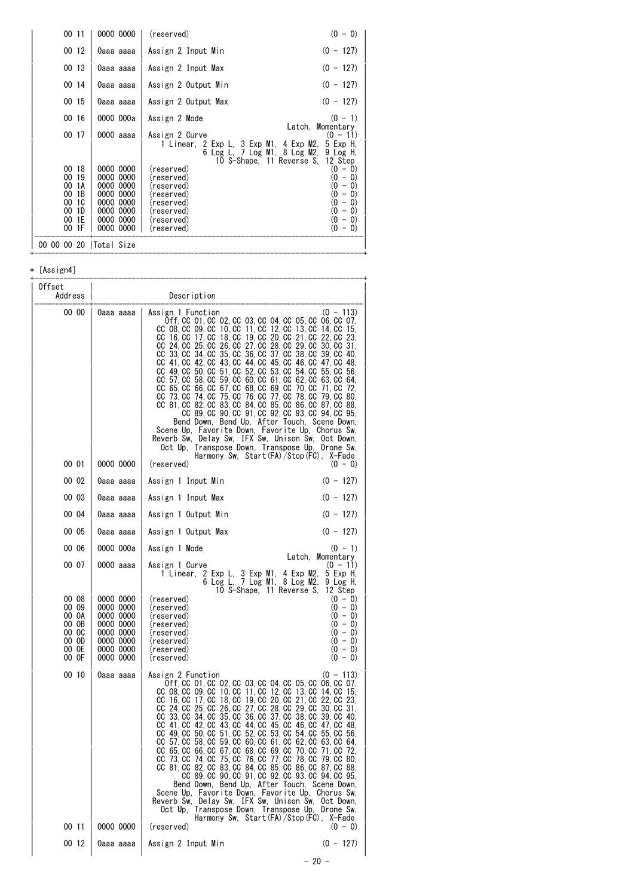| Offset Address | | Description |
|---|---|---|
| 00 11 | 0000 0000 | (reserved) (0 - 0) |
| 00 12 | 0aaa aaaa | Assign 2 Input Min (0 - 127) |
| 00 13 | 0aaa aaaa | Assign 2 Input Max (0 - 127) |
| 00 14 | 0aaa aaaa | Assign 2 Output Min (0 - 127) |
| 00 15 | 0aaa aaaa | Assign 2 Output Max (0 - 127) |
| 00 16 | 0000 000a | Assign 2 Mode (0 - 1) Latch, Momentary |
| 00 17 | 0000 aaaa | Assign 2 Curve (0 - 11) 1 Linear, 2 Exp L, 3 Exp M1, 4 Exp M2, 5 Exp H, 6 Log L, 7 Log M1, 8 Log M2, 9 Log H, 10 S-Shape, 11 Reverse S, 12 Step |
| 00 18 | 0000 0000 | (reserved) (0 - 0) |
| 00 19 | 0000 0000 | (reserved) (0 - 0) |
| 00 1A | 0000 0000 | (reserved) (0 - 0) |
| 00 1B | 0000 0000 | (reserved) (0 - 0) |
| 00 1C | 0000 0000 | (reserved) (0 - 0) |
| 00 1D | 0000 0000 | (reserved) (0 - 0) |
| 00 1E | 0000 0000 | (reserved) (0 - 0) |
| 00 1F | 0000 0000 | (reserved) (0 - 0) |
| 00 00 00 20 | Total Size | |

* [Assign4]

| Offset Address | | Description |
|---|---|---|
| 00 00 | 0aaa aaaa | Assign 1 Function (0 - 113) Off, CC 01, CC 02, CC 03, CC 04, CC 05, CC 06, CC 07, CC 08, CC 09, CC 10, CC 11, CC 12, CC 13, CC 14, CC 15, CC 16, CC 17, CC 18, CC 19, CC 20, CC 21, CC 22, CC 23, CC 24, CC 25, CC 26, CC 27, CC 28, CC 29, CC 30, CC 31, CC 33, CC 34, CC 35, CC 36, CC 37, CC 38, CC 39, CC 40, CC 41, CC 42, CC 43, CC 44, CC 45, CC 46, CC 47, CC 48, CC 49, CC 50, CC 51, CC 52, CC 53, CC 54, CC 55, CC 56, CC 57, CC 58, CC 59, CC 60, CC 61, CC 62, CC 63, CC 64, CC 65, CC 66, CC 67, CC 68, CC 69, CC 70, CC 71, CC 72, CC 73, CC 74, CC 75, CC 76, CC 77, CC 78, CC 79, CC 80, CC 81, CC 82, CC 83, CC 84, CC 85, CC 86, CC 87, CC 88, CC 89, CC 90, CC 91, CC 92, CC 93, CC 94, CC 95, Bend Down, Bend Up, After Touch, Scene Down, Scene Up, Favorite Down, Favorite Up, Chorus Sw, Reverb Sw, Delay Sw, IFX Sw, Unison Sw, Oct Down, Oct Up, Transpose Down, Transpose Up, Drone Sw, Harmony Sw, Start(FA)/Stop(FC), X-Fade |
| 00 01 | 0000 0000 | (reserved) (0 - 0) |
| 00 02 | 0aaa aaaa | Assign 1 Input Min (0 - 127) |
| 00 03 | 0aaa aaaa | Assign 1 Input Max (0 - 127) |
| 00 04 | 0aaa aaaa | Assign 1 Output Min (0 - 127) |
| 00 05 | 0aaa aaaa | Assign 1 Output Max (0 - 127) |
| 00 06 | 0000 000a | Assign 1 Mode (0 - 1) Latch, Momentary |
| 00 07 | 0000 aaaa | Assign 1 Curve (0 - 11) 1 Linear, 2 Exp L, 3 Exp M1, 4 Exp M2, 5 Exp H, 6 Log L, 7 Log M1, 8 Log M2, 9 Log H, 10 S-Shape, 11 Reverse S, 12 Step |
| 00 08 | 0000 0000 | (reserved) (0 - 0) |
| 00 09 | 0000 0000 | (reserved) (0 - 0) |
| 00 0A | 0000 0000 | (reserved) (0 - 0) |
| 00 0B | 0000 0000 | (reserved) (0 - 0) |
| 00 0C | 0000 0000 | (reserved) (0 - 0) |
| 00 0D | 0000 0000 | (reserved) (0 - 0) |
| 00 0E | 0000 0000 | (reserved) (0 - 0) |
| 00 0F | 0000 0000 | (reserved) (0 - 0) |
| 00 10 | 0aaa aaaa | Assign 2 Function (0 - 113) Off, CC 01, CC 02, CC 03, CC 04, CC 05, CC 06, CC 07, CC 08, CC 09, CC 10, CC 11, CC 12, CC 13, CC 14, CC 15, CC 16, CC 17, CC 18, CC 19, CC 20, CC 21, CC 22, CC 23, CC 24, CC 25, CC 26, CC 27, CC 28, CC 29, CC 30, CC 31, CC 33, CC 34, CC 35, CC 36, CC 37, CC 38, CC 39, CC 40, CC 41, CC 42, CC 43, CC 44, CC 45, CC 46, CC 47, CC 48, CC 49, CC 50, CC 51, CC 52, CC 53, CC 54, CC 55, CC 56, CC 57, CC 58, CC 59, CC 60, CC 61, CC 62, CC 63, CC 64, CC 65, CC 66, CC 67, CC 68, CC 69, CC 70, CC 71, CC 72, CC 73, CC 74, CC 75, CC 76, CC 77, CC 78, CC 79, CC 80, CC 81, CC 82, CC 83, CC 84, CC 85, CC 86, CC 87, CC 88, CC 89, CC 90, CC 91, CC 92, CC 93, CC 94, CC 95, Bend Down, Bend Up, After Touch, Scene Down, Scene Up, Favorite Down, Favorite Up, Chorus Sw, Reverb Sw, Delay Sw, IFX Sw, Unison Sw, Oct Down, Oct Up, Transpose Down, Transpose Up, Drone Sw, Harmony Sw, Start(FA)/Stop(FC), X-Fade |
| 00 11 | 0000 0000 | (reserved) (0 - 0) |
| 00 12 | 0aaa aaaa | Assign 2 Input Min (0 - 127) |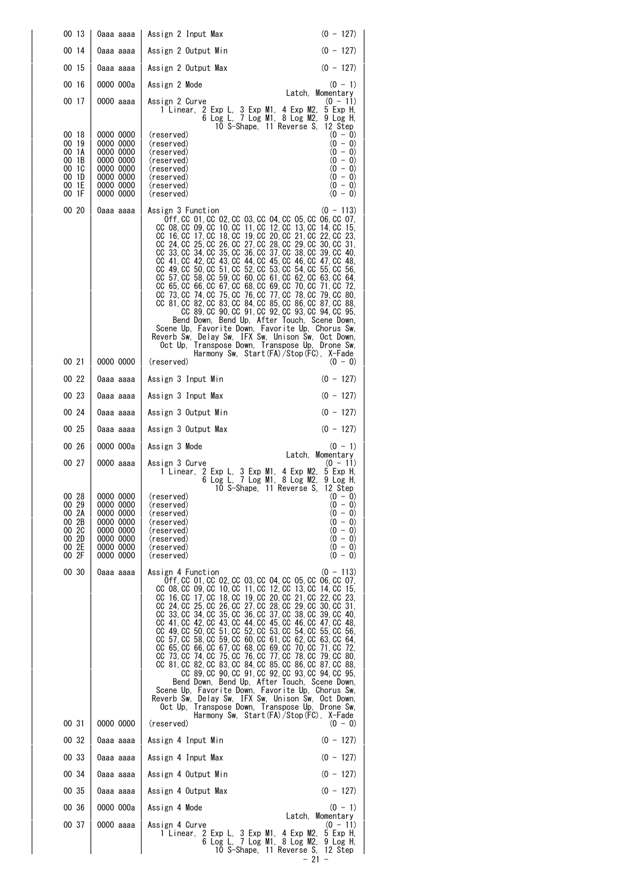| | | | |
|---|---|---|---|
| 00 13 | 0aaa aaaa | Assign 2 Input Max | (0 - 127) |
| 00 14 | 0aaa aaaa | Assign 2 Output Min | (0 - 127) |
| 00 15 | 0aaa aaaa | Assign 2 Output Max | (0 - 127) |
| 00 16 | 0000 000a | Assign 2 Mode<br>Latch, Momentary | (0 - 1) |
| 00 17 | 0000 aaaa | Assign 2 Curve<br>1 Linear, 2 Exp L, 3 Exp M1, 4 Exp M2, 5 Exp H, 6 Log L, 7 Log M1, 8 Log M2, 9 Log H, 10 S-Shape, 11 Reverse S, 12 Step | (0 - 11) |
| 00 18 | 0000 0000 | (reserved) | (0 - 0) |
| 00 19 | 0000 0000 | (reserved) | (0 - 0) |
| 00 1A | 0000 0000 | (reserved) | (0 - 0) |
| 00 1B | 0000 0000 | (reserved) | (0 - 0) |
| 00 1C | 0000 0000 | (reserved) | (0 - 0) |
| 00 1D | 0000 0000 | (reserved) | (0 - 0) |
| 00 1E | 0000 0000 | (reserved) | (0 - 0) |
| 00 1F | 0000 0000 | (reserved) | (0 - 0) |
| 00 20 | 0aaa aaaa | Assign 3 Function<br>Off, CC 01, CC 02, CC 03, CC 04, CC 05, CC 06, CC 07, CC 08, CC 09, CC 10, CC 11, CC 12, CC 13, CC 14, CC 15, CC 16, CC 17, CC 18, CC 19, CC 20, CC 21, CC 22, CC 23, CC 24, CC 25, CC 26, CC 27, CC 28, CC 29, CC 30, CC 31, CC 33, CC 34, CC 35, CC 36, CC 37, CC 38, CC 39, CC 40, CC 41, CC 42, CC 43, CC 44, CC 45, CC 46, CC 47, CC 48, CC 49, CC 50, CC 51, CC 52, CC 53, CC 54, CC 55, CC 56, CC 57, CC 58, CC 59, CC 60, CC 61, CC 62, CC 63, CC 64, CC 65, CC 66, CC 67, CC 68, CC 69, CC 70, CC 71, CC 72, CC 73, CC 74, CC 75, CC 76, CC 77, CC 78, CC 79, CC 80, CC 81, CC 82, CC 83, CC 84, CC 85, CC 86, CC 87, CC 88, CC 89, CC 90, CC 91, CC 92, CC 93, CC 94, CC 95, Bend Down, Bend Up, After Touch, Scene Down, Scene Up, Favorite Down, Favorite Up, Chorus Sw, Reverb Sw, Delay Sw, IFX Sw, Unison Sw, Oct Down, Oct Up, Transpose Down, Transpose Up, Drone Sw, Harmony Sw, Start(FA)/Stop(FC), X-Fade | (0 - 113) |
| 00 21 | 0000 0000 | (reserved) | (0 - 0) |
| 00 22 | 0aaa aaaa | Assign 3 Input Min | (0 - 127) |
| 00 23 | 0aaa aaaa | Assign 3 Input Max | (0 - 127) |
| 00 24 | 0aaa aaaa | Assign 3 Output Min | (0 - 127) |
| 00 25 | 0aaa aaaa | Assign 3 Output Max | (0 - 127) |
| 00 26 | 0000 000a | Assign 3 Mode<br>Latch, Momentary | (0 - 1) |
| 00 27 | 0000 aaaa | Assign 3 Curve<br>1 Linear, 2 Exp L, 3 Exp M1, 4 Exp M2, 5 Exp H, 6 Log L, 7 Log M1, 8 Log M2, 9 Log H, 10 S-Shape, 11 Reverse S, 12 Step | (0 - 11) |
| 00 28 | 0000 0000 | (reserved) | (0 - 0) |
| 00 29 | 0000 0000 | (reserved) | (0 - 0) |
| 00 2A | 0000 0000 | (reserved) | (0 - 0) |
| 00 2B | 0000 0000 | (reserved) | (0 - 0) |
| 00 2C | 0000 0000 | (reserved) | (0 - 0) |
| 00 2D | 0000 0000 | (reserved) | (0 - 0) |
| 00 2E | 0000 0000 | (reserved) | (0 - 0) |
| 00 2F | 0000 0000 | (reserved) | (0 - 0) |
| 00 30 | 0aaa aaaa | Assign 4 Function<br>Off, CC 01, CC 02, CC 03, CC 04, CC 05, CC 06, CC 07, CC 08, CC 09, CC 10, CC 11, CC 12, CC 13, CC 14, CC 15, CC 16, CC 17, CC 18, CC 19, CC 20, CC 21, CC 22, CC 23, CC 24, CC 25, CC 26, CC 27, CC 28, CC 29, CC 30, CC 31, CC 33, CC 34, CC 35, CC 36, CC 37, CC 38, CC 39, CC 40, CC 41, CC 42, CC 43, CC 44, CC 45, CC 46, CC 47, CC 48, CC 49, CC 50, CC 51, CC 52, CC 53, CC 54, CC 55, CC 56, CC 57, CC 58, CC 59, CC 60, CC 61, CC 62, CC 63, CC 64, CC 65, CC 66, CC 67, CC 68, CC 69, CC 70, CC 71, CC 72, CC 73, CC 74, CC 75, CC 76, CC 77, CC 78, CC 79, CC 80, CC 81, CC 82, CC 83, CC 84, CC 85, CC 86, CC 87, CC 88, CC 89, CC 90, CC 91, CC 92, CC 93, CC 94, CC 95, Bend Down, Bend Up, After Touch, Scene Down, Scene Up, Favorite Down, Favorite Up, Chorus Sw, Reverb Sw, Delay Sw, IFX Sw, Unison Sw, Oct Down, Oct Up, Transpose Down, Transpose Up, Drone Sw, Harmony Sw, Start(FA)/Stop(FC), X-Fade | (0 - 113) |
| 00 31 | 0000 0000 | (reserved) | (0 - 0) |
| 00 32 | 0aaa aaaa | Assign 4 Input Min | (0 - 127) |
| 00 33 | 0aaa aaaa | Assign 4 Input Max | (0 - 127) |
| 00 34 | 0aaa aaaa | Assign 4 Output Min | (0 - 127) |
| 00 35 | 0aaa aaaa | Assign 4 Output Max | (0 - 127) |
| 00 36 | 0000 000a | Assign 4 Mode<br>Latch, Momentary | (0 - 1) |
| 00 37 | 0000 aaaa | Assign 4 Curve<br>1 Linear, 2 Exp L, 3 Exp M1, 4 Exp M2, 5 Exp H, 6 Log L, 7 Log M1, 8 Log M2, 9 Log H, 10 S-Shape, 11 Reverse S, 12 Step | (0 - 11) |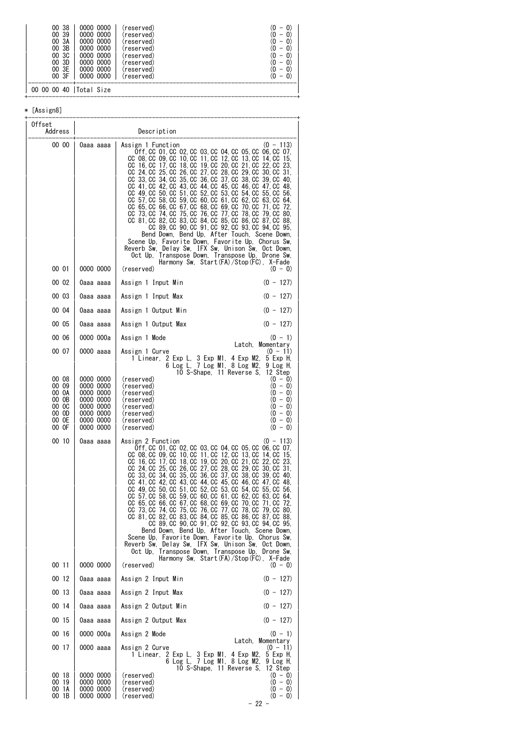| Offset Address | | Description | |
|---|---|---|---|
| 00 38 | 0000 0000 | (reserved) | (0 - 0) |
| 00 39 | 0000 0000 | (reserved) | (0 - 0) |
| 00 3A | 0000 0000 | (reserved) | (0 - 0) |
| 00 3B | 0000 0000 | (reserved) | (0 - 0) |
| 00 3C | 0000 0000 | (reserved) | (0 - 0) |
| 00 3D | 0000 0000 | (reserved) | (0 - 0) |
| 00 3E | 0000 0000 | (reserved) | (0 - 0) |
| 00 3F | 0000 0000 | (reserved) | (0 - 0) |
| 00 00 00 40 | Total Size | | |

* [Assign8]

| Offset Address | | Description | |
|---|---|---|---|
| 00 00 | 0aaa aaaa | Assign 1 Function<br>Off, CC 01, CC 02, CC 03, CC 04, CC 05, CC 06, CC 07, CC 08, CC 09, CC 10, CC 11, CC 12, CC 13, CC 14, CC 15, CC 16, CC 17, CC 18, CC 19, CC 20, CC 21, CC 22, CC 23, CC 24, CC 25, CC 26, CC 27, CC 28, CC 29, CC 30, CC 31, CC 33, CC 34, CC 35, CC 36, CC 37, CC 38, CC 39, CC 40, CC 41, CC 42, CC 43, CC 44, CC 45, CC 46, CC 47, CC 48, CC 49, CC 50, CC 51, CC 52, CC 53, CC 54, CC 55, CC 56, CC 57, CC 58, CC 59, CC 60, CC 61, CC 62, CC 63, CC 64, CC 65, CC 66, CC 67, CC 68, CC 69, CC 70, CC 71, CC 72, CC 73, CC 74, CC 75, CC 76, CC 77, CC 78, CC 79, CC 80, CC 81, CC 82, CC 83, CC 84, CC 85, CC 86, CC 87, CC 88, CC 89, CC 90, CC 91, CC 92, CC 93, CC 94, CC 95, Bend Down, Bend Up, After Touch, Scene Down, Scene Up, Favorite Down, Favorite Up, Chorus Sw, Reverb Sw, Delay Sw, IFX Sw, Unison Sw, Oct Down, Oct Up, Transpose Down, Transpose Up, Drone Sw, Harmony Sw, Start(FA)/Stop(FC), X-Fade | (0 - 113) |
| 00 01 | 0000 0000 | (reserved) | (0 - 0) |
| 00 02 | 0aaa aaaa | Assign 1 Input Min | (0 - 127) |
| 00 03 | 0aaa aaaa | Assign 1 Input Max | (0 - 127) |
| 00 04 | 0aaa aaaa | Assign 1 Output Min | (0 - 127) |
| 00 05 | 0aaa aaaa | Assign 1 Output Max | (0 - 127) |
| 00 06 | 0000 000a | Assign 1 Mode<br>Latch, Momentary | (0 - 1) |
| 00 07 | 0000 aaaa | Assign 1 Curve<br>1 Linear, 2 Exp L, 3 Exp M1, 4 Exp M2, 5 Exp H, 6 Log L, 7 Log M1, 8 Log M2, 9 Log H, 10 S-Shape, 11 Reverse S, 12 Step | (0 - 11) |
| 00 08 | 0000 0000 | (reserved) | (0 - 0) |
| 00 09 | 0000 0000 | (reserved) | (0 - 0) |
| 00 0A | 0000 0000 | (reserved) | (0 - 0) |
| 00 0B | 0000 0000 | (reserved) | (0 - 0) |
| 00 0C | 0000 0000 | (reserved) | (0 - 0) |
| 00 0D | 0000 0000 | (reserved) | (0 - 0) |
| 00 0E | 0000 0000 | (reserved) | (0 - 0) |
| 00 0F | 0000 0000 | (reserved) | (0 - 0) |
| 00 10 | 0aaa aaaa | Assign 2 Function<br>Off, CC 01, CC 02, CC 03, CC 04, CC 05, CC 06, CC 07, CC 08, CC 09, CC 10, CC 11, CC 12, CC 13, CC 14, CC 15, CC 16, CC 17, CC 18, CC 19, CC 20, CC 21, CC 22, CC 23, CC 24, CC 25, CC 26, CC 27, CC 28, CC 29, CC 30, CC 31, CC 33, CC 34, CC 35, CC 36, CC 37, CC 38, CC 39, CC 40, CC 41, CC 42, CC 43, CC 44, CC 45, CC 46, CC 47, CC 48, CC 49, CC 50, CC 51, CC 52, CC 53, CC 54, CC 55, CC 56, CC 57, CC 58, CC 59, CC 60, CC 61, CC 62, CC 63, CC 64, CC 65, CC 66, CC 67, CC 68, CC 69, CC 70, CC 71, CC 72, CC 73, CC 74, CC 75, CC 76, CC 77, CC 78, CC 79, CC 80, CC 81, CC 82, CC 83, CC 84, CC 85, CC 86, CC 87, CC 88, CC 89, CC 90, CC 91, CC 92, CC 93, CC 94, CC 95, Bend Down, Bend Up, After Touch, Scene Down, Scene Up, Favorite Down, Favorite Up, Chorus Sw, Reverb Sw, Delay Sw, IFX Sw, Unison Sw, Oct Down, Oct Up, Transpose Down, Transpose Up, Drone Sw, Harmony Sw, Start(FA)/Stop(FC), X-Fade | (0 - 113) |
| 00 11 | 0000 0000 | (reserved) | (0 - 0) |
| 00 12 | 0aaa aaaa | Assign 2 Input Min | (0 - 127) |
| 00 13 | 0aaa aaaa | Assign 2 Input Max | (0 - 127) |
| 00 14 | 0aaa aaaa | Assign 2 Output Min | (0 - 127) |
| 00 15 | 0aaa aaaa | Assign 2 Output Max | (0 - 127) |
| 00 16 | 0000 000a | Assign 2 Mode<br>Latch, Momentary | (0 - 1) |
| 00 17 | 0000 aaaa | Assign 2 Curve<br>1 Linear, 2 Exp L, 3 Exp M1, 4 Exp M2, 5 Exp H, 6 Log L, 7 Log M1, 8 Log M2, 9 Log H, 10 S-Shape, 11 Reverse S, 12 Step | (0 - 11) |
| 00 18 | 0000 0000 | (reserved) | (0 - 0) |
| 00 19 | 0000 0000 | (reserved) | (0 - 0) |
| 00 1A | 0000 0000 | (reserved) | (0 - 0) |
| 00 1B | 0000 0000 | (reserved) | (0 - 0) |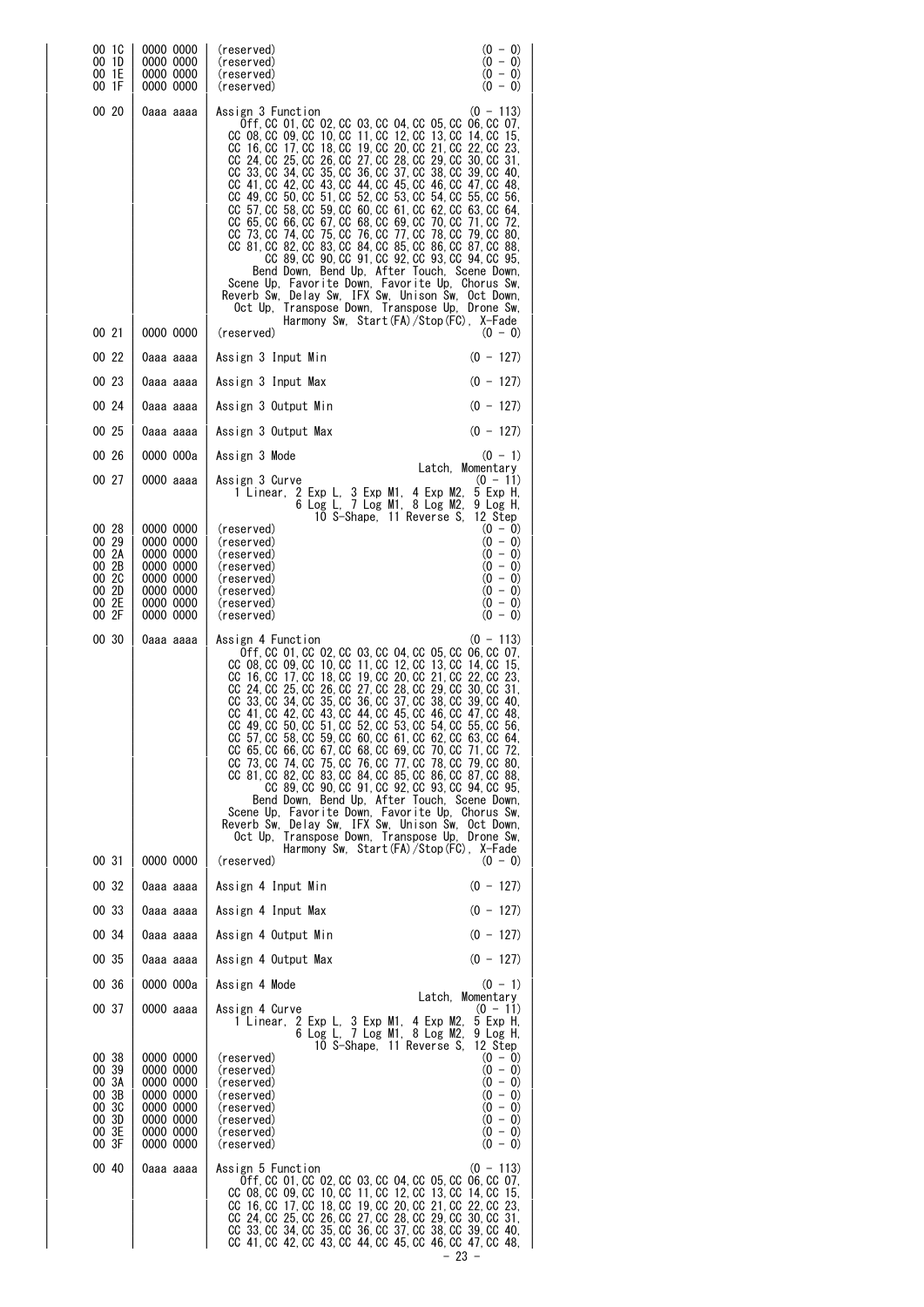| Offset Address | Data | Description | Range |
|---|---|---|---|
| 00 1C | 0000 0000 | (reserved) | (0 - 0) |
| 00 1D | 0000 0000 | (reserved) | (0 - 0) |
| 00 1E | 0000 0000 | (reserved) | (0 - 0) |
| 00 1F | 0000 0000 | (reserved) | (0 - 0) |
| 00 20 | 0aaa aaaa | Assign 3 Function<br>Off, CC 01, CC 02, CC 03, CC 04, CC 05, CC 06, CC 07, CC 08, CC 09, CC 10, CC 11, CC 12, CC 13, CC 14, CC 15, CC 16, CC 17, CC 18, CC 19, CC 20, CC 21, CC 22, CC 23, CC 24, CC 25, CC 26, CC 27, CC 28, CC 29, CC 30, CC 31, CC 33, CC 34, CC 35, CC 36, CC 37, CC 38, CC 39, CC 40, CC 41, CC 42, CC 43, CC 44, CC 45, CC 46, CC 47, CC 48, CC 49, CC 50, CC 51, CC 52, CC 53, CC 54, CC 55, CC 56, CC 57, CC 58, CC 59, CC 60, CC 61, CC 62, CC 63, CC 64, CC 65, CC 66, CC 67, CC 68, CC 69, CC 70, CC 71, CC 72, CC 73, CC 74, CC 75, CC 76, CC 77, CC 78, CC 79, CC 80, CC 81, CC 82, CC 83, CC 84, CC 85, CC 86, CC 87, CC 88, CC 89, CC 90, CC 91, CC 92, CC 93, CC 94, CC 95, Bend Down, Bend Up, After Touch, Scene Down, Scene Up, Favorite Down, Favorite Up, Chorus Sw, Reverb Sw, Delay Sw, IFX Sw, Unison Sw, Oct Down, Oct Up, Transpose Down, Transpose Up, Drone Sw, Harmony Sw, Start(FA)/Stop(FC), X-Fade | (0 - 113) |
| 00 21 | 0000 0000 | (reserved) | (0 - 0) |
| 00 22 | 0aaa aaaa | Assign 3 Input Min | (0 - 127) |
| 00 23 | 0aaa aaaa | Assign 3 Input Max | (0 - 127) |
| 00 24 | 0aaa aaaa | Assign 3 Output Min | (0 - 127) |
| 00 25 | 0aaa aaaa | Assign 3 Output Max | (0 - 127) |
| 00 26 | 0000 000a | Assign 3 Mode<br>Latch, Momentary | (0 - 1) |
| 00 27 | 0000 aaaa | Assign 3 Curve<br>1 Linear, 2 Exp L, 3 Exp M1, 4 Exp M2, 5 Exp H, 6 Log L, 7 Log M1, 8 Log M2, 9 Log H, 10 S-Shape, 11 Reverse S, 12 Step | (0 - 11) |
| 00 28 | 0000 0000 | (reserved) | (0 - 0) |
| 00 29 | 0000 0000 | (reserved) | (0 - 0) |
| 00 2A | 0000 0000 | (reserved) | (0 - 0) |
| 00 2B | 0000 0000 | (reserved) | (0 - 0) |
| 00 2C | 0000 0000 | (reserved) | (0 - 0) |
| 00 2D | 0000 0000 | (reserved) | (0 - 0) |
| 00 2E | 0000 0000 | (reserved) | (0 - 0) |
| 00 2F | 0000 0000 | (reserved) | (0 - 0) |
| 00 30 | 0aaa aaaa | Assign 4 Function<br>Off, CC 01, CC 02, CC 03, CC 04, CC 05, CC 06, CC 07, CC 08, CC 09, CC 10, CC 11, CC 12, CC 13, CC 14, CC 15, CC 16, CC 17, CC 18, CC 19, CC 20, CC 21, CC 22, CC 23, CC 24, CC 25, CC 26, CC 27, CC 28, CC 29, CC 30, CC 31, CC 33, CC 34, CC 35, CC 36, CC 37, CC 38, CC 39, CC 40, CC 41, CC 42, CC 43, CC 44, CC 45, CC 46, CC 47, CC 48, CC 49, CC 50, CC 51, CC 52, CC 53, CC 54, CC 55, CC 56, CC 57, CC 58, CC 59, CC 60, CC 61, CC 62, CC 63, CC 64, CC 65, CC 66, CC 67, CC 68, CC 69, CC 70, CC 71, CC 72, CC 73, CC 74, CC 75, CC 76, CC 77, CC 78, CC 79, CC 80, CC 81, CC 82, CC 83, CC 84, CC 85, CC 86, CC 87, CC 88, CC 89, CC 90, CC 91, CC 92, CC 93, CC 94, CC 95, Bend Down, Bend Up, After Touch, Scene Down, Scene Up, Favorite Down, Favorite Up, Chorus Sw, Reverb Sw, Delay Sw, IFX Sw, Unison Sw, Oct Down, Oct Up, Transpose Down, Transpose Up, Drone Sw, Harmony Sw, Start(FA)/Stop(FC), X-Fade | (0 - 113) |
| 00 31 | 0000 0000 | (reserved) | (0 - 0) |
| 00 32 | 0aaa aaaa | Assign 4 Input Min | (0 - 127) |
| 00 33 | 0aaa aaaa | Assign 4 Input Max | (0 - 127) |
| 00 34 | 0aaa aaaa | Assign 4 Output Min | (0 - 127) |
| 00 35 | 0aaa aaaa | Assign 4 Output Max | (0 - 127) |
| 00 36 | 0000 000a | Assign 4 Mode<br>Latch, Momentary | (0 - 1) |
| 00 37 | 0000 aaaa | Assign 4 Curve<br>1 Linear, 2 Exp L, 3 Exp M1, 4 Exp M2, 5 Exp H, 6 Log L, 7 Log M1, 8 Log M2, 9 Log H, 10 S-Shape, 11 Reverse S, 12 Step | (0 - 11) |
| 00 38 | 0000 0000 | (reserved) | (0 - 0) |
| 00 39 | 0000 0000 | (reserved) | (0 - 0) |
| 00 3A | 0000 0000 | (reserved) | (0 - 0) |
| 00 3B | 0000 0000 | (reserved) | (0 - 0) |
| 00 3C | 0000 0000 | (reserved) | (0 - 0) |
| 00 3D | 0000 0000 | (reserved) | (0 - 0) |
| 00 3E | 0000 0000 | (reserved) | (0 - 0) |
| 00 3F | 0000 0000 | (reserved) | (0 - 0) |
| 00 40 | 0aaa aaaa | Assign 5 Function<br>Off, CC 01, CC 02, CC 03, CC 04, CC 05, CC 06, CC 07, CC 08, CC 09, CC 10, CC 11, CC 12, CC 13, CC 14, CC 15, CC 16, CC 17, CC 18, CC 19, CC 20, CC 21, CC 22, CC 23, CC 24, CC 25, CC 26, CC 27, CC 28, CC 29, CC 30, CC 31, CC 33, CC 34, CC 35, CC 36, CC 37, CC 38, CC 39, CC 40, CC 41, CC 42, CC 43, CC 44, CC 45, CC 46, CC 47, CC 48, | (0 - 113) |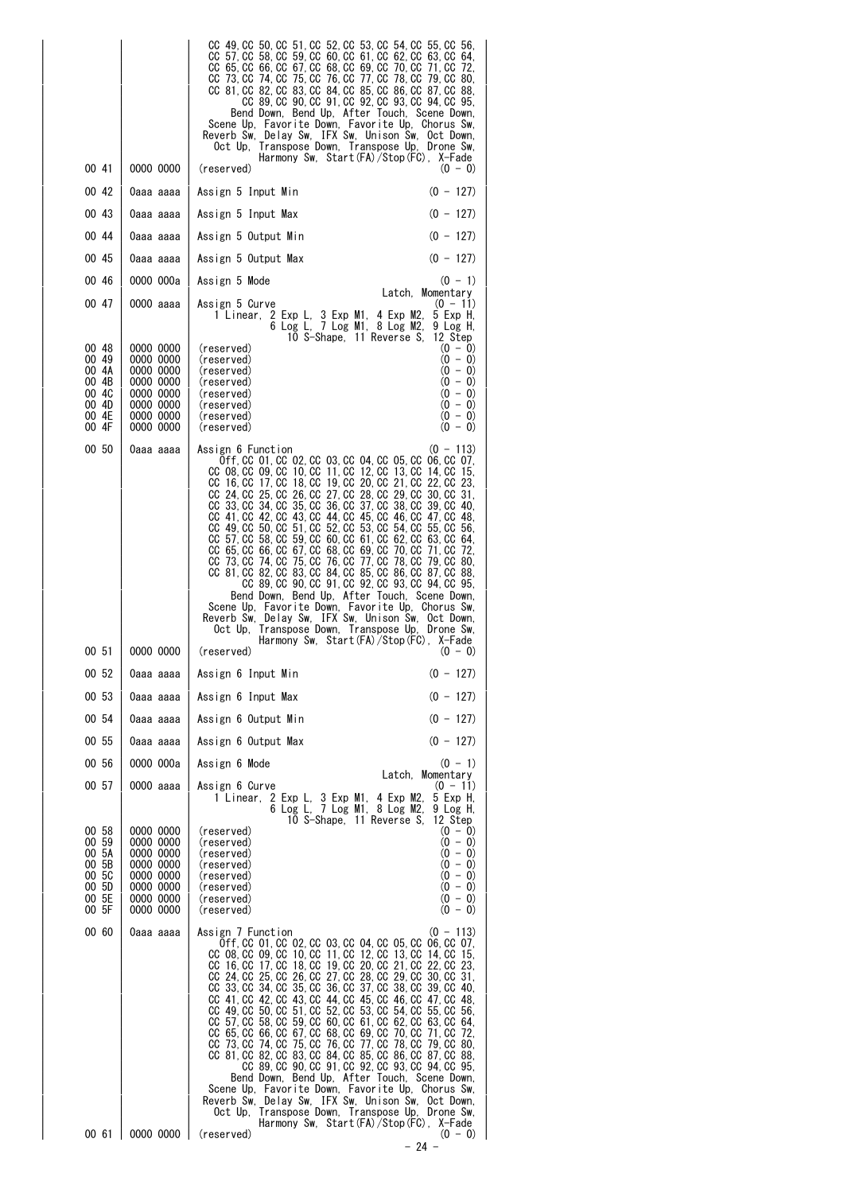| Offset | Data | Description | Range |
|---|---|---|---|
| | | CC 49, CC 50, CC 51, CC 52, CC 53, CC 54, CC 55, CC 56, CC 57, CC 58, CC 59, CC 60, CC 61, CC 62, CC 63, CC 64, CC 65, CC 66, CC 67, CC 68, CC 69, CC 70, CC 71, CC 72, CC 73, CC 74, CC 75, CC 76, CC 77, CC 78, CC 79, CC 80, CC 81, CC 82, CC 83, CC 84, CC 85, CC 86, CC 87, CC 88, CC 89, CC 90, CC 91, CC 92, CC 93, CC 94, CC 95, Bend Down, Bend Up, After Touch, Scene Down, Scene Up, Favorite Down, Favorite Up, Chorus Sw, Reverb Sw, Delay Sw, IFX Sw, Unison Sw, Oct Down, Oct Up, Transpose Down, Transpose Up, Drone Sw, Harmony Sw, Start(FA)/Stop(FC), X-Fade | |
| 00 41 | 0000 0000 | (reserved) | (0 - 0) |
| 00 42 | 0aaa aaaa | Assign 5 Input Min | (0 - 127) |
| 00 43 | 0aaa aaaa | Assign 5 Input Max | (0 - 127) |
| 00 44 | 0aaa aaaa | Assign 5 Output Min | (0 - 127) |
| 00 45 | 0aaa aaaa | Assign 5 Output Max | (0 - 127) |
| 00 46 | 0000 000a | Assign 5 Mode<br>Latch, Momentary | (0 - 1) |
| 00 47 | 0000 aaaa | Assign 5 Curve<br>1 Linear, 2 Exp L, 3 Exp M1, 4 Exp M2, 5 Exp H, 6 Log L, 7 Log M1, 8 Log M2, 9 Log H, 10 S-Shape, 11 Reverse S, 12 Step | (0 - 11) |
| 00 48 | 0000 0000 | (reserved) | (0 - 0) |
| 00 49 | 0000 0000 | (reserved) | (0 - 0) |
| 00 4A | 0000 0000 | (reserved) | (0 - 0) |
| 00 4B | 0000 0000 | (reserved) | (0 - 0) |
| 00 4C | 0000 0000 | (reserved) | (0 - 0) |
| 00 4D | 0000 0000 | (reserved) | (0 - 0) |
| 00 4E | 0000 0000 | (reserved) | (0 - 0) |
| 00 4F | 0000 0000 | (reserved) | (0 - 0) |
| 00 50 | 0aaa aaaa | Assign 6 Function<br>Off, CC 01, CC 02, CC 03, CC 04, CC 05, CC 06, CC 07, CC 08, CC 09, CC 10, CC 11, CC 12, CC 13, CC 14, CC 15, CC 16, CC 17, CC 18, CC 19, CC 20, CC 21, CC 22, CC 23, CC 24, CC 25, CC 26, CC 27, CC 28, CC 29, CC 30, CC 31, CC 33, CC 34, CC 35, CC 36, CC 37, CC 38, CC 39, CC 40, CC 41, CC 42, CC 43, CC 44, CC 45, CC 46, CC 47, CC 48, CC 49, CC 50, CC 51, CC 52, CC 53, CC 54, CC 55, CC 56, CC 57, CC 58, CC 59, CC 60, CC 61, CC 62, CC 63, CC 64, CC 65, CC 66, CC 67, CC 68, CC 69, CC 70, CC 71, CC 72, CC 73, CC 74, CC 75, CC 76, CC 77, CC 78, CC 79, CC 80, CC 81, CC 82, CC 83, CC 84, CC 85, CC 86, CC 87, CC 88, CC 89, CC 90, CC 91, CC 92, CC 93, CC 94, CC 95, Bend Down, Bend Up, After Touch, Scene Down, Scene Up, Favorite Down, Favorite Up, Chorus Sw, Reverb Sw, Delay Sw, IFX Sw, Unison Sw, Oct Down, Oct Up, Transpose Down, Transpose Up, Drone Sw, Harmony Sw, Start(FA)/Stop(FC), X-Fade | (0 - 113) |
| 00 51 | 0000 0000 | (reserved) | (0 - 0) |
| 00 52 | 0aaa aaaa | Assign 6 Input Min | (0 - 127) |
| 00 53 | 0aaa aaaa | Assign 6 Input Max | (0 - 127) |
| 00 54 | 0aaa aaaa | Assign 6 Output Min | (0 - 127) |
| 00 55 | 0aaa aaaa | Assign 6 Output Max | (0 - 127) |
| 00 56 | 0000 000a | Assign 6 Mode<br>Latch, Momentary | (0 - 1) |
| 00 57 | 0000 aaaa | Assign 6 Curve<br>1 Linear, 2 Exp L, 3 Exp M1, 4 Exp M2, 5 Exp H, 6 Log L, 7 Log M1, 8 Log M2, 9 Log H, 10 S-Shape, 11 Reverse S, 12 Step | (0 - 11) |
| 00 58 | 0000 0000 | (reserved) | (0 - 0) |
| 00 59 | 0000 0000 | (reserved) | (0 - 0) |
| 00 5A | 0000 0000 | (reserved) | (0 - 0) |
| 00 5B | 0000 0000 | (reserved) | (0 - 0) |
| 00 5C | 0000 0000 | (reserved) | (0 - 0) |
| 00 5D | 0000 0000 | (reserved) | (0 - 0) |
| 00 5E | 0000 0000 | (reserved) | (0 - 0) |
| 00 5F | 0000 0000 | (reserved) | (0 - 0) |
| 00 60 | 0aaa aaaa | Assign 7 Function<br>Off, CC 01, CC 02, CC 03, CC 04, CC 05, CC 06, CC 07, CC 08, CC 09, CC 10, CC 11, CC 12, CC 13, CC 14, CC 15, CC 16, CC 17, CC 18, CC 19, CC 20, CC 21, CC 22, CC 23, CC 24, CC 25, CC 26, CC 27, CC 28, CC 29, CC 30, CC 31, CC 33, CC 34, CC 35, CC 36, CC 37, CC 38, CC 39, CC 40, CC 41, CC 42, CC 43, CC 44, CC 45, CC 46, CC 47, CC 48, CC 49, CC 50, CC 51, CC 52, CC 53, CC 54, CC 55, CC 56, CC 57, CC 58, CC 59, CC 60, CC 61, CC 62, CC 63, CC 64, CC 65, CC 66, CC 67, CC 68, CC 69, CC 70, CC 71, CC 72, CC 73, CC 74, CC 75, CC 76, CC 77, CC 78, CC 79, CC 80, CC 81, CC 82, CC 83, CC 84, CC 85, CC 86, CC 87, CC 88, CC 89, CC 90, CC 91, CC 92, CC 93, CC 94, CC 95, Bend Down, Bend Up, After Touch, Scene Down, Scene Up, Favorite Down, Favorite Up, Chorus Sw, Reverb Sw, Delay Sw, IFX Sw, Unison Sw, Oct Down, Oct Up, Transpose Down, Transpose Up, Drone Sw, Harmony Sw, Start(FA)/Stop(FC), X-Fade | (0 - 113) |
| 00 61 | 0000 0000 | (reserved) | (0 - 0) |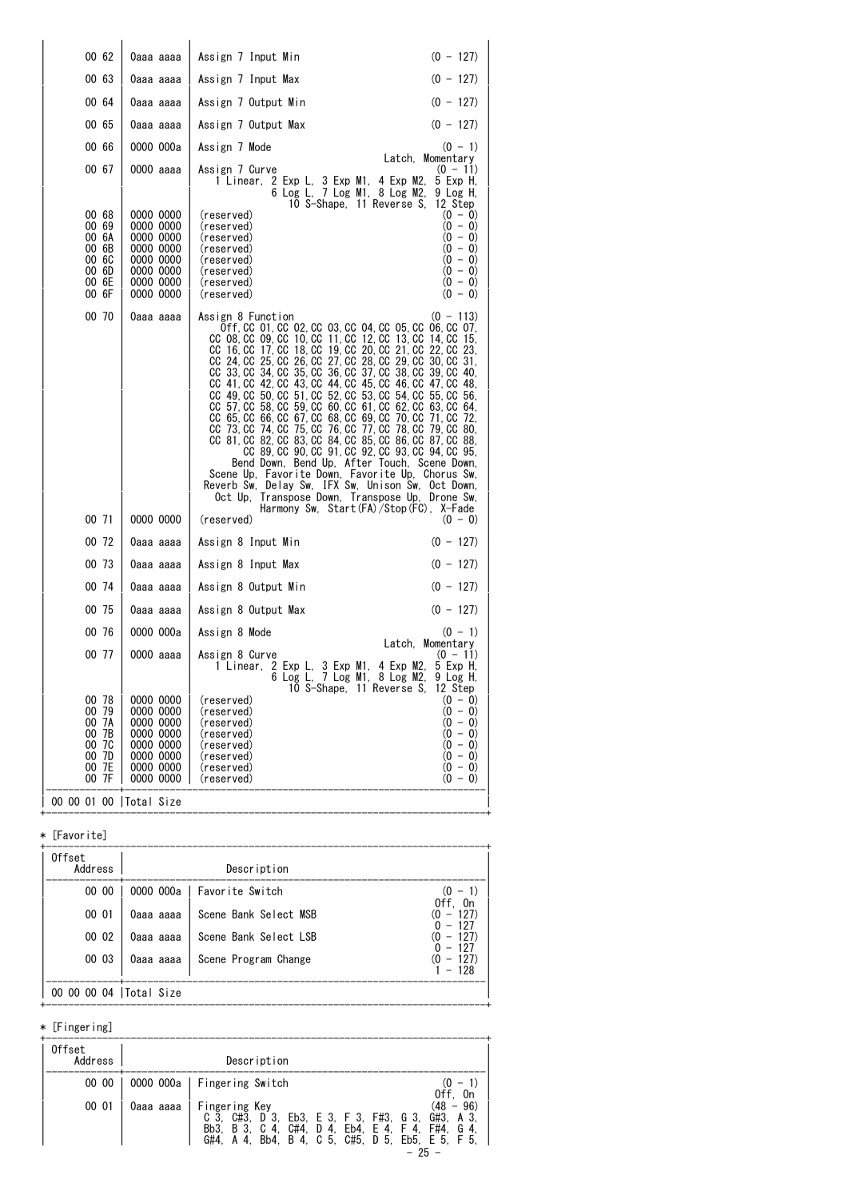| Offset Address | | Description | |
|---|---|---|---|
| 00 62 | 0aaa aaaa | Assign 7 Input Min | (0 - 127) |
| 00 63 | 0aaa aaaa | Assign 7 Input Max | (0 - 127) |
| 00 64 | 0aaa aaaa | Assign 7 Output Min | (0 - 127) |
| 00 65 | 0aaa aaaa | Assign 7 Output Max | (0 - 127) |
| 00 66 | 0000 000a | Assign 7 Mode | (0 - 1) Latch, Momentary |
| 00 67 | 0000 aaaa | Assign 7 Curve<br>1 Linear, 2 Exp L, 3 Exp M1, 4 Exp M2, 5 Exp H, 6 Log L, 7 Log M1, 8 Log M2, 9 Log H, 10 S-Shape, 11 Reverse S, 12 Step | (0 - 11) |
| 00 68 | 0000 0000 | (reserved) | (0 - 0) |
| 00 69 | 0000 0000 | (reserved) | (0 - 0) |
| 00 6A | 0000 0000 | (reserved) | (0 - 0) |
| 00 6B | 0000 0000 | (reserved) | (0 - 0) |
| 00 6C | 0000 0000 | (reserved) | (0 - 0) |
| 00 6D | 0000 0000 | (reserved) | (0 - 0) |
| 00 6E | 0000 0000 | (reserved) | (0 - 0) |
| 00 6F | 0000 0000 | (reserved) | (0 - 0) |
| 00 70 | 0aaa aaaa | Assign 8 Function<br>Off, CC 01, CC 02, CC 03, CC 04, CC 05, CC 06, CC 07, CC 08, CC 09, CC 10, CC 11, CC 12, CC 13, CC 14, CC 15, CC 16, CC 17, CC 18, CC 19, CC 20, CC 21, CC 22, CC 23, CC 24, CC 25, CC 26, CC 27, CC 28, CC 29, CC 30, CC 31, CC 33, CC 34, CC 35, CC 36, CC 37, CC 38, CC 39, CC 40, CC 41, CC 42, CC 43, CC 44, CC 45, CC 46, CC 47, CC 48, CC 49, CC 50, CC 51, CC 52, CC 53, CC 54, CC 55, CC 56, CC 57, CC 58, CC 59, CC 60, CC 61, CC 62, CC 63, CC 64, CC 65, CC 66, CC 67, CC 68, CC 69, CC 70, CC 71, CC 72, CC 73, CC 74, CC 75, CC 76, CC 77, CC 78, CC 79, CC 80, CC 81, CC 82, CC 83, CC 84, CC 85, CC 86, CC 87, CC 88, CC 89, CC 90, CC 91, CC 92, CC 93, CC 94, CC 95, Bend Down, Bend Up, After Touch, Scene Down, Scene Up, Favorite Down, Favorite Up, Chorus Sw, Reverb Sw, Delay Sw, IFX Sw, Unison Sw, Oct Down, Oct Up, Transpose Down, Transpose Up, Drone Sw, Harmony Sw, Start(FA)/Stop(FC), X-Fade | (0 - 113) |
| 00 71 | 0000 0000 | (reserved) | (0 - 0) |
| 00 72 | 0aaa aaaa | Assign 8 Input Min | (0 - 127) |
| 00 73 | 0aaa aaaa | Assign 8 Input Max | (0 - 127) |
| 00 74 | 0aaa aaaa | Assign 8 Output Min | (0 - 127) |
| 00 75 | 0aaa aaaa | Assign 8 Output Max | (0 - 127) |
| 00 76 | 0000 000a | Assign 8 Mode | (0 - 1) Latch, Momentary |
| 00 77 | 0000 aaaa | Assign 8 Curve<br>1 Linear, 2 Exp L, 3 Exp M1, 4 Exp M2, 5 Exp H, 6 Log L, 7 Log M1, 8 Log M2, 9 Log H, 10 S-Shape, 11 Reverse S, 12 Step | (0 - 11) |
| 00 78 | 0000 0000 | (reserved) | (0 - 0) |
| 00 79 | 0000 0000 | (reserved) | (0 - 0) |
| 00 7A | 0000 0000 | (reserved) | (0 - 0) |
| 00 7B | 0000 0000 | (reserved) | (0 - 0) |
| 00 7C | 0000 0000 | (reserved) | (0 - 0) |
| 00 7D | 0000 0000 | (reserved) | (0 - 0) |
| 00 7E | 0000 0000 | (reserved) | (0 - 0) |
| 00 7F | 0000 0000 | (reserved) | (0 - 0) |
| 00 00 01 00 | Total Size | | |

* [Favorite]

| Offset Address | | Description | |
|---|---|---|---|
| 00 00 | 0000 000a | Favorite Switch | (0 - 1) Off, On |
| 00 01 | 0aaa aaaa | Scene Bank Select MSB | (0 - 127) 0 - 127 |
| 00 02 | 0aaa aaaa | Scene Bank Select LSB | (0 - 127) 0 - 127 |
| 00 03 | 0aaa aaaa | Scene Program Change | (0 - 127) 1 - 128 |
| 00 00 00 04 | Total Size | | |

* [Fingering]

| Offset Address | | Description | |
|---|---|---|---|
| 00 00 | 0000 000a | Fingering Switch | (0 - 1) Off, On |
| 00 01 | 0aaa aaaa | Fingering Key<br>C 3, C#3, D 3, Eb3, E 3, F 3, F#3, G 3, G#3, A 3, Bb3, B 3, C 4, C#4, D 4, Eb4, E 4, F 4, F#4, G 4, G#4, A 4, Bb4, B 4, C 5, C#5, D 5, Eb5, E 5, F 5, | (48 - 96) |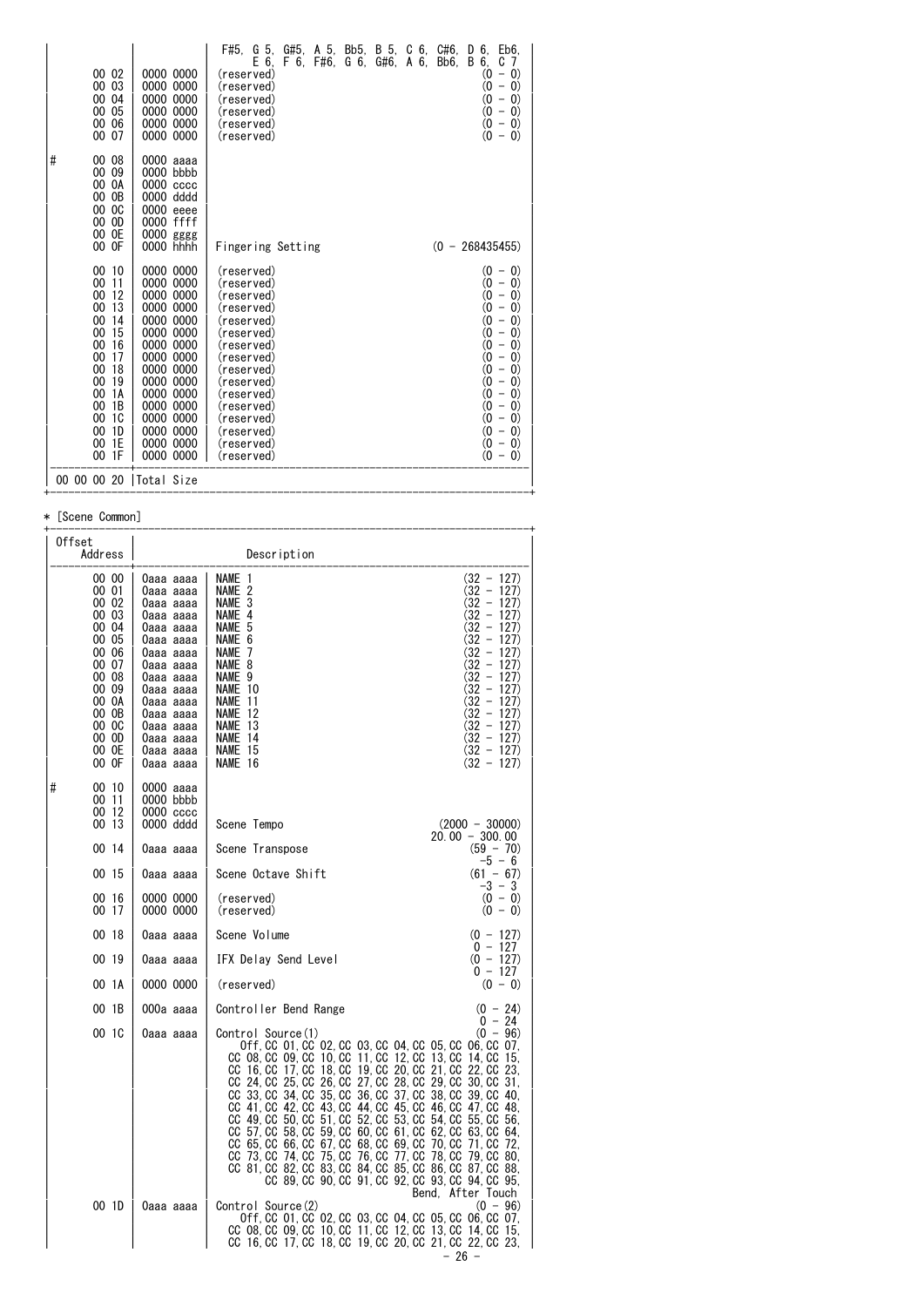| | | | |
|---|---|---|---|
| | | F#5, G 5, G#5, A 5, Bb5, B 5, C 6, C#6, D 6, Eb6, E 6, F 6, F#6, G 6, G#6, A 6, Bb6, B 6, C 7 | |
| 00 02 | 0000 0000 | (reserved) | (0 - 0) |
| 00 03 | 0000 0000 | (reserved) | (0 - 0) |
| 00 04 | 0000 0000 | (reserved) | (0 - 0) |
| 00 05 | 0000 0000 | (reserved) | (0 - 0) |
| 00 06 | 0000 0000 | (reserved) | (0 - 0) |
| 00 07 | 0000 0000 | (reserved) | (0 - 0) |
| # 00 08 | 0000 aaaa | | |
| 00 09 | 0000 bbbb | | |
| 00 0A | 0000 cccc | | |
| 00 0B | 0000 dddd | | |
| 00 0C | 0000 eeee | | |
| 00 0D | 0000 ffff | | |
| 00 0E | 0000 gggg | | |
| 00 0F | 0000 hhhh | Fingering Setting | (0 - 268435455) |
| 00 10 | 0000 0000 | (reserved) | (0 - 0) |
| 00 11 | 0000 0000 | (reserved) | (0 - 0) |
| 00 12 | 0000 0000 | (reserved) | (0 - 0) |
| 00 13 | 0000 0000 | (reserved) | (0 - 0) |
| 00 14 | 0000 0000 | (reserved) | (0 - 0) |
| 00 15 | 0000 0000 | (reserved) | (0 - 0) |
| 00 16 | 0000 0000 | (reserved) | (0 - 0) |
| 00 17 | 0000 0000 | (reserved) | (0 - 0) |
| 00 18 | 0000 0000 | (reserved) | (0 - 0) |
| 00 19 | 0000 0000 | (reserved) | (0 - 0) |
| 00 1A | 0000 0000 | (reserved) | (0 - 0) |
| 00 1B | 0000 0000 | (reserved) | (0 - 0) |
| 00 1C | 0000 0000 | (reserved) | (0 - 0) |
| 00 1D | 0000 0000 | (reserved) | (0 - 0) |
| 00 1E | 0000 0000 | (reserved) | (0 - 0) |
| 00 1F | 0000 0000 | (reserved) | (0 - 0) |
| 00 00 00 20 | Total Size | | |

* [Scene Common]

| Offset Address | | Description | |
|---|---|---|---|
| 00 00 | 0aaa aaaa | NAME 1 | (32 - 127) |
| 00 01 | 0aaa aaaa | NAME 2 | (32 - 127) |
| 00 02 | 0aaa aaaa | NAME 3 | (32 - 127) |
| 00 03 | 0aaa aaaa | NAME 4 | (32 - 127) |
| 00 04 | 0aaa aaaa | NAME 5 | (32 - 127) |
| 00 05 | 0aaa aaaa | NAME 6 | (32 - 127) |
| 00 06 | 0aaa aaaa | NAME 7 | (32 - 127) |
| 00 07 | 0aaa aaaa | NAME 8 | (32 - 127) |
| 00 08 | 0aaa aaaa | NAME 9 | (32 - 127) |
| 00 09 | 0aaa aaaa | NAME 10 | (32 - 127) |
| 00 0A | 0aaa aaaa | NAME 11 | (32 - 127) |
| 00 0B | 0aaa aaaa | NAME 12 | (32 - 127) |
| 00 0C | 0aaa aaaa | NAME 13 | (32 - 127) |
| 00 0D | 0aaa aaaa | NAME 14 | (32 - 127) |
| 00 0E | 0aaa aaaa | NAME 15 | (32 - 127) |
| 00 0F | 0aaa aaaa | NAME 16 | (32 - 127) |
| # 00 10 | 0000 aaaa | | |
| 00 11 | 0000 bbbb | | |
| 00 12 | 0000 cccc | | |
| 00 13 | 0000 dddd | Scene Tempo | (2000 - 30000) 20.00 - 300.00 |
| 00 14 | 0aaa aaaa | Scene Transpose | (59 - 70) -5 - 6 |
| 00 15 | 0aaa aaaa | Scene Octave Shift | (61 - 67) -3 - 3 |
| 00 16 | 0000 0000 | (reserved) | (0 - 0) |
| 00 17 | 0000 0000 | (reserved) | (0 - 0) |
| 00 18 | 0aaa aaaa | Scene Volume | (0 - 127) 0 - 127 |
| 00 19 | 0aaa aaaa | IFX Delay Send Level | (0 - 127) 0 - 127 |
| 00 1A | 0000 0000 | (reserved) | (0 - 0) |
| 00 1B | 000a aaaa | Controller Bend Range | (0 - 24) 0 - 24 |
| 00 1C | 0aaa aaaa | Control Source(1)<br>Off, CC 01, CC 02, CC 03, CC 04, CC 05, CC 06, CC 07, CC 08, CC 09, CC 10, CC 11, CC 12, CC 13, CC 14, CC 15, CC 16, CC 17, CC 18, CC 19, CC 20, CC 21, CC 22, CC 23, CC 24, CC 25, CC 26, CC 27, CC 28, CC 29, CC 30, CC 31, CC 33, CC 34, CC 35, CC 36, CC 37, CC 38, CC 39, CC 40, CC 41, CC 42, CC 43, CC 44, CC 45, CC 46, CC 47, CC 48, CC 49, CC 50, CC 51, CC 52, CC 53, CC 54, CC 55, CC 56, CC 57, CC 58, CC 59, CC 60, CC 61, CC 62, CC 63, CC 64, CC 65, CC 66, CC 67, CC 68, CC 69, CC 70, CC 71, CC 72, CC 73, CC 74, CC 75, CC 76, CC 77, CC 78, CC 79, CC 80, CC 81, CC 82, CC 83, CC 84, CC 85, CC 86, CC 87, CC 88, CC 89, CC 90, CC 91, CC 92, CC 93, CC 94, CC 95, Bend, After Touch | (0 - 96) |
| 00 1D | 0aaa aaaa | Control Source(2)<br>Off, CC 01, CC 02, CC 03, CC 04, CC 05, CC 06, CC 07, CC 08, CC 09, CC 10, CC 11, CC 12, CC 13, CC 14, CC 15, CC 16, CC 17, CC 18, CC 19, CC 20, CC 21, CC 22, CC 23, | (0 - 96) |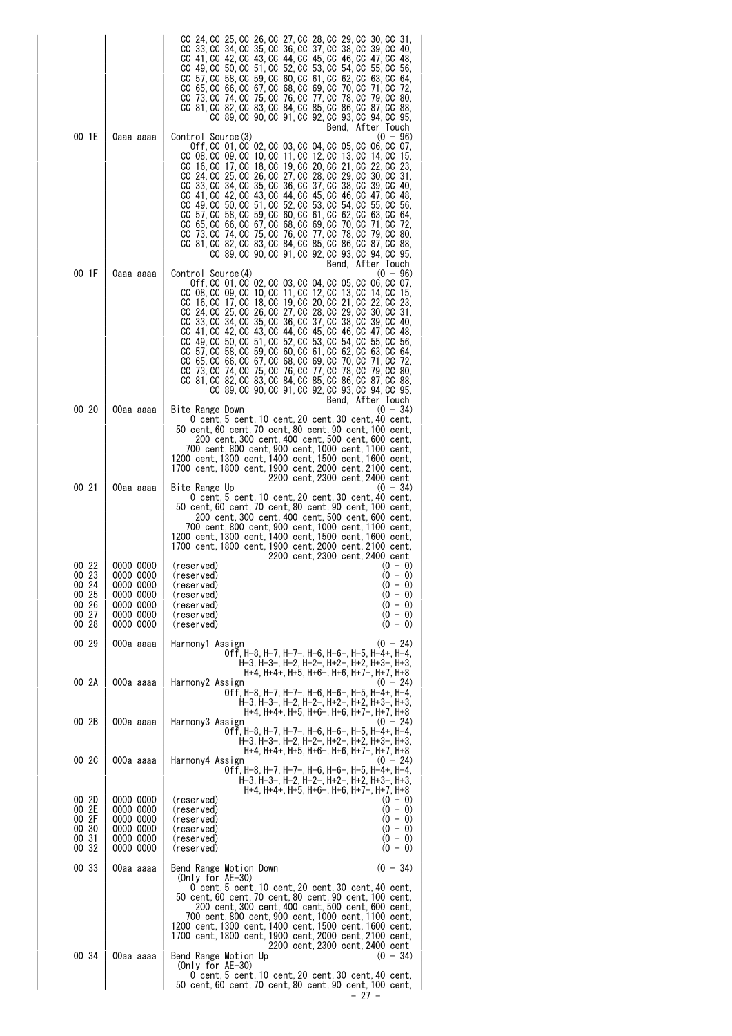| Offset Address | | Description | |
|---|---|---|---|
| | | CC 24, CC 25, CC 26, CC 27, CC 28, CC 29, CC 30, CC 31, CC 33, CC 34, CC 35, CC 36, CC 37, CC 38, CC 39, CC 40, CC 41, CC 42, CC 43, CC 44, CC 45, CC 46, CC 47, CC 48, CC 49, CC 50, CC 51, CC 52, CC 53, CC 54, CC 55, CC 56, CC 57, CC 58, CC 59, CC 60, CC 61, CC 62, CC 63, CC 64, CC 65, CC 66, CC 67, CC 68, CC 69, CC 70, CC 71, CC 72, CC 73, CC 74, CC 75, CC 76, CC 77, CC 78, CC 79, CC 80, CC 81, CC 82, CC 83, CC 84, CC 85, CC 86, CC 87, CC 88, CC 89, CC 90, CC 91, CC 92, CC 93, CC 94, CC 95, Bend, After Touch | |
| 00 1E | 0aaa aaaa | Control Source(3) Off, CC 01, CC 02, CC 03, CC 04, CC 05, CC 06, CC 07, CC 08, CC 09, CC 10, CC 11, CC 12, CC 13, CC 14, CC 15, CC 16, CC 17, CC 18, CC 19, CC 20, CC 21, CC 22, CC 23, CC 24, CC 25, CC 26, CC 27, CC 28, CC 29, CC 30, CC 31, CC 33, CC 34, CC 35, CC 36, CC 37, CC 38, CC 39, CC 40, CC 41, CC 42, CC 43, CC 44, CC 45, CC 46, CC 47, CC 48, CC 49, CC 50, CC 51, CC 52, CC 53, CC 54, CC 55, CC 56, CC 57, CC 58, CC 59, CC 60, CC 61, CC 62, CC 63, CC 64, CC 65, CC 66, CC 67, CC 68, CC 69, CC 70, CC 71, CC 72, CC 73, CC 74, CC 75, CC 76, CC 77, CC 78, CC 79, CC 80, CC 81, CC 82, CC 83, CC 84, CC 85, CC 86, CC 87, CC 88, CC 89, CC 90, CC 91, CC 92, CC 93, CC 94, CC 95, Bend, After Touch | (0 - 96) |
| 00 1F | 0aaa aaaa | Control Source(4) Off, CC 01, CC 02, CC 03, CC 04, CC 05, CC 06, CC 07, CC 08, CC 09, CC 10, CC 11, CC 12, CC 13, CC 14, CC 15, CC 16, CC 17, CC 18, CC 19, CC 20, CC 21, CC 22, CC 23, CC 24, CC 25, CC 26, CC 27, CC 28, CC 29, CC 30, CC 31, CC 33, CC 34, CC 35, CC 36, CC 37, CC 38, CC 39, CC 40, CC 41, CC 42, CC 43, CC 44, CC 45, CC 46, CC 47, CC 48, CC 49, CC 50, CC 51, CC 52, CC 53, CC 54, CC 55, CC 56, CC 57, CC 58, CC 59, CC 60, CC 61, CC 62, CC 63, CC 64, CC 65, CC 66, CC 67, CC 68, CC 69, CC 70, CC 71, CC 72, CC 73, CC 74, CC 75, CC 76, CC 77, CC 78, CC 79, CC 80, CC 81, CC 82, CC 83, CC 84, CC 85, CC 86, CC 87, CC 88, CC 89, CC 90, CC 91, CC 92, CC 93, CC 94, CC 95, Bend, After Touch | (0 - 96) |
| 00 20 | 00aa aaaa | Bite Range Down 0 cent, 5 cent, 10 cent, 20 cent, 30 cent, 40 cent, 50 cent, 60 cent, 70 cent, 80 cent, 90 cent, 100 cent, 200 cent, 300 cent, 400 cent, 500 cent, 600 cent, 700 cent, 800 cent, 900 cent, 1000 cent, 1100 cent, 1200 cent, 1300 cent, 1400 cent, 1500 cent, 1600 cent, 1700 cent, 1800 cent, 1900 cent, 2000 cent, 2100 cent, 2200 cent, 2300 cent, 2400 cent | (0 - 34) |
| 00 21 | 00aa aaaa | Bite Range Up 0 cent, 5 cent, 10 cent, 20 cent, 30 cent, 40 cent, 50 cent, 60 cent, 70 cent, 80 cent, 90 cent, 100 cent, 200 cent, 300 cent, 400 cent, 500 cent, 600 cent, 700 cent, 800 cent, 900 cent, 1000 cent, 1100 cent, 1200 cent, 1300 cent, 1400 cent, 1500 cent, 1600 cent, 1700 cent, 1800 cent, 1900 cent, 2000 cent, 2100 cent, 2200 cent, 2300 cent, 2400 cent | (0 - 34) |
| 00 22 | 0000 0000 | (reserved) | (0 - 0) |
| 00 23 | 0000 0000 | (reserved) | (0 - 0) |
| 00 24 | 0000 0000 | (reserved) | (0 - 0) |
| 00 25 | 0000 0000 | (reserved) | (0 - 0) |
| 00 26 | 0000 0000 | (reserved) | (0 - 0) |
| 00 27 | 0000 0000 | (reserved) | (0 - 0) |
| 00 28 | 0000 0000 | (reserved) | (0 - 0) |
| 00 29 | 000a aaaa | Harmony1 Assign Off, H-8, H-7, H-7-, H-6, H-6-, H-5, H-4+, H-4, H-3, H-3-, H-2, H-2-, H+2-, H+2, H+3-, H+3, H+4, H+4+, H+5, H+6-, H+6, H+7-, H+7, H+8 | (0 - 24) |
| 00 2A | 000a aaaa | Harmony2 Assign Off, H-8, H-7, H-7-, H-6, H-6-, H-5, H-4+, H-4, H-3, H-3-, H-2, H-2-, H+2-, H+2, H+3-, H+3, H+4, H+4+, H+5, H+6-, H+6, H+7-, H+7, H+8 | (0 - 24) |
| 00 2B | 000a aaaa | Harmony3 Assign Off, H-8, H-7, H-7-, H-6, H-6-, H-5, H-4+, H-4, H-3, H-3-, H-2, H-2-, H+2-, H+2, H+3-, H+3, H+4, H+4+, H+5, H+6-, H+6, H+7-, H+7, H+8 | (0 - 24) |
| 00 2C | 000a aaaa | Harmony4 Assign Off, H-8, H-7, H-7-, H-6, H-6-, H-5, H-4+, H-4, H-3, H-3-, H-2, H-2-, H+2-, H+2, H+3-, H+3, H+4, H+4+, H+5, H+6-, H+6, H+7-, H+7, H+8 | (0 - 24) |
| 00 2D | 0000 0000 | (reserved) | (0 - 0) |
| 00 2E | 0000 0000 | (reserved) | (0 - 0) |
| 00 2F | 0000 0000 | (reserved) | (0 - 0) |
| 00 30 | 0000 0000 | (reserved) | (0 - 0) |
| 00 31 | 0000 0000 | (reserved) | (0 - 0) |
| 00 32 | 0000 0000 | (reserved) | (0 - 0) |
| 00 33 | 00aa aaaa | Bend Range Motion Down (Only for AE-30) 0 cent, 5 cent, 10 cent, 20 cent, 30 cent, 40 cent, 50 cent, 60 cent, 70 cent, 80 cent, 90 cent, 100 cent, 200 cent, 300 cent, 400 cent, 500 cent, 600 cent, 700 cent, 800 cent, 900 cent, 1000 cent, 1100 cent, 1200 cent, 1300 cent, 1400 cent, 1500 cent, 1600 cent, 1700 cent, 1800 cent, 1900 cent, 2000 cent, 2100 cent, 2200 cent, 2300 cent, 2400 cent | (0 - 34) |
| 00 34 | 00aa aaaa | Bend Range Motion Up (Only for AE-30) 0 cent, 5 cent, 10 cent, 20 cent, 30 cent, 40 cent, 50 cent, 60 cent, 70 cent, 80 cent, 90 cent, 100 cent, | (0 - 34) |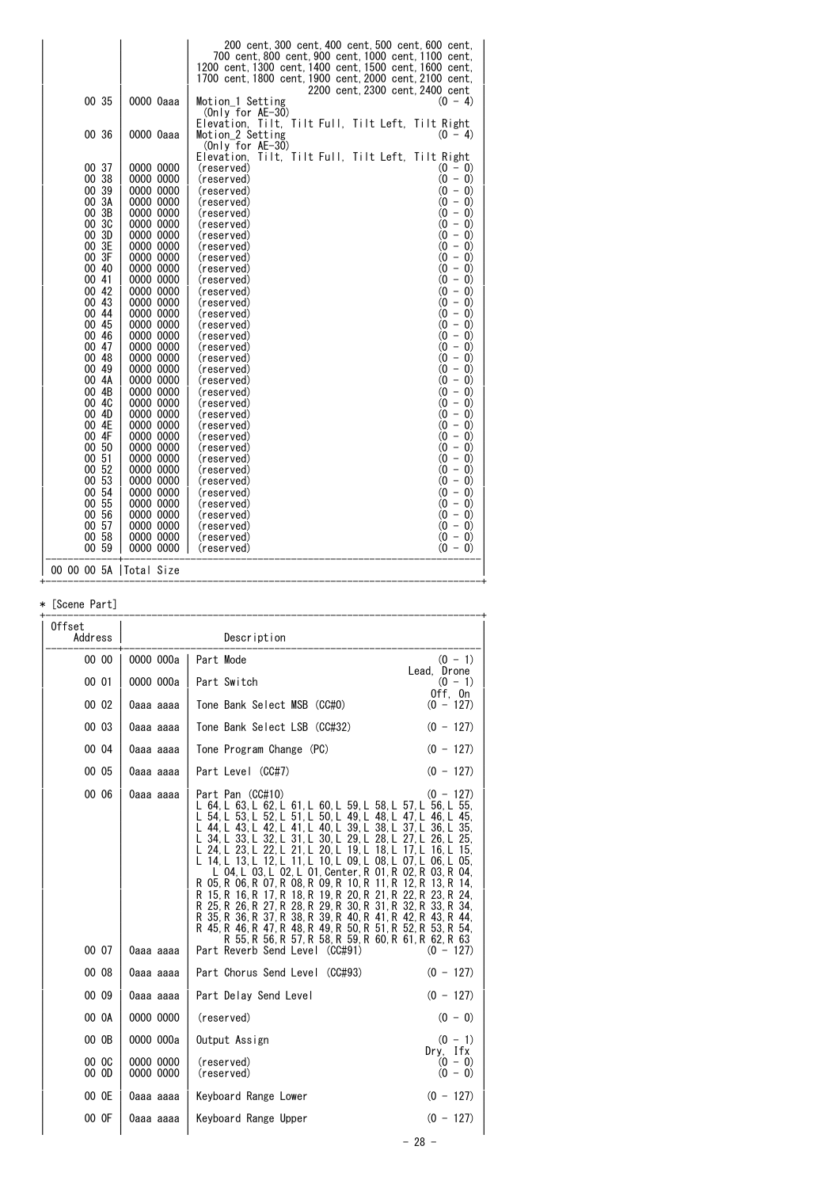| | | |
|---|---|---|
| | | 200 cent, 300 cent, 400 cent, 500 cent, 600 cent, 700 cent, 800 cent, 900 cent, 1000 cent, 1100 cent, 1200 cent, 1300 cent, 1400 cent, 1500 cent, 1600 cent, 1700 cent, 1800 cent, 1900 cent, 2000 cent, 2100 cent, 2200 cent, 2300 cent, 2400 cent |
| 00 35 | 0000 0aaa | Motion_1 Setting (0 - 4)<br>(Only for AE-30)<br>Elevation, Tilt, Tilt Full, Tilt Left, Tilt Right |
| 00 36 | 0000 0aaa | Motion_2 Setting (0 - 4)<br>(Only for AE-30)<br>Elevation, Tilt, Tilt Full, Tilt Left, Tilt Right |
| 00 37 | 0000 0000 | (reserved) (0 - 0) |
| 00 38 | 0000 0000 | (reserved) (0 - 0) |
| 00 39 | 0000 0000 | (reserved) (0 - 0) |
| 00 3A | 0000 0000 | (reserved) (0 - 0) |
| 00 3B | 0000 0000 | (reserved) (0 - 0) |
| 00 3C | 0000 0000 | (reserved) (0 - 0) |
| 00 3D | 0000 0000 | (reserved) (0 - 0) |
| 00 3E | 0000 0000 | (reserved) (0 - 0) |
| 00 3F | 0000 0000 | (reserved) (0 - 0) |
| 00 40 | 0000 0000 | (reserved) (0 - 0) |
| 00 41 | 0000 0000 | (reserved) (0 - 0) |
| 00 42 | 0000 0000 | (reserved) (0 - 0) |
| 00 43 | 0000 0000 | (reserved) (0 - 0) |
| 00 44 | 0000 0000 | (reserved) (0 - 0) |
| 00 45 | 0000 0000 | (reserved) (0 - 0) |
| 00 46 | 0000 0000 | (reserved) (0 - 0) |
| 00 47 | 0000 0000 | (reserved) (0 - 0) |
| 00 48 | 0000 0000 | (reserved) (0 - 0) |
| 00 49 | 0000 0000 | (reserved) (0 - 0) |
| 00 4A | 0000 0000 | (reserved) (0 - 0) |
| 00 4B | 0000 0000 | (reserved) (0 - 0) |
| 00 4C | 0000 0000 | (reserved) (0 - 0) |
| 00 4D | 0000 0000 | (reserved) (0 - 0) |
| 00 4E | 0000 0000 | (reserved) (0 - 0) |
| 00 4F | 0000 0000 | (reserved) (0 - 0) |
| 00 50 | 0000 0000 | (reserved) (0 - 0) |
| 00 51 | 0000 0000 | (reserved) (0 - 0) |
| 00 52 | 0000 0000 | (reserved) (0 - 0) |
| 00 53 | 0000 0000 | (reserved) (0 - 0) |
| 00 54 | 0000 0000 | (reserved) (0 - 0) |
| 00 55 | 0000 0000 | (reserved) (0 - 0) |
| 00 56 | 0000 0000 | (reserved) (0 - 0) |
| 00 57 | 0000 0000 | (reserved) (0 - 0) |
| 00 58 | 0000 0000 | (reserved) (0 - 0) |
| 00 59 | 0000 0000 | (reserved) (0 - 0) |
| 00 00 00 5A | Total Size | |

* [Scene Part]

| Offset Address | | Description |
|---|---|---|
| 00 00 | 0000 000a | Part Mode (0 - 1)<br>Lead, Drone |
| 00 01 | 0000 000a | Part Switch (0 - 1)<br>Off, On |
| 00 02 | 0aaa aaaa | Tone Bank Select MSB (CC#0) (0 - 127) |
| 00 03 | 0aaa aaaa | Tone Bank Select LSB (CC#32) (0 - 127) |
| 00 04 | 0aaa aaaa | Tone Program Change (PC) (0 - 127) |
| 00 05 | 0aaa aaaa | Part Level (CC#7) (0 - 127) |
| 00 06 | 0aaa aaaa | Part Pan (CC#10) (0 - 127)<br>L 64, L 63, L 62, L 61, L 60, L 59, L 58, L 57, L 56, L 55, L 54, L 53, L 52, L 51, L 50, L 49, L 48, L 47, L 46, L 45, L 44, L 43, L 42, L 41, L 40, L 39, L 38, L 37, L 36, L 35, L 34, L 33, L 32, L 31, L 30, L 29, L 28, L 27, L 26, L 25, L 24, L 23, L 22, L 21, L 20, L 19, L 18, L 17, L 16, L 15, L 14, L 13, L 12, L 11, L 10, L 09, L 08, L 07, L 06, L 05, L 04, L 03, L 02, L 01, Center, R 01, R 02, R 03, R 04, R 05, R 06, R 07, R 08, R 09, R 10, R 11, R 12, R 13, R 14, R 15, R 16, R 17, R 18, R 19, R 20, R 21, R 22, R 23, R 24, R 25, R 26, R 27, R 28, R 29, R 30, R 31, R 32, R 33, R 34, R 35, R 36, R 37, R 38, R 39, R 40, R 41, R 42, R 43, R 44, R 45, R 46, R 47, R 48, R 49, R 50, R 51, R 52, R 53, R 54, R 55, R 56, R 57, R 58, R 59, R 60, R 61, R 62, R 63 |
| 00 07 | 0aaa aaaa | Part Reverb Send Level (CC#91) (0 - 127) |
| 00 08 | 0aaa aaaa | Part Chorus Send Level (CC#93) (0 - 127) |
| 00 09 | 0aaa aaaa | Part Delay Send Level (0 - 127) |
| 00 0A | 0000 0000 | (reserved) (0 - 0) |
| 00 0B | 0000 000a | Output Assign (0 - 1)<br>Dry, Ifx |
| 00 0C | 0000 0000 | (reserved) (0 - 0) |
| 00 0D | 0000 0000 | (reserved) (0 - 0) |
| 00 0E | 0aaa aaaa | Keyboard Range Lower (0 - 127) |
| 00 0F | 0aaa aaaa | Keyboard Range Upper (0 - 127) |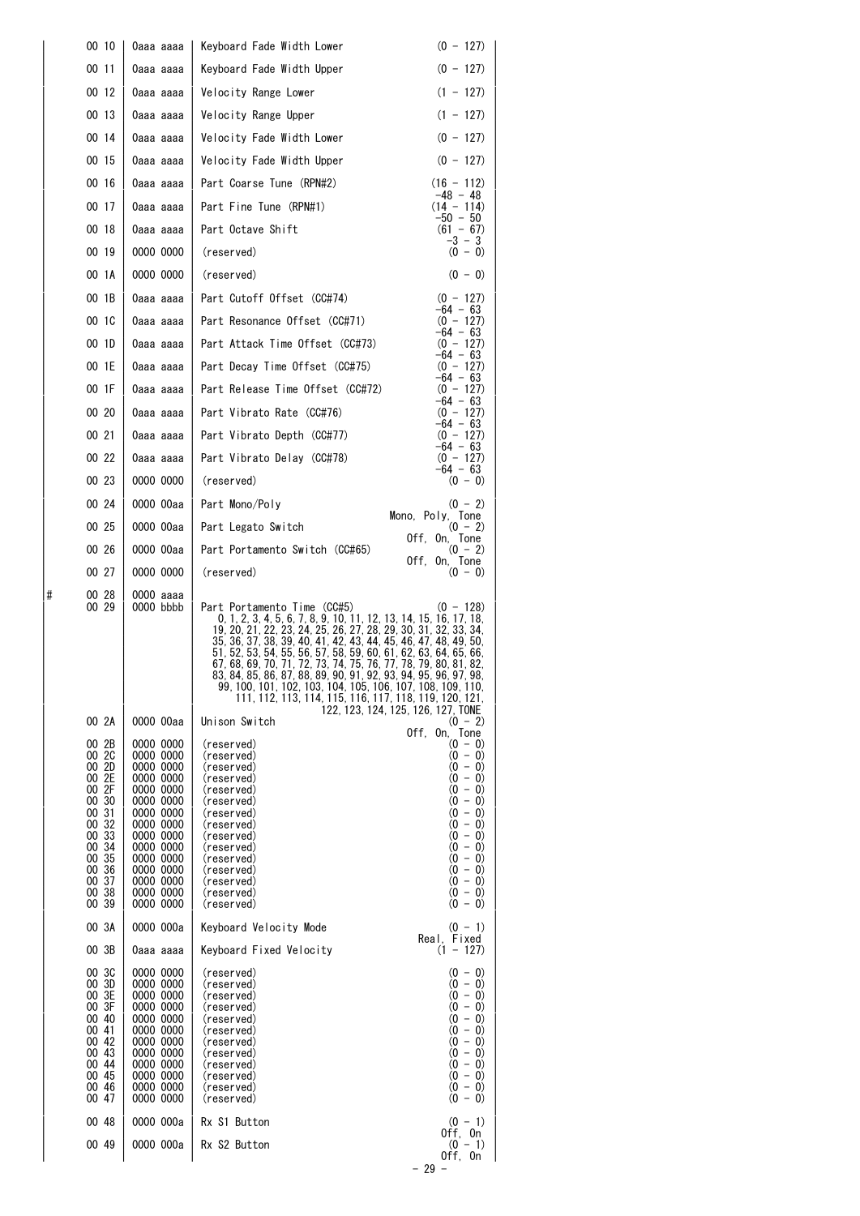| | Offset Address | Data | Description | Range |
|---|---|---|---|---|
| | 00 10 | 0aaa aaaa | Keyboard Fade Width Lower | (0 - 127) |
| | 00 11 | 0aaa aaaa | Keyboard Fade Width Upper | (0 - 127) |
| | 00 12 | 0aaa aaaa | Velocity Range Lower | (1 - 127) |
| | 00 13 | 0aaa aaaa | Velocity Range Upper | (1 - 127) |
| | 00 14 | 0aaa aaaa | Velocity Fade Width Lower | (0 - 127) |
| | 00 15 | 0aaa aaaa | Velocity Fade Width Upper | (0 - 127) |
| | 00 16 | 0aaa aaaa | Part Coarse Tune (RPN#2) | (16 - 112) -48 - 48 |
| | 00 17 | 0aaa aaaa | Part Fine Tune (RPN#1) | (14 - 114) -50 - 50 |
| | 00 18 | 0aaa aaaa | Part Octave Shift | (61 - 67) -3 - 3 |
| | 00 19 | 0000 0000 | (reserved) | (0 - 0) |
| | 00 1A | 0000 0000 | (reserved) | (0 - 0) |
| | 00 1B | 0aaa aaaa | Part Cutoff Offset (CC#74) | (0 - 127) -64 - 63 |
| | 00 1C | 0aaa aaaa | Part Resonance Offset (CC#71) | (0 - 127) -64 - 63 |
| | 00 1D | 0aaa aaaa | Part Attack Time Offset (CC#73) | (0 - 127) -64 - 63 |
| | 00 1E | 0aaa aaaa | Part Decay Time Offset (CC#75) | (0 - 127) -64 - 63 |
| | 00 1F | 0aaa aaaa | Part Release Time Offset (CC#72) | (0 - 127) -64 - 63 |
| | 00 20 | 0aaa aaaa | Part Vibrato Rate (CC#76) | (0 - 127) -64 - 63 |
| | 00 21 | 0aaa aaaa | Part Vibrato Depth (CC#77) | (0 - 127) -64 - 63 |
| | 00 22 | 0aaa aaaa | Part Vibrato Delay (CC#78) | (0 - 127) -64 - 63 |
| | 00 23 | 0000 0000 | (reserved) | (0 - 0) |
| | 00 24 | 0000 00aa | Part Mono/Poly | (0 - 2) Mono, Poly, Tone |
| | 00 25 | 0000 00aa | Part Legato Switch | (0 - 2) Off, On, Tone |
| | 00 26 | 0000 00aa | Part Portamento Switch (CC#65) | (0 - 2) Off, On, Tone |
| | 00 27 | 0000 0000 | (reserved) | (0 - 0) |
| # | 00 28<br>00 29 | 0000 aaaa<br>0000 bbbb | Part Portamento Time (CC#5)<br>0, 1, 2, 3, 4, 5, 6, 7, 8, 9, 10, 11, 12, 13, 14, 15, 16, 17, 18, 19, 20, 21, 22, 23, 24, 25, 26, 27, 28, 29, 30, 31, 32, 33, 34, 35, 36, 37, 38, 39, 40, 41, 42, 43, 44, 45, 46, 47, 48, 49, 50, 51, 52, 53, 54, 55, 56, 57, 58, 59, 60, 61, 62, 63, 64, 65, 66, 67, 68, 69, 70, 71, 72, 73, 74, 75, 76, 77, 78, 79, 80, 81, 82, 83, 84, 85, 86, 87, 88, 89, 90, 91, 92, 93, 94, 95, 96, 97, 98, 99, 100, 101, 102, 103, 104, 105, 106, 107, 108, 109, 110, 111, 112, 113, 114, 115, 116, 117, 118, 119, 120, 121, 122, 123, 124, 125, 126, 127, TONE | (0 - 128) |
| | 00 2A | 0000 00aa | Unison Switch | (0 - 2) Off, On, Tone |
| | 00 2B | 0000 0000 | (reserved) | (0 - 0) |
| | 00 2C | 0000 0000 | (reserved) | (0 - 0) |
| | 00 2D | 0000 0000 | (reserved) | (0 - 0) |
| | 00 2E | 0000 0000 | (reserved) | (0 - 0) |
| | 00 2F | 0000 0000 | (reserved) | (0 - 0) |
| | 00 30 | 0000 0000 | (reserved) | (0 - 0) |
| | 00 31 | 0000 0000 | (reserved) | (0 - 0) |
| | 00 32 | 0000 0000 | (reserved) | (0 - 0) |
| | 00 33 | 0000 0000 | (reserved) | (0 - 0) |
| | 00 34 | 0000 0000 | (reserved) | (0 - 0) |
| | 00 35 | 0000 0000 | (reserved) | (0 - 0) |
| | 00 36 | 0000 0000 | (reserved) | (0 - 0) |
| | 00 37 | 0000 0000 | (reserved) | (0 - 0) |
| | 00 38 | 0000 0000 | (reserved) | (0 - 0) |
| | 00 39 | 0000 0000 | (reserved) | (0 - 0) |
| | 00 3A | 0000 000a | Keyboard Velocity Mode | (0 - 1) Real, Fixed |
| | 00 3B | 0aaa aaaa | Keyboard Fixed Velocity | (1 - 127) |
| | 00 3C | 0000 0000 | (reserved) | (0 - 0) |
| | 00 3D | 0000 0000 | (reserved) | (0 - 0) |
| | 00 3E | 0000 0000 | (reserved) | (0 - 0) |
| | 00 3F | 0000 0000 | (reserved) | (0 - 0) |
| | 00 40 | 0000 0000 | (reserved) | (0 - 0) |
| | 00 41 | 0000 0000 | (reserved) | (0 - 0) |
| | 00 42 | 0000 0000 | (reserved) | (0 - 0) |
| | 00 43 | 0000 0000 | (reserved) | (0 - 0) |
| | 00 44 | 0000 0000 | (reserved) | (0 - 0) |
| | 00 45 | 0000 0000 | (reserved) | (0 - 0) |
| | 00 46 | 0000 0000 | (reserved) | (0 - 0) |
| | 00 47 | 0000 0000 | (reserved) | (0 - 0) |
| | 00 48 | 0000 000a | Rx S1 Button | (0 - 1) Off, On |
| | 00 49 | 0000 000a | Rx S2 Button | (0 - 1) Off, On |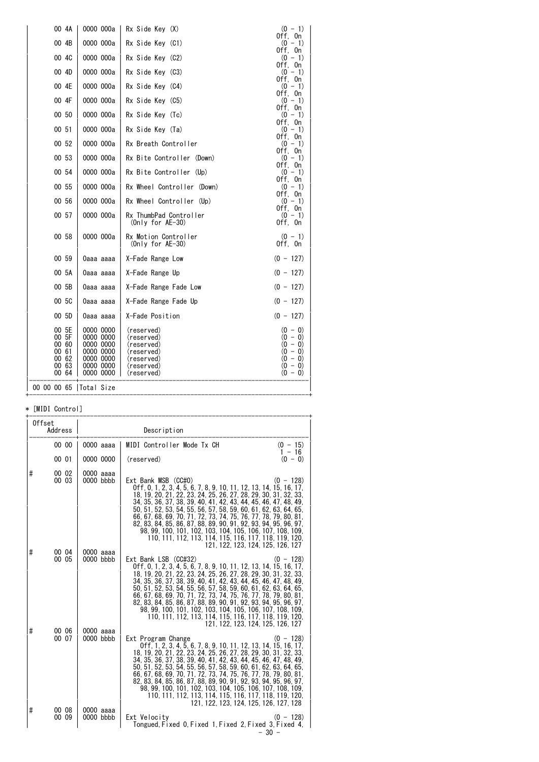| Offset Address | | Description | |
|---|---|---|---|
| 00 4A | 0000 000a | Rx Side Key (X) | (0 - 1) Off, On |
| 00 4B | 0000 000a | Rx Side Key (C1) | (0 - 1) Off, On |
| 00 4C | 0000 000a | Rx Side Key (C2) | (0 - 1) Off, On |
| 00 4D | 0000 000a | Rx Side Key (C3) | (0 - 1) Off, On |
| 00 4E | 0000 000a | Rx Side Key (C4) | (0 - 1) Off, On |
| 00 4F | 0000 000a | Rx Side Key (C5) | (0 - 1) Off, On |
| 00 50 | 0000 000a | Rx Side Key (Tc) | (0 - 1) Off, On |
| 00 51 | 0000 000a | Rx Side Key (Ta) | (0 - 1) Off, On |
| 00 52 | 0000 000a | Rx Breath Controller | (0 - 1) Off, On |
| 00 53 | 0000 000a | Rx Bite Controller (Down) | (0 - 1) Off, On |
| 00 54 | 0000 000a | Rx Bite Controller (Up) | (0 - 1) Off, On |
| 00 55 | 0000 000a | Rx Wheel Controller (Down) | (0 - 1) Off, On |
| 00 56 | 0000 000a | Rx Wheel Controller (Up) | (0 - 1) Off, On |
| 00 57 | 0000 000a | Rx ThumbPad Controller (Only for AE-30) | (0 - 1) Off, On |
| 00 58 | 0000 000a | Rx Motion Controller (Only for AE-30) | (0 - 1) Off, On |
| 00 59 | 0aaa aaaa | X-Fade Range Low | (0 - 127) |
| 00 5A | 0aaa aaaa | X-Fade Range Up | (0 - 127) |
| 00 5B | 0aaa aaaa | X-Fade Range Fade Low | (0 - 127) |
| 00 5C | 0aaa aaaa | X-Fade Range Fade Up | (0 - 127) |
| 00 5D | 0aaa aaaa | X-Fade Position | (0 - 127) |
| 00 5E | 0000 0000 | (reserved) | (0 - 0) |
| 00 5F | 0000 0000 | (reserved) | (0 - 0) |
| 00 60 | 0000 0000 | (reserved) | (0 - 0) |
| 00 61 | 0000 0000 | (reserved) | (0 - 0) |
| 00 62 | 0000 0000 | (reserved) | (0 - 0) |
| 00 63 | 0000 0000 | (reserved) | (0 - 0) |
| 00 64 | 0000 0000 | (reserved) | (0 - 0) |
| 00 00 00 65 | Total Size | | |

* [MIDI Control]

| | Offset Address | | Description | |
|---|---|---|---|---|
| | 00 00 | 0000 aaaa | MIDI Controller Mode Tx CH | (0 - 15) 1 - 16 |
| | 00 01 | 0000 0000 | (reserved) | (0 - 0) |
| # | 00 02<br>00 03 | 0000 aaaa<br>0000 bbbb | Ext Bank MSB (CC#0)<br>Off, 0, 1, 2, 3, 4, 5, 6, 7, 8, 9, 10, 11, 12, 13, 14, 15, 16, 17, 18, 19, 20, 21, 22, 23, 24, 25, 26, 27, 28, 29, 30, 31, 32, 33, 34, 35, 36, 37, 38, 39, 40, 41, 42, 43, 44, 45, 46, 47, 48, 49, 50, 51, 52, 53, 54, 55, 56, 57, 58, 59, 60, 61, 62, 63, 64, 65, 66, 67, 68, 69, 70, 71, 72, 73, 74, 75, 76, 77, 78, 79, 80, 81, 82, 83, 84, 85, 86, 87, 88, 89, 90, 91, 92, 93, 94, 95, 96, 97, 98, 99, 100, 101, 102, 103, 104, 105, 106, 107, 108, 109, 110, 111, 112, 113, 114, 115, 116, 117, 118, 119, 120, 121, 122, 123, 124, 125, 126, 127 | (0 - 128) |
| # | 00 04<br>00 05 | 0000 aaaa<br>0000 bbbb | Ext Bank LSB (CC#32)<br>Off, 0, 1, 2, 3, 4, 5, 6, 7, 8, 9, 10, 11, 12, 13, 14, 15, 16, 17, 18, 19, 20, 21, 22, 23, 24, 25, 26, 27, 28, 29, 30, 31, 32, 33, 34, 35, 36, 37, 38, 39, 40, 41, 42, 43, 44, 45, 46, 47, 48, 49, 50, 51, 52, 53, 54, 55, 56, 57, 58, 59, 60, 61, 62, 63, 64, 65, 66, 67, 68, 69, 70, 71, 72, 73, 74, 75, 76, 77, 78, 79, 80, 81, 82, 83, 84, 85, 86, 87, 88, 89, 90, 91, 92, 93, 94, 95, 96, 97, 98, 99, 100, 101, 102, 103, 104, 105, 106, 107, 108, 109, 110, 111, 112, 113, 114, 115, 116, 117, 118, 119, 120, 121, 122, 123, 124, 125, 126, 127 | (0 - 128) |
| # | 00 06<br>00 07 | 0000 aaaa<br>0000 bbbb | Ext Program Change<br>Off, 1, 2, 3, 4, 5, 6, 7, 8, 9, 10, 11, 12, 13, 14, 15, 16, 17, 18, 19, 20, 21, 22, 23, 24, 25, 26, 27, 28, 29, 30, 31, 32, 33, 34, 35, 36, 37, 38, 39, 40, 41, 42, 43, 44, 45, 46, 47, 48, 49, 50, 51, 52, 53, 54, 55, 56, 57, 58, 59, 60, 61, 62, 63, 64, 65, 66, 67, 68, 69, 70, 71, 72, 73, 74, 75, 76, 77, 78, 79, 80, 81, 82, 83, 84, 85, 86, 87, 88, 89, 90, 91, 92, 93, 94, 95, 96, 97, 98, 99, 100, 101, 102, 103, 104, 105, 106, 107, 108, 109, 110, 111, 112, 113, 114, 115, 116, 117, 118, 119, 120, 121, 122, 123, 124, 125, 126, 127, 128 | (0 - 128) |
| # | 00 08<br>00 09 | 0000 aaaa<br>0000 bbbb | Ext Velocity<br>Tongued, Fixed 0, Fixed 1, Fixed 2, Fixed 3, Fixed 4, | (0 - 128) |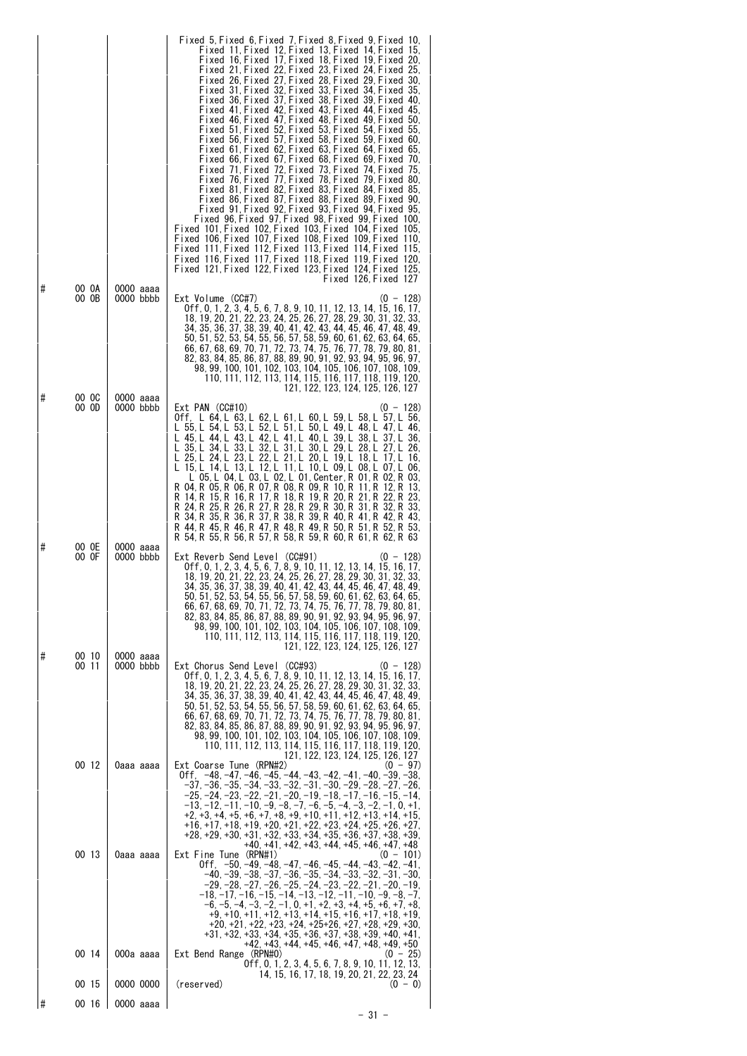| | | | |
|---|---|---|---|
| | | | Fixed 5, Fixed 6, Fixed 7, Fixed 8, Fixed 9, Fixed 10, Fixed 11, Fixed 12, Fixed 13, Fixed 14, Fixed 15, Fixed 16, Fixed 17, Fixed 18, Fixed 19, Fixed 20, Fixed 21, Fixed 22, Fixed 23, Fixed 24, Fixed 25, Fixed 26, Fixed 27, Fixed 28, Fixed 29, Fixed 30, Fixed 31, Fixed 32, Fixed 33, Fixed 34, Fixed 35, Fixed 36, Fixed 37, Fixed 38, Fixed 39, Fixed 40, Fixed 41, Fixed 42, Fixed 43, Fixed 44, Fixed 45, Fixed 46, Fixed 47, Fixed 48, Fixed 49, Fixed 50, Fixed 51, Fixed 52, Fixed 53, Fixed 54, Fixed 55, Fixed 56, Fixed 57, Fixed 58, Fixed 59, Fixed 60, Fixed 61, Fixed 62, Fixed 63, Fixed 64, Fixed 65, Fixed 66, Fixed 67, Fixed 68, Fixed 69, Fixed 70, Fixed 71, Fixed 72, Fixed 73, Fixed 74, Fixed 75, Fixed 76, Fixed 77, Fixed 78, Fixed 79, Fixed 80, Fixed 81, Fixed 82, Fixed 83, Fixed 84, Fixed 85, Fixed 86, Fixed 87, Fixed 88, Fixed 89, Fixed 90, Fixed 91, Fixed 92, Fixed 93, Fixed 94, Fixed 95, Fixed 96, Fixed 97, Fixed 98, Fixed 99, Fixed 100, Fixed 101, Fixed 102, Fixed 103, Fixed 104, Fixed 105, Fixed 106, Fixed 107, Fixed 108, Fixed 109, Fixed 110, Fixed 111, Fixed 112, Fixed 113, Fixed 114, Fixed 115, Fixed 116, Fixed 117, Fixed 118, Fixed 119, Fixed 120, Fixed 121, Fixed 122, Fixed 123, Fixed 124, Fixed 125, Fixed 126, Fixed 127 |
| # | 00 0A<br>00 0B | 0000 aaaa<br>0000 bbbb | Ext Volume (CC#7) (0 - 128)<br>Off, 0, 1, 2, 3, 4, 5, 6, 7, 8, 9, 10, 11, 12, 13, 14, 15, 16, 17, 18, 19, 20, 21, 22, 23, 24, 25, 26, 27, 28, 29, 30, 31, 32, 33, 34, 35, 36, 37, 38, 39, 40, 41, 42, 43, 44, 45, 46, 47, 48, 49, 50, 51, 52, 53, 54, 55, 56, 57, 58, 59, 60, 61, 62, 63, 64, 65, 66, 67, 68, 69, 70, 71, 72, 73, 74, 75, 76, 77, 78, 79, 80, 81, 82, 83, 84, 85, 86, 87, 88, 89, 90, 91, 92, 93, 94, 95, 96, 97, 98, 99, 100, 101, 102, 103, 104, 105, 106, 107, 108, 109, 110, 111, 112, 113, 114, 115, 116, 117, 118, 119, 120, 121, 122, 123, 124, 125, 126, 127 |
| # | 00 0C<br>00 0D | 0000 aaaa<br>0000 bbbb | Ext PAN (CC#10) (0 - 128)<br>Off, L 64, L 63, L 62, L 61, L 60, L 59, L 58, L 57, L 56, L 55, L 54, L 53, L 52, L 51, L 50, L 49, L 48, L 47, L 46, L 45, L 44, L 43, L 42, L 41, L 40, L 39, L 38, L 37, L 36, L 35, L 34, L 33, L 32, L 31, L 30, L 29, L 28, L 27, L 26, L 25, L 24, L 23, L 22, L 21, L 20, L 19, L 18, L 17, L 16, L 15, L 14, L 13, L 12, L 11, L 10, L 09, L 08, L 07, L 06, L 05, L 04, L 03, L 02, L 01, Center, R 01, R 02, R 03, R 04, R 05, R 06, R 07, R 08, R 09, R 10, R 11, R 12, R 13, R 14, R 15, R 16, R 17, R 18, R 19, R 20, R 21, R 22, R 23, R 24, R 25, R 26, R 27, R 28, R 29, R 30, R 31, R 32, R 33, R 34, R 35, R 36, R 37, R 38, R 39, R 40, R 41, R 42, R 43, R 44, R 45, R 46, R 47, R 48, R 49, R 50, R 51, R 52, R 53, R 54, R 55, R 56, R 57, R 58, R 59, R 60, R 61, R 62, R 63 |
| # | 00 0E<br>00 0F | 0000 aaaa<br>0000 bbbb | Ext Reverb Send Level (CC#91) (0 - 128)<br>Off, 0, 1, 2, 3, 4, 5, 6, 7, 8, 9, 10, 11, 12, 13, 14, 15, 16, 17, 18, 19, 20, 21, 22, 23, 24, 25, 26, 27, 28, 29, 30, 31, 32, 33, 34, 35, 36, 37, 38, 39, 40, 41, 42, 43, 44, 45, 46, 47, 48, 49, 50, 51, 52, 53, 54, 55, 56, 57, 58, 59, 60, 61, 62, 63, 64, 65, 66, 67, 68, 69, 70, 71, 72, 73, 74, 75, 76, 77, 78, 79, 80, 81, 82, 83, 84, 85, 86, 87, 88, 89, 90, 91, 92, 93, 94, 95, 96, 97, 98, 99, 100, 101, 102, 103, 104, 105, 106, 107, 108, 109, 110, 111, 112, 113, 114, 115, 116, 117, 118, 119, 120, 121, 122, 123, 124, 125, 126, 127 |
| # | 00 10<br>00 11 | 0000 aaaa<br>0000 bbbb | Ext Chorus Send Level (CC#93) (0 - 128)<br>Off, 0, 1, 2, 3, 4, 5, 6, 7, 8, 9, 10, 11, 12, 13, 14, 15, 16, 17, 18, 19, 20, 21, 22, 23, 24, 25, 26, 27, 28, 29, 30, 31, 32, 33, 34, 35, 36, 37, 38, 39, 40, 41, 42, 43, 44, 45, 46, 47, 48, 49, 50, 51, 52, 53, 54, 55, 56, 57, 58, 59, 60, 61, 62, 63, 64, 65, 66, 67, 68, 69, 70, 71, 72, 73, 74, 75, 76, 77, 78, 79, 80, 81, 82, 83, 84, 85, 86, 87, 88, 89, 90, 91, 92, 93, 94, 95, 96, 97, 98, 99, 100, 101, 102, 103, 104, 105, 106, 107, 108, 109, 110, 111, 112, 113, 114, 115, 116, 117, 118, 119, 120, 121, 122, 123, 124, 125, 126, 127 |
| | 00 12 | 0aaa aaaa | Ext Coarse Tune (RPN#2) (0 - 97)<br>Off, -48, -47, -46, -45, -44, -43, -42, -41, -40, -39, -38, -37, -36, -35, -34, -33, -32, -31, -30, -29, -28, -27, -26, -25, -24, -23, -22, -21, -20, -19, -18, -17, -16, -15, -14, -13, -12, -11, -10, -9, -8, -7, -6, -5, -4, -3, -2, -1, 0, +1, +2, +3, +4, +5, +6, +7, +8, +9, +10, +11, +12, +13, +14, +15, +16, +17, +18, +19, +20, +21, +22, +23, +24, +25, +26, +27, +28, +29, +30, +31, +32, +33, +34, +35, +36, +37, +38, +39, +40, +41, +42, +43, +44, +45, +46, +47, +48 |
| | 00 13 | 0aaa aaaa | Ext Fine Tune (RPN#1) (0 - 101)<br>Off, -50, -49, -48, -47, -46, -45, -44, -43, -42, -41, -40, -39, -38, -37, -36, -35, -34, -33, -32, -31, -30, -29, -28, -27, -26, -25, -24, -23, -22, -21, -20, -19, -18, -17, -16, -15, -14, -13, -12, -11, -10, -9, -8, -7, -6, -5, -4, -3, -2, -1, 0, +1, +2, +3, +4, +5, +6, +7, +8, +9, +10, +11, +12, +13, +14, +15, +16, +17, +18, +19, +20, +21, +22, +23, +24, +25+26, +27, +28, +29, +30, +31, +32, +33, +34, +35, +36, +37, +38, +39, +40, +41, +42, +43, +44, +45, +46, +47, +48, +49, +50 |
| | 00 14 | 000a aaaa | Ext Bend Range (RPN#0) (0 - 25)<br>Off, 0, 1, 2, 3, 4, 5, 6, 7, 8, 9, 10, 11, 12, 13, 14, 15, 16, 17, 18, 19, 20, 21, 22, 23, 24 |
| | 00 15 | 0000 0000 | (reserved) (0 - 0) |
| # | 00 16 | 0000 aaaa | |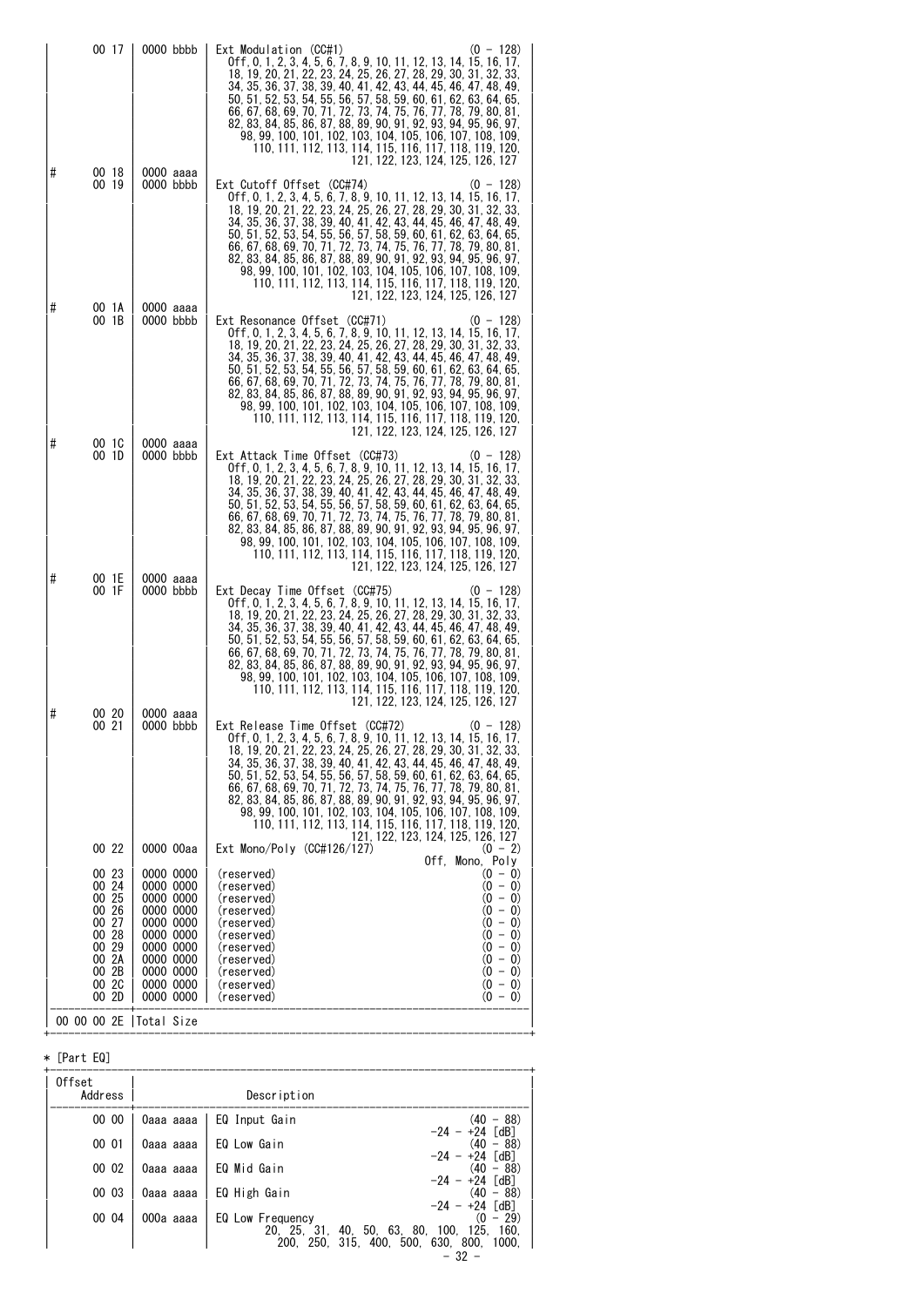| | Offset Address | | Description |
|---|---|---|---|
| | 00 17 | 0000 bbbb | Ext Modulation (CC#1) (0 - 128)<br>Off, 0, 1, 2, 3, 4, 5, 6, 7, 8, 9, 10, 11, 12, 13, 14, 15, 16, 17, 18, 19, 20, 21, 22, 23, 24, 25, 26, 27, 28, 29, 30, 31, 32, 33, 34, 35, 36, 37, 38, 39, 40, 41, 42, 43, 44, 45, 46, 47, 48, 49, 50, 51, 52, 53, 54, 55, 56, 57, 58, 59, 60, 61, 62, 63, 64, 65, 66, 67, 68, 69, 70, 71, 72, 73, 74, 75, 76, 77, 78, 79, 80, 81, 82, 83, 84, 85, 86, 87, 88, 89, 90, 91, 92, 93, 94, 95, 96, 97, 98, 99, 100, 101, 102, 103, 104, 105, 106, 107, 108, 109, 110, 111, 112, 113, 114, 115, 116, 117, 118, 119, 120, 121, 122, 123, 124, 125, 126, 127 |
| # | 00 18 | 0000 aaaa | |
| | 00 19 | 0000 bbbb | Ext Cutoff Offset (CC#74) (0 - 128)<br>Off, 0, 1, 2, 3, 4, 5, 6, 7, 8, 9, 10, 11, 12, 13, 14, 15, 16, 17, 18, 19, 20, 21, 22, 23, 24, 25, 26, 27, 28, 29, 30, 31, 32, 33, 34, 35, 36, 37, 38, 39, 40, 41, 42, 43, 44, 45, 46, 47, 48, 49, 50, 51, 52, 53, 54, 55, 56, 57, 58, 59, 60, 61, 62, 63, 64, 65, 66, 67, 68, 69, 70, 71, 72, 73, 74, 75, 76, 77, 78, 79, 80, 81, 82, 83, 84, 85, 86, 87, 88, 89, 90, 91, 92, 93, 94, 95, 96, 97, 98, 99, 100, 101, 102, 103, 104, 105, 106, 107, 108, 109, 110, 111, 112, 113, 114, 115, 116, 117, 118, 119, 120, 121, 122, 123, 124, 125, 126, 127 |
| # | 00 1A | 0000 aaaa | |
| | 00 1B | 0000 bbbb | Ext Resonance Offset (CC#71) (0 - 128)<br>Off, 0, 1, 2, 3, 4, 5, 6, 7, 8, 9, 10, 11, 12, 13, 14, 15, 16, 17, 18, 19, 20, 21, 22, 23, 24, 25, 26, 27, 28, 29, 30, 31, 32, 33, 34, 35, 36, 37, 38, 39, 40, 41, 42, 43, 44, 45, 46, 47, 48, 49, 50, 51, 52, 53, 54, 55, 56, 57, 58, 59, 60, 61, 62, 63, 64, 65, 66, 67, 68, 69, 70, 71, 72, 73, 74, 75, 76, 77, 78, 79, 80, 81, 82, 83, 84, 85, 86, 87, 88, 89, 90, 91, 92, 93, 94, 95, 96, 97, 98, 99, 100, 101, 102, 103, 104, 105, 106, 107, 108, 109, 110, 111, 112, 113, 114, 115, 116, 117, 118, 119, 120, 121, 122, 123, 124, 125, 126, 127 |
| # | 00 1C | 0000 aaaa | |
| | 00 1D | 0000 bbbb | Ext Attack Time Offset (CC#73) (0 - 128)<br>Off, 0, 1, 2, 3, 4, 5, 6, 7, 8, 9, 10, 11, 12, 13, 14, 15, 16, 17, 18, 19, 20, 21, 22, 23, 24, 25, 26, 27, 28, 29, 30, 31, 32, 33, 34, 35, 36, 37, 38, 39, 40, 41, 42, 43, 44, 45, 46, 47, 48, 49, 50, 51, 52, 53, 54, 55, 56, 57, 58, 59, 60, 61, 62, 63, 64, 65, 66, 67, 68, 69, 70, 71, 72, 73, 74, 75, 76, 77, 78, 79, 80, 81, 82, 83, 84, 85, 86, 87, 88, 89, 90, 91, 92, 93, 94, 95, 96, 97, 98, 99, 100, 101, 102, 103, 104, 105, 106, 107, 108, 109, 110, 111, 112, 113, 114, 115, 116, 117, 118, 119, 120, 121, 122, 123, 124, 125, 126, 127 |
| # | 00 1E | 0000 aaaa | |
| | 00 1F | 0000 bbbb | Ext Decay Time Offset (CC#75) (0 - 128)<br>Off, 0, 1, 2, 3, 4, 5, 6, 7, 8, 9, 10, 11, 12, 13, 14, 15, 16, 17, 18, 19, 20, 21, 22, 23, 24, 25, 26, 27, 28, 29, 30, 31, 32, 33, 34, 35, 36, 37, 38, 39, 40, 41, 42, 43, 44, 45, 46, 47, 48, 49, 50, 51, 52, 53, 54, 55, 56, 57, 58, 59, 60, 61, 62, 63, 64, 65, 66, 67, 68, 69, 70, 71, 72, 73, 74, 75, 76, 77, 78, 79, 80, 81, 82, 83, 84, 85, 86, 87, 88, 89, 90, 91, 92, 93, 94, 95, 96, 97, 98, 99, 100, 101, 102, 103, 104, 105, 106, 107, 108, 109, 110, 111, 112, 113, 114, 115, 116, 117, 118, 119, 120, 121, 122, 123, 124, 125, 126, 127 |
| # | 00 20 | 0000 aaaa | |
| | 00 21 | 0000 bbbb | Ext Release Time Offset (CC#72) (0 - 128)<br>Off, 0, 1, 2, 3, 4, 5, 6, 7, 8, 9, 10, 11, 12, 13, 14, 15, 16, 17, 18, 19, 20, 21, 22, 23, 24, 25, 26, 27, 28, 29, 30, 31, 32, 33, 34, 35, 36, 37, 38, 39, 40, 41, 42, 43, 44, 45, 46, 47, 48, 49, 50, 51, 52, 53, 54, 55, 56, 57, 58, 59, 60, 61, 62, 63, 64, 65, 66, 67, 68, 69, 70, 71, 72, 73, 74, 75, 76, 77, 78, 79, 80, 81, 82, 83, 84, 85, 86, 87, 88, 89, 90, 91, 92, 93, 94, 95, 96, 97, 98, 99, 100, 101, 102, 103, 104, 105, 106, 107, 108, 109, 110, 111, 112, 113, 114, 115, 116, 117, 118, 119, 120, 121, 122, 123, 124, 125, 126, 127 |
| | 00 22 | 0000 00aa | Ext Mono/Poly (CC#126/127) (0 - 2)<br>Off, Mono, Poly |
| | 00 23 | 0000 0000 | (reserved) (0 - 0) |
| | 00 24 | 0000 0000 | (reserved) (0 - 0) |
| | 00 25 | 0000 0000 | (reserved) (0 - 0) |
| | 00 26 | 0000 0000 | (reserved) (0 - 0) |
| | 00 27 | 0000 0000 | (reserved) (0 - 0) |
| | 00 28 | 0000 0000 | (reserved) (0 - 0) |
| | 00 29 | 0000 0000 | (reserved) (0 - 0) |
| | 00 2A | 0000 0000 | (reserved) (0 - 0) |
| | 00 2B | 0000 0000 | (reserved) (0 - 0) |
| | 00 2C | 0000 0000 | (reserved) (0 - 0) |
| | 00 2D | 0000 0000 | (reserved) (0 - 0) |
| | 00 00 00 2E | Total Size | |

* [Part EQ]

| Offset Address | | Description |
|---|---|---|
| 00 00 | 0aaa aaaa | EQ Input Gain (40 - 88)<br>-24 - +24 [dB] |
| 00 01 | 0aaa aaaa | EQ Low Gain (40 - 88)<br>-24 - +24 [dB] |
| 00 02 | 0aaa aaaa | EQ Mid Gain (40 - 88)<br>-24 - +24 [dB] |
| 00 03 | 0aaa aaaa | EQ High Gain (40 - 88)<br>-24 - +24 [dB] |
| 00 04 | 000a aaaa | EQ Low Frequency (0 - 29)<br>20, 25, 31, 40, 50, 63, 80, 100, 125, 160, 200, 250, 315, 400, 500, 630, 800, 1000, |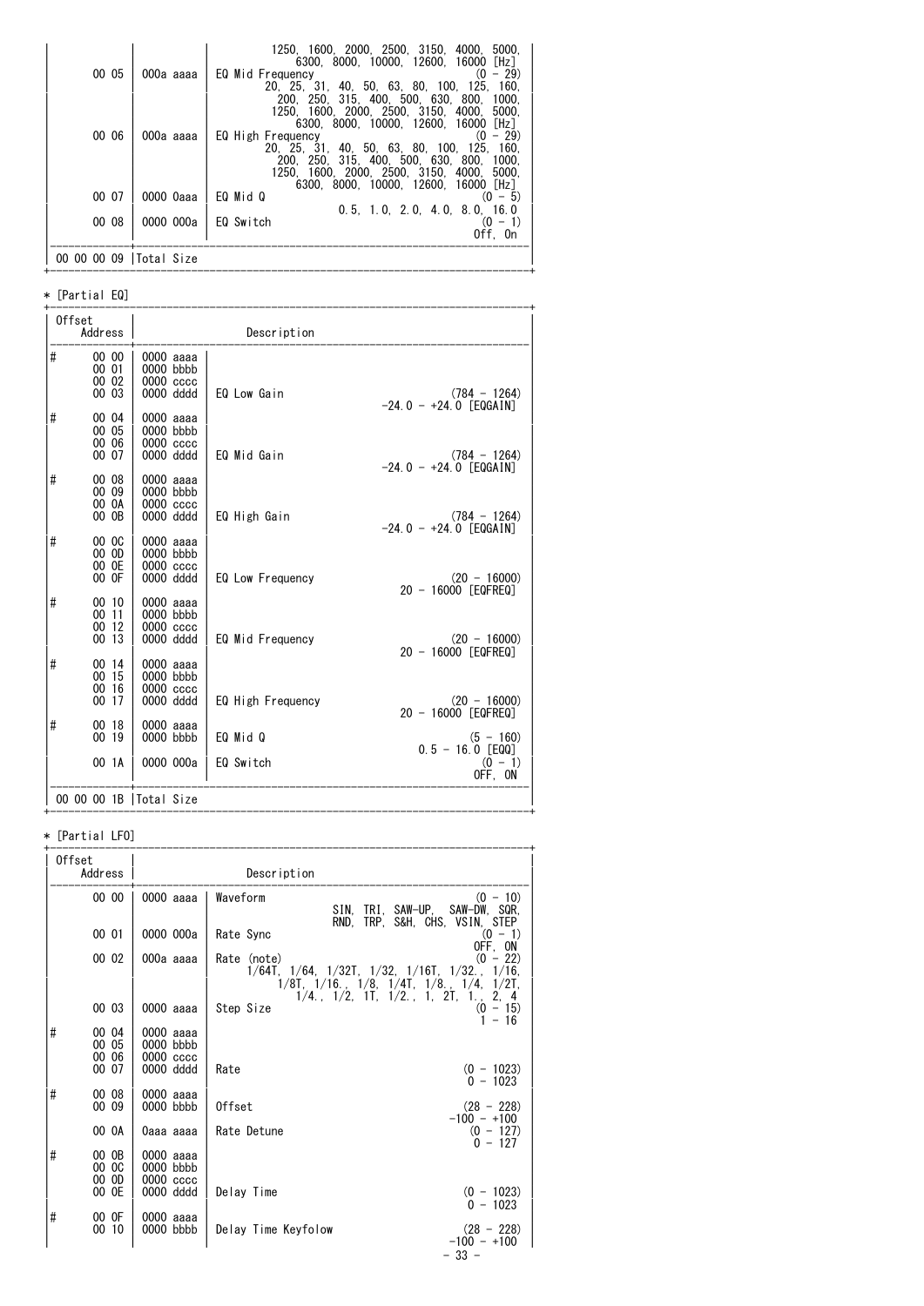| Offset Address | | Description |
|---|---|---|
| | | 1250, 1600, 2000, 2500, 3150, 4000, 5000, 6300, 8000, 10000, 12600, 16000 [Hz] |
| 00 05 | 000a aaaa | EQ Mid Frequency (0 - 29)<br>20, 25, 31, 40, 50, 63, 80, 100, 125, 160, 200, 250, 315, 400, 500, 630, 800, 1000, 1250, 1600, 2000, 2500, 3150, 4000, 5000, 6300, 8000, 10000, 12600, 16000 [Hz] |
| 00 06 | 000a aaaa | EQ High Frequency (0 - 29)<br>20, 25, 31, 40, 50, 63, 80, 100, 125, 160, 200, 250, 315, 400, 500, 630, 800, 1000, 1250, 1600, 2000, 2500, 3150, 4000, 5000, 6300, 8000, 10000, 12600, 16000 [Hz] |
| 00 07 | 0000 0aaa | EQ Mid Q (0 - 5)<br>0.5, 1.0, 2.0, 4.0, 8.0, 16.0 |
| 00 08 | 0000 000a | EQ Switch (0 - 1)<br>Off, On |
| 00 00 00 09 | Total Size | |

* [Partial EQ]

| | Offset Address | | Description |
|---|---|---|---|
| # | 00 00 | 0000 aaaa | |
| | 00 01 | 0000 bbbb | |
| | 00 02 | 0000 cccc | |
| | 00 03 | 0000 dddd | EQ Low Gain (784 - 1264)<br>-24.0 - +24.0 [EQGAIN] |
| # | 00 04 | 0000 aaaa | |
| | 00 05 | 0000 bbbb | |
| | 00 06 | 0000 cccc | |
| | 00 07 | 0000 dddd | EQ Mid Gain (784 - 1264)<br>-24.0 - +24.0 [EQGAIN] |
| # | 00 08 | 0000 aaaa | |
| | 00 09 | 0000 bbbb | |
| | 00 0A | 0000 cccc | |
| | 00 0B | 0000 dddd | EQ High Gain (784 - 1264)<br>-24.0 - +24.0 [EQGAIN] |
| # | 00 0C | 0000 aaaa | |
| | 00 0D | 0000 bbbb | |
| | 00 0E | 0000 cccc | |
| | 00 0F | 0000 dddd | EQ Low Frequency (20 - 16000)<br>20 - 16000 [EQFREQ] |
| # | 00 10 | 0000 aaaa | |
| | 00 11 | 0000 bbbb | |
| | 00 12 | 0000 cccc | |
| | 00 13 | 0000 dddd | EQ Mid Frequency (20 - 16000)<br>20 - 16000 [EQFREQ] |
| # | 00 14 | 0000 aaaa | |
| | 00 15 | 0000 bbbb | |
| | 00 16 | 0000 cccc | |
| | 00 17 | 0000 dddd | EQ High Frequency (20 - 16000)<br>20 - 16000 [EQFREQ] |
| # | 00 18 | 0000 aaaa | |
| | 00 19 | 0000 bbbb | EQ Mid Q (5 - 160)<br>0.5 - 16.0 [EQQ] |
| | 00 1A | 0000 000a | EQ Switch (0 - 1)<br>OFF, ON |
| | 00 00 00 1B | Total Size | |

* [Partial LFO]

| | Offset Address | | Description |
|---|---|---|---|
| | 00 00 | 0000 aaaa | Waveform (0 - 10)<br>SIN, TRI, SAW-UP, SAW-DW, SQR, RND, TRP, S&H, CHS, VSIN, STEP |
| | 00 01 | 0000 000a | Rate Sync (0 - 1)<br>OFF, ON |
| | 00 02 | 000a aaaa | Rate (note) (0 - 22)<br>1/64T, 1/64, 1/32T, 1/32, 1/16T, 1/32., 1/16, 1/8T, 1/16., 1/8, 1/4T, 1/8., 1/4, 1/2T, 1/4., 1/2, 1T, 1/2., 1, 2T, 1., 2, 4 |
| | 00 03 | 0000 aaaa | Step Size (0 - 15)<br>1 - 16 |
| # | 00 04 | 0000 aaaa | |
| | 00 05 | 0000 bbbb | |
| | 00 06 | 0000 cccc | |
| | 00 07 | 0000 dddd | Rate (0 - 1023)<br>0 - 1023 |
| # | 00 08 | 0000 aaaa | |
| | 00 09 | 0000 bbbb | Offset (28 - 228)<br>-100 - +100 |
| | 00 0A | 0aaa aaaa | Rate Detune (0 - 127)<br>0 - 127 |
| # | 00 0B | 0000 aaaa | |
| | 00 0C | 0000 bbbb | |
| | 00 0D | 0000 cccc | |
| | 00 0E | 0000 dddd | Delay Time (0 - 1023)<br>0 - 1023 |
| # | 00 0F | 0000 aaaa | |
| | 00 10 | 0000 bbbb | Delay Time Keyfolow (28 - 228)<br>-100 - +100 |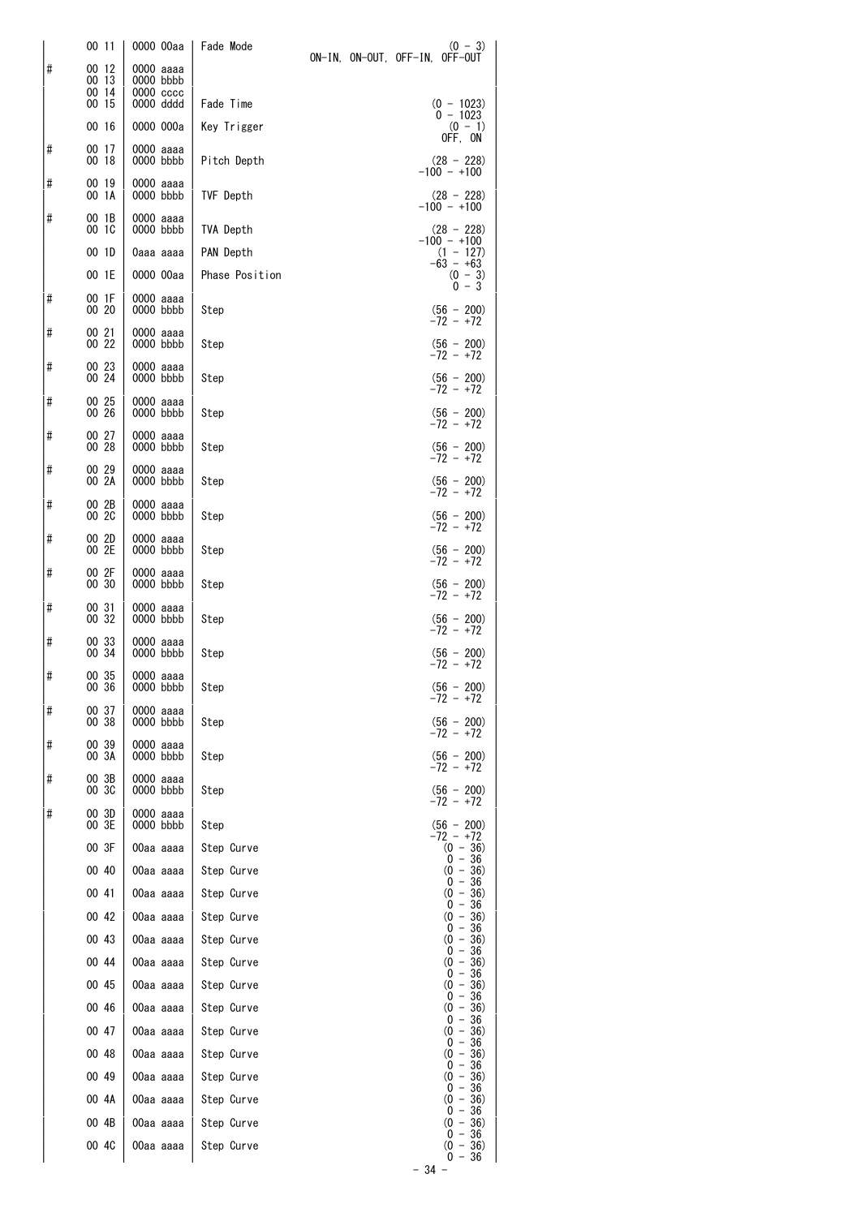| | Address | Data | Description | Range |
|---|---|---|---|---|
| | 00 11 | 0000 00aa | Fade Mode | (0 - 3) ON-IN, ON-OUT, OFF-IN, OFF-OUT |
| # | 00 12 | 0000 aaaa | | |
| | 00 13 | 0000 bbbb | | |
| | 00 14 | 0000 cccc | | |
| | 00 15 | 0000 dddd | Fade Time | (0 - 1023) 0 - 1023 |
| | 00 16 | 0000 000a | Key Trigger | (0 - 1) OFF, ON |
| # | 00 17 | 0000 aaaa | | |
| | 00 18 | 0000 bbbb | Pitch Depth | (28 - 228) -100 - +100 |
| # | 00 19 | 0000 aaaa | | |
| | 00 1A | 0000 bbbb | TVF Depth | (28 - 228) -100 - +100 |
| # | 00 1B | 0000 aaaa | | |
| | 00 1C | 0000 bbbb | TVA Depth | (28 - 228) -100 - +100 |
| | 00 1D | 0aaa aaaa | PAN Depth | (1 - 127) -63 - +63 |
| | 00 1E | 0000 00aa | Phase Position | (0 - 3) 0 - 3 |
| # | 00 1F | 0000 aaaa | | |
| | 00 20 | 0000 bbbb | Step | (56 - 200) -72 - +72 |
| # | 00 21 | 0000 aaaa | | |
| | 00 22 | 0000 bbbb | Step | (56 - 200) -72 - +72 |
| # | 00 23 | 0000 aaaa | | |
| | 00 24 | 0000 bbbb | Step | (56 - 200) -72 - +72 |
| # | 00 25 | 0000 aaaa | | |
| | 00 26 | 0000 bbbb | Step | (56 - 200) -72 - +72 |
| # | 00 27 | 0000 aaaa | | |
| | 00 28 | 0000 bbbb | Step | (56 - 200) -72 - +72 |
| # | 00 29 | 0000 aaaa | | |
| | 00 2A | 0000 bbbb | Step | (56 - 200) -72 - +72 |
| # | 00 2B | 0000 aaaa | | |
| | 00 2C | 0000 bbbb | Step | (56 - 200) -72 - +72 |
| # | 00 2D | 0000 aaaa | | |
| | 00 2E | 0000 bbbb | Step | (56 - 200) -72 - +72 |
| # | 00 2F | 0000 aaaa | | |
| | 00 30 | 0000 bbbb | Step | (56 - 200) -72 - +72 |
| # | 00 31 | 0000 aaaa | | |
| | 00 32 | 0000 bbbb | Step | (56 - 200) -72 - +72 |
| # | 00 33 | 0000 aaaa | | |
| | 00 34 | 0000 bbbb | Step | (56 - 200) -72 - +72 |
| # | 00 35 | 0000 aaaa | | |
| | 00 36 | 0000 bbbb | Step | (56 - 200) -72 - +72 |
| # | 00 37 | 0000 aaaa | | |
| | 00 38 | 0000 bbbb | Step | (56 - 200) -72 - +72 |
| # | 00 39 | 0000 aaaa | | |
| | 00 3A | 0000 bbbb | Step | (56 - 200) -72 - +72 |
| # | 00 3B | 0000 aaaa | | |
| | 00 3C | 0000 bbbb | Step | (56 - 200) -72 - +72 |
| # | 00 3D | 0000 aaaa | | |
| | 00 3E | 0000 bbbb | Step | (56 - 200) -72 - +72 |
| | 00 3F | 00aa aaaa | Step Curve | (0 - 36) 0 - 36 |
| | 00 40 | 00aa aaaa | Step Curve | (0 - 36) 0 - 36 |
| | 00 41 | 00aa aaaa | Step Curve | (0 - 36) 0 - 36 |
| | 00 42 | 00aa aaaa | Step Curve | (0 - 36) 0 - 36 |
| | 00 43 | 00aa aaaa | Step Curve | (0 - 36) 0 - 36 |
| | 00 44 | 00aa aaaa | Step Curve | (0 - 36) 0 - 36 |
| | 00 45 | 00aa aaaa | Step Curve | (0 - 36) 0 - 36 |
| | 00 46 | 00aa aaaa | Step Curve | (0 - 36) 0 - 36 |
| | 00 47 | 00aa aaaa | Step Curve | (0 - 36) 0 - 36 |
| | 00 48 | 00aa aaaa | Step Curve | (0 - 36) 0 - 36 |
| | 00 49 | 00aa aaaa | Step Curve | (0 - 36) 0 - 36 |
| | 00 4A | 00aa aaaa | Step Curve | (0 - 36) 0 - 36 |
| | 00 4B | 00aa aaaa | Step Curve | (0 - 36) 0 - 36 |
| | 00 4C | 00aa aaaa | Step Curve | (0 - 36) 0 - 36 |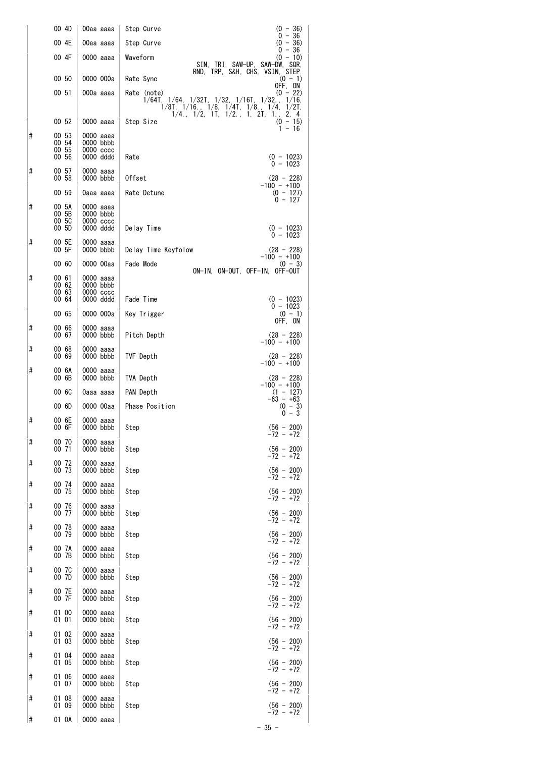| | Offset | Data | Description | Range |
|---|---|---|---|---|
| | 00 4D | 00aa aaaa | Step Curve | (0 - 36)<br>0 - 36 |
| | 00 4E | 00aa aaaa | Step Curve | (0 - 36)<br>0 - 36 |
| | 00 4F | 0000 aaaa | Waveform | (0 - 10)<br>SIN, TRI, SAW-UP, SAW-DW, SQR,<br>RND, TRP, S&H, CHS, VSIN, STEP |
| | 00 50 | 0000 000a | Rate Sync | (0 - 1)<br>OFF, ON |
| | 00 51 | 000a aaaa | Rate (note) | (0 - 22)<br>1/64T, 1/64, 1/32T, 1/32, 1/16T, 1/32., 1/16,<br>1/8T, 1/16., 1/8, 1/4T, 1/8., 1/4, 1/2T,<br>1/4., 1/2, 1T, 1/2., 1, 2T, 1., 2, 4 |
| | 00 52 | 0000 aaaa | Step Size | (0 - 15)<br>1 - 16 |
| # | 00 53<br>00 54<br>00 55<br>00 56 | 0000 aaaa<br>0000 bbbb<br>0000 cccc<br>0000 dddd | Rate | (0 - 1023)<br>0 - 1023 |
| # | 00 57<br>00 58 | 0000 aaaa<br>0000 bbbb | Offset | (28 - 228)<br>-100 - +100 |
| | 00 59 | 0aaa aaaa | Rate Detune | (0 - 127)<br>0 - 127 |
| # | 00 5A<br>00 5B<br>00 5C<br>00 5D | 0000 aaaa<br>0000 bbbb<br>0000 cccc<br>0000 dddd | Delay Time | (0 - 1023)<br>0 - 1023 |
| # | 00 5E<br>00 5F | 0000 aaaa<br>0000 bbbb | Delay Time Keyfolow | (28 - 228)<br>-100 - +100 |
| | 00 60 | 0000 00aa | Fade Mode | (0 - 3)<br>ON-IN, ON-OUT, OFF-IN, OFF-OUT |
| # | 00 61<br>00 62<br>00 63<br>00 64 | 0000 aaaa<br>0000 bbbb<br>0000 cccc<br>0000 dddd | Fade Time | (0 - 1023)<br>0 - 1023 |
| | 00 65 | 0000 000a | Key Trigger | (0 - 1)<br>OFF, ON |
| # | 00 66<br>00 67 | 0000 aaaa<br>0000 bbbb | Pitch Depth | (28 - 228)<br>-100 - +100 |
| # | 00 68<br>00 69 | 0000 aaaa<br>0000 bbbb | TVF Depth | (28 - 228)<br>-100 - +100 |
| # | 00 6A<br>00 6B | 0000 aaaa<br>0000 bbbb | TVA Depth | (28 - 228)<br>-100 - +100 |
| | 00 6C | 0aaa aaaa | PAN Depth | (1 - 127)<br>-63 - +63 |
| | 00 6D | 0000 00aa | Phase Position | (0 - 3)<br>0 - 3 |
| # | 00 6E<br>00 6F | 0000 aaaa<br>0000 bbbb | Step | (56 - 200)<br>-72 - +72 |
| # | 00 70<br>00 71 | 0000 aaaa<br>0000 bbbb | Step | (56 - 200)<br>-72 - +72 |
| # | 00 72<br>00 73 | 0000 aaaa<br>0000 bbbb | Step | (56 - 200)<br>-72 - +72 |
| # | 00 74<br>00 75 | 0000 aaaa<br>0000 bbbb | Step | (56 - 200)<br>-72 - +72 |
| # | 00 76<br>00 77 | 0000 aaaa<br>0000 bbbb | Step | (56 - 200)<br>-72 - +72 |
| # | 00 78<br>00 79 | 0000 aaaa<br>0000 bbbb | Step | (56 - 200)<br>-72 - +72 |
| # | 00 7A<br>00 7B | 0000 aaaa<br>0000 bbbb | Step | (56 - 200)<br>-72 - +72 |
| # | 00 7C<br>00 7D | 0000 aaaa<br>0000 bbbb | Step | (56 - 200)<br>-72 - +72 |
| # | 00 7E<br>00 7F | 0000 aaaa<br>0000 bbbb | Step | (56 - 200)<br>-72 - +72 |
| # | 01 00<br>01 01 | 0000 aaaa<br>0000 bbbb | Step | (56 - 200)<br>-72 - +72 |
| # | 01 02<br>01 03 | 0000 aaaa<br>0000 bbbb | Step | (56 - 200)<br>-72 - +72 |
| # | 01 04<br>01 05 | 0000 aaaa<br>0000 bbbb | Step | (56 - 200)<br>-72 - +72 |
| # | 01 06<br>01 07 | 0000 aaaa<br>0000 bbbb | Step | (56 - 200)<br>-72 - +72 |
| # | 01 08<br>01 09 | 0000 aaaa<br>0000 bbbb | Step | (56 - 200)<br>-72 - +72 |
| # | 01 0A | 0000 aaaa | | |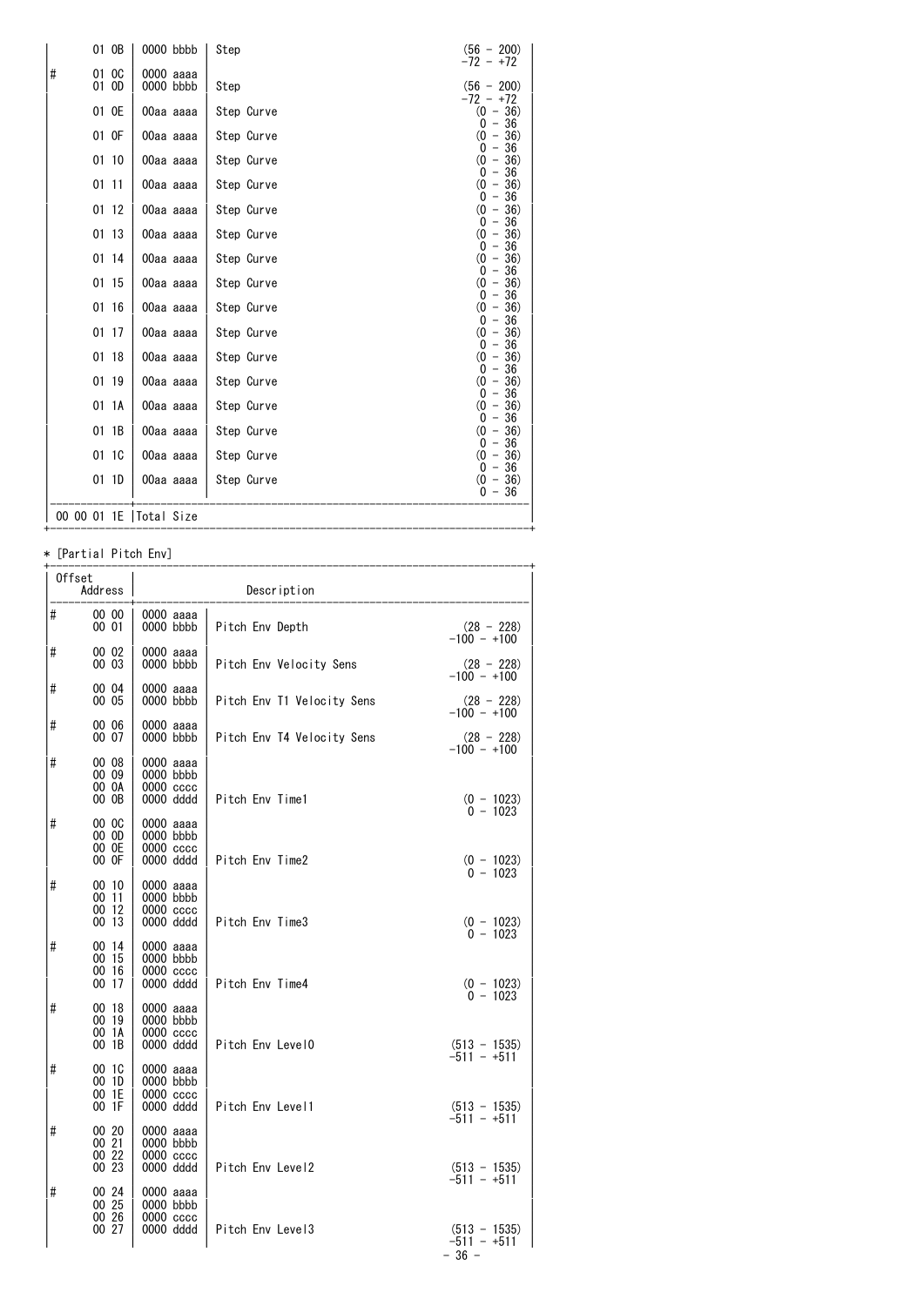| | Offset Address | | Description | |
|---|---|---|---|---|
| | 01 0B | 0000 bbbb | Step | (56 - 200) -72 - +72 |
| # | 01 0C | 0000 aaaa | | |
| | 01 0D | 0000 bbbb | Step | (56 - 200) -72 - +72 |
| | 01 0E | 00aa aaaa | Step Curve | (0 - 36) 0 - 36 |
| | 01 0F | 00aa aaaa | Step Curve | (0 - 36) 0 - 36 |
| | 01 10 | 00aa aaaa | Step Curve | (0 - 36) 0 - 36 |
| | 01 11 | 00aa aaaa | Step Curve | (0 - 36) 0 - 36 |
| | 01 12 | 00aa aaaa | Step Curve | (0 - 36) 0 - 36 |
| | 01 13 | 00aa aaaa | Step Curve | (0 - 36) 0 - 36 |
| | 01 14 | 00aa aaaa | Step Curve | (0 - 36) 0 - 36 |
| | 01 15 | 00aa aaaa | Step Curve | (0 - 36) 0 - 36 |
| | 01 16 | 00aa aaaa | Step Curve | (0 - 36) 0 - 36 |
| | 01 17 | 00aa aaaa | Step Curve | (0 - 36) 0 - 36 |
| | 01 18 | 00aa aaaa | Step Curve | (0 - 36) 0 - 36 |
| | 01 19 | 00aa aaaa | Step Curve | (0 - 36) 0 - 36 |
| | 01 1A | 00aa aaaa | Step Curve | (0 - 36) 0 - 36 |
| | 01 1B | 00aa aaaa | Step Curve | (0 - 36) 0 - 36 |
| | 01 1C | 00aa aaaa | Step Curve | (0 - 36) 0 - 36 |
| | 01 1D | 00aa aaaa | Step Curve | (0 - 36) 0 - 36 |
| | 00 00 01 1E | Total Size | | |

* [Partial Pitch Env]

| | Offset Address | | Description | |
|---|---|---|---|---|
| # | 00 00 | 0000 aaaa | | |
| | 00 01 | 0000 bbbb | Pitch Env Depth | (28 - 228) -100 - +100 |
| # | 00 02 | 0000 aaaa | | |
| | 00 03 | 0000 bbbb | Pitch Env Velocity Sens | (28 - 228) -100 - +100 |
| # | 00 04 | 0000 aaaa | | |
| | 00 05 | 0000 bbbb | Pitch Env T1 Velocity Sens | (28 - 228) -100 - +100 |
| # | 00 06 | 0000 aaaa | | |
| | 00 07 | 0000 bbbb | Pitch Env T4 Velocity Sens | (28 - 228) -100 - +100 |
| # | 00 08 | 0000 aaaa | | |
| | 00 09 | 0000 bbbb | | |
| | 00 0A | 0000 cccc | | |
| | 00 0B | 0000 dddd | Pitch Env Time1 | (0 - 1023) 0 - 1023 |
| # | 00 0C | 0000 aaaa | | |
| | 00 0D | 0000 bbbb | | |
| | 00 0E | 0000 cccc | | |
| | 00 0F | 0000 dddd | Pitch Env Time2 | (0 - 1023) 0 - 1023 |
| # | 00 10 | 0000 aaaa | | |
| | 00 11 | 0000 bbbb | | |
| | 00 12 | 0000 cccc | | |
| | 00 13 | 0000 dddd | Pitch Env Time3 | (0 - 1023) 0 - 1023 |
| # | 00 14 | 0000 aaaa | | |
| | 00 15 | 0000 bbbb | | |
| | 00 16 | 0000 cccc | | |
| | 00 17 | 0000 dddd | Pitch Env Time4 | (0 - 1023) 0 - 1023 |
| # | 00 18 | 0000 aaaa | | |
| | 00 19 | 0000 bbbb | | |
| | 00 1A | 0000 cccc | | |
| | 00 1B | 0000 dddd | Pitch Env Level0 | (513 - 1535) -511 - +511 |
| # | 00 1C | 0000 aaaa | | |
| | 00 1D | 0000 bbbb | | |
| | 00 1E | 0000 cccc | | |
| | 00 1F | 0000 dddd | Pitch Env Level1 | (513 - 1535) -511 - +511 |
| # | 00 20 | 0000 aaaa | | |
| | 00 21 | 0000 bbbb | | |
| | 00 22 | 0000 cccc | | |
| | 00 23 | 0000 dddd | Pitch Env Level2 | (513 - 1535) -511 - +511 |
| # | 00 24 | 0000 aaaa | | |
| | 00 25 | 0000 bbbb | | |
| | 00 26 | 0000 cccc | | |
| | 00 27 | 0000 dddd | Pitch Env Level3 | (513 - 1535) -511 - +511 |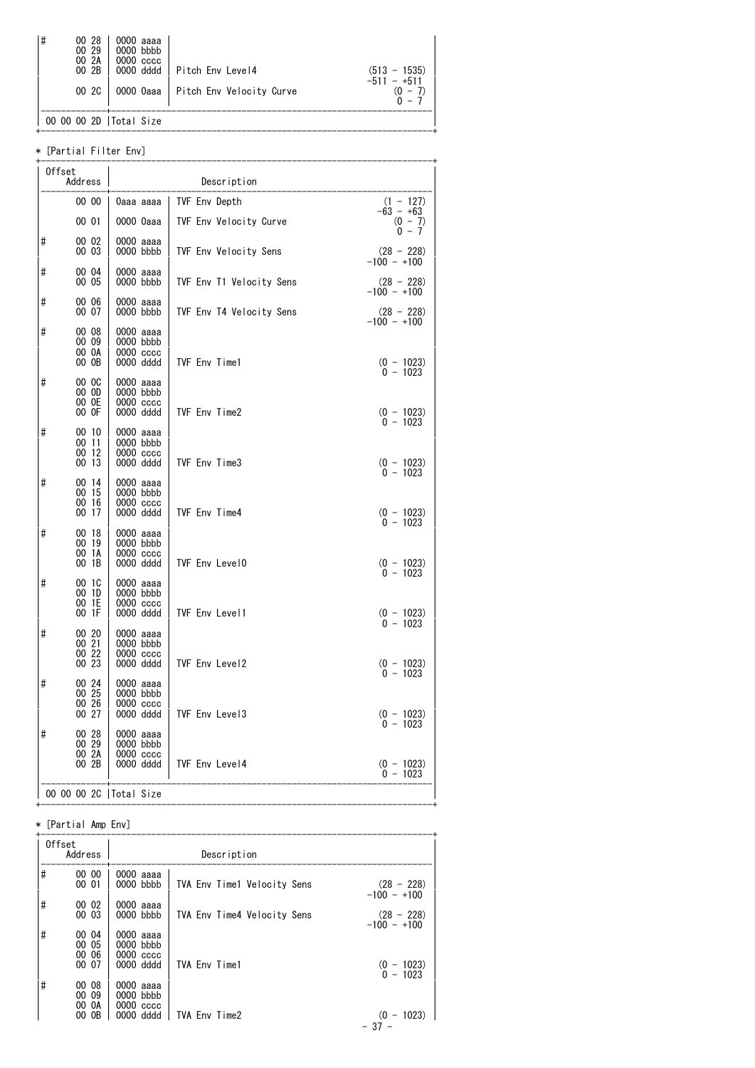| # | Offset Address | | Description | |
|---|---|---|---|---|
| # | 00 28 | 0000 aaaa | | |
| | 00 29 | 0000 bbbb | | |
| | 00 2A | 0000 cccc | | |
| | 00 2B | 0000 dddd | Pitch Env Level4 | (513 - 1535) -511 - +511 |
| | 00 2C | 0000 0aaa | Pitch Env Velocity Curve | (0 - 7) 0 - 7 |
| | 00 00 00 2D | Total Size | | |

* [Partial Filter Env]

| # | Offset Address | | Description | |
|---|---|---|---|---|
| | 00 00 | 0aaa aaaa | TVF Env Depth | (1 - 127) -63 - +63 |
| | 00 01 | 0000 0aaa | TVF Env Velocity Curve | (0 - 7) 0 - 7 |
| # | 00 02 | 0000 aaaa | | |
| | 00 03 | 0000 bbbb | TVF Env Velocity Sens | (28 - 228) -100 - +100 |
| # | 00 04 | 0000 aaaa | | |
| | 00 05 | 0000 bbbb | TVF Env T1 Velocity Sens | (28 - 228) -100 - +100 |
| # | 00 06 | 0000 aaaa | | |
| | 00 07 | 0000 bbbb | TVF Env T4 Velocity Sens | (28 - 228) -100 - +100 |
| # | 00 08 | 0000 aaaa | | |
| | 00 09 | 0000 bbbb | | |
| | 00 0A | 0000 cccc | | |
| | 00 0B | 0000 dddd | TVF Env Time1 | (0 - 1023) 0 - 1023 |
| # | 00 0C | 0000 aaaa | | |
| | 00 0D | 0000 bbbb | | |
| | 00 0E | 0000 cccc | | |
| | 00 0F | 0000 dddd | TVF Env Time2 | (0 - 1023) 0 - 1023 |
| # | 00 10 | 0000 aaaa | | |
| | 00 11 | 0000 bbbb | | |
| | 00 12 | 0000 cccc | | |
| | 00 13 | 0000 dddd | TVF Env Time3 | (0 - 1023) 0 - 1023 |
| # | 00 14 | 0000 aaaa | | |
| | 00 15 | 0000 bbbb | | |
| | 00 16 | 0000 cccc | | |
| | 00 17 | 0000 dddd | TVF Env Time4 | (0 - 1023) 0 - 1023 |
| # | 00 18 | 0000 aaaa | | |
| | 00 19 | 0000 bbbb | | |
| | 00 1A | 0000 cccc | | |
| | 00 1B | 0000 dddd | TVF Env Level0 | (0 - 1023) 0 - 1023 |
| # | 00 1C | 0000 aaaa | | |
| | 00 1D | 0000 bbbb | | |
| | 00 1E | 0000 cccc | | |
| | 00 1F | 0000 dddd | TVF Env Level1 | (0 - 1023) 0 - 1023 |
| # | 00 20 | 0000 aaaa | | |
| | 00 21 | 0000 bbbb | | |
| | 00 22 | 0000 cccc | | |
| | 00 23 | 0000 dddd | TVF Env Level2 | (0 - 1023) 0 - 1023 |
| # | 00 24 | 0000 aaaa | | |
| | 00 25 | 0000 bbbb | | |
| | 00 26 | 0000 cccc | | |
| | 00 27 | 0000 dddd | TVF Env Level3 | (0 - 1023) 0 - 1023 |
| # | 00 28 | 0000 aaaa | | |
| | 00 29 | 0000 bbbb | | |
| | 00 2A | 0000 cccc | | |
| | 00 2B | 0000 dddd | TVF Env Level4 | (0 - 1023) 0 - 1023 |
| | 00 00 00 2C | Total Size | | |

* [Partial Amp Env]

| # | Offset Address | | Description | |
|---|---|---|---|---|
| # | 00 00 | 0000 aaaa | | |
| | 00 01 | 0000 bbbb | TVA Env Time1 Velocity Sens | (28 - 228) -100 - +100 |
| # | 00 02 | 0000 aaaa | | |
| | 00 03 | 0000 bbbb | TVA Env Time4 Velocity Sens | (28 - 228) -100 - +100 |
| # | 00 04 | 0000 aaaa | | |
| | 00 05 | 0000 bbbb | | |
| | 00 06 | 0000 cccc | | |
| | 00 07 | 0000 dddd | TVA Env Time1 | (0 - 1023) 0 - 1023 |
| # | 00 08 | 0000 aaaa | | |
| | 00 09 | 0000 bbbb | | |
| | 00 0A | 0000 cccc | | |
| | 00 0B | 0000 dddd | TVA Env Time2 | (0 - 1023) |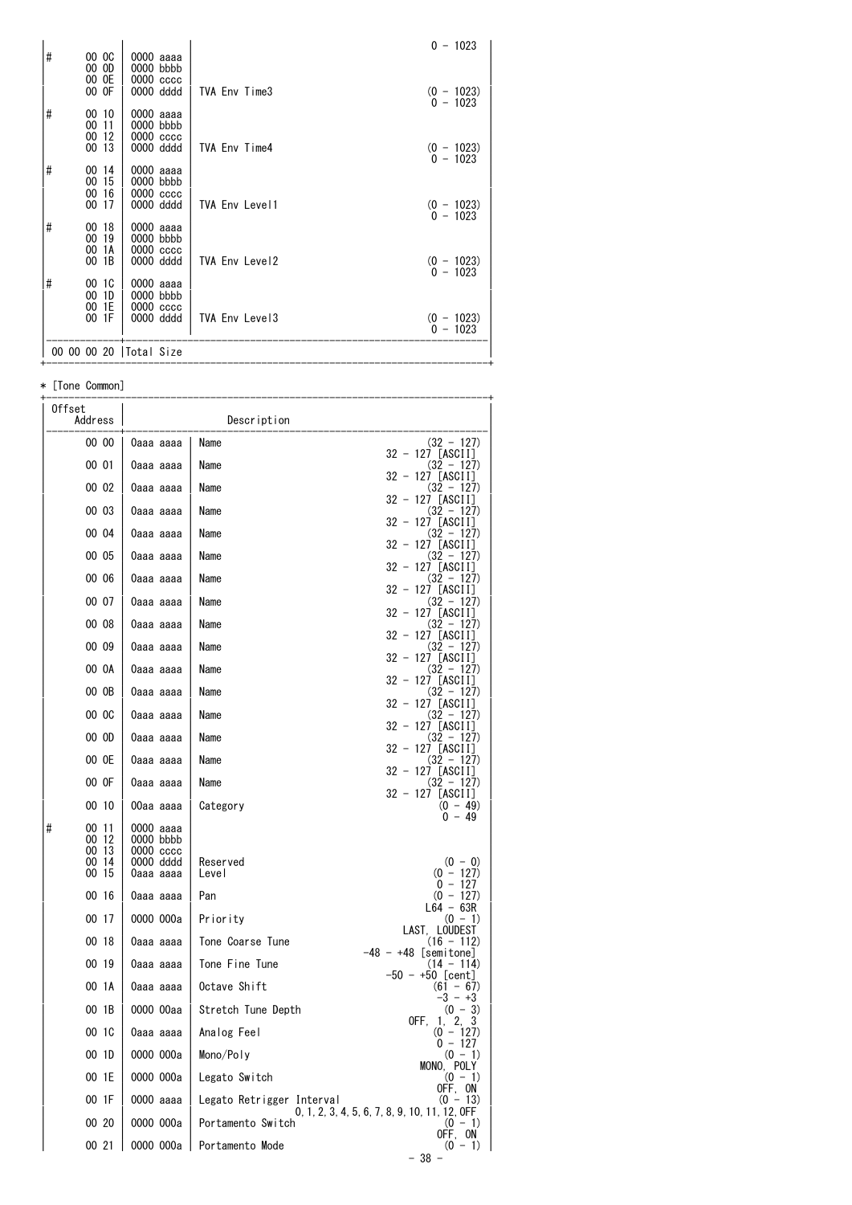| | Offset Address | | Description | |
|---|---|---|---|---|
| | | | | 0 - 1023 |
| # | 00 0C | 0000 aaaa | | |
| | 00 0D | 0000 bbbb | | |
| | 00 0E | 0000 cccc | | |
| | 00 0F | 0000 dddd | TVA Env Time3 | (0 - 1023) 0 - 1023 |
| # | 00 10 | 0000 aaaa | | |
| | 00 11 | 0000 bbbb | | |
| | 00 12 | 0000 cccc | | |
| | 00 13 | 0000 dddd | TVA Env Time4 | (0 - 1023) 0 - 1023 |
| # | 00 14 | 0000 aaaa | | |
| | 00 15 | 0000 bbbb | | |
| | 00 16 | 0000 cccc | | |
| | 00 17 | 0000 dddd | TVA Env Level1 | (0 - 1023) 0 - 1023 |
| # | 00 18 | 0000 aaaa | | |
| | 00 19 | 0000 bbbb | | |
| | 00 1A | 0000 cccc | | |
| | 00 1B | 0000 dddd | TVA Env Level2 | (0 - 1023) 0 - 1023 |
| # | 00 1C | 0000 aaaa | | |
| | 00 1D | 0000 bbbb | | |
| | 00 1E | 0000 cccc | | |
| | 00 1F | 0000 dddd | TVA Env Level3 | (0 - 1023) 0 - 1023 |
| | 00 00 00 20 | Total Size | | |

* [Tone Common]

| | Offset Address | | Description | |
|---|---|---|---|---|
| | 00 00 | 0aaa aaaa | Name | (32 - 127) 32 - 127 [ASCII] |
| | 00 01 | 0aaa aaaa | Name | (32 - 127) 32 - 127 [ASCII] |
| | 00 02 | 0aaa aaaa | Name | (32 - 127) 32 - 127 [ASCII] |
| | 00 03 | 0aaa aaaa | Name | (32 - 127) 32 - 127 [ASCII] |
| | 00 04 | 0aaa aaaa | Name | (32 - 127) 32 - 127 [ASCII] |
| | 00 05 | 0aaa aaaa | Name | (32 - 127) 32 - 127 [ASCII] |
| | 00 06 | 0aaa aaaa | Name | (32 - 127) 32 - 127 [ASCII] |
| | 00 07 | 0aaa aaaa | Name | (32 - 127) 32 - 127 [ASCII] |
| | 00 08 | 0aaa aaaa | Name | (32 - 127) 32 - 127 [ASCII] |
| | 00 09 | 0aaa aaaa | Name | (32 - 127) 32 - 127 [ASCII] |
| | 00 0A | 0aaa aaaa | Name | (32 - 127) 32 - 127 [ASCII] |
| | 00 0B | 0aaa aaaa | Name | (32 - 127) 32 - 127 [ASCII] |
| | 00 0C | 0aaa aaaa | Name | (32 - 127) 32 - 127 [ASCII] |
| | 00 0D | 0aaa aaaa | Name | (32 - 127) 32 - 127 [ASCII] |
| | 00 0E | 0aaa aaaa | Name | (32 - 127) 32 - 127 [ASCII] |
| | 00 0F | 0aaa aaaa | Name | (32 - 127) 32 - 127 [ASCII] |
| | 00 10 | 00aa aaaa | Category | (0 - 49) 0 - 49 |
| # | 00 11 | 0000 aaaa | | |
| | 00 12 | 0000 bbbb | | |
| | 00 13 | 0000 cccc | | |
| | 00 14 | 0000 dddd | Reserved | (0 - 0) |
| | 00 15 | 0aaa aaaa | Level | (0 - 127) 0 - 127 |
| | 00 16 | 0aaa aaaa | Pan | (0 - 127) L64 - 63R |
| | 00 17 | 0000 000a | Priority | (0 - 1) LAST, LOUDEST |
| | 00 18 | 0aaa aaaa | Tone Coarse Tune | (16 - 112) -48 - +48 [semitone] |
| | 00 19 | 0aaa aaaa | Tone Fine Tune | (14 - 114) -50 - +50 [cent] |
| | 00 1A | 0aaa aaaa | Octave Shift | (61 - 67) -3 - +3 |
| | 00 1B | 0000 00aa | Stretch Tune Depth | (0 - 3) OFF, 1, 2, 3 |
| | 00 1C | 0aaa aaaa | Analog Feel | (0 - 127) 0 - 127 |
| | 00 1D | 0000 000a | Mono/Poly | (0 - 1) MONO, POLY |
| | 00 1E | 0000 000a | Legato Switch | (0 - 1) OFF, ON |
| | 00 1F | 0000 aaaa | Legato Retrigger Interval | (0 - 13) 0,1,2,3,4,5,6,7,8,9,10,11,12,OFF |
| | 00 20 | 0000 000a | Portamento Switch | (0 - 1) OFF, ON |
| | 00 21 | 0000 000a | Portamento Mode | (0 - 1) |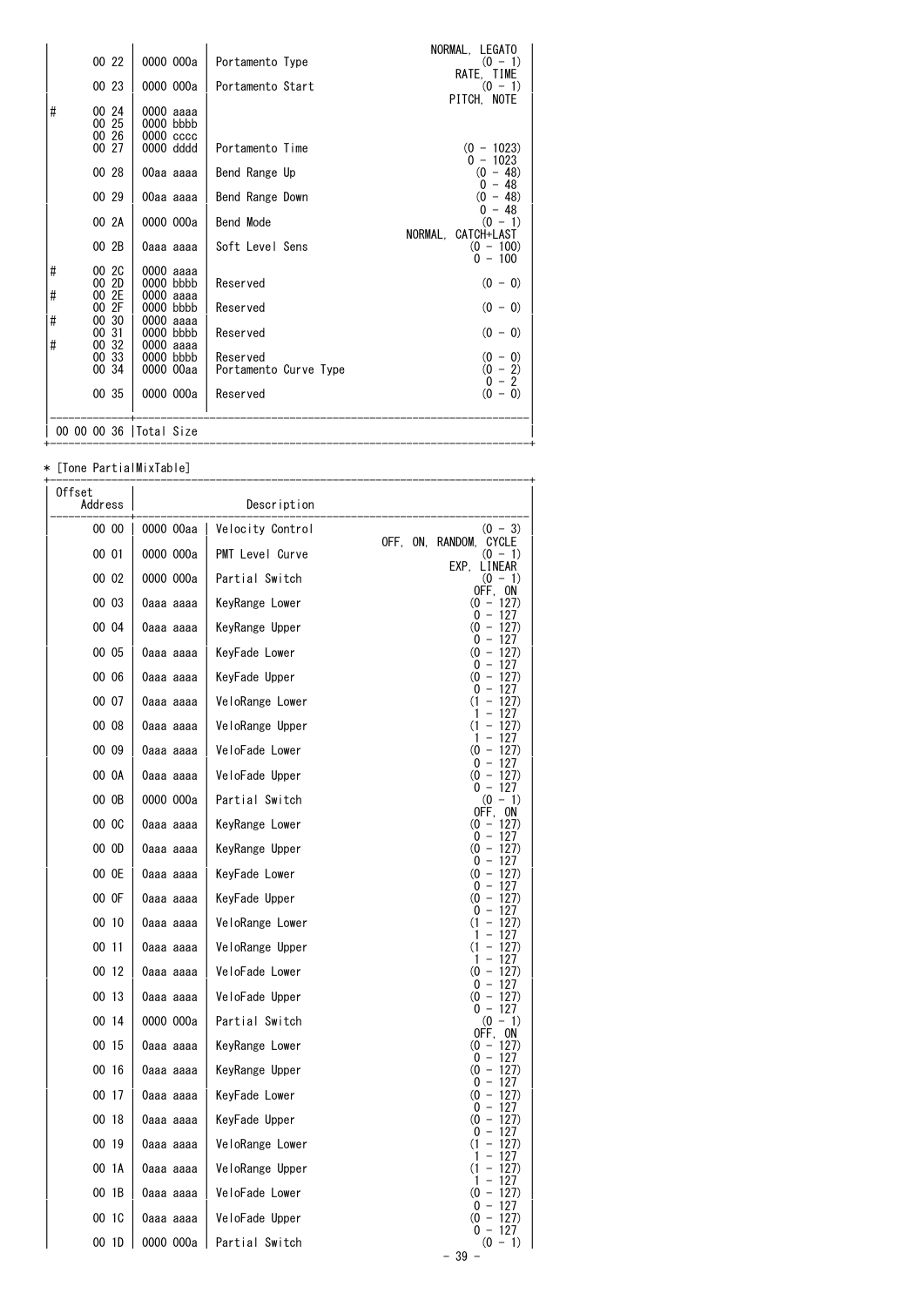| | Offset Address | Bits | Description | Range |
|---|---|---|---|---|
| | 00 22 | 0000 000a | Portamento Type | (0 - 1) NORMAL, LEGATO |
| | 00 23 | 0000 000a | Portamento Start | (0 - 1) RATE, TIME |
| | | | | PITCH, NOTE |
| # | 00 24 | 0000 aaaa | | |
| | 00 25 | 0000 bbbb | | |
| | 00 26 | 0000 cccc | | |
| | 00 27 | 0000 dddd | Portamento Time | (0 - 1023) |
| | | | | 0 - 1023 |
| | 00 28 | 00aa aaaa | Bend Range Up | (0 - 48) |
| | | | | 0 - 48 |
| | 00 29 | 00aa aaaa | Bend Range Down | (0 - 48) |
| | | | | 0 - 48 |
| | 00 2A | 0000 000a | Bend Mode | (0 - 1) |
| | | | | NORMAL, CATCH+LAST |
| | 00 2B | 0aaa aaaa | Soft Level Sens | (0 - 100) |
| | | | | 0 - 100 |
| # | 00 2C | 0000 aaaa | | |
| | 00 2D | 0000 bbbb | Reserved | (0 - 0) |
| # | 00 2E | 0000 aaaa | | |
| | 00 2F | 0000 bbbb | Reserved | (0 - 0) |
| # | 00 30 | 0000 aaaa | | |
| | 00 31 | 0000 bbbb | Reserved | (0 - 0) |
| # | 00 32 | 0000 aaaa | | |
| | 00 33 | 0000 bbbb | Reserved | (0 - 0) |
| | 00 34 | 0000 00aa | Portamento Curve Type | (0 - 2) |
| | | | | 0 - 2 |
| | 00 35 | 0000 000a | Reserved | (0 - 0) |
| | 00 00 00 36 | Total Size | | |

* [Tone PartialMixTable]

| Offset Address | | Description | |
|---|---|---|---|
| 00 00 | 0000 00aa | Velocity Control | (0 - 3) |
| | | | OFF, ON, RANDOM, CYCLE |
| 00 01 | 0000 000a | PMT Level Curve | (0 - 1) |
| | | | EXP, LINEAR |
| 00 02 | 0000 000a | Partial Switch | (0 - 1) |
| | | | OFF, ON |
| 00 03 | 0aaa aaaa | KeyRange Lower | (0 - 127) |
| | | | 0 - 127 |
| 00 04 | 0aaa aaaa | KeyRange Upper | (0 - 127) |
| | | | 0 - 127 |
| 00 05 | 0aaa aaaa | KeyFade Lower | (0 - 127) |
| | | | 0 - 127 |
| 00 06 | 0aaa aaaa | KeyFade Upper | (0 - 127) |
| | | | 0 - 127 |
| 00 07 | 0aaa aaaa | VeloRange Lower | (1 - 127) |
| | | | 1 - 127 |
| 00 08 | 0aaa aaaa | VeloRange Upper | (1 - 127) |
| | | | 1 - 127 |
| 00 09 | 0aaa aaaa | VeloFade Lower | (0 - 127) |
| | | | 0 - 127 |
| 00 0A | 0aaa aaaa | VeloFade Upper | (0 - 127) |
| | | | 0 - 127 |
| 00 0B | 0000 000a | Partial Switch | (0 - 1) |
| | | | OFF, ON |
| 00 0C | 0aaa aaaa | KeyRange Lower | (0 - 127) |
| | | | 0 - 127 |
| 00 0D | 0aaa aaaa | KeyRange Upper | (0 - 127) |
| | | | 0 - 127 |
| 00 0E | 0aaa aaaa | KeyFade Lower | (0 - 127) |
| | | | 0 - 127 |
| 00 0F | 0aaa aaaa | KeyFade Upper | (0 - 127) |
| | | | 0 - 127 |
| 00 10 | 0aaa aaaa | VeloRange Lower | (1 - 127) |
| | | | 1 - 127 |
| 00 11 | 0aaa aaaa | VeloRange Upper | (1 - 127) |
| | | | 1 - 127 |
| 00 12 | 0aaa aaaa | VeloFade Lower | (0 - 127) |
| | | | 0 - 127 |
| 00 13 | 0aaa aaaa | VeloFade Upper | (0 - 127) |
| | | | 0 - 127 |
| 00 14 | 0000 000a | Partial Switch | (0 - 1) |
| | | | OFF, ON |
| 00 15 | 0aaa aaaa | KeyRange Lower | (0 - 127) |
| | | | 0 - 127 |
| 00 16 | 0aaa aaaa | KeyRange Upper | (0 - 127) |
| | | | 0 - 127 |
| 00 17 | 0aaa aaaa | KeyFade Lower | (0 - 127) |
| | | | 0 - 127 |
| 00 18 | 0aaa aaaa | KeyFade Upper | (0 - 127) |
| | | | 0 - 127 |
| 00 19 | 0aaa aaaa | VeloRange Lower | (1 - 127) |
| | | | 1 - 127 |
| 00 1A | 0aaa aaaa | VeloRange Upper | (1 - 127) |
| | | | 1 - 127 |
| 00 1B | 0aaa aaaa | VeloFade Lower | (0 - 127) |
| | | | 0 - 127 |
| 00 1C | 0aaa aaaa | VeloFade Upper | (0 - 127) |
| | | | 0 - 127 |
| 00 1D | 0000 000a | Partial Switch | (0 - 1) |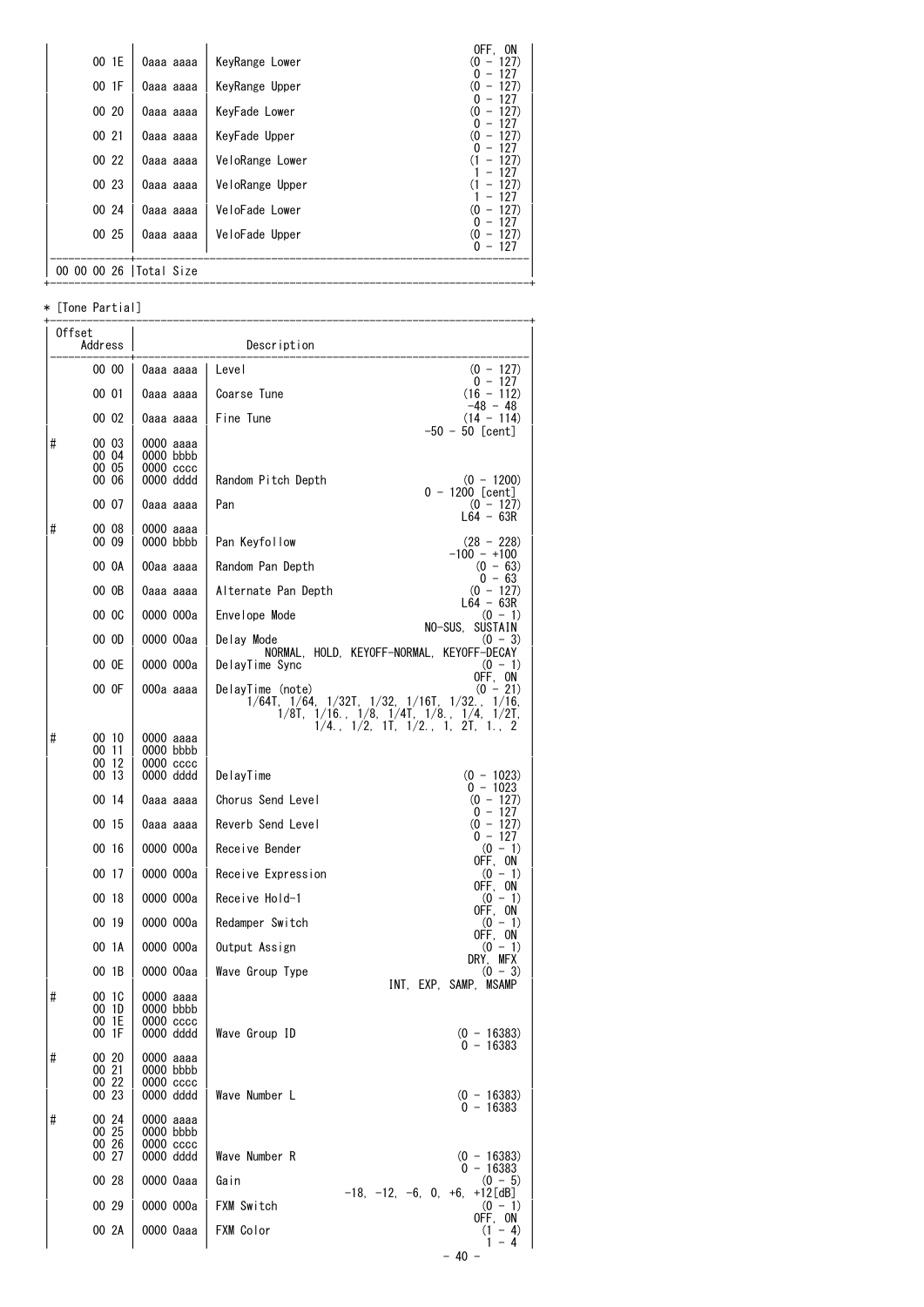| | Offset Address | | Description | |
|---|---|---|---|---|
| | | | | OFF, ON |
| | 00 1E | 0aaa aaaa | KeyRange Lower | (0 - 127)<br>0 - 127 |
| | 00 1F | 0aaa aaaa | KeyRange Upper | (0 - 127)<br>0 - 127 |
| | 00 20 | 0aaa aaaa | KeyFade Lower | (0 - 127)<br>0 - 127 |
| | 00 21 | 0aaa aaaa | KeyFade Upper | (0 - 127)<br>0 - 127 |
| | 00 22 | 0aaa aaaa | VeloRange Lower | (1 - 127)<br>1 - 127 |
| | 00 23 | 0aaa aaaa | VeloRange Upper | (1 - 127)<br>1 - 127 |
| | 00 24 | 0aaa aaaa | VeloFade Lower | (0 - 127)<br>0 - 127 |
| | 00 25 | 0aaa aaaa | VeloFade Upper | (0 - 127)<br>0 - 127 |
| | 00 00 00 26 | Total Size | | |

* [Tone Partial]

| | Offset Address | | Description | |
|---|---|---|---|---|
| | 00 00 | 0aaa aaaa | Level | (0 - 127)<br>0 - 127 |
| | 00 01 | 0aaa aaaa | Coarse Tune | (16 - 112)<br>-48 - 48 |
| | 00 02 | 0aaa aaaa | Fine Tune | (14 - 114)<br>-50 - 50 [cent] |
| # | 00 03 | 0000 aaaa | | |
| | 00 04 | 0000 bbbb | | |
| | 00 05 | 0000 cccc | | |
| | 00 06 | 0000 dddd | Random Pitch Depth | (0 - 1200)<br>0 - 1200 [cent] |
| | 00 07 | 0aaa aaaa | Pan | (0 - 127)<br>L64 - 63R |
| # | 00 08 | 0000 aaaa | | |
| | 00 09 | 0000 bbbb | Pan Keyfollow | (28 - 228)<br>-100 - +100 |
| | 00 0A | 00aa aaaa | Random Pan Depth | (0 - 63)<br>0 - 63 |
| | 00 0B | 0aaa aaaa | Alternate Pan Depth | (0 - 127)<br>L64 - 63R |
| | 00 0C | 0000 000a | Envelope Mode | (0 - 1)<br>NO-SUS, SUSTAIN |
| | 00 0D | 0000 00aa | Delay Mode | (0 - 3)<br>NORMAL, HOLD, KEYOFF-NORMAL, KEYOFF-DECAY |
| | 00 0E | 0000 000a | DelayTime Sync | (0 - 1)<br>OFF, ON |
| | 00 0F | 000a aaaa | DelayTime (note) | (0 - 21)<br>1/64T, 1/64, 1/32T, 1/32, 1/16T, 1/32., 1/16, 1/8T, 1/16., 1/8, 1/4T, 1/8., 1/4, 1/2T, 1/4., 1/2, 1T, 1/2., 1, 2T, 1., 2 |
| # | 00 10 | 0000 aaaa | | |
| | 00 11 | 0000 bbbb | | |
| | 00 12 | 0000 cccc | | |
| | 00 13 | 0000 dddd | DelayTime | (0 - 1023)<br>0 - 1023 |
| | 00 14 | 0aaa aaaa | Chorus Send Level | (0 - 127)<br>0 - 127 |
| | 00 15 | 0aaa aaaa | Reverb Send Level | (0 - 127)<br>0 - 127 |
| | 00 16 | 0000 000a | Receive Bender | (0 - 1)<br>OFF, ON |
| | 00 17 | 0000 000a | Receive Expression | (0 - 1)<br>OFF, ON |
| | 00 18 | 0000 000a | Receive Hold-1 | (0 - 1)<br>OFF, ON |
| | 00 19 | 0000 000a | Redamper Switch | (0 - 1)<br>OFF, ON |
| | 00 1A | 0000 000a | Output Assign | (0 - 1)<br>DRY, MFX |
| | 00 1B | 0000 00aa | Wave Group Type | (0 - 3)<br>INT, EXP, SAMP, MSAMP |
| # | 00 1C | 0000 aaaa | | |
| | 00 1D | 0000 bbbb | | |
| | 00 1E | 0000 cccc | | |
| | 00 1F | 0000 dddd | Wave Group ID | (0 - 16383)<br>0 - 16383 |
| # | 00 20 | 0000 aaaa | | |
| | 00 21 | 0000 bbbb | | |
| | 00 22 | 0000 cccc | | |
| | 00 23 | 0000 dddd | Wave Number L | (0 - 16383)<br>0 - 16383 |
| # | 00 24 | 0000 aaaa | | |
| | 00 25 | 0000 bbbb | | |
| | 00 26 | 0000 cccc | | |
| | 00 27 | 0000 dddd | Wave Number R | (0 - 16383)<br>0 - 16383 |
| | 00 28 | 0000 0aaa | Gain | (0 - 5)<br>-18, -12, -6, 0, +6, +12[dB] |
| | 00 29 | 0000 000a | FXM Switch | (0 - 1)<br>OFF, ON |
| | 00 2A | 0000 0aaa | FXM Color | (1 - 4)<br>1 - 4 |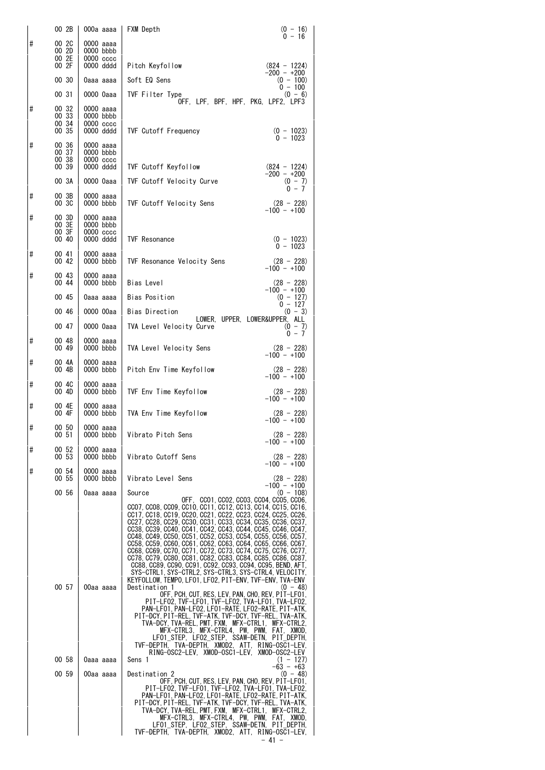| | Offset Address | | Description | |
|---|---|---|---|---|
| | 00 2B | 000a aaaa | FXM Depth | (0 - 16) 0 - 16 |
| # | 00 2C | 0000 aaaa | | |
| | 00 2D | 0000 bbbb | | |
| | 00 2E | 0000 cccc | | |
| | 00 2F | 0000 dddd | Pitch Keyfollow | (824 - 1224) -200 - +200 |
| | 00 30 | 0aaa aaaa | Soft EQ Sens | (0 - 100) 0 - 100 |
| | 00 31 | 0000 0aaa | TVF Filter Type | (0 - 6) OFF, LPF, BPF, HPF, PKG, LPF2, LPF3 |
| # | 00 32 | 0000 aaaa | | |
| | 00 33 | 0000 bbbb | | |
| | 00 34 | 0000 cccc | | |
| | 00 35 | 0000 dddd | TVF Cutoff Frequency | (0 - 1023) 0 - 1023 |
| # | 00 36 | 0000 aaaa | | |
| | 00 37 | 0000 bbbb | | |
| | 00 38 | 0000 cccc | | |
| | 00 39 | 0000 dddd | TVF Cutoff Keyfollow | (824 - 1224) -200 - +200 |
| | 00 3A | 0000 0aaa | TVF Cutoff Velocity Curve | (0 - 7) 0 - 7 |
| # | 00 3B | 0000 aaaa | | |
| | 00 3C | 0000 bbbb | TVF Cutoff Velocity Sens | (28 - 228) -100 - +100 |
| # | 00 3D | 0000 aaaa | | |
| | 00 3E | 0000 bbbb | | |
| | 00 3F | 0000 cccc | | |
| | 00 40 | 0000 dddd | TVF Resonance | (0 - 1023) 0 - 1023 |
| # | 00 41 | 0000 aaaa | | |
| | 00 42 | 0000 bbbb | TVF Resonance Velocity Sens | (28 - 228) -100 - +100 |
| # | 00 43 | 0000 aaaa | | |
| | 00 44 | 0000 bbbb | Bias Level | (28 - 228) -100 - +100 |
| | 00 45 | 0aaa aaaa | Bias Position | (0 - 127) 0 - 127 |
| | 00 46 | 0000 00aa | Bias Direction | (0 - 3) LOWER, UPPER, LOWER&UPPER, ALL |
| | 00 47 | 0000 0aaa | TVA Level Velocity Curve | (0 - 7) 0 - 7 |
| # | 00 48 | 0000 aaaa | | |
| | 00 49 | 0000 bbbb | TVA Level Velocity Sens | (28 - 228) -100 - +100 |
| # | 00 4A | 0000 aaaa | | |
| | 00 4B | 0000 bbbb | Pitch Env Time Keyfollow | (28 - 228) -100 - +100 |
| # | 00 4C | 0000 aaaa | | |
| | 00 4D | 0000 bbbb | TVF Env Time Keyfollow | (28 - 228) -100 - +100 |
| # | 00 4E | 0000 aaaa | | |
| | 00 4F | 0000 bbbb | TVA Env Time Keyfollow | (28 - 228) -100 - +100 |
| # | 00 50 | 0000 aaaa | | |
| | 00 51 | 0000 bbbb | Vibrato Pitch Sens | (28 - 228) -100 - +100 |
| # | 00 52 | 0000 aaaa | | |
| | 00 53 | 0000 bbbb | Vibrato Cutoff Sens | (28 - 228) -100 - +100 |
| # | 00 54 | 0000 aaaa | | |
| | 00 55 | 0000 bbbb | Vibrato Level Sens | (28 - 228) -100 - +100 |
| | 00 56 | 0aaa aaaa | Source | (0 - 108) OFF, CC01, CC02, CC03, CC04, CC05, CC06, CC07, CC08, CC09, CC10, CC11, CC12, CC13, CC14, CC15, CC16, CC17, CC18, CC19, CC20, CC21, CC22, CC23, CC24, CC25, CC26, CC27, CC28, CC29, CC30, CC31, CC33, CC34, CC35, CC36, CC37, CC38, CC39, CC40, CC41, CC42, CC43, CC44, CC45, CC46, CC47, CC48, CC49, CC50, CC51, CC52, CC53, CC54, CC55, CC56, CC57, CC58, CC59, CC60, CC61, CC62, CC63, CC64, CC65, CC66, CC67, CC68, CC69, CC70, CC71, CC72, CC73, CC74, CC75, CC76, CC77, CC78, CC79, CC80, CC81, CC82, CC83, CC84, CC85, CC86, CC87, CC88, CC89, CC90, CC91, CC92, CC93, CC94, CC95, BEND, AFT, SYS-CTRL1, SYS-CTRL2, SYS-CTRL3, SYS-CTRL4, VELOCITY, KEYFOLLOW, TEMPO, LFO1, LFO2, PIT-ENV, TVF-ENV, TVA-ENV |
| | 00 57 | 00aa aaaa | Destination 1 | (0 - 48) OFF, PCH, CUT, RES, LEV, PAN, CHO, REV, PIT-LFO1, PIT-LFO2, TVF-LFO1, TVF-LFO2, TVA-LFO1, TVA-LFO2, PAN-LFO1, PAN-LFO2, LFO1-RATE, LFO2-RATE, PIT-ATK, PIT-DCY, PIT-REL, TVF-ATK, TVF-DCY, TVF-REL, TVA-ATK, TVA-DCY, TVA-REL, PMT, FXM, MFX-CTRL1, MFX-CTRL2, MFX-CTRL3, MFX-CTRL4, PW, PWM, FAT, XMOD, LFO1_STEP, LFO2_STEP, SSAW-DETN, PIT_DEPTH, TVF-DEPTH, TVA-DEPTH, XMOD2, ATT, RING-OSC1-LEV, RING-OSC2-LEV, XMOD-OSC1-LEV, XMOD-OSC2-LEV |
| | 00 58 | 0aaa aaaa | Sens 1 | (1 - 127) -63 - +63 |
| | 00 59 | 00aa aaaa | Destination 2 | (0 - 48) OFF, PCH, CUT, RES, LEV, PAN, CHO, REV, PIT-LFO1, PIT-LFO2, TVF-LFO1, TVF-LFO2, TVA-LFO1, TVA-LFO2, PAN-LFO1, PAN-LFO2, LFO1-RATE, LFO2-RATE, PIT-ATK, PIT-DCY, PIT-REL, TVF-ATK, TVF-DCY, TVF-REL, TVA-ATK, TVA-DCY, TVA-REL, PMT, FXM, MFX-CTRL1, MFX-CTRL2, MFX-CTRL3, MFX-CTRL4, PW, PWM, FAT, XMOD, LFO1_STEP, LFO2_STEP, SSAW-DETN, PIT_DEPTH, TVF-DEPTH, TVA-DEPTH, XMOD2, ATT, RING-OSC1-LEV, |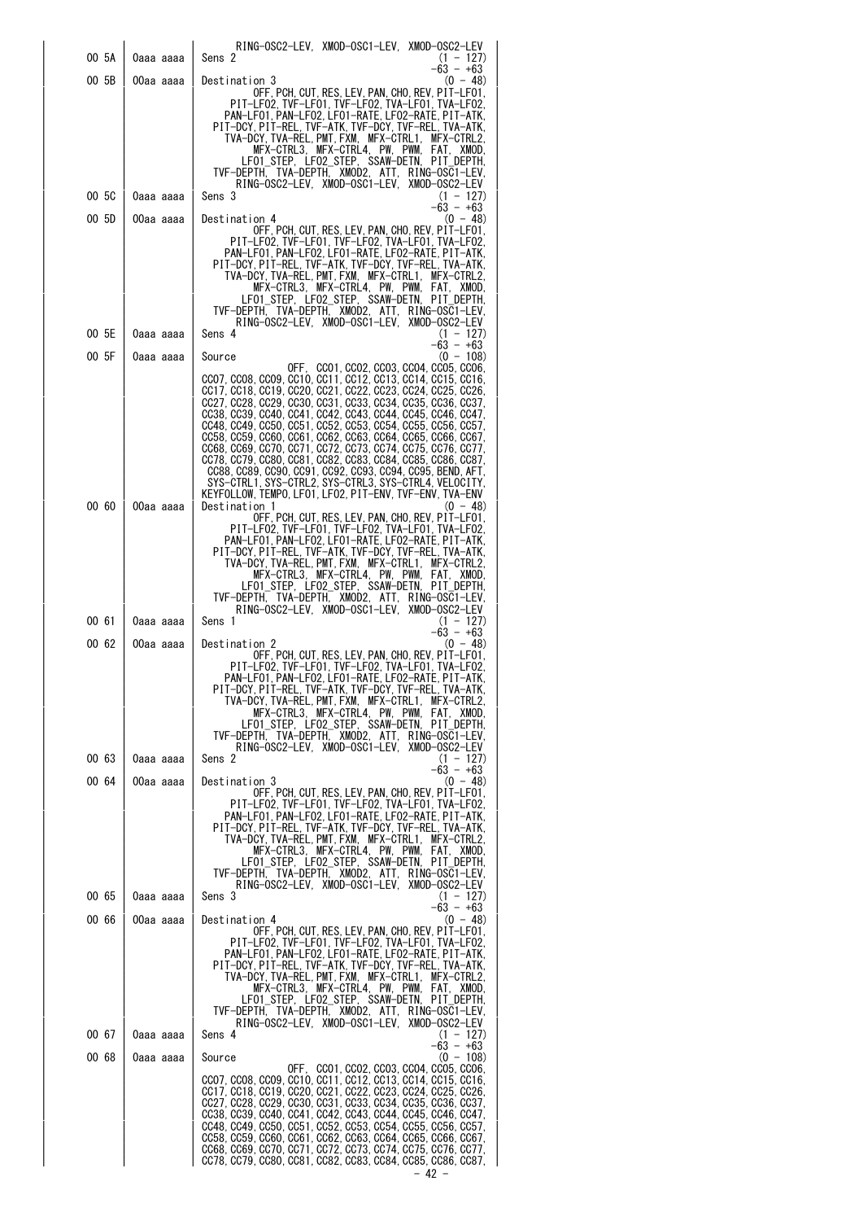| | | |
|---|---|---|
| | | RING-OSC2-LEV, XMOD-OSC1-LEV, XMOD-OSC2-LEV |
| 00 5A | 0aaa aaaa | Sens 2 (1 - 127) -63 - +63 |
| 00 5B | 00aa aaaa | Destination 3 (0 - 48) OFF, PCH, CUT, RES, LEV, PAN, CHO, REV, PIT-LFO1, PIT-LFO2, TVF-LFO1, TVF-LFO2, TVA-LFO1, TVA-LFO2, PAN-LFO1, PAN-LFO2, LFO1-RATE, LFO2-RATE, PIT-ATK, PIT-DCY, PIT-REL, TVF-ATK, TVF-DCY, TVF-REL, TVA-ATK, TVA-DCY, TVA-REL, PMT, FXM, MFX-CTRL1, MFX-CTRL2, MFX-CTRL3, MFX-CTRL4, PW, PWM, FAT, XMOD, LFO1_STEP, LFO2_STEP, SSAW-DETN, PIT_DEPTH, TVF-DEPTH, TVA-DEPTH, XMOD2, ATT, RING-OSC1-LEV, RING-OSC2-LEV, XMOD-OSC1-LEV, XMOD-OSC2-LEV |
| 00 5C | 0aaa aaaa | Sens 3 (1 - 127) -63 - +63 |
| 00 5D | 00aa aaaa | Destination 4 (0 - 48) OFF, PCH, CUT, RES, LEV, PAN, CHO, REV, PIT-LFO1, PIT-LFO2, TVF-LFO1, TVF-LFO2, TVA-LFO1, TVA-LFO2, PAN-LFO1, PAN-LFO2, LFO1-RATE, LFO2-RATE, PIT-ATK, PIT-DCY, PIT-REL, TVF-ATK, TVF-DCY, TVF-REL, TVA-ATK, TVA-DCY, TVA-REL, PMT, FXM, MFX-CTRL1, MFX-CTRL2, MFX-CTRL3, MFX-CTRL4, PW, PWM, FAT, XMOD, LFO1_STEP, LFO2_STEP, SSAW-DETN, PIT_DEPTH, TVF-DEPTH, TVA-DEPTH, XMOD2, ATT, RING-OSC1-LEV, RING-OSC2-LEV, XMOD-OSC1-LEV, XMOD-OSC2-LEV |
| 00 5E | 0aaa aaaa | Sens 4 (1 - 127) -63 - +63 |
| 00 5F | 0aaa aaaa | Source (0 - 108) OFF, CC01, CC02, CC03, CC04, CC05, CC06, CC07, CC08, CC09, CC10, CC11, CC12, CC13, CC14, CC15, CC16, CC17, CC18, CC19, CC20, CC21, CC22, CC23, CC24, CC25, CC26, CC27, CC28, CC29, CC30, CC31, CC33, CC34, CC35, CC36, CC37, CC38, CC39, CC40, CC41, CC42, CC43, CC44, CC45, CC46, CC47, CC48, CC49, CC50, CC51, CC52, CC53, CC54, CC55, CC56, CC57, CC58, CC59, CC60, CC61, CC62, CC63, CC64, CC65, CC66, CC67, CC68, CC69, CC70, CC71, CC72, CC73, CC74, CC75, CC76, CC77, CC78, CC79, CC80, CC81, CC82, CC83, CC84, CC85, CC86, CC87, CC88, CC89, CC90, CC91, CC92, CC93, CC94, CC95, BEND, AFT, SYS-CTRL1, SYS-CTRL2, SYS-CTRL3, SYS-CTRL4, VELOCITY, KEYFOLLOW, TEMPO, LFO1, LFO2, PIT-ENV, TVF-ENV, TVA-ENV |
| 00 60 | 00aa aaaa | Destination 1 (0 - 48) OFF, PCH, CUT, RES, LEV, PAN, CHO, REV, PIT-LFO1, PIT-LFO2, TVF-LFO1, TVF-LFO2, TVA-LFO1, TVA-LFO2, PAN-LFO1, PAN-LFO2, LFO1-RATE, LFO2-RATE, PIT-ATK, PIT-DCY, PIT-REL, TVF-ATK, TVF-DCY, TVF-REL, TVA-ATK, TVA-DCY, TVA-REL, PMT, FXM, MFX-CTRL1, MFX-CTRL2, MFX-CTRL3, MFX-CTRL4, PW, PWM, FAT, XMOD, LFO1_STEP, LFO2_STEP, SSAW-DETN, PIT_DEPTH, TVF-DEPTH, TVA-DEPTH, XMOD2, ATT, RING-OSC1-LEV, RING-OSC2-LEV, XMOD-OSC1-LEV, XMOD-OSC2-LEV |
| 00 61 | 0aaa aaaa | Sens 1 (1 - 127) -63 - +63 |
| 00 62 | 00aa aaaa | Destination 2 (0 - 48) OFF, PCH, CUT, RES, LEV, PAN, CHO, REV, PIT-LFO1, PIT-LFO2, TVF-LFO1, TVF-LFO2, TVA-LFO1, TVA-LFO2, PAN-LFO1, PAN-LFO2, LFO1-RATE, LFO2-RATE, PIT-ATK, PIT-DCY, PIT-REL, TVF-ATK, TVF-DCY, TVF-REL, TVA-ATK, TVA-DCY, TVA-REL, PMT, FXM, MFX-CTRL1, MFX-CTRL2, MFX-CTRL3, MFX-CTRL4, PW, PWM, FAT, XMOD, LFO1_STEP, LFO2_STEP, SSAW-DETN, PIT_DEPTH, TVF-DEPTH, TVA-DEPTH, XMOD2, ATT, RING-OSC1-LEV, RING-OSC2-LEV, XMOD-OSC1-LEV, XMOD-OSC2-LEV |
| 00 63 | 0aaa aaaa | Sens 2 (1 - 127) -63 - +63 |
| 00 64 | 00aa aaaa | Destination 3 (0 - 48) OFF, PCH, CUT, RES, LEV, PAN, CHO, REV, PIT-LFO1, PIT-LFO2, TVF-LFO1, TVF-LFO2, TVA-LFO1, TVA-LFO2, PAN-LFO1, PAN-LFO2, LFO1-RATE, LFO2-RATE, PIT-ATK, PIT-DCY, PIT-REL, TVF-ATK, TVF-DCY, TVF-REL, TVA-ATK, TVA-DCY, TVA-REL, PMT, FXM, MFX-CTRL1, MFX-CTRL2, MFX-CTRL3, MFX-CTRL4, PW, PWM, FAT, XMOD, LFO1_STEP, LFO2_STEP, SSAW-DETN, PIT_DEPTH, TVF-DEPTH, TVA-DEPTH, XMOD2, ATT, RING-OSC1-LEV, RING-OSC2-LEV, XMOD-OSC1-LEV, XMOD-OSC2-LEV |
| 00 65 | 0aaa aaaa | Sens 3 (1 - 127) -63 - +63 |
| 00 66 | 00aa aaaa | Destination 4 (0 - 48) OFF, PCH, CUT, RES, LEV, PAN, CHO, REV, PIT-LFO1, PIT-LFO2, TVF-LFO1, TVF-LFO2, TVA-LFO1, TVA-LFO2, PAN-LFO1, PAN-LFO2, LFO1-RATE, LFO2-RATE, PIT-ATK, PIT-DCY, PIT-REL, TVF-ATK, TVF-DCY, TVF-REL, TVA-ATK, TVA-DCY, TVA-REL, PMT, FXM, MFX-CTRL1, MFX-CTRL2, MFX-CTRL3, MFX-CTRL4, PW, PWM, FAT, XMOD, LFO1_STEP, LFO2_STEP, SSAW-DETN, PIT_DEPTH, TVF-DEPTH, TVA-DEPTH, XMOD2, ATT, RING-OSC1-LEV, RING-OSC2-LEV, XMOD-OSC1-LEV, XMOD-OSC2-LEV |
| 00 67 | 0aaa aaaa | Sens 4 (1 - 127) -63 - +63 |
| 00 68 | 0aaa aaaa | Source (0 - 108) OFF, CC01, CC02, CC03, CC04, CC05, CC06, CC07, CC08, CC09, CC10, CC11, CC12, CC13, CC14, CC15, CC16, CC17, CC18, CC19, CC20, CC21, CC22, CC23, CC24, CC25, CC26, CC27, CC28, CC29, CC30, CC31, CC33, CC34, CC35, CC36, CC37, CC38, CC39, CC40, CC41, CC42, CC43, CC44, CC45, CC46, CC47, CC48, CC49, CC50, CC51, CC52, CC53, CC54, CC55, CC56, CC57, CC58, CC59, CC60, CC61, CC62, CC63, CC64, CC65, CC66, CC67, CC68, CC69, CC70, CC71, CC72, CC73, CC74, CC75, CC76, CC77, CC78, CC79, CC80, CC81, CC82, CC83, CC84, CC85, CC86, CC87, |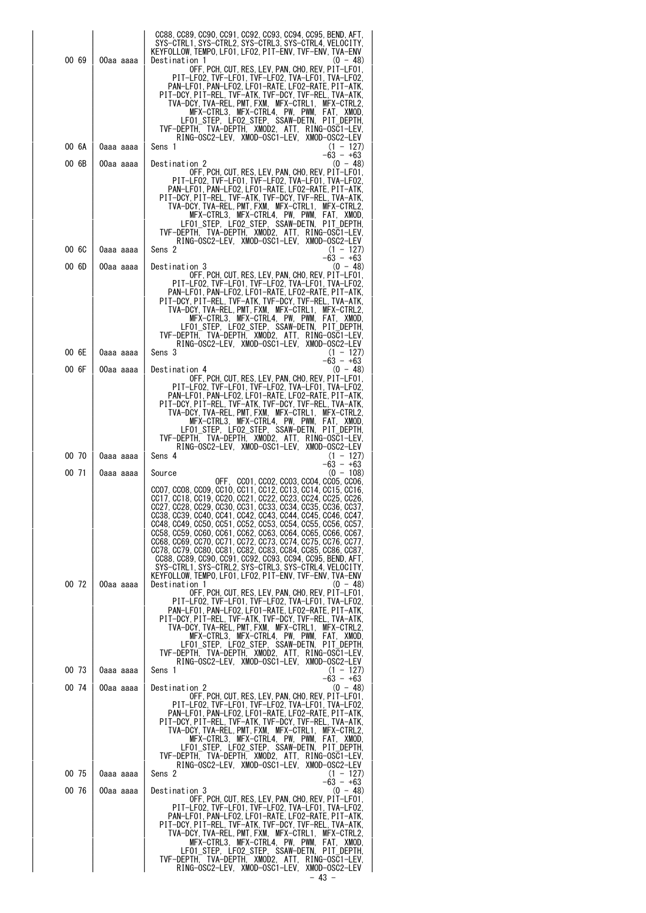| Address | Data | Description |
|---|---|---|
| | | CC88, CC89, CC90, CC91, CC92, CC93, CC94, CC95, BEND, AFT, SYS-CTRL1, SYS-CTRL2, SYS-CTRL3, SYS-CTRL4, VELOCITY, KEYFOLLOW, TEMPO, LFO1, LFO2, PIT-ENV, TVF-ENV, TVA-ENV |
| 00 69 | 00aa aaaa | Destination 1 (0 - 48)<br>OFF, PCH, CUT, RES, LEV, PAN, CHO, REV, PIT-LFO1, PIT-LFO2, TVF-LFO1, TVF-LFO2, TVA-LFO1, TVA-LFO2, PAN-LFO1, PAN-LFO2, LFO1-RATE, LFO2-RATE, PIT-ATK, PIT-DCY, PIT-REL, TVF-ATK, TVF-DCY, TVF-REL, TVA-ATK, TVA-DCY, TVA-REL, PMT, FXM, MFX-CTRL1, MFX-CTRL2, MFX-CTRL3, MFX-CTRL4, PW, PWM, FAT, XMOD, LFO1_STEP, LFO2_STEP, SSAW-DETN, PIT_DEPTH, TVF-DEPTH, TVA-DEPTH, XMOD2, ATT, RING-OSC1-LEV, RING-OSC2-LEV, XMOD-OSC1-LEV, XMOD-OSC2-LEV |
| 00 6A | 0aaa aaaa | Sens 1 (1 - 127)<br>-63 - +63 |
| 00 6B | 00aa aaaa | Destination 2 (0 - 48)<br>OFF, PCH, CUT, RES, LEV, PAN, CHO, REV, PIT-LFO1, PIT-LFO2, TVF-LFO1, TVF-LFO2, TVA-LFO1, TVA-LFO2, PAN-LFO1, PAN-LFO2, LFO1-RATE, LFO2-RATE, PIT-ATK, PIT-DCY, PIT-REL, TVF-ATK, TVF-DCY, TVF-REL, TVA-ATK, TVA-DCY, TVA-REL, PMT, FXM, MFX-CTRL1, MFX-CTRL2, MFX-CTRL3, MFX-CTRL4, PW, PWM, FAT, XMOD, LFO1_STEP, LFO2_STEP, SSAW-DETN, PIT_DEPTH, TVF-DEPTH, TVA-DEPTH, XMOD2, ATT, RING-OSC1-LEV, RING-OSC2-LEV, XMOD-OSC1-LEV, XMOD-OSC2-LEV |
| 00 6C | 0aaa aaaa | Sens 2 (1 - 127)<br>-63 - +63 |
| 00 6D | 00aa aaaa | Destination 3 (0 - 48)<br>OFF, PCH, CUT, RES, LEV, PAN, CHO, REV, PIT-LFO1, PIT-LFO2, TVF-LFO1, TVF-LFO2, TVA-LFO1, TVA-LFO2, PAN-LFO1, PAN-LFO2, LFO1-RATE, LFO2-RATE, PIT-ATK, PIT-DCY, PIT-REL, TVF-ATK, TVF-DCY, TVF-REL, TVA-ATK, TVA-DCY, TVA-REL, PMT, FXM, MFX-CTRL1, MFX-CTRL2, MFX-CTRL3, MFX-CTRL4, PW, PWM, FAT, XMOD, LFO1_STEP, LFO2_STEP, SSAW-DETN, PIT_DEPTH, TVF-DEPTH, TVA-DEPTH, XMOD2, ATT, RING-OSC1-LEV, RING-OSC2-LEV, XMOD-OSC1-LEV, XMOD-OSC2-LEV |
| 00 6E | 0aaa aaaa | Sens 3 (1 - 127)<br>-63 - +63 |
| 00 6F | 00aa aaaa | Destination 4 (0 - 48)<br>OFF, PCH, CUT, RES, LEV, PAN, CHO, REV, PIT-LFO1, PIT-LFO2, TVF-LFO1, TVF-LFO2, TVA-LFO1, TVA-LFO2, PAN-LFO1, PAN-LFO2, LFO1-RATE, LFO2-RATE, PIT-ATK, PIT-DCY, PIT-REL, TVF-ATK, TVF-DCY, TVF-REL, TVA-ATK, TVA-DCY, TVA-REL, PMT, FXM, MFX-CTRL1, MFX-CTRL2, MFX-CTRL3, MFX-CTRL4, PW, PWM, FAT, XMOD, LFO1_STEP, LFO2_STEP, SSAW-DETN, PIT_DEPTH, TVF-DEPTH, TVA-DEPTH, XMOD2, ATT, RING-OSC1-LEV, RING-OSC2-LEV, XMOD-OSC1-LEV, XMOD-OSC2-LEV |
| 00 70 | 0aaa aaaa | Sens 4 (1 - 127)<br>-63 - +63 |
| 00 71 | 0aaa aaaa | Source (0 - 108)<br>OFF, CC01, CC02, CC03, CC04, CC05, CC06, CC07, CC08, CC09, CC10, CC11, CC12, CC13, CC14, CC15, CC16, CC17, CC18, CC19, CC20, CC21, CC22, CC23, CC24, CC25, CC26, CC27, CC28, CC29, CC30, CC31, CC33, CC34, CC35, CC36, CC37, CC38, CC39, CC40, CC41, CC42, CC43, CC44, CC45, CC46, CC47, CC48, CC49, CC50, CC51, CC52, CC53, CC54, CC55, CC56, CC57, CC58, CC59, CC60, CC61, CC62, CC63, CC64, CC65, CC66, CC67, CC68, CC69, CC70, CC71, CC72, CC73, CC74, CC75, CC76, CC77, CC78, CC79, CC80, CC81, CC82, CC83, CC84, CC85, CC86, CC87, CC88, CC89, CC90, CC91, CC92, CC93, CC94, CC95, BEND, AFT, SYS-CTRL1, SYS-CTRL2, SYS-CTRL3, SYS-CTRL4, VELOCITY, KEYFOLLOW, TEMPO, LFO1, LFO2, PIT-ENV, TVF-ENV, TVA-ENV |
| 00 72 | 00aa aaaa | Destination 1 (0 - 48)<br>OFF, PCH, CUT, RES, LEV, PAN, CHO, REV, PIT-LFO1, PIT-LFO2, TVF-LFO1, TVF-LFO2, TVA-LFO1, TVA-LFO2, PAN-LFO1, PAN-LFO2, LFO1-RATE, LFO2-RATE, PIT-ATK, PIT-DCY, PIT-REL, TVF-ATK, TVF-DCY, TVF-REL, TVA-ATK, TVA-DCY, TVA-REL, PMT, FXM, MFX-CTRL1, MFX-CTRL2, MFX-CTRL3, MFX-CTRL4, PW, PWM, FAT, XMOD, LFO1_STEP, LFO2_STEP, SSAW-DETN, PIT_DEPTH, TVF-DEPTH, TVA-DEPTH, XMOD2, ATT, RING-OSC1-LEV, RING-OSC2-LEV, XMOD-OSC1-LEV, XMOD-OSC2-LEV |
| 00 73 | 0aaa aaaa | Sens 1 (1 - 127)<br>-63 - +63 |
| 00 74 | 00aa aaaa | Destination 2 (0 - 48)<br>OFF, PCH, CUT, RES, LEV, PAN, CHO, REV, PIT-LFO1, PIT-LFO2, TVF-LFO1, TVF-LFO2, TVA-LFO1, TVA-LFO2, PAN-LFO1, PAN-LFO2, LFO1-RATE, LFO2-RATE, PIT-ATK, PIT-DCY, PIT-REL, TVF-ATK, TVF-DCY, TVF-REL, TVA-ATK, TVA-DCY, TVA-REL, PMT, FXM, MFX-CTRL1, MFX-CTRL2, MFX-CTRL3, MFX-CTRL4, PW, PWM, FAT, XMOD, LFO1_STEP, LFO2_STEP, SSAW-DETN, PIT_DEPTH, TVF-DEPTH, TVA-DEPTH, XMOD2, ATT, RING-OSC1-LEV, RING-OSC2-LEV, XMOD-OSC1-LEV, XMOD-OSC2-LEV |
| 00 75 | 0aaa aaaa | Sens 2 (1 - 127)<br>-63 - +63 |
| 00 76 | 00aa aaaa | Destination 3 (0 - 48)<br>OFF, PCH, CUT, RES, LEV, PAN, CHO, REV, PIT-LFO1, PIT-LFO2, TVF-LFO1, TVF-LFO2, TVA-LFO1, TVA-LFO2, PAN-LFO1, PAN-LFO2, LFO1-RATE, LFO2-RATE, PIT-ATK, PIT-DCY, PIT-REL, TVF-ATK, TVF-DCY, TVF-REL, TVA-ATK, TVA-DCY, TVA-REL, PMT, FXM, MFX-CTRL1, MFX-CTRL2, MFX-CTRL3, MFX-CTRL4, PW, PWM, FAT, XMOD, LFO1_STEP, LFO2_STEP, SSAW-DETN, PIT_DEPTH, TVF-DEPTH, TVA-DEPTH, XMOD2, ATT, RING-OSC1-LEV, RING-OSC2-LEV, XMOD-OSC1-LEV, XMOD-OSC2-LEV |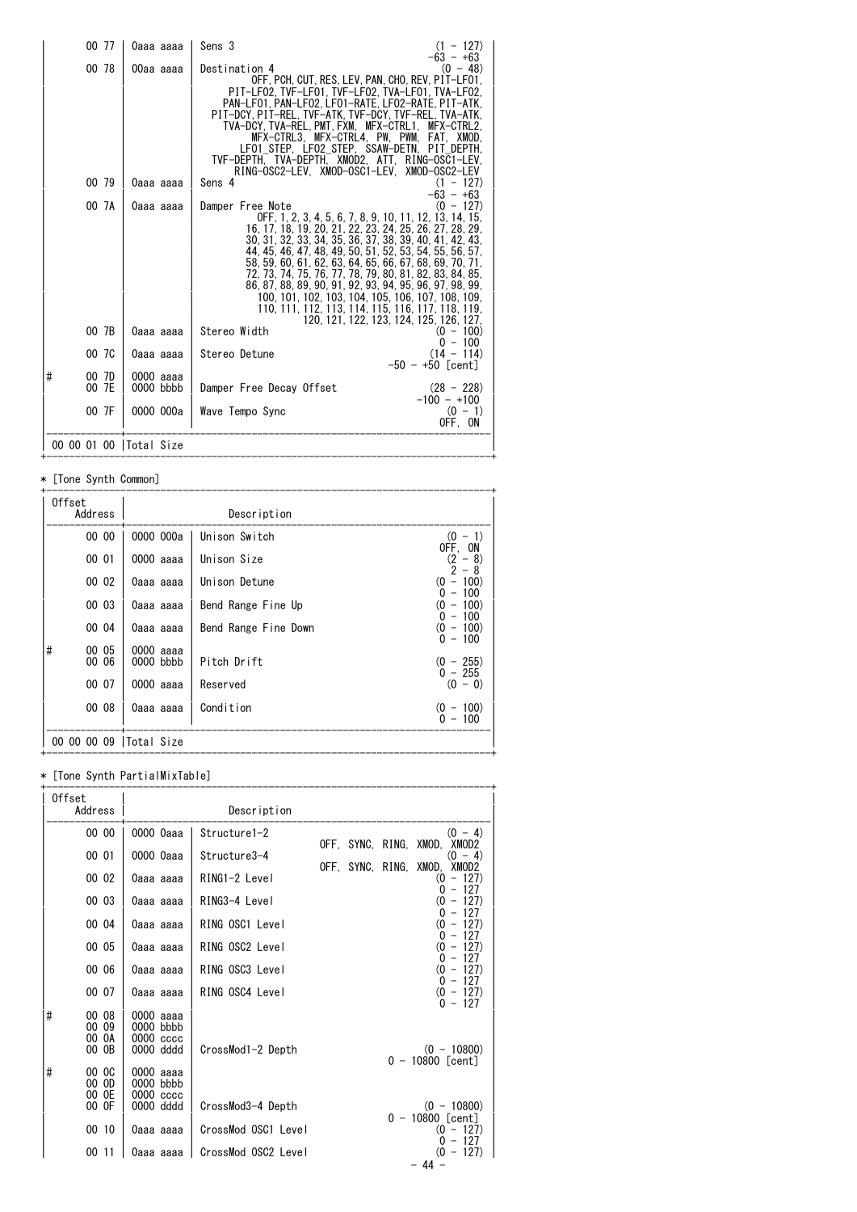| | Offset Address | | Description | |
|---|---|---|---|---|
| | 00 77 | 0aaa aaaa | Sens 3 | (1 - 127) -63 - +63 |
| | 00 78 | 00aa aaaa | Destination 4 | (0 - 48) OFF, PCH, CUT, RES, LEV, PAN, CHO, REV, PIT-LFO1, PIT-LFO2, TVF-LFO1, TVF-LFO2, TVA-LFO1, TVA-LFO2, PAN-LFO1, PAN-LFO2, LFO1-RATE, LFO2-RATE, PIT-ATK, PIT-DCY, PIT-REL, TVF-ATK, TVF-DCY, TVF-REL, TVA-ATK, TVA-DCY, TVA-REL, PMT, FXM, MFX-CTRL1, MFX-CTRL2, MFX-CTRL3, MFX-CTRL4, PW, PWM, FAT, XMOD, LFO1_STEP, LFO2_STEP, SSAW-DETN, PIT_DEPTH, TVF-DEPTH, TVA-DEPTH, XMOD2, ATT, RING-OSC1-LEV, RING-OSC2-LEV, XMOD-OSC1-LEV, XMOD-OSC2-LEV |
| | 00 79 | 0aaa aaaa | Sens 4 | (1 - 127) -63 - +63 |
| | 00 7A | 0aaa aaaa | Damper Free Note | (0 - 127) OFF, 1, 2, 3, 4, 5, 6, 7, 8, 9, 10, 11, 12, 13, 14, 15, 16, 17, 18, 19, 20, 21, 22, 23, 24, 25, 26, 27, 28, 29, 30, 31, 32, 33, 34, 35, 36, 37, 38, 39, 40, 41, 42, 43, 44, 45, 46, 47, 48, 49, 50, 51, 52, 53, 54, 55, 56, 57, 58, 59, 60, 61, 62, 63, 64, 65, 66, 67, 68, 69, 70, 71, 72, 73, 74, 75, 76, 77, 78, 79, 80, 81, 82, 83, 84, 85, 86, 87, 88, 89, 90, 91, 92, 93, 94, 95, 96, 97, 98, 99, 100, 101, 102, 103, 104, 105, 106, 107, 108, 109, 110, 111, 112, 113, 114, 115, 116, 117, 118, 119, 120, 121, 122, 123, 124, 125, 126, 127, |
| | 00 7B | 0aaa aaaa | Stereo Width | (0 - 100) 0 - 100 |
| | 00 7C | 0aaa aaaa | Stereo Detune | (14 - 114) -50 - +50 [cent] |
| # | 00 7D<br>00 7E | 0000 aaaa<br>0000 bbbb | Damper Free Decay Offset | (28 - 228) -100 - +100 |
| | 00 7F | 0000 000a | Wave Tempo Sync | (0 - 1) OFF, ON |
| | 00 00 01 00 | Total Size | | |

* [Tone Synth Common]

| | Offset Address | | Description | |
|---|---|---|---|---|
| | 00 00 | 0000 000a | Unison Switch | (0 - 1) OFF, ON |
| | 00 01 | 0000 aaaa | Unison Size | (2 - 8) 2 - 8 |
| | 00 02 | 0aaa aaaa | Unison Detune | (0 - 100) 0 - 100 |
| | 00 03 | 0aaa aaaa | Bend Range Fine Up | (0 - 100) 0 - 100 |
| | 00 04 | 0aaa aaaa | Bend Range Fine Down | (0 - 100) 0 - 100 |
| # | 00 05<br>00 06 | 0000 aaaa<br>0000 bbbb | Pitch Drift | (0 - 255) 0 - 255 |
| | 00 07 | 0000 aaaa | Reserved | (0 - 0) |
| | 00 08 | 0aaa aaaa | Condition | (0 - 100) 0 - 100 |
| | 00 00 00 09 | Total Size | | |

* [Tone Synth PartialMixTable]

| | Offset Address | | Description | |
|---|---|---|---|---|
| | 00 00 | 0000 0aaa | Structure1-2 | (0 - 4) OFF, SYNC, RING, XMOD, XMOD2 |
| | 00 01 | 0000 0aaa | Structure3-4 | (0 - 4) OFF, SYNC, RING, XMOD, XMOD2 |
| | 00 02 | 0aaa aaaa | RING1-2 Level | (0 - 127) 0 - 127 |
| | 00 03 | 0aaa aaaa | RING3-4 Level | (0 - 127) 0 - 127 |
| | 00 04 | 0aaa aaaa | RING OSC1 Level | (0 - 127) 0 - 127 |
| | 00 05 | 0aaa aaaa | RING OSC2 Level | (0 - 127) 0 - 127 |
| | 00 06 | 0aaa aaaa | RING OSC3 Level | (0 - 127) 0 - 127 |
| | 00 07 | 0aaa aaaa | RING OSC4 Level | (0 - 127) 0 - 127 |
| # | 00 08<br>00 09<br>00 0A<br>00 0B | 0000 aaaa<br>0000 bbbb<br>0000 cccc<br>0000 dddd | CrossMod1-2 Depth | (0 - 10800) 0 - 10800 [cent] |
| # | 00 0C<br>00 0D<br>00 0E<br>00 0F | 0000 aaaa<br>0000 bbbb<br>0000 cccc<br>0000 dddd | CrossMod3-4 Depth | (0 - 10800) 0 - 10800 [cent] |
| | 00 10 | 0aaa aaaa | CrossMod OSC1 Level | (0 - 127) 0 - 127 |
| | 00 11 | 0aaa aaaa | CrossMod OSC2 Level | (0 - 127) |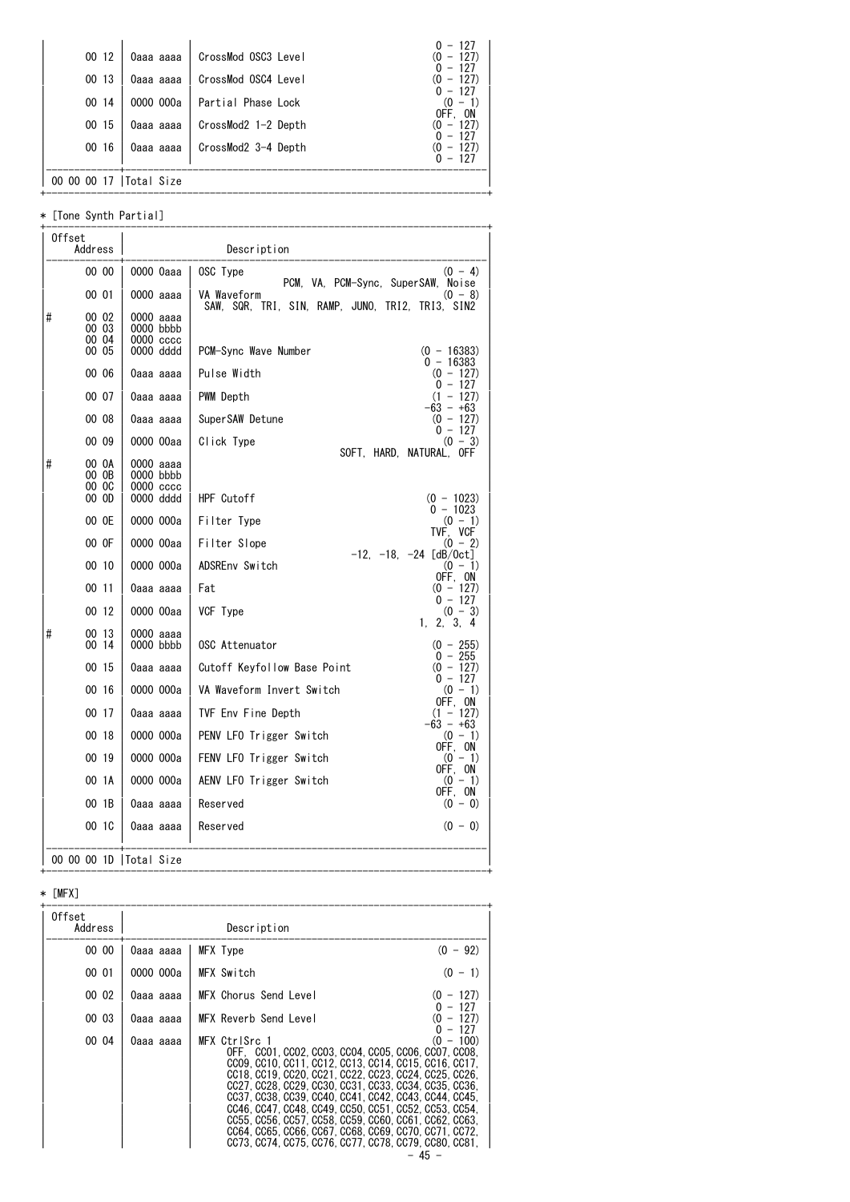| | | | |
|---|---|---|---|
| 00 12 | 0aaa aaaa | CrossMod OSC3 Level | (0 - 127)<br>0 - 127 |
| 00 13 | 0aaa aaaa | CrossMod OSC4 Level | (0 - 127)<br>0 - 127 |
| 00 14 | 0000 000a | Partial Phase Lock | (0 - 1)<br>OFF, ON |
| 00 15 | 0aaa aaaa | CrossMod2 1-2 Depth | (0 - 127)<br>0 - 127 |
| 00 16 | 0aaa aaaa | CrossMod2 3-4 Depth | (0 - 127)<br>0 - 127 |
| 00 00 00 17 | Total Size | | |

* [Tone Synth Partial]

| | Offset Address | | Description | |
|---|---|---|---|---|
| | 00 00 | 0000 0aaa | OSC Type<br>PCM, VA, PCM-Sync, SuperSAW, Noise | (0 - 4) |
| | 00 01 | 0000 aaaa | VA Waveform<br>SAW, SQR, TRI, SIN, RAMP, JUNO, TRI2, TRI3, SIN2 | (0 - 8) |
| # | 00 02<br>00 03<br>00 04<br>00 05 | 0000 aaaa<br>0000 bbbb<br>0000 cccc<br>0000 dddd | PCM-Sync Wave Number | (0 - 16383)<br>0 - 16383 |
| | 00 06 | 0aaa aaaa | Pulse Width | (0 - 127)<br>0 - 127 |
| | 00 07 | 0aaa aaaa | PWM Depth | (1 - 127)<br>-63 - +63 |
| | 00 08 | 0aaa aaaa | SuperSAW Detune | (0 - 127)<br>0 - 127 |
| | 00 09 | 0000 00aa | Click Type<br>SOFT, HARD, NATURAL, OFF | (0 - 3) |
| # | 00 0A<br>00 0B<br>00 0C<br>00 0D | 0000 aaaa<br>0000 bbbb<br>0000 cccc<br>0000 dddd | HPF Cutoff | (0 - 1023)<br>0 - 1023 |
| | 00 0E | 0000 000a | Filter Type | (0 - 1)<br>TVF, VCF |
| | 00 0F | 0000 00aa | Filter Slope<br>-12, -18, -24 [dB/Oct] | (0 - 2) |
| | 00 10 | 0000 000a | ADSREnv Switch | (0 - 1)<br>OFF, ON |
| | 00 11 | 0aaa aaaa | Fat | (0 - 127)<br>0 - 127 |
| | 00 12 | 0000 00aa | VCF Type | (0 - 3)<br>1, 2, 3, 4 |
| # | 00 13<br>00 14 | 0000 aaaa<br>0000 bbbb | OSC Attenuator | (0 - 255)<br>0 - 255 |
| | 00 15 | 0aaa aaaa | Cutoff Keyfollow Base Point | (0 - 127)<br>0 - 127 |
| | 00 16 | 0000 000a | VA Waveform Invert Switch | (0 - 1)<br>OFF, ON |
| | 00 17 | 0aaa aaaa | TVF Env Fine Depth | (1 - 127)<br>-63 - +63 |
| | 00 18 | 0000 000a | PENV LFO Trigger Switch | (0 - 1)<br>OFF, ON |
| | 00 19 | 0000 000a | FENV LFO Trigger Switch | (0 - 1)<br>OFF, ON |
| | 00 1A | 0000 000a | AENV LFO Trigger Switch | (0 - 1)<br>OFF, ON |
| | 00 1B | 0aaa aaaa | Reserved | (0 - 0) |
| | 00 1C | 0aaa aaaa | Reserved | (0 - 0) |
| | 00 00 00 1D | Total Size | | |

* [MFX]

| Offset Address | | Description | |
|---|---|---|---|
| 00 00 | 0aaa aaaa | MFX Type | (0 - 92) |
| 00 01 | 0000 000a | MFX Switch | (0 - 1) |
| 00 02 | 0aaa aaaa | MFX Chorus Send Level | (0 - 127)<br>0 - 127 |
| 00 03 | 0aaa aaaa | MFX Reverb Send Level | (0 - 127)<br>0 - 127 |
| 00 04 | 0aaa aaaa | MFX CtrlSrc 1<br>OFF, CC01, CC02, CC03, CC04, CC05, CC06, CC07, CC08, CC09, CC10, CC11, CC12, CC13, CC14, CC15, CC16, CC17, CC18, CC19, CC20, CC21, CC22, CC23, CC24, CC25, CC26, CC27, CC28, CC29, CC30, CC31, CC33, CC34, CC35, CC36, CC37, CC38, CC39, CC40, CC41, CC42, CC43, CC44, CC45, CC46, CC47, CC48, CC49, CC50, CC51, CC52, CC53, CC54, CC55, CC56, CC57, CC58, CC59, CC60, CC61, CC62, CC63, CC64, CC65, CC66, CC67, CC68, CC69, CC70, CC71, CC72, CC73, CC74, CC75, CC76, CC77, CC78, CC79, CC80, CC81, | (0 - 100) |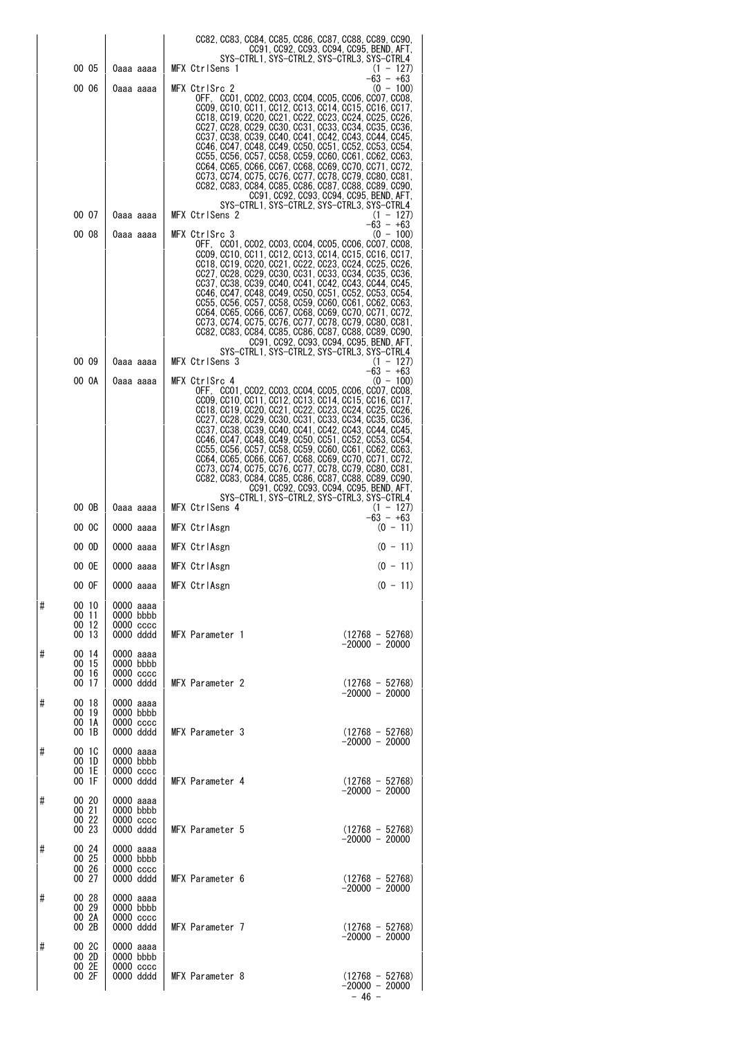| | Offset Address | | Description | |
|---|---|---|---|---|
| | | | CC82, CC83, CC84, CC85, CC86, CC87, CC88, CC89, CC90, CC91, CC92, CC93, CC94, CC95, BEND, AFT, SYS-CTRL1, SYS-CTRL2, SYS-CTRL3, SYS-CTRL4 | |
| | 00 05 | 0aaa aaaa | MFX CtrlSens 1 | (1 - 127) -63 - +63 |
| | 00 06 | 0aaa aaaa | MFX CtrlSrc 2 | (0 - 100) |
| | | | OFF, CC01, CC02, CC03, CC04, CC05, CC06, CC07, CC08, CC09, CC10, CC11, CC12, CC13, CC14, CC15, CC16, CC17, CC18, CC19, CC20, CC21, CC22, CC23, CC24, CC25, CC26, CC27, CC28, CC29, CC30, CC31, CC33, CC34, CC35, CC36, CC37, CC38, CC39, CC40, CC41, CC42, CC43, CC44, CC45, CC46, CC47, CC48, CC49, CC50, CC51, CC52, CC53, CC54, CC55, CC56, CC57, CC58, CC59, CC60, CC61, CC62, CC63, CC64, CC65, CC66, CC67, CC68, CC69, CC70, CC71, CC72, CC73, CC74, CC75, CC76, CC77, CC78, CC79, CC80, CC81, CC82, CC83, CC84, CC85, CC86, CC87, CC88, CC89, CC90, CC91, CC92, CC93, CC94, CC95, BEND, AFT, SYS-CTRL1, SYS-CTRL2, SYS-CTRL3, SYS-CTRL4 | |
| | 00 07 | 0aaa aaaa | MFX CtrlSens 2 | (1 - 127) -63 - +63 |
| | 00 08 | 0aaa aaaa | MFX CtrlSrc 3 | (0 - 100) |
| | | | OFF, CC01, CC02, CC03, CC04, CC05, CC06, CC07, CC08, CC09, CC10, CC11, CC12, CC13, CC14, CC15, CC16, CC17, CC18, CC19, CC20, CC21, CC22, CC23, CC24, CC25, CC26, CC27, CC28, CC29, CC30, CC31, CC33, CC34, CC35, CC36, CC37, CC38, CC39, CC40, CC41, CC42, CC43, CC44, CC45, CC46, CC47, CC48, CC49, CC50, CC51, CC52, CC53, CC54, CC55, CC56, CC57, CC58, CC59, CC60, CC61, CC62, CC63, CC64, CC65, CC66, CC67, CC68, CC69, CC70, CC71, CC72, CC73, CC74, CC75, CC76, CC77, CC78, CC79, CC80, CC81, CC82, CC83, CC84, CC85, CC86, CC87, CC88, CC89, CC90, CC91, CC92, CC93, CC94, CC95, BEND, AFT, SYS-CTRL1, SYS-CTRL2, SYS-CTRL3, SYS-CTRL4 | |
| | 00 09 | 0aaa aaaa | MFX CtrlSens 3 | (1 - 127) -63 - +63 |
| | 00 0A | 0aaa aaaa | MFX CtrlSrc 4 | (0 - 100) |
| | | | OFF, CC01, CC02, CC03, CC04, CC05, CC06, CC07, CC08, CC09, CC10, CC11, CC12, CC13, CC14, CC15, CC16, CC17, CC18, CC19, CC20, CC21, CC22, CC23, CC24, CC25, CC26, CC27, CC28, CC29, CC30, CC31, CC33, CC34, CC35, CC36, CC37, CC38, CC39, CC40, CC41, CC42, CC43, CC44, CC45, CC46, CC47, CC48, CC49, CC50, CC51, CC52, CC53, CC54, CC55, CC56, CC57, CC58, CC59, CC60, CC61, CC62, CC63, CC64, CC65, CC66, CC67, CC68, CC69, CC70, CC71, CC72, CC73, CC74, CC75, CC76, CC77, CC78, CC79, CC80, CC81, CC82, CC83, CC84, CC85, CC86, CC87, CC88, CC89, CC90, CC91, CC92, CC93, CC94, CC95, BEND, AFT, SYS-CTRL1, SYS-CTRL2, SYS-CTRL3, SYS-CTRL4 | |
| | 00 0B | 0aaa aaaa | MFX CtrlSens 4 | (1 - 127) -63 - +63 |
| | 00 0C | 0000 aaaa | MFX CtrlAsgn | (0 - 11) |
| | 00 0D | 0000 aaaa | MFX CtrlAsgn | (0 - 11) |
| | 00 0E | 0000 aaaa | MFX CtrlAsgn | (0 - 11) |
| | 00 0F | 0000 aaaa | MFX CtrlAsgn | (0 - 11) |
| # | 00 10<br>00 11<br>00 12<br>00 13 | 0000 aaaa<br>0000 bbbb<br>0000 cccc<br>0000 dddd | MFX Parameter 1 | (12768 - 52768) -20000 - 20000 |
| # | 00 14<br>00 15<br>00 16<br>00 17 | 0000 aaaa<br>0000 bbbb<br>0000 cccc<br>0000 dddd | MFX Parameter 2 | (12768 - 52768) -20000 - 20000 |
| # | 00 18<br>00 19<br>00 1A<br>00 1B | 0000 aaaa<br>0000 bbbb<br>0000 cccc<br>0000 dddd | MFX Parameter 3 | (12768 - 52768) -20000 - 20000 |
| # | 00 1C<br>00 1D<br>00 1E<br>00 1F | 0000 aaaa<br>0000 bbbb<br>0000 cccc<br>0000 dddd | MFX Parameter 4 | (12768 - 52768) -20000 - 20000 |
| # | 00 20<br>00 21<br>00 22<br>00 23 | 0000 aaaa<br>0000 bbbb<br>0000 cccc<br>0000 dddd | MFX Parameter 5 | (12768 - 52768) -20000 - 20000 |
| # | 00 24<br>00 25<br>00 26<br>00 27 | 0000 aaaa<br>0000 bbbb<br>0000 cccc<br>0000 dddd | MFX Parameter 6 | (12768 - 52768) -20000 - 20000 |
| # | 00 28<br>00 29<br>00 2A<br>00 2B | 0000 aaaa<br>0000 bbbb<br>0000 cccc<br>0000 dddd | MFX Parameter 7 | (12768 - 52768) -20000 - 20000 |
| # | 00 2C<br>00 2D<br>00 2E<br>00 2F | 0000 aaaa<br>0000 bbbb<br>0000 cccc<br>0000 dddd | MFX Parameter 8 | (12768 - 52768) -20000 - 20000 |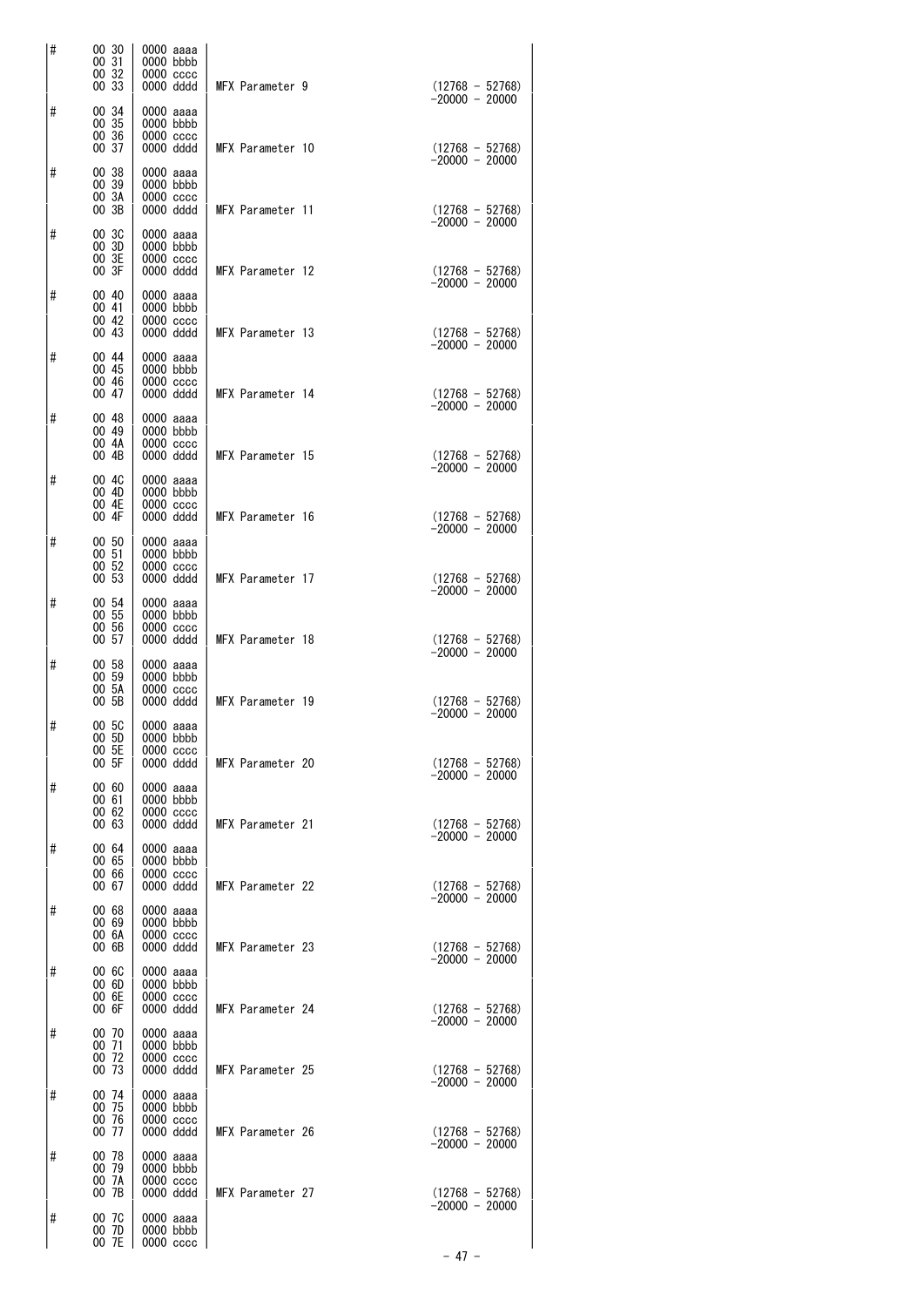| # | Address | Data | Description | Value |
|---|---|---|---|---|
| # | 00 30 | 0000 aaaa | | |
| | 00 31 | 0000 bbbb | | |
| | 00 32 | 0000 cccc | | |
| | 00 33 | 0000 dddd | MFX Parameter 9 | (12768 - 52768) -20000 - 20000 |
| # | 00 34 | 0000 aaaa | | |
| | 00 35 | 0000 bbbb | | |
| | 00 36 | 0000 cccc | | |
| | 00 37 | 0000 dddd | MFX Parameter 10 | (12768 - 52768) -20000 - 20000 |
| # | 00 38 | 0000 aaaa | | |
| | 00 39 | 0000 bbbb | | |
| | 00 3A | 0000 cccc | | |
| | 00 3B | 0000 dddd | MFX Parameter 11 | (12768 - 52768) -20000 - 20000 |
| # | 00 3C | 0000 aaaa | | |
| | 00 3D | 0000 bbbb | | |
| | 00 3E | 0000 cccc | | |
| | 00 3F | 0000 dddd | MFX Parameter 12 | (12768 - 52768) -20000 - 20000 |
| # | 00 40 | 0000 aaaa | | |
| | 00 41 | 0000 bbbb | | |
| | 00 42 | 0000 cccc | | |
| | 00 43 | 0000 dddd | MFX Parameter 13 | (12768 - 52768) -20000 - 20000 |
| # | 00 44 | 0000 aaaa | | |
| | 00 45 | 0000 bbbb | | |
| | 00 46 | 0000 cccc | | |
| | 00 47 | 0000 dddd | MFX Parameter 14 | (12768 - 52768) -20000 - 20000 |
| # | 00 48 | 0000 aaaa | | |
| | 00 49 | 0000 bbbb | | |
| | 00 4A | 0000 cccc | | |
| | 00 4B | 0000 dddd | MFX Parameter 15 | (12768 - 52768) -20000 - 20000 |
| # | 00 4C | 0000 aaaa | | |
| | 00 4D | 0000 bbbb | | |
| | 00 4E | 0000 cccc | | |
| | 00 4F | 0000 dddd | MFX Parameter 16 | (12768 - 52768) -20000 - 20000 |
| # | 00 50 | 0000 aaaa | | |
| | 00 51 | 0000 bbbb | | |
| | 00 52 | 0000 cccc | | |
| | 00 53 | 0000 dddd | MFX Parameter 17 | (12768 - 52768) -20000 - 20000 |
| # | 00 54 | 0000 aaaa | | |
| | 00 55 | 0000 bbbb | | |
| | 00 56 | 0000 cccc | | |
| | 00 57 | 0000 dddd | MFX Parameter 18 | (12768 - 52768) -20000 - 20000 |
| # | 00 58 | 0000 aaaa | | |
| | 00 59 | 0000 bbbb | | |
| | 00 5A | 0000 cccc | | |
| | 00 5B | 0000 dddd | MFX Parameter 19 | (12768 - 52768) -20000 - 20000 |
| # | 00 5C | 0000 aaaa | | |
| | 00 5D | 0000 bbbb | | |
| | 00 5E | 0000 cccc | | |
| | 00 5F | 0000 dddd | MFX Parameter 20 | (12768 - 52768) -20000 - 20000 |
| # | 00 60 | 0000 aaaa | | |
| | 00 61 | 0000 bbbb | | |
| | 00 62 | 0000 cccc | | |
| | 00 63 | 0000 dddd | MFX Parameter 21 | (12768 - 52768) -20000 - 20000 |
| # | 00 64 | 0000 aaaa | | |
| | 00 65 | 0000 bbbb | | |
| | 00 66 | 0000 cccc | | |
| | 00 67 | 0000 dddd | MFX Parameter 22 | (12768 - 52768) -20000 - 20000 |
| # | 00 68 | 0000 aaaa | | |
| | 00 69 | 0000 bbbb | | |
| | 00 6A | 0000 cccc | | |
| | 00 6B | 0000 dddd | MFX Parameter 23 | (12768 - 52768) -20000 - 20000 |
| # | 00 6C | 0000 aaaa | | |
| | 00 6D | 0000 bbbb | | |
| | 00 6E | 0000 cccc | | |
| | 00 6F | 0000 dddd | MFX Parameter 24 | (12768 - 52768) -20000 - 20000 |
| # | 00 70 | 0000 aaaa | | |
| | 00 71 | 0000 bbbb | | |
| | 00 72 | 0000 cccc | | |
| | 00 73 | 0000 dddd | MFX Parameter 25 | (12768 - 52768) -20000 - 20000 |
| # | 00 74 | 0000 aaaa | | |
| | 00 75 | 0000 bbbb | | |
| | 00 76 | 0000 cccc | | |
| | 00 77 | 0000 dddd | MFX Parameter 26 | (12768 - 52768) -20000 - 20000 |
| # | 00 78 | 0000 aaaa | | |
| | 00 79 | 0000 bbbb | | |
| | 00 7A | 0000 cccc | | |
| | 00 7B | 0000 dddd | MFX Parameter 27 | (12768 - 52768) -20000 - 20000 |
| # | 00 7C | 0000 aaaa | | |
| | 00 7D | 0000 bbbb | | |
| | 00 7E | 0000 cccc | | |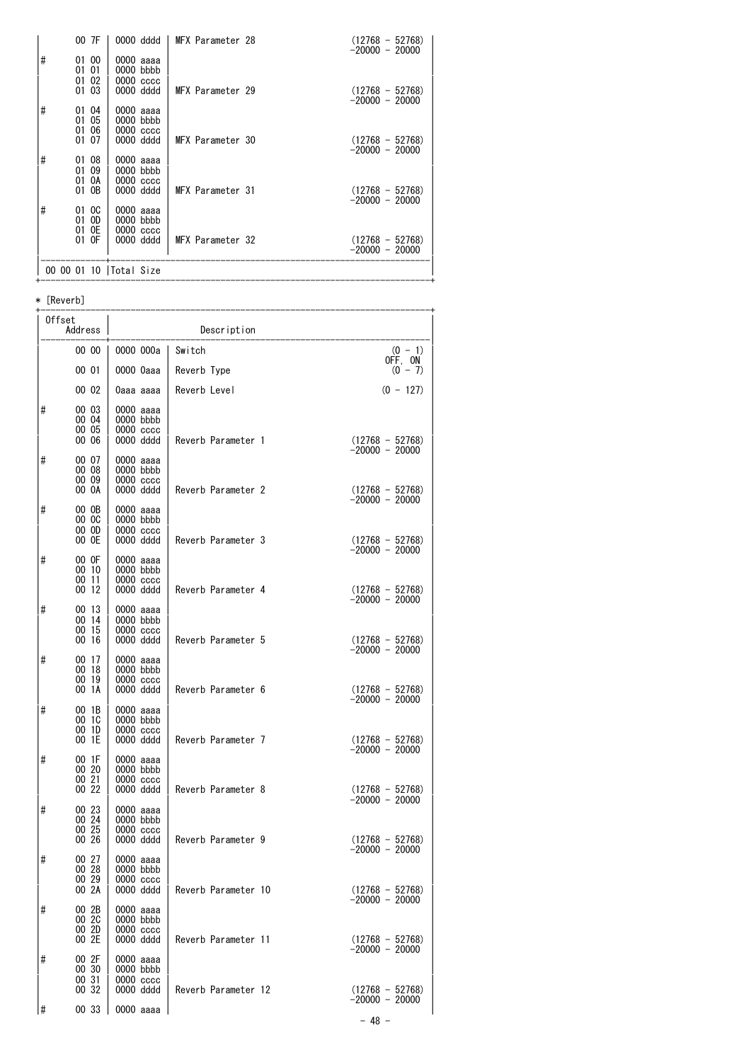| | Offset Address | | Description | |
|---|---|---|---|---|
| | 00 7F | 0000 dddd | MFX Parameter 28 | (12768 - 52768) -20000 - 20000 |
| # | 01 00 | 0000 aaaa | | |
| | 01 01 | 0000 bbbb | | |
| | 01 02 | 0000 cccc | | |
| | 01 03 | 0000 dddd | MFX Parameter 29 | (12768 - 52768) -20000 - 20000 |
| # | 01 04 | 0000 aaaa | | |
| | 01 05 | 0000 bbbb | | |
| | 01 06 | 0000 cccc | | |
| | 01 07 | 0000 dddd | MFX Parameter 30 | (12768 - 52768) -20000 - 20000 |
| # | 01 08 | 0000 aaaa | | |
| | 01 09 | 0000 bbbb | | |
| | 01 0A | 0000 cccc | | |
| | 01 0B | 0000 dddd | MFX Parameter 31 | (12768 - 52768) -20000 - 20000 |
| # | 01 0C | 0000 aaaa | | |
| | 01 0D | 0000 bbbb | | |
| | 01 0E | 0000 cccc | | |
| | 01 0F | 0000 dddd | MFX Parameter 32 | (12768 - 52768) -20000 - 20000 |
| | 00 00 01 10 | Total Size | | |

* [Reverb]

| | Offset Address | | Description | |
|---|---|---|---|---|
| | 00 00 | 0000 000a | Switch | (0 - 1) OFF, ON |
| | 00 01 | 0000 0aaa | Reverb Type | (0 - 7) |
| | 00 02 | 0aaa aaaa | Reverb Level | (0 - 127) |
| # | 00 03 | 0000 aaaa | | |
| | 00 04 | 0000 bbbb | | |
| | 00 05 | 0000 cccc | | |
| | 00 06 | 0000 dddd | Reverb Parameter 1 | (12768 - 52768) -20000 - 20000 |
| # | 00 07 | 0000 aaaa | | |
| | 00 08 | 0000 bbbb | | |
| | 00 09 | 0000 cccc | | |
| | 00 0A | 0000 dddd | Reverb Parameter 2 | (12768 - 52768) -20000 - 20000 |
| # | 00 0B | 0000 aaaa | | |
| | 00 0C | 0000 bbbb | | |
| | 00 0D | 0000 cccc | | |
| | 00 0E | 0000 dddd | Reverb Parameter 3 | (12768 - 52768) -20000 - 20000 |
| # | 00 0F | 0000 aaaa | | |
| | 00 10 | 0000 bbbb | | |
| | 00 11 | 0000 cccc | | |
| | 00 12 | 0000 dddd | Reverb Parameter 4 | (12768 - 52768) -20000 - 20000 |
| # | 00 13 | 0000 aaaa | | |
| | 00 14 | 0000 bbbb | | |
| | 00 15 | 0000 cccc | | |
| | 00 16 | 0000 dddd | Reverb Parameter 5 | (12768 - 52768) -20000 - 20000 |
| # | 00 17 | 0000 aaaa | | |
| | 00 18 | 0000 bbbb | | |
| | 00 19 | 0000 cccc | | |
| | 00 1A | 0000 dddd | Reverb Parameter 6 | (12768 - 52768) -20000 - 20000 |
| # | 00 1B | 0000 aaaa | | |
| | 00 1C | 0000 bbbb | | |
| | 00 1D | 0000 cccc | | |
| | 00 1E | 0000 dddd | Reverb Parameter 7 | (12768 - 52768) -20000 - 20000 |
| # | 00 1F | 0000 aaaa | | |
| | 00 20 | 0000 bbbb | | |
| | 00 21 | 0000 cccc | | |
| | 00 22 | 0000 dddd | Reverb Parameter 8 | (12768 - 52768) -20000 - 20000 |
| # | 00 23 | 0000 aaaa | | |
| | 00 24 | 0000 bbbb | | |
| | 00 25 | 0000 cccc | | |
| | 00 26 | 0000 dddd | Reverb Parameter 9 | (12768 - 52768) -20000 - 20000 |
| # | 00 27 | 0000 aaaa | | |
| | 00 28 | 0000 bbbb | | |
| | 00 29 | 0000 cccc | | |
| | 00 2A | 0000 dddd | Reverb Parameter 10 | (12768 - 52768) -20000 - 20000 |
| # | 00 2B | 0000 aaaa | | |
| | 00 2C | 0000 bbbb | | |
| | 00 2D | 0000 cccc | | |
| | 00 2E | 0000 dddd | Reverb Parameter 11 | (12768 - 52768) -20000 - 20000 |
| # | 00 2F | 0000 aaaa | | |
| | 00 30 | 0000 bbbb | | |
| | 00 31 | 0000 cccc | | |
| | 00 32 | 0000 dddd | Reverb Parameter 12 | (12768 - 52768) -20000 - 20000 |
| # | 00 33 | 0000 aaaa | | |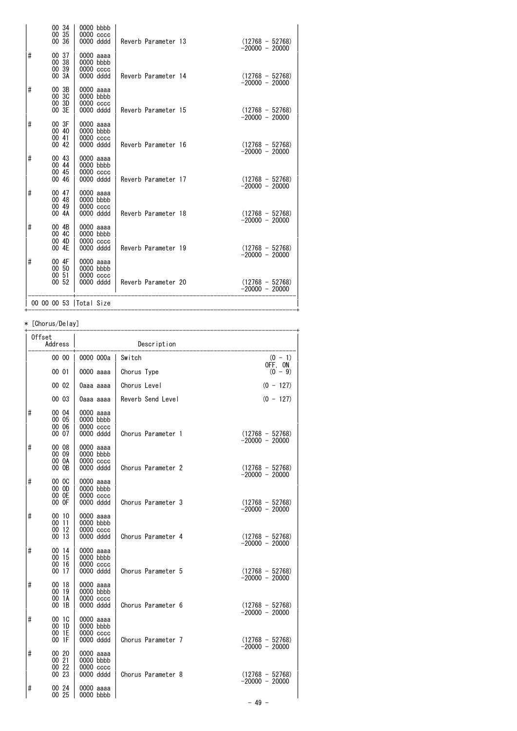| | Offset Address | | Description | |
|---|---|---|---|---|
| | 00 34 | 0000 bbbb | | |
| | 00 35 | 0000 cccc | | |
| | 00 36 | 0000 dddd | Reverb Parameter 13 | (12768 - 52768) -20000 - 20000 |
| # | 00 37 | 0000 aaaa | | |
| | 00 38 | 0000 bbbb | | |
| | 00 39 | 0000 cccc | | |
| | 00 3A | 0000 dddd | Reverb Parameter 14 | (12768 - 52768) -20000 - 20000 |
| # | 00 3B | 0000 aaaa | | |
| | 00 3C | 0000 bbbb | | |
| | 00 3D | 0000 cccc | | |
| | 00 3E | 0000 dddd | Reverb Parameter 15 | (12768 - 52768) -20000 - 20000 |
| # | 00 3F | 0000 aaaa | | |
| | 00 40 | 0000 bbbb | | |
| | 00 41 | 0000 cccc | | |
| | 00 42 | 0000 dddd | Reverb Parameter 16 | (12768 - 52768) -20000 - 20000 |
| # | 00 43 | 0000 aaaa | | |
| | 00 44 | 0000 bbbb | | |
| | 00 45 | 0000 cccc | | |
| | 00 46 | 0000 dddd | Reverb Parameter 17 | (12768 - 52768) -20000 - 20000 |
| # | 00 47 | 0000 aaaa | | |
| | 00 48 | 0000 bbbb | | |
| | 00 49 | 0000 cccc | | |
| | 00 4A | 0000 dddd | Reverb Parameter 18 | (12768 - 52768) -20000 - 20000 |
| # | 00 4B | 0000 aaaa | | |
| | 00 4C | 0000 bbbb | | |
| | 00 4D | 0000 cccc | | |
| | 00 4E | 0000 dddd | Reverb Parameter 19 | (12768 - 52768) -20000 - 20000 |
| # | 00 4F | 0000 aaaa | | |
| | 00 50 | 0000 bbbb | | |
| | 00 51 | 0000 cccc | | |
| | 00 52 | 0000 dddd | Reverb Parameter 20 | (12768 - 52768) -20000 - 20000 |
| | 00 00 00 53 | Total Size | | |

* [Chorus/Delay]

| | Offset Address | | Description | |
|---|---|---|---|---|
| | 00 00 | 0000 000a | Switch | (0 - 1) OFF, ON |
| | 00 01 | 0000 aaaa | Chorus Type | (0 - 9) |
| | 00 02 | 0aaa aaaa | Chorus Level | (0 - 127) |
| | 00 03 | 0aaa aaaa | Reverb Send Level | (0 - 127) |
| # | 00 04 | 0000 aaaa | | |
| | 00 05 | 0000 bbbb | | |
| | 00 06 | 0000 cccc | | |
| | 00 07 | 0000 dddd | Chorus Parameter 1 | (12768 - 52768) -20000 - 20000 |
| # | 00 08 | 0000 aaaa | | |
| | 00 09 | 0000 bbbb | | |
| | 00 0A | 0000 cccc | | |
| | 00 0B | 0000 dddd | Chorus Parameter 2 | (12768 - 52768) -20000 - 20000 |
| # | 00 0C | 0000 aaaa | | |
| | 00 0D | 0000 bbbb | | |
| | 00 0E | 0000 cccc | | |
| | 00 0F | 0000 dddd | Chorus Parameter 3 | (12768 - 52768) -20000 - 20000 |
| # | 00 10 | 0000 aaaa | | |
| | 00 11 | 0000 bbbb | | |
| | 00 12 | 0000 cccc | | |
| | 00 13 | 0000 dddd | Chorus Parameter 4 | (12768 - 52768) -20000 - 20000 |
| # | 00 14 | 0000 aaaa | | |
| | 00 15 | 0000 bbbb | | |
| | 00 16 | 0000 cccc | | |
| | 00 17 | 0000 dddd | Chorus Parameter 5 | (12768 - 52768) -20000 - 20000 |
| # | 00 18 | 0000 aaaa | | |
| | 00 19 | 0000 bbbb | | |
| | 00 1A | 0000 cccc | | |
| | 00 1B | 0000 dddd | Chorus Parameter 6 | (12768 - 52768) -20000 - 20000 |
| # | 00 1C | 0000 aaaa | | |
| | 00 1D | 0000 bbbb | | |
| | 00 1E | 0000 cccc | | |
| | 00 1F | 0000 dddd | Chorus Parameter 7 | (12768 - 52768) -20000 - 20000 |
| # | 00 20 | 0000 aaaa | | |
| | 00 21 | 0000 bbbb | | |
| | 00 22 | 0000 cccc | | |
| | 00 23 | 0000 dddd | Chorus Parameter 8 | (12768 - 52768) -20000 - 20000 |
| # | 00 24 | 0000 aaaa | | |
| | 00 25 | 0000 bbbb | | |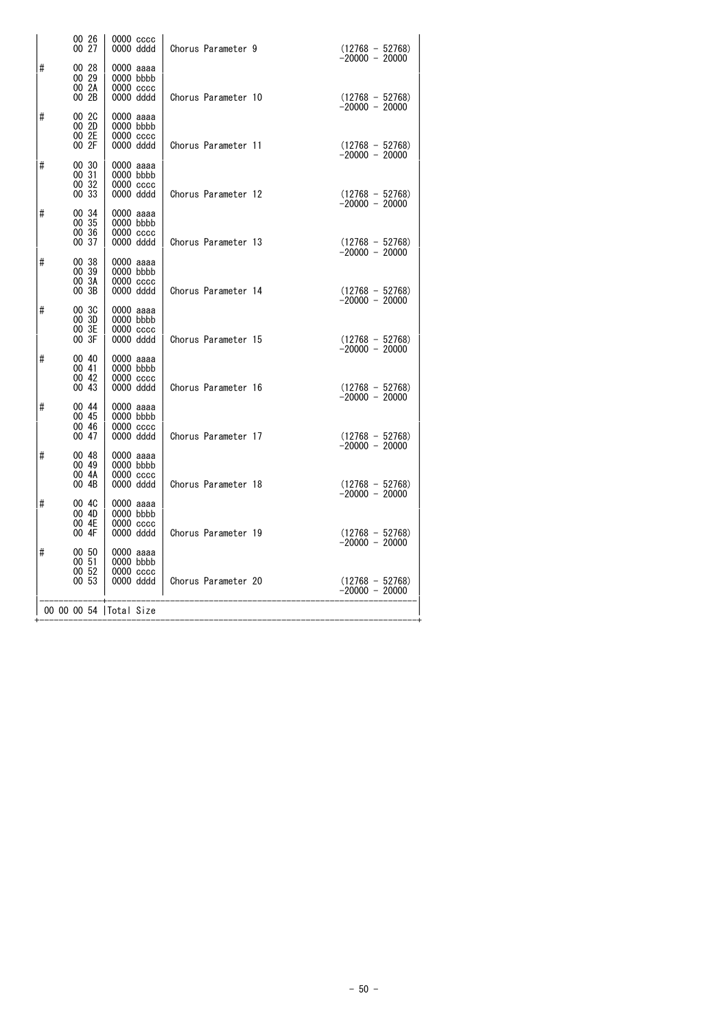| | Offset Address | Data | Description | Range |
|---|---|---|---|---|
| | 00 26 | 0000 cccc | | |
| | 00 27 | 0000 dddd | Chorus Parameter 9 | (12768 - 52768) -20000 - 20000 |
| # | 00 28 | 0000 aaaa | | |
| | 00 29 | 0000 bbbb | | |
| | 00 2A | 0000 cccc | | |
| | 00 2B | 0000 dddd | Chorus Parameter 10 | (12768 - 52768) -20000 - 20000 |
| # | 00 2C | 0000 aaaa | | |
| | 00 2D | 0000 bbbb | | |
| | 00 2E | 0000 cccc | | |
| | 00 2F | 0000 dddd | Chorus Parameter 11 | (12768 - 52768) -20000 - 20000 |
| # | 00 30 | 0000 aaaa | | |
| | 00 31 | 0000 bbbb | | |
| | 00 32 | 0000 cccc | | |
| | 00 33 | 0000 dddd | Chorus Parameter 12 | (12768 - 52768) -20000 - 20000 |
| # | 00 34 | 0000 aaaa | | |
| | 00 35 | 0000 bbbb | | |
| | 00 36 | 0000 cccc | | |
| | 00 37 | 0000 dddd | Chorus Parameter 13 | (12768 - 52768) -20000 - 20000 |
| # | 00 38 | 0000 aaaa | | |
| | 00 39 | 0000 bbbb | | |
| | 00 3A | 0000 cccc | | |
| | 00 3B | 0000 dddd | Chorus Parameter 14 | (12768 - 52768) -20000 - 20000 |
| # | 00 3C | 0000 aaaa | | |
| | 00 3D | 0000 bbbb | | |
| | 00 3E | 0000 cccc | | |
| | 00 3F | 0000 dddd | Chorus Parameter 15 | (12768 - 52768) -20000 - 20000 |
| # | 00 40 | 0000 aaaa | | |
| | 00 41 | 0000 bbbb | | |
| | 00 42 | 0000 cccc | | |
| | 00 43 | 0000 dddd | Chorus Parameter 16 | (12768 - 52768) -20000 - 20000 |
| # | 00 44 | 0000 aaaa | | |
| | 00 45 | 0000 bbbb | | |
| | 00 46 | 0000 cccc | | |
| | 00 47 | 0000 dddd | Chorus Parameter 17 | (12768 - 52768) -20000 - 20000 |
| # | 00 48 | 0000 aaaa | | |
| | 00 49 | 0000 bbbb | | |
| | 00 4A | 0000 cccc | | |
| | 00 4B | 0000 dddd | Chorus Parameter 18 | (12768 - 52768) -20000 - 20000 |
| # | 00 4C | 0000 aaaa | | |
| | 00 4D | 0000 bbbb | | |
| | 00 4E | 0000 cccc | | |
| | 00 4F | 0000 dddd | Chorus Parameter 19 | (12768 - 52768) -20000 - 20000 |
| # | 00 50 | 0000 aaaa | | |
| | 00 51 | 0000 bbbb | | |
| | 00 52 | 0000 cccc | | |
| | 00 53 | 0000 dddd | Chorus Parameter 20 | (12768 - 52768) -20000 - 20000 |
| | 00 00 00 54 | Total Size | | |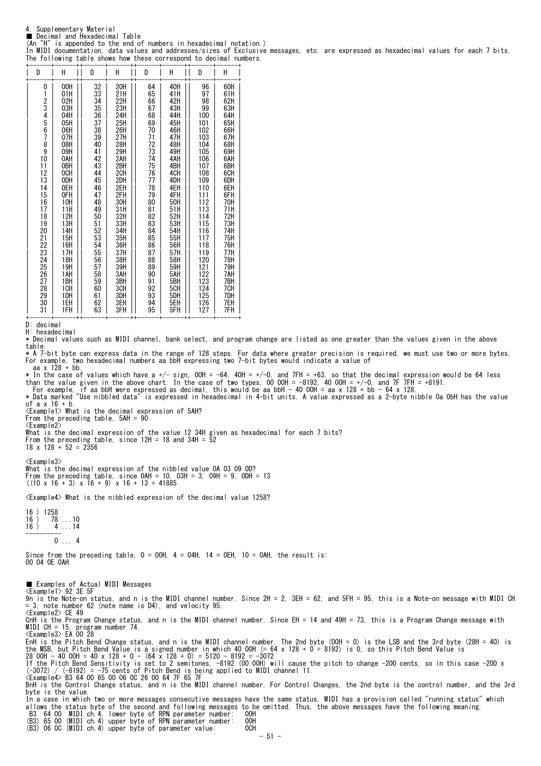# 4. Supplementary Material

## ■ Decimal and Hexadecimal Table

(An "H" is appended to the end of numbers in hexadecimal notation.)

In MIDI documentation, data values and addresses/sizes of Exclusive messages, etc. are expressed as hexadecimal values for each 7 bits. The following table shows how these correspond to decimal numbers.

| D | H | D | H | D | H | D | H |
|---|---|---|---|---|---|---|---|
| 0 | 00H | 32 | 20H | 64 | 40H | 96 | 60H |
| 1 | 01H | 33 | 21H | 65 | 41H | 97 | 61H |
| 2 | 02H | 34 | 22H | 66 | 42H | 98 | 62H |
| 3 | 03H | 35 | 23H | 67 | 43H | 99 | 63H |
| 4 | 04H | 36 | 24H | 68 | 44H | 100 | 64H |
| 5 | 05H | 37 | 25H | 69 | 45H | 101 | 65H |
| 6 | 06H | 38 | 26H | 70 | 46H | 102 | 66H |
| 7 | 07H | 39 | 27H | 71 | 47H | 103 | 67H |
| 8 | 08H | 40 | 28H | 72 | 48H | 104 | 68H |
| 9 | 09H | 41 | 29H | 73 | 49H | 105 | 69H |
| 10 | 0AH | 42 | 2AH | 74 | 4AH | 106 | 6AH |
| 11 | 0BH | 43 | 2BH | 75 | 4BH | 107 | 6BH |
| 12 | 0CH | 44 | 2CH | 76 | 4CH | 108 | 6CH |
| 13 | 0DH | 45 | 2DH | 77 | 4DH | 109 | 6DH |
| 14 | 0EH | 46 | 2EH | 78 | 4EH | 110 | 6EH |
| 15 | 0FH | 47 | 2FH | 79 | 4FH | 111 | 6FH |
| 16 | 10H | 48 | 30H | 80 | 50H | 112 | 70H |
| 17 | 11H | 49 | 31H | 81 | 51H | 113 | 71H |
| 18 | 12H | 50 | 32H | 82 | 52H | 114 | 72H |
| 19 | 13H | 51 | 33H | 83 | 53H | 115 | 73H |
| 20 | 14H | 52 | 34H | 84 | 54H | 116 | 74H |
| 21 | 15H | 53 | 35H | 85 | 55H | 117 | 75H |
| 22 | 16H | 54 | 36H | 86 | 56H | 118 | 76H |
| 23 | 17H | 55 | 37H | 87 | 57H | 119 | 77H |
| 24 | 18H | 56 | 38H | 88 | 58H | 120 | 78H |
| 25 | 19H | 57 | 39H | 89 | 59H | 121 | 79H |
| 26 | 1AH | 58 | 3AH | 90 | 5AH | 122 | 7AH |
| 27 | 1BH | 59 | 3BH | 91 | 5BH | 123 | 7BH |
| 28 | 1CH | 60 | 3CH | 92 | 5CH | 124 | 7CH |
| 29 | 1DH | 61 | 3DH | 93 | 5DH | 125 | 7DH |
| 30 | 1EH | 62 | 3EH | 94 | 5EH | 126 | 7EH |
| 31 | 1FH | 63 | 3FH | 95 | 5FH | 127 | 7FH |

D: decimal
H: hexadecimal

* Decimal values such as MIDI channel, bank select, and program change are listed as one greater than the values given in the above table.
* A 7-bit byte can express data in the range of 128 steps. For data where greater precision is required, we must use two or more bytes. For example, two hexadecimal numbers aa bbH expressing two 7-bit bytes would indicate a value of
  aa x 128 + bb.
* In the case of values which have a +/- sign, 00H = -64, 40H = +/-0, and 7FH = +63, so that the decimal expression would be 64 less than the value given in the above chart. In the case of two types, 00 00H = -8192, 40 00H = +/-0, and 7F 7FH = +8191.
  For example, if aa bbH were expressed as decimal, this would be aa bbH - 40 00H = aa x 128 + bb - 64 x 128.
* Data marked "Use nibbled data" is expressed in hexadecimal in 4-bit units. A value expressed as a 2-byte nibble 0a 0bH has the value of a x 16 + b.

<Example1> What is the decimal expression of 5AH?
From the preceding table, 5AH = 90

<Example2>
What is the decimal expression of the value 12 34H given as hexadecimal for each 7 bits?
From the preceding table, since 12H = 18 and 34H = 52
18 x 128 + 52 = 2356

<Example3>
What is the decimal expression of the nibbled value 0A 03 09 0D?
From the preceding table, since 0AH = 10, 03H = 3, 09H = 9, 0DH = 13
((10 x 16 + 3) x 16 + 9) x 16 + 13 = 41885

<Example4> What is the nibbled expression of the decimal value 1258?

```
16 ) 1258
16 )   78 ...10
16 )    4 ...14
----------
        0 ... 4
```

Since from the preceding table, 0 = 00H, 4 = 04H, 14 = 0EH, 10 = 0AH, the result is:
00 04 0E 0AH

## ■ Examples of Actual MIDI Messages

<Example1> 92 3E 5F
9n is the Note-on status, and n is the MIDI channel number. Since 2H = 2, 3EH = 62, and 5FH = 95, this is a Note-on message with MIDI CH = 3, note number 62 (note name is D4), and velocity 95.

<Example2> CE 49
CnH is the Program Change status, and n is the MIDI channel number. Since EH = 14 and 49H = 73, this is a Program Change message with MIDI CH = 15, program number 74.

<Example3> EA 00 28
EnH is the Pitch Bend Change status, and n is the MIDI channel number. The 2nd byte (00H = 0) is the LSB and the 3rd byte (28H = 40) is the MSB, but Pitch Bend Value is a signed number in which 40 00H (= 64 x 128 + 0 = 8192) is 0, so this Pitch Bend Value is
28 00H - 40 00H = 40 x 128 + 0 - (64 x 128 + 0) = 5120 - 8192 = -3072
If the Pitch Bend Sensitivity is set to 2 semitones, -8192 (00 00H) will cause the pitch to change -200 cents, so in this case -200 x (-3072) / (-8192) = -75 cents of Pitch Bend is being applied to MIDI channel 11.

<Example4> B3 64 00 65 00 06 0C 26 00 64 7F 65 7F
BnH is the Control Change status, and n is the MIDI channel number. For Control Changes, the 2nd byte is the control number, and the 3rd byte is the value.
In a case in which two or more messages consecutive messages have the same status, MIDI has a provision called "running status" which allows the status byte of the second and following messages to be omitted. Thus, the above messages have the following meaning.

```
 B3  64 00  MIDI ch.4, lower byte of RPN parameter number:  00H
(B3) 65 00 (MIDI ch.4) upper byte of RPN parameter number:  00H
(B3) 06 0C (MIDI ch.4) upper byte of parameter value:       0CH
```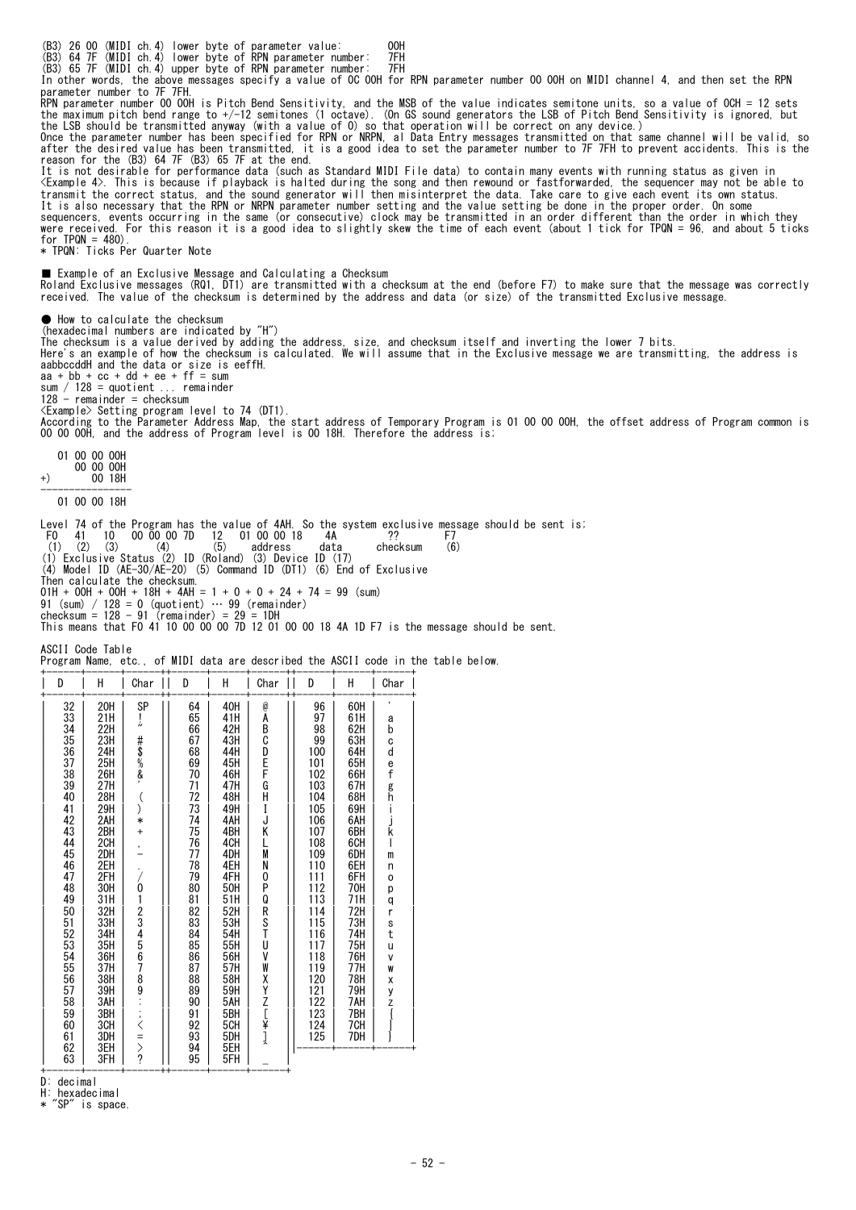(B3) 26 00 (MIDI ch.4) lower byte of parameter value: 00H
(B3) 64 7F (MIDI ch.4) lower byte of RPN parameter number: 7FH
(B3) 65 7F (MIDI ch.4) upper byte of RPN parameter number: 7FH

In other words, the above messages specify a value of 0C 00H for RPN parameter number 00 00H on MIDI channel 4, and then set the RPN parameter number to 7F 7FH.

RPN parameter number 00 00H is Pitch Bend Sensitivity, and the MSB of the value indicates semitone units, so a value of 0CH = 12 sets the maximum pitch bend range to +/-12 semitones (1 octave). (On GS sound generators the LSB of Pitch Bend Sensitivity is ignored, but the LSB should be transmitted anyway (with a value of 0) so that operation will be correct on any device.)

Once the parameter number has been specified for RPN or NRPN, al Data Entry messages transmitted on that same channel will be valid, so after the desired value has been transmitted, it is a good idea to set the parameter number to 7F 7FH to prevent accidents. This is the reason for the (B3) 64 7F (B3) 65 7F at the end.

It is not desirable for performance data (such as Standard MIDI File data) to contain many events with running status as given in <Example 4>. This is because if playback is halted during the song and then rewound or fastforwarded, the sequencer may not be able to transmit the correct status, and the sound generator will then misinterpret the data. Take care to give each event its own status.

It is also necessary that the RPN or NRPN parameter number setting and the value setting be done in the proper order. On some sequencers, events occurring in the same (or consecutive) clock may be transmitted in an order different than the order in which they were received. For this reason it is a good idea to slightly skew the time of each event (about 1 tick for TPQN = 96, and about 5 ticks for TPQN = 480).

* TPQN: Ticks Per Quarter Note

## ■ Example of an Exclusive Message and Calculating a Checksum

Roland Exclusive messages (RQ1, DT1) are transmitted with a checksum at the end (before F7) to make sure that the message was correctly received. The value of the checksum is determined by the address and data (or size) of the transmitted Exclusive message.

### ● How to calculate the checksum

(hexadecimal numbers are indicated by "H")

The checksum is a value derived by adding the address, size, and checksum itself and inverting the lower 7 bits.

Here's an example of how the checksum is calculated. We will assume that in the Exclusive message we are transmitting, the address is aabbccddH and the data or size is eeffH.

```
aa + bb + cc + dd + ee + ff = sum
sum / 128 = quotient ... remainder
128 - remainder = checksum
```

<Example> Setting program level to 74 (DT1).

According to the Parameter Address Map, the start address of Temporary Program is 01 00 00 00H, the offset address of Program common is 00 00 00H, and the address of Program level is 00 18H. Therefore the address is;

```
   01 00 00 00H
      00 00 00H
+)        00 18H
---------------
   01 00 00 18H
```

Level 74 of the Program has the value of 4AH. So the system exclusive message should be sent is;

```
 F0   41   10   00 00 00 7D   12   01 00 00 18    4A        ??        F7
 (1)  (2)  (3)      (4)       (5)    address     data     checksum    (6)
```

(1) Exclusive Status (2) ID (Roland) (3) Device ID (17)
(4) Model ID (AE-30/AE-20) (5) Command ID (DT1) (6) End of Exclusive

Then calculate the checksum.

01H + 00H + 00H + 18H + 4AH = 1 + 0 + 0 + 24 + 74 = 99 (sum)
91 (sum) / 128 = 0 (quotient) … 99 (remainder)
checksum = 128 - 91 (remainder) = 29 = 1DH

This means that F0 41 10 00 00 00 7D 12 01 00 00 18 4A 1D F7 is the message should be sent.

## ASCII Code Table

Program Name, etc., of MIDI data are described the ASCII code in the table below.

| D | H | Char | D | H | Char | D | H | Char |
|---|---|---|---|---|---|---|---|---|
| 32 | 20H | SP | 64 | 40H | @ | 96 | 60H | ' |
| 33 | 21H | ! | 65 | 41H | A | 97 | 61H | a |
| 34 | 22H | " | 66 | 42H | B | 98 | 62H | b |
| 35 | 23H | # | 67 | 43H | C | 99 | 63H | c |
| 36 | 24H | $ | 68 | 44H | D | 100 | 64H | d |
| 37 | 25H | % | 69 | 45H | E | 101 | 65H | e |
| 38 | 26H | & | 70 | 46H | F | 102 | 66H | f |
| 39 | 27H | ' | 71 | 47H | G | 103 | 67H | g |
| 40 | 28H | ( | 72 | 48H | H | 104 | 68H | h |
| 41 | 29H | ) | 73 | 49H | I | 105 | 69H | i |
| 42 | 2AH | * | 74 | 4AH | J | 106 | 6AH | j |
| 43 | 2BH | + | 75 | 4BH | K | 107 | 6BH | k |
| 44 | 2CH | , | 76 | 4CH | L | 108 | 6CH | l |
| 45 | 2DH | - | 77 | 4DH | M | 109 | 6DH | m |
| 46 | 2EH | . | 78 | 4EH | N | 110 | 6EH | n |
| 47 | 2FH | / | 79 | 4FH | O | 111 | 6FH | o |
| 48 | 30H | 0 | 80 | 50H | P | 112 | 70H | p |
| 49 | 31H | 1 | 81 | 51H | Q | 113 | 71H | q |
| 50 | 32H | 2 | 82 | 52H | R | 114 | 72H | r |
| 51 | 33H | 3 | 83 | 53H | S | 115 | 73H | s |
| 52 | 34H | 4 | 84 | 54H | T | 116 | 74H | t |
| 53 | 35H | 5 | 85 | 55H | U | 117 | 75H | u |
| 54 | 36H | 6 | 86 | 56H | V | 118 | 76H | v |
| 55 | 37H | 7 | 87 | 57H | W | 119 | 77H | w |
| 56 | 38H | 8 | 88 | 58H | X | 120 | 78H | x |
| 57 | 39H | 9 | 89 | 59H | Y | 121 | 79H | y |
| 58 | 3AH | : | 90 | 5AH | Z | 122 | 7AH | z |
| 59 | 3BH | ; | 91 | 5BH | [ | 123 | 7BH | { |
| 60 | 3CH | < | 92 | 5CH | ¥ | 124 | 7CH | \| |
| 61 | 3DH | = | 93 | 5DH | ] | 125 | 7DH | } |
| 62 | 3EH | > | 94 | 5EH | ^ | | | |
| 63 | 3FH | ? | 95 | 5FH | _ | | | |

D: decimal
H: hexadecimal
* "SP" is space.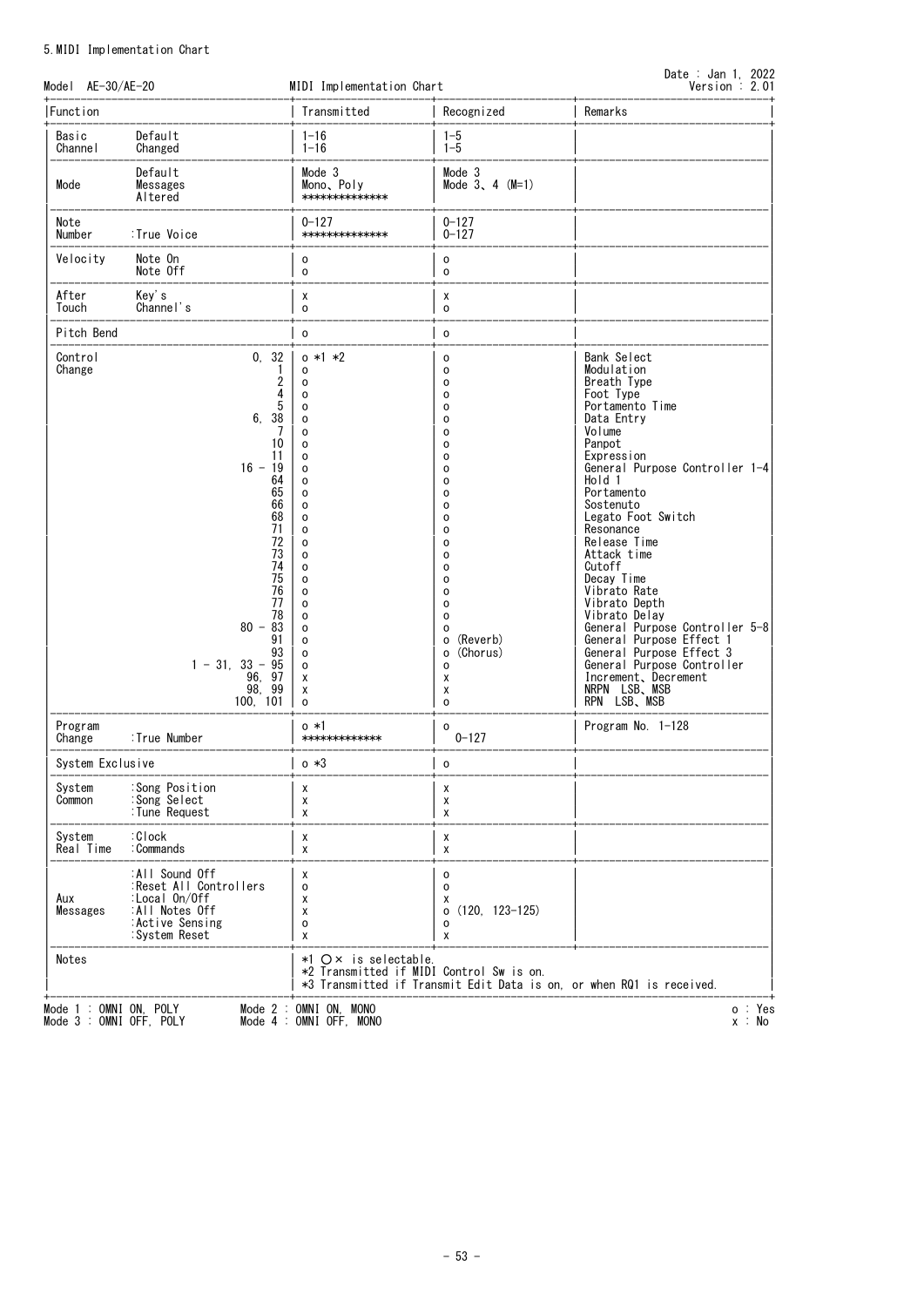## 5.MIDI Implementation Chart

Model AE-30/AE-20 MIDI Implementation Chart Date : Jan 1, 2022 Version : 2.01

| Function | | Transmitted | Recognized | Remarks |
|---|---|---|---|---|
| Basic Channel | Default | 1–16 | 1–5 | |
| | Changed | 1–16 | 1–5 | |
| Mode | Default | Mode 3 | Mode 3 | |
| | Messages | Mono、Poly | Mode 3、4 (M=1) | |
| | Altered | ************** | | |
| Note Number | | 0–127 | 0–127 | |
| | :True Voice | ************** | 0–127 | |
| Velocity | Note On | o | o | |
| | Note Off | o | o | |
| After Touch | Key's | x | x | |
| | Channel's | o | o | |
| Pitch Bend | | o | o | |
| Control Change | 0, 32 | o *1 *2 | o | Bank Select |
| | 1 | o | o | Modulation |
| | 2 | o | o | Breath Type |
| | 4 | o | o | Foot Type |
| | 5 | o | o | Portamento Time |
| | 6, 38 | o | o | Data Entry |
| | 7 | o | o | Volume |
| | 10 | o | o | Panpot |
| | 11 | o | o | Expression |
| | 16 – 19 | o | o | General Purpose Controller 1-4 |
| | 64 | o | o | Hold 1 |
| | 65 | o | o | Portamento |
| | 66 | o | o | Sostenuto |
| | 68 | o | o | Legato Foot Switch |
| | 71 | o | o | Resonance |
| | 72 | o | o | Release Time |
| | 73 | o | o | Attack time |
| | 74 | o | o | Cutoff |
| | 75 | o | o | Decay Time |
| | 76 | o | o | Vibrato Rate |
| | 77 | o | o | Vibrato Depth |
| | 78 | o | o | Vibrato Delay |
| | 80 – 83 | o | o | General Purpose Controller 5-8 |
| | 91 | o | o (Reverb) | General Purpose Effect 1 |
| | 93 | o | o (Chorus) | General Purpose Effect 3 |
| | 1 – 31, 33 – 95 | o | o | General Purpose Controller |
| | 96, 97 | x | x | Increment、Decrement |
| | 98, 99 | x | x | NRPN LSB、MSB |
| | 100, 101 | o | o | RPN LSB、MSB |
| Program Change | | o *1 | o | Program No. 1-128 |
| | :True Number | ************* | 0–127 | |
| System Exclusive | | o *3 | o | |
| System Common | :Song Position | x | x | |
| | :Song Select | x | x | |
| | :Tune Request | x | x | |
| System Real Time | :Clock | x | x | |
| | :Commands | x | x | |
| Aux Messages | :All Sound Off | x | o | |
| | :Reset All Controllers | o | o | |
| | :Local On/Off | x | x | |
| | :All Notes Off | x | o (120, 123-125) | |
| | :Active Sensing | o | o | |
| | :System Reset | x | x | |
| Notes | | *1 ○× is selectable.<br>*2 Transmitted if MIDI Control Sw is on.<br>*3 Transmitted if Transmit Edit Data is on, or when RQ1 is received. | | |

Mode 1 : OMNI ON, POLY  Mode 2 : OMNI ON, MONO  o : Yes
Mode 3 : OMNI OFF, POLY  Mode 4 : OMNI OFF, MONO  x : No